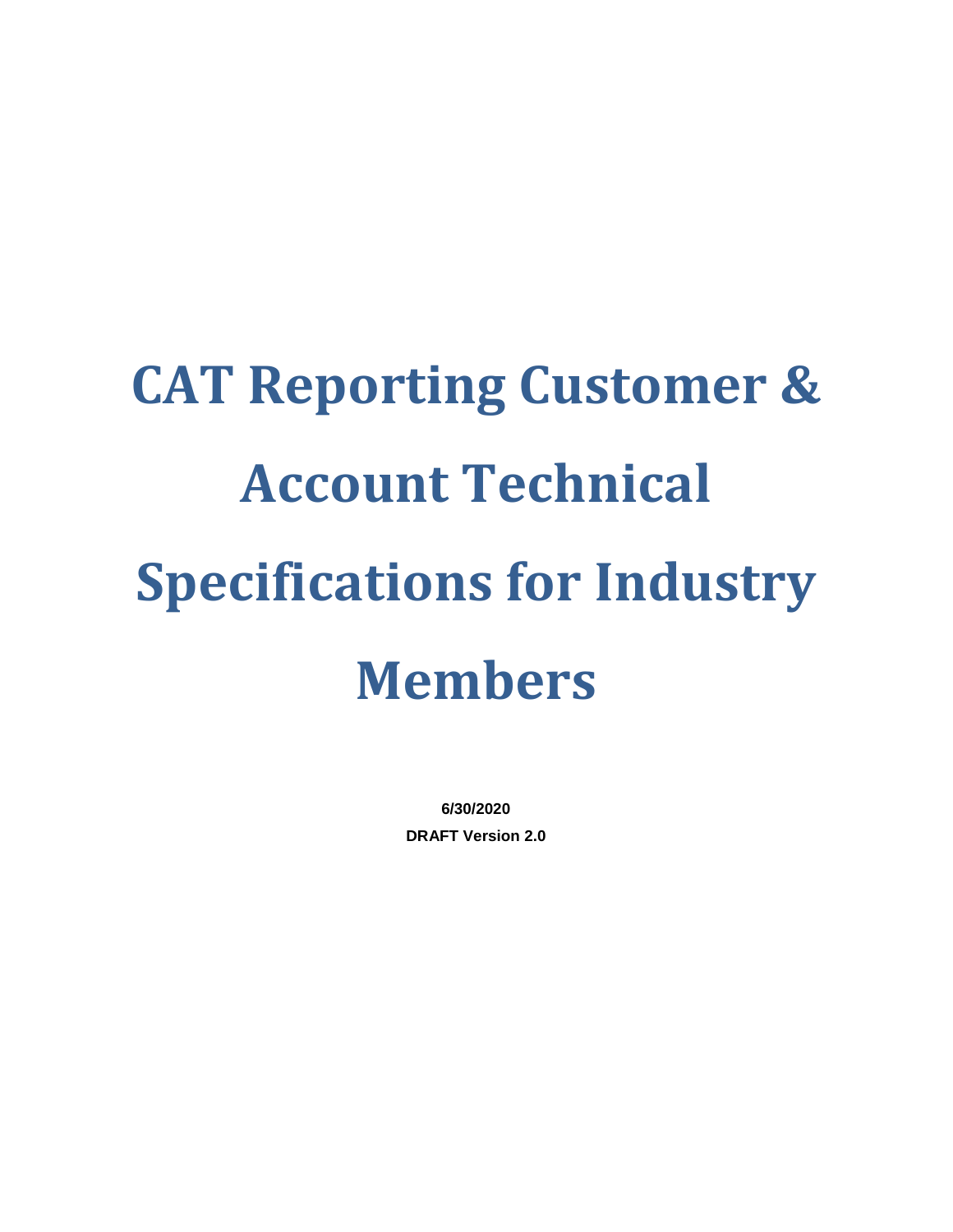# CAT Reporting Customer & Account Technical Specifications for Industry Members

**6/30/2020**

**DRAFT Version 2.0**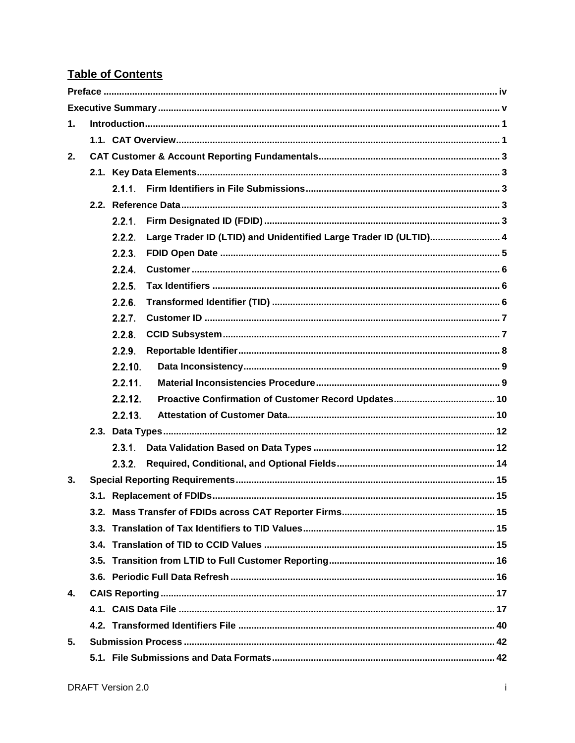## Table of Contents

| | |
|---|---|
| Preface | iv |
| Executive Summary | v |
| 1. Introduction | 1 |
| 1.1. CAT Overview | 1 |
| 2. CAT Customer & Account Reporting Fundamentals | 3 |
| 2.1. Key Data Elements | 3 |
| 2.1.1. Firm Identifiers in File Submissions | 3 |
| 2.2. Reference Data | 3 |
| 2.2.1. Firm Designated ID (FDID) | 3 |
| 2.2.2. Large Trader ID (LTID) and Unidentified Large Trader ID (ULTID) | 4 |
| 2.2.3. FDID Open Date | 5 |
| 2.2.4. Customer | 6 |
| 2.2.5. Tax Identifiers | 6 |
| 2.2.6. Transformed Identifier (TID) | 6 |
| 2.2.7. Customer ID | 7 |
| 2.2.8. CCID Subsystem | 7 |
| 2.2.9. Reportable Identifier | 8 |
| 2.2.10. Data Inconsistency | 9 |
| 2.2.11. Material Inconsistencies Procedure | 9 |
| 2.2.12. Proactive Confirmation of Customer Record Updates | 10 |
| 2.2.13. Attestation of Customer Data | 10 |
| 2.3. Data Types | 12 |
| 2.3.1. Data Validation Based on Data Types | 12 |
| 2.3.2. Required, Conditional, and Optional Fields | 14 |
| 3. Special Reporting Requirements | 15 |
| 3.1. Replacement of FDIDs | 15 |
| 3.2. Mass Transfer of FDIDs across CAT Reporter Firms | 15 |
| 3.3. Translation of Tax Identifiers to TID Values | 15 |
| 3.4. Translation of TID to CCID Values | 15 |
| 3.5. Transition from LTID to Full Customer Reporting | 16 |
| 3.6. Periodic Full Data Refresh | 16 |
| 4. CAIS Reporting | 17 |
| 4.1. CAIS Data File | 17 |
| 4.2. Transformed Identifiers File | 40 |
| 5. Submission Process | 42 |
| 5.1. File Submissions and Data Formats | 42 |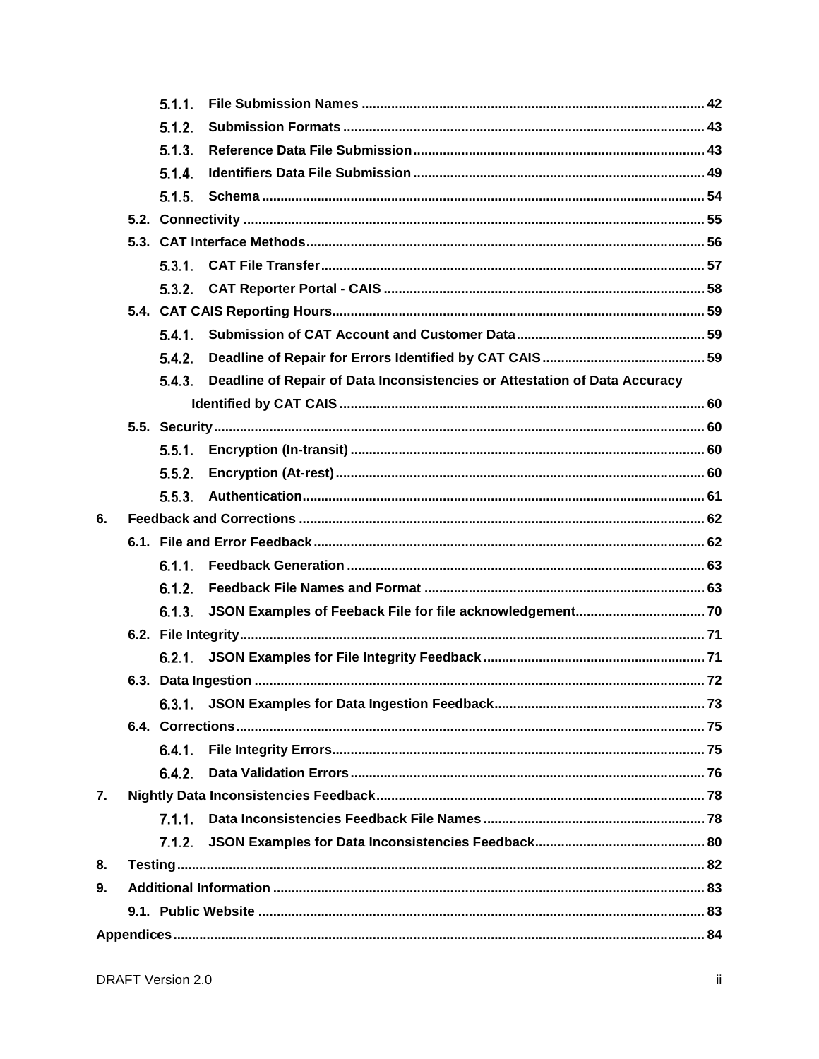- 5.1.1. File Submission Names ..... 42
- 5.1.2. Submission Formats ..... 43
- 5.1.3. Reference Data File Submission ..... 43
- 5.1.4. Identifiers Data File Submission ..... 49
- 5.1.5. Schema ..... 54
- 5.2. Connectivity ..... 55
- 5.3. CAT Interface Methods ..... 56
  - 5.3.1. CAT File Transfer ..... 57
  - 5.3.2. CAT Reporter Portal - CAIS ..... 58
- 5.4. CAT CAIS Reporting Hours ..... 59
  - 5.4.1. Submission of CAT Account and Customer Data ..... 59
  - 5.4.2. Deadline of Repair for Errors Identified by CAT CAIS ..... 59
  - 5.4.3. Deadline of Repair of Data Inconsistencies or Attestation of Data Accuracy Identified by CAT CAIS ..... 60
- 5.5. Security ..... 60
  - 5.5.1. Encryption (In-transit) ..... 60
  - 5.5.2. Encryption (At-rest) ..... 60
  - 5.5.3. Authentication ..... 61

6. Feedback and Corrections ..... 62
   - 6.1. File and Error Feedback ..... 62
     - 6.1.1. Feedback Generation ..... 63
     - 6.1.2. Feedback File Names and Format ..... 63
     - 6.1.3. JSON Examples of Feeback File for file acknowledgement ..... 70
   - 6.2. File Integrity ..... 71
     - 6.2.1. JSON Examples for File Integrity Feedback ..... 71
   - 6.3. Data Ingestion ..... 72
     - 6.3.1. JSON Examples for Data Ingestion Feedback ..... 73
   - 6.4. Corrections ..... 75
     - 6.4.1. File Integrity Errors ..... 75
     - 6.4.2. Data Validation Errors ..... 76
7. Nightly Data Inconsistencies Feedback ..... 78
   - 7.1.1. Data Inconsistencies Feedback File Names ..... 78
   - 7.1.2. JSON Examples for Data Inconsistencies Feedback ..... 80
8. Testing ..... 82
9. Additional Information ..... 83
   - 9.1. Public Website ..... 83

Appendices ..... 84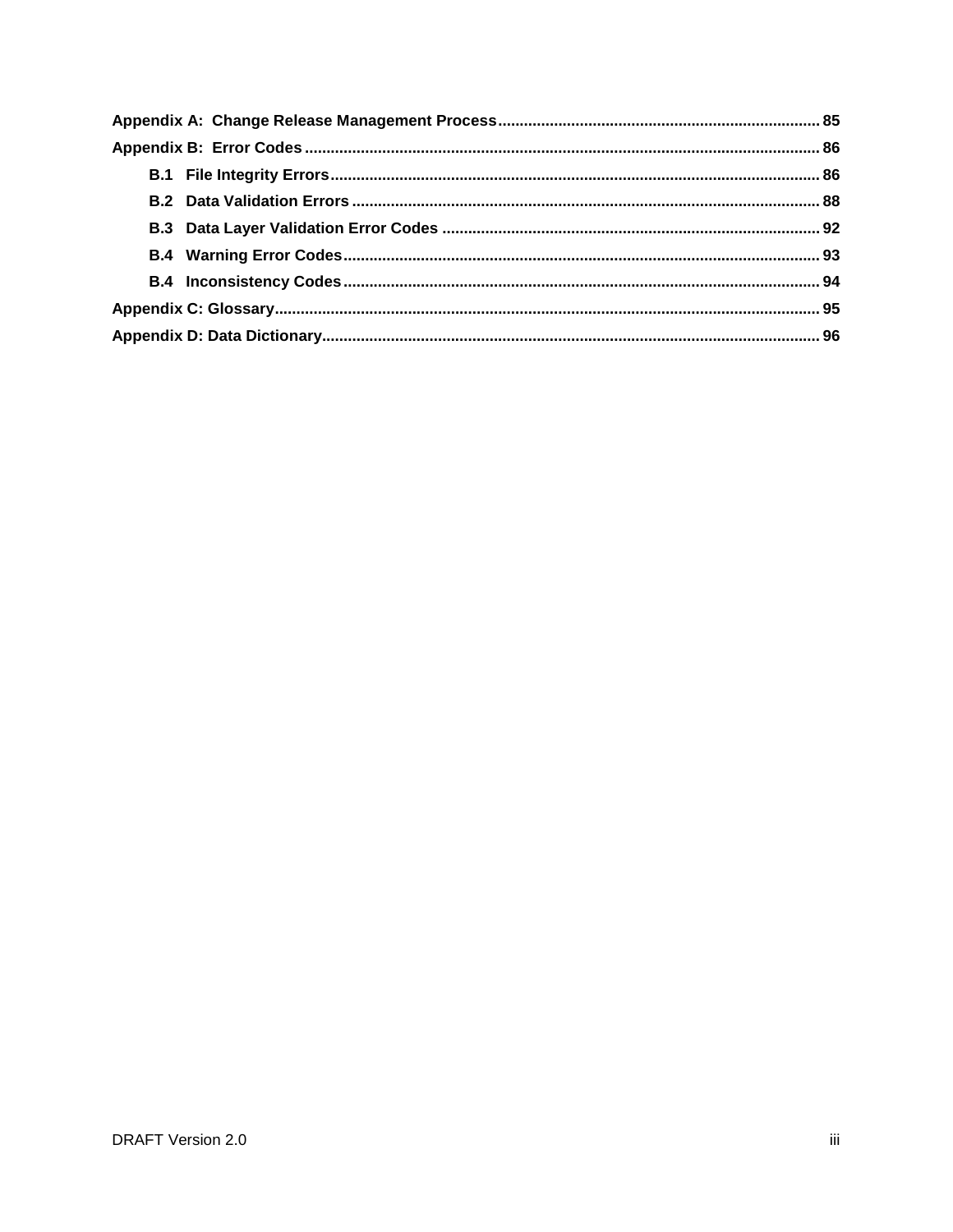Appendix A: Change Release Management Process .......... 85
Appendix B: Error Codes .......... 86
- B.1 File Integrity Errors .......... 86
- B.2 Data Validation Errors .......... 88
- B.3 Data Layer Validation Error Codes .......... 92
- B.4 Warning Error Codes .......... 93
- B.4 Inconsistency Codes .......... 94

Appendix C: Glossary .......... 95
Appendix D: Data Dictionary .......... 96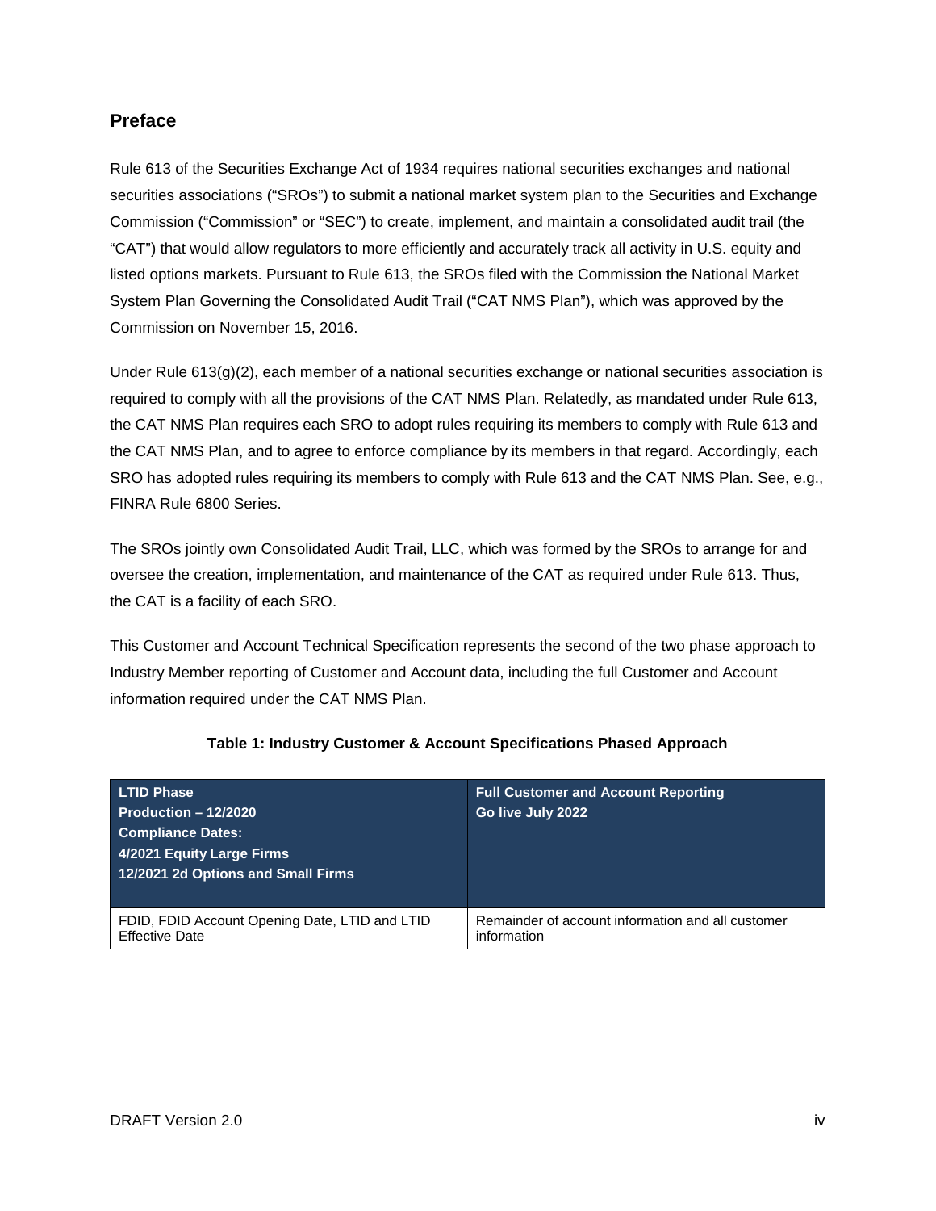## Preface

Rule 613 of the Securities Exchange Act of 1934 requires national securities exchanges and national securities associations ("SROs") to submit a national market system plan to the Securities and Exchange Commission ("Commission" or "SEC") to create, implement, and maintain a consolidated audit trail (the "CAT") that would allow regulators to more efficiently and accurately track all activity in U.S. equity and listed options markets. Pursuant to Rule 613, the SROs filed with the Commission the National Market System Plan Governing the Consolidated Audit Trail ("CAT NMS Plan"), which was approved by the Commission on November 15, 2016.

Under Rule 613(g)(2), each member of a national securities exchange or national securities association is required to comply with all the provisions of the CAT NMS Plan. Relatedly, as mandated under Rule 613, the CAT NMS Plan requires each SRO to adopt rules requiring its members to comply with Rule 613 and the CAT NMS Plan, and to agree to enforce compliance by its members in that regard. Accordingly, each SRO has adopted rules requiring its members to comply with Rule 613 and the CAT NMS Plan. See, e.g., FINRA Rule 6800 Series.

The SROs jointly own Consolidated Audit Trail, LLC, which was formed by the SROs to arrange for and oversee the creation, implementation, and maintenance of the CAT as required under Rule 613. Thus, the CAT is a facility of each SRO.

This Customer and Account Technical Specification represents the second of the two phase approach to Industry Member reporting of Customer and Account data, including the full Customer and Account information required under the CAT NMS Plan.

**Table 1: Industry Customer & Account Specifications Phased Approach**

| **LTID Phase**<br>**Production – 12/2020**<br>**Compliance Dates:**<br>**4/2021 Equity Large Firms**<br>**12/2021 2d Options and Small Firms** | **Full Customer and Account Reporting**<br>**Go live July 2022** |
|---|---|
| FDID, FDID Account Opening Date, LTID and LTID Effective Date | Remainder of account information and all customer information |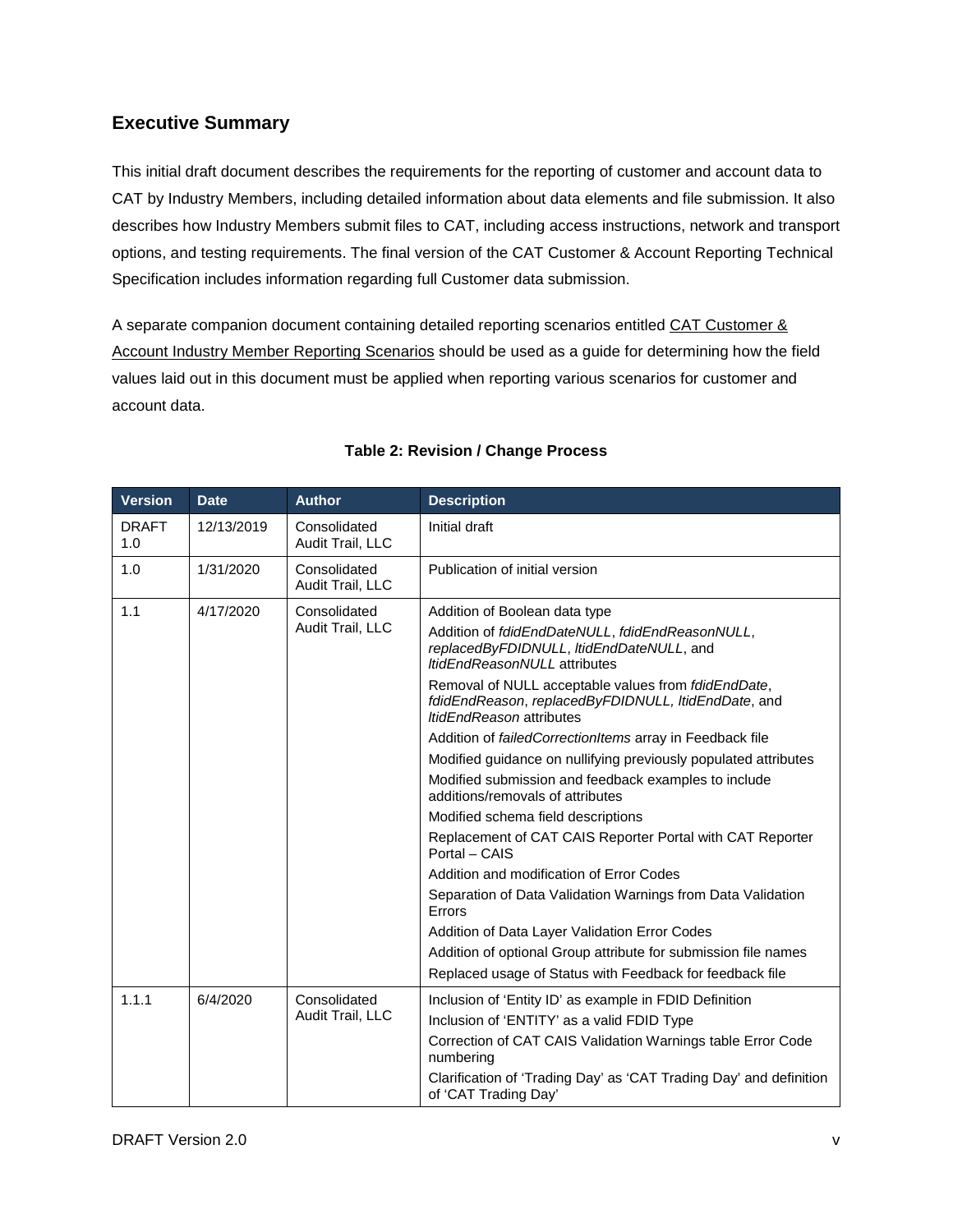## Executive Summary

This initial draft document describes the requirements for the reporting of customer and account data to CAT by Industry Members, including detailed information about data elements and file submission. It also describes how Industry Members submit files to CAT, including access instructions, network and transport options, and testing requirements. The final version of the CAT Customer & Account Reporting Technical Specification includes information regarding full Customer data submission.

A separate companion document containing detailed reporting scenarios entitled CAT Customer & Account Industry Member Reporting Scenarios should be used as a guide for determining how the field values laid out in this document must be applied when reporting various scenarios for customer and account data.

**Table 2: Revision / Change Process**

| Version | Date | Author | Description |
|---|---|---|---|
| DRAFT 1.0 | 12/13/2019 | Consolidated Audit Trail, LLC | Initial draft |
| 1.0 | 1/31/2020 | Consolidated Audit Trail, LLC | Publication of initial version |
| 1.1 | 4/17/2020 | Consolidated Audit Trail, LLC | Addition of Boolean data type<br>Addition of *fdidEndDateNULL*, *fdidEndReasonNULL*, *replacedByFDIDNULL*, *ltidEndDateNULL*, and *ltidEndReasonNULL* attributes<br>Removal of NULL acceptable values from *fdidEndDate*, *fdidEndReason*, *replacedByFDIDNULL, ltidEndDate*, and *ltidEndReason* attributes<br>Addition of *failedCorrectionItems* array in Feedback file<br>Modified guidance on nullifying previously populated attributes<br>Modified submission and feedback examples to include additions/removals of attributes<br>Modified schema field descriptions<br>Replacement of CAT CAIS Reporter Portal with CAT Reporter Portal – CAIS<br>Addition and modification of Error Codes<br>Separation of Data Validation Warnings from Data Validation Errors<br>Addition of Data Layer Validation Error Codes<br>Addition of optional Group attribute for submission file names<br>Replaced usage of Status with Feedback for feedback file |
| 1.1.1 | 6/4/2020 | Consolidated Audit Trail, LLC | Inclusion of 'Entity ID' as example in FDID Definition<br>Inclusion of 'ENTITY' as a valid FDID Type<br>Correction of CAT CAIS Validation Warnings table Error Code numbering<br>Clarification of 'Trading Day' as 'CAT Trading Day' and definition of 'CAT Trading Day' |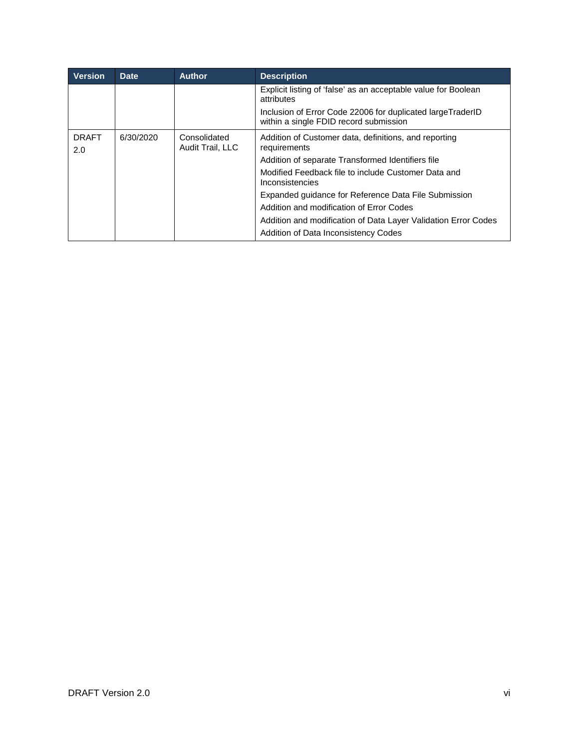| Version | Date | Author | Description |
|---|---|---|---|
| | | | Explicit listing of 'false' as an acceptable value for Boolean attributes<br><br>Inclusion of Error Code 22006 for duplicated largeTraderID within a single FDID record submission |
| DRAFT 2.0 | 6/30/2020 | Consolidated Audit Trail, LLC | Addition of Customer data, definitions, and reporting requirements<br><br>Addition of separate Transformed Identifiers file<br><br>Modified Feedback file to include Customer Data and Inconsistencies<br><br>Expanded guidance for Reference Data File Submission<br><br>Addition and modification of Error Codes<br><br>Addition and modification of Data Layer Validation Error Codes<br><br>Addition of Data Inconsistency Codes |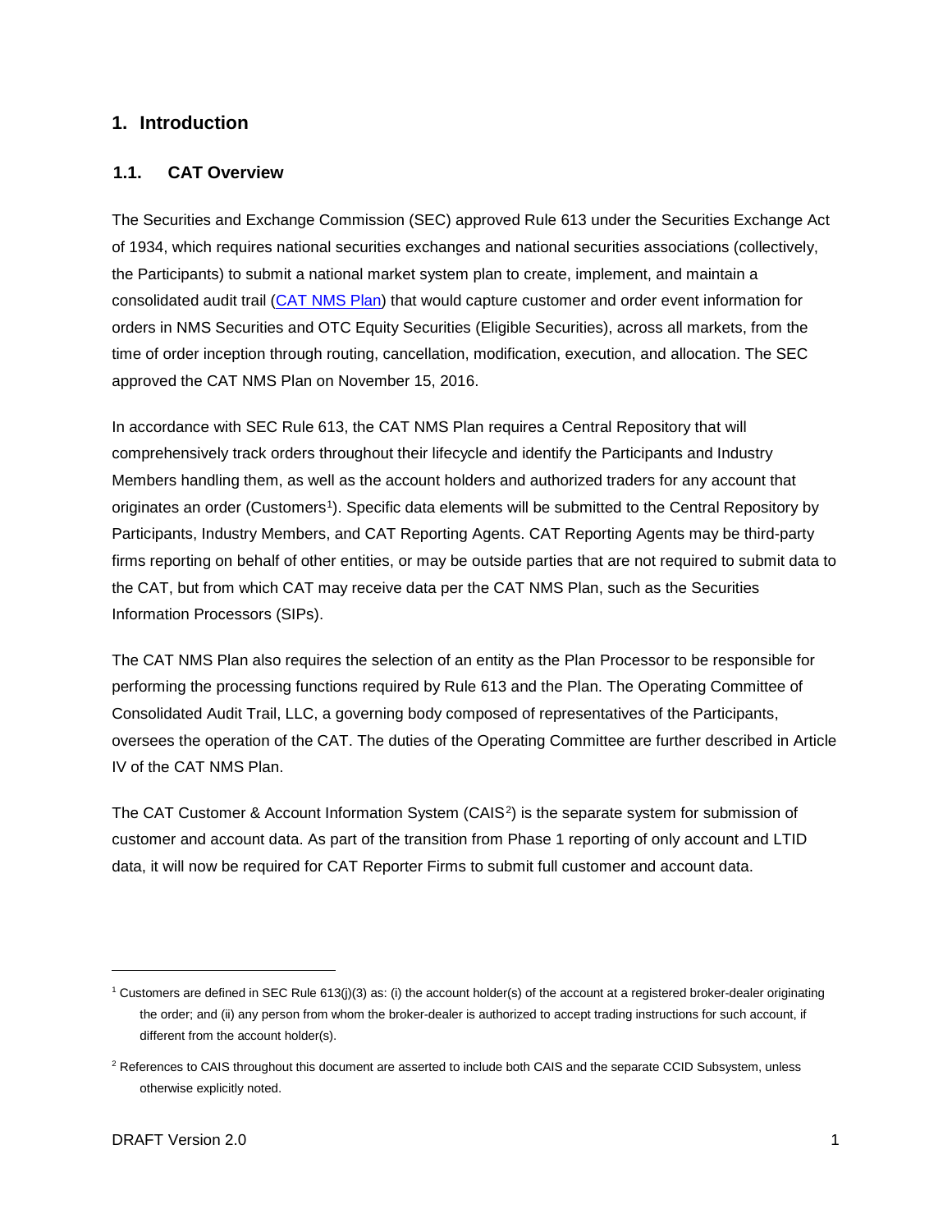# 1. Introduction

## 1.1. CAT Overview

The Securities and Exchange Commission (SEC) approved Rule 613 under the Securities Exchange Act of 1934, which requires national securities exchanges and national securities associations (collectively, the Participants) to submit a national market system plan to create, implement, and maintain a consolidated audit trail (CAT NMS Plan) that would capture customer and order event information for orders in NMS Securities and OTC Equity Securities (Eligible Securities), across all markets, from the time of order inception through routing, cancellation, modification, execution, and allocation. The SEC approved the CAT NMS Plan on November 15, 2016.

In accordance with SEC Rule 613, the CAT NMS Plan requires a Central Repository that will comprehensively track orders throughout their lifecycle and identify the Participants and Industry Members handling them, as well as the account holders and authorized traders for any account that originates an order (Customers[1]). Specific data elements will be submitted to the Central Repository by Participants, Industry Members, and CAT Reporting Agents. CAT Reporting Agents may be third-party firms reporting on behalf of other entities, or may be outside parties that are not required to submit data to the CAT, but from which CAT may receive data per the CAT NMS Plan, such as the Securities Information Processors (SIPs).

The CAT NMS Plan also requires the selection of an entity as the Plan Processor to be responsible for performing the processing functions required by Rule 613 and the Plan. The Operating Committee of Consolidated Audit Trail, LLC, a governing body composed of representatives of the Participants, oversees the operation of the CAT. The duties of the Operating Committee are further described in Article IV of the CAT NMS Plan.

The CAT Customer & Account Information System (CAIS[2]) is the separate system for submission of customer and account data. As part of the transition from Phase 1 reporting of only account and LTID data, it will now be required for CAT Reporter Firms to submit full customer and account data.

---

[1] Customers are defined in SEC Rule 613(j)(3) as: (i) the account holder(s) of the account at a registered broker-dealer originating the order; and (ii) any person from whom the broker-dealer is authorized to accept trading instructions for such account, if different from the account holder(s).

[2] References to CAIS throughout this document are asserted to include both CAIS and the separate CCID Subsystem, unless otherwise explicitly noted.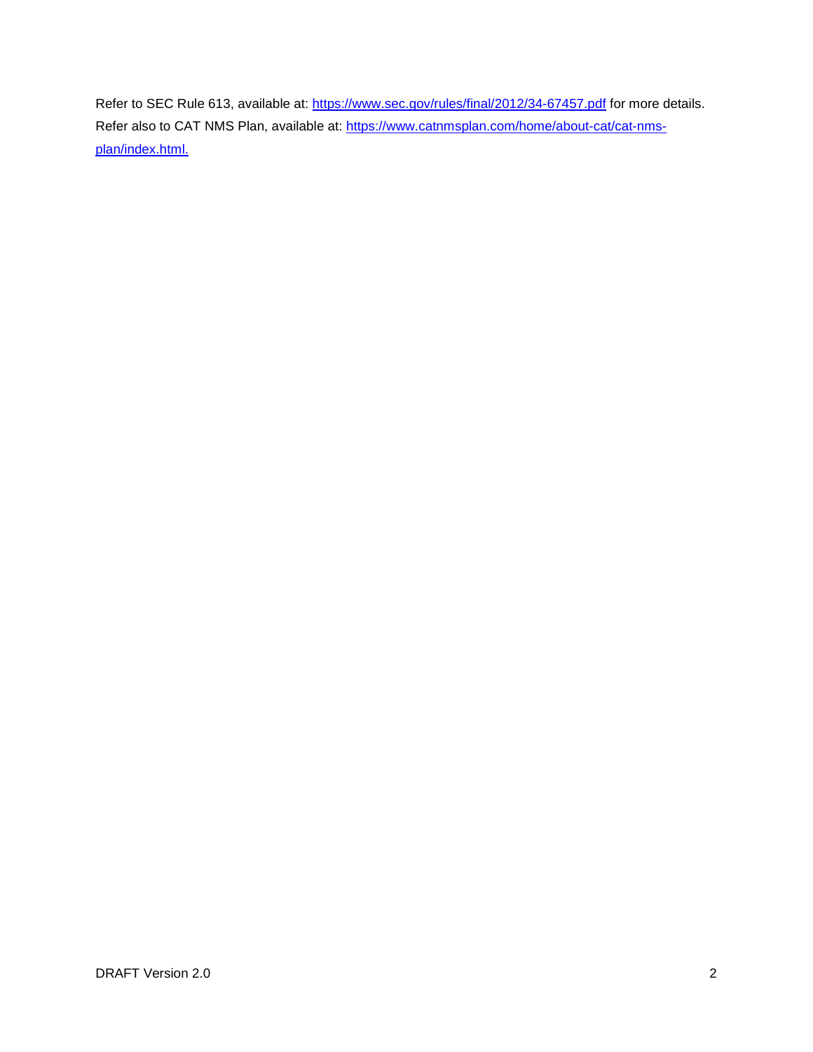Refer to SEC Rule 613, available at: https://www.sec.gov/rules/final/2012/34-67457.pdf for more details. Refer also to CAT NMS Plan, available at: https://www.catnmsplan.com/home/about-cat/cat-nms-plan/index.html.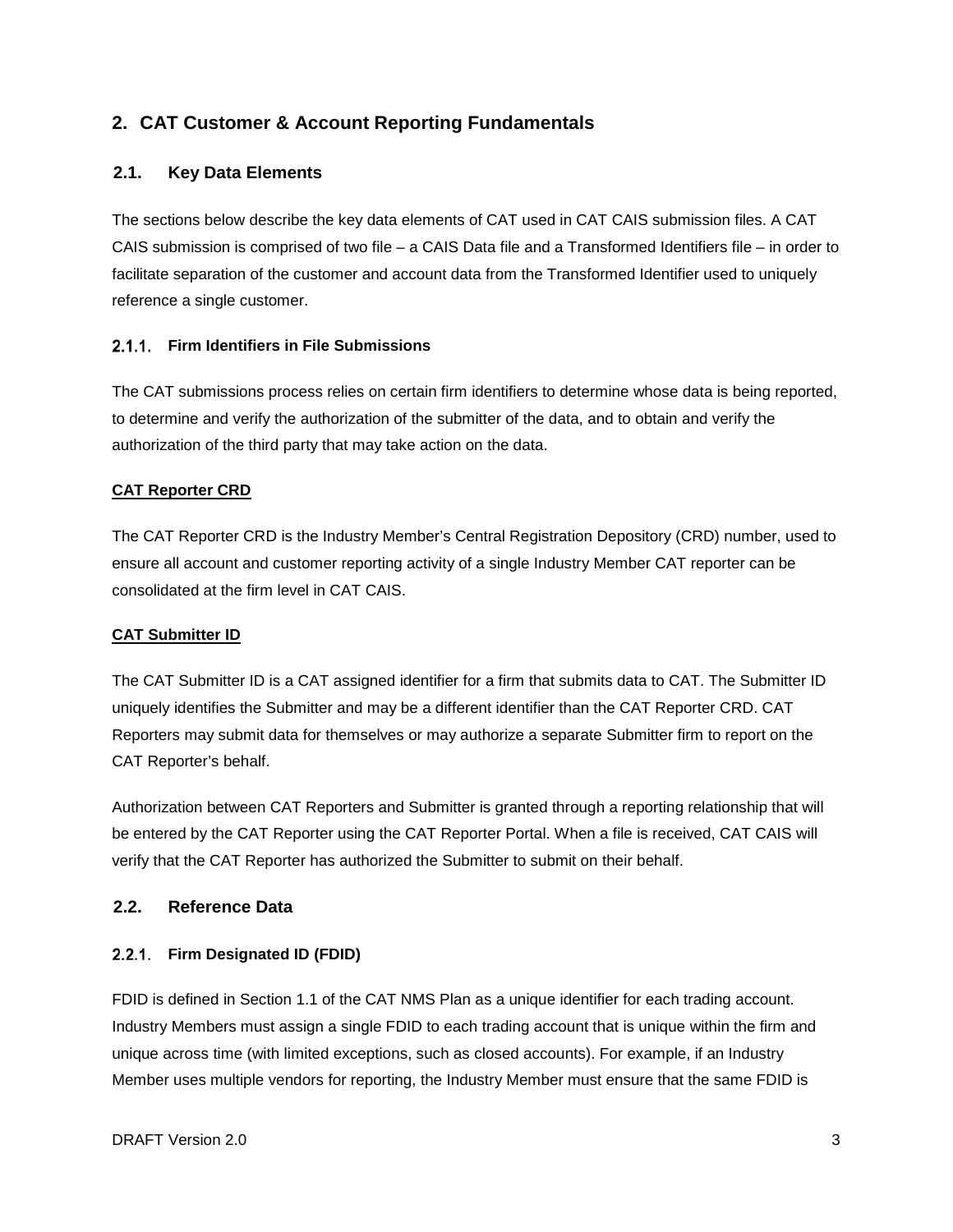# 2. CAT Customer & Account Reporting Fundamentals

## 2.1. Key Data Elements

The sections below describe the key data elements of CAT used in CAT CAIS submission files. A CAT CAIS submission is comprised of two file – a CAIS Data file and a Transformed Identifiers file – in order to facilitate separation of the customer and account data from the Transformed Identifier used to uniquely reference a single customer.

### 2.1.1. Firm Identifiers in File Submissions

The CAT submissions process relies on certain firm identifiers to determine whose data is being reported, to determine and verify the authorization of the submitter of the data, and to obtain and verify the authorization of the third party that may take action on the data.

**CAT Reporter CRD**

The CAT Reporter CRD is the Industry Member's Central Registration Depository (CRD) number, used to ensure all account and customer reporting activity of a single Industry Member CAT reporter can be consolidated at the firm level in CAT CAIS.

**CAT Submitter ID**

The CAT Submitter ID is a CAT assigned identifier for a firm that submits data to CAT. The Submitter ID uniquely identifies the Submitter and may be a different identifier than the CAT Reporter CRD. CAT Reporters may submit data for themselves or may authorize a separate Submitter firm to report on the CAT Reporter's behalf.

Authorization between CAT Reporters and Submitter is granted through a reporting relationship that will be entered by the CAT Reporter using the CAT Reporter Portal. When a file is received, CAT CAIS will verify that the CAT Reporter has authorized the Submitter to submit on their behalf.

## 2.2. Reference Data

### 2.2.1. Firm Designated ID (FDID)

FDID is defined in Section 1.1 of the CAT NMS Plan as a unique identifier for each trading account. Industry Members must assign a single FDID to each trading account that is unique within the firm and unique across time (with limited exceptions, such as closed accounts). For example, if an Industry Member uses multiple vendors for reporting, the Industry Member must ensure that the same FDID is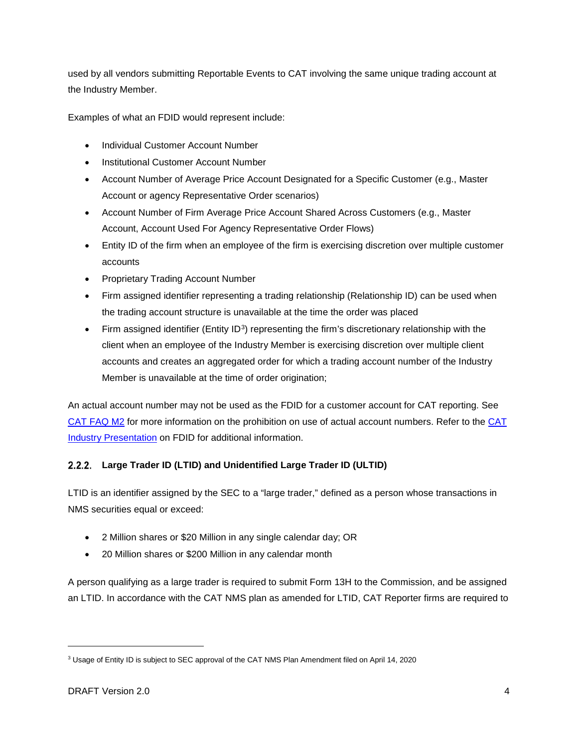used by all vendors submitting Reportable Events to CAT involving the same unique trading account at the Industry Member.

Examples of what an FDID would represent include:

- Individual Customer Account Number
- Institutional Customer Account Number
- Account Number of Average Price Account Designated for a Specific Customer (e.g., Master Account or agency Representative Order scenarios)
- Account Number of Firm Average Price Account Shared Across Customers (e.g., Master Account, Account Used For Agency Representative Order Flows)
- Entity ID of the firm when an employee of the firm is exercising discretion over multiple customer accounts
- Proprietary Trading Account Number
- Firm assigned identifier representing a trading relationship (Relationship ID) can be used when the trading account structure is unavailable at the time the order was placed
- Firm assigned identifier (Entity ID[3]) representing the firm's discretionary relationship with the client when an employee of the Industry Member is exercising discretion over multiple client accounts and creates an aggregated order for which a trading account number of the Industry Member is unavailable at the time of order origination;

An actual account number may not be used as the FDID for a customer account for CAT reporting. See CAT FAQ M2 for more information on the prohibition on use of actual account numbers. Refer to the CAT Industry Presentation on FDID for additional information.

### 2.2.2. Large Trader ID (LTID) and Unidentified Large Trader ID (ULTID)

LTID is an identifier assigned by the SEC to a "large trader," defined as a person whose transactions in NMS securities equal or exceed:

- 2 Million shares or $20 Million in any single calendar day; OR
- 20 Million shares or $200 Million in any calendar month

A person qualifying as a large trader is required to submit Form 13H to the Commission, and be assigned an LTID. In accordance with the CAT NMS plan as amended for LTID, CAT Reporter firms are required to

[3] Usage of Entity ID is subject to SEC approval of the CAT NMS Plan Amendment filed on April 14, 2020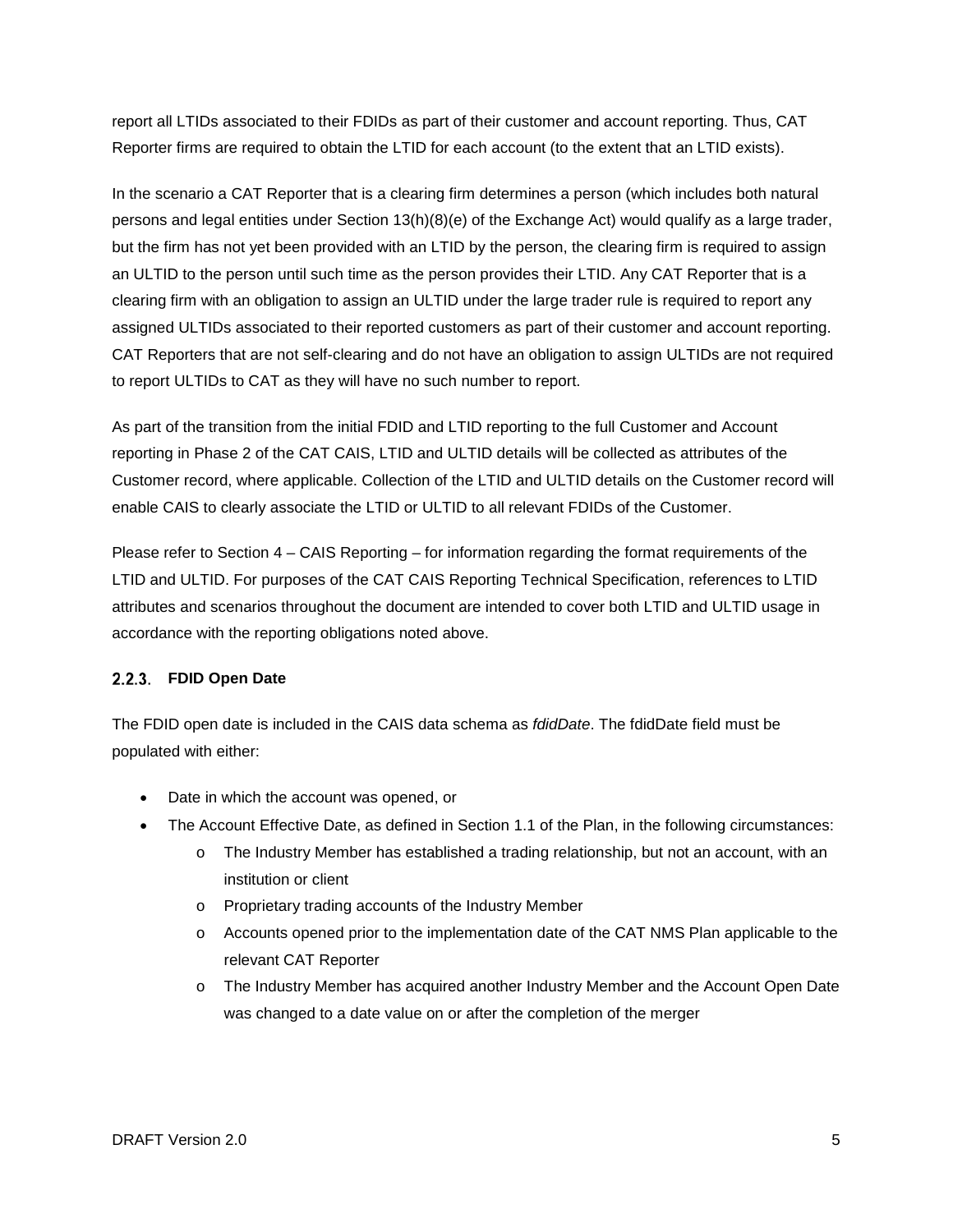report all LTIDs associated to their FDIDs as part of their customer and account reporting. Thus, CAT Reporter firms are required to obtain the LTID for each account (to the extent that an LTID exists).

In the scenario a CAT Reporter that is a clearing firm determines a person (which includes both natural persons and legal entities under Section 13(h)(8)(e) of the Exchange Act) would qualify as a large trader, but the firm has not yet been provided with an LTID by the person, the clearing firm is required to assign an ULTID to the person until such time as the person provides their LTID. Any CAT Reporter that is a clearing firm with an obligation to assign an ULTID under the large trader rule is required to report any assigned ULTIDs associated to their reported customers as part of their customer and account reporting. CAT Reporters that are not self-clearing and do not have an obligation to assign ULTIDs are not required to report ULTIDs to CAT as they will have no such number to report.

As part of the transition from the initial FDID and LTID reporting to the full Customer and Account reporting in Phase 2 of the CAT CAIS, LTID and ULTID details will be collected as attributes of the Customer record, where applicable. Collection of the LTID and ULTID details on the Customer record will enable CAIS to clearly associate the LTID or ULTID to all relevant FDIDs of the Customer.

Please refer to Section 4 – CAIS Reporting – for information regarding the format requirements of the LTID and ULTID. For purposes of the CAT CAIS Reporting Technical Specification, references to LTID attributes and scenarios throughout the document are intended to cover both LTID and ULTID usage in accordance with the reporting obligations noted above.

### 2.2.3. FDID Open Date

The FDID open date is included in the CAIS data schema as *fdidDate*. The fdidDate field must be populated with either:

- Date in which the account was opened, or
- The Account Effective Date, as defined in Section 1.1 of the Plan, in the following circumstances:
  - The Industry Member has established a trading relationship, but not an account, with an institution or client
  - Proprietary trading accounts of the Industry Member
  - Accounts opened prior to the implementation date of the CAT NMS Plan applicable to the relevant CAT Reporter
  - The Industry Member has acquired another Industry Member and the Account Open Date was changed to a date value on or after the completion of the merger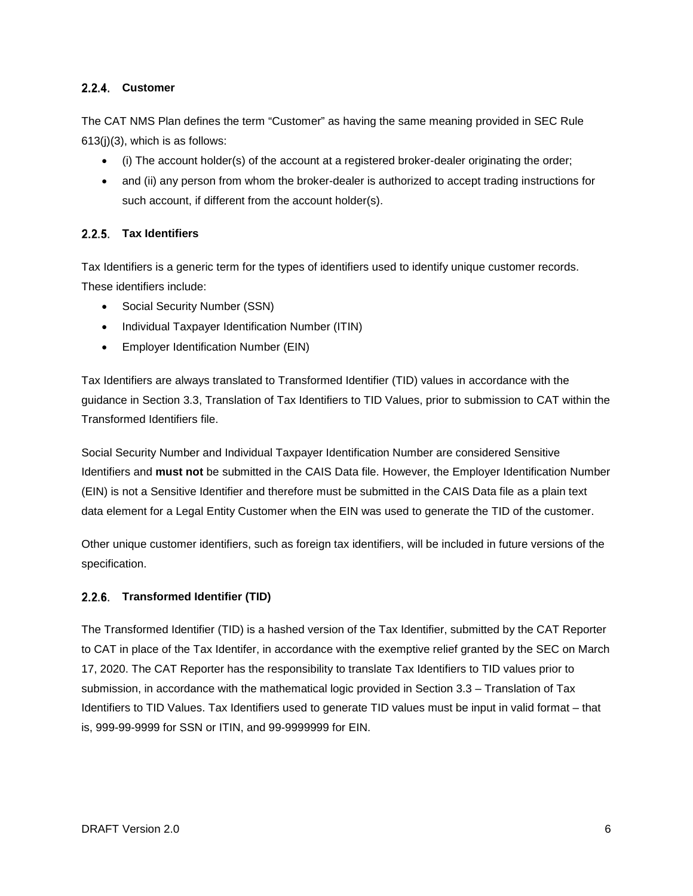### 2.2.4. Customer

The CAT NMS Plan defines the term "Customer" as having the same meaning provided in SEC Rule 613(j)(3), which is as follows:

- (i) The account holder(s) of the account at a registered broker-dealer originating the order;
- and (ii) any person from whom the broker-dealer is authorized to accept trading instructions for such account, if different from the account holder(s).

### 2.2.5. Tax Identifiers

Tax Identifiers is a generic term for the types of identifiers used to identify unique customer records. These identifiers include:

- Social Security Number (SSN)
- Individual Taxpayer Identification Number (ITIN)
- Employer Identification Number (EIN)

Tax Identifiers are always translated to Transformed Identifier (TID) values in accordance with the guidance in Section 3.3, Translation of Tax Identifiers to TID Values, prior to submission to CAT within the Transformed Identifiers file.

Social Security Number and Individual Taxpayer Identification Number are considered Sensitive Identifiers and **must not** be submitted in the CAIS Data file. However, the Employer Identification Number (EIN) is not a Sensitive Identifier and therefore must be submitted in the CAIS Data file as a plain text data element for a Legal Entity Customer when the EIN was used to generate the TID of the customer.

Other unique customer identifiers, such as foreign tax identifiers, will be included in future versions of the specification.

### 2.2.6. Transformed Identifier (TID)

The Transformed Identifier (TID) is a hashed version of the Tax Identifier, submitted by the CAT Reporter to CAT in place of the Tax Identifer, in accordance with the exemptive relief granted by the SEC on March 17, 2020. The CAT Reporter has the responsibility to translate Tax Identifiers to TID values prior to submission, in accordance with the mathematical logic provided in Section 3.3 – Translation of Tax Identifiers to TID Values. Tax Identifiers used to generate TID values must be input in valid format – that is, 999-99-9999 for SSN or ITIN, and 99-9999999 for EIN.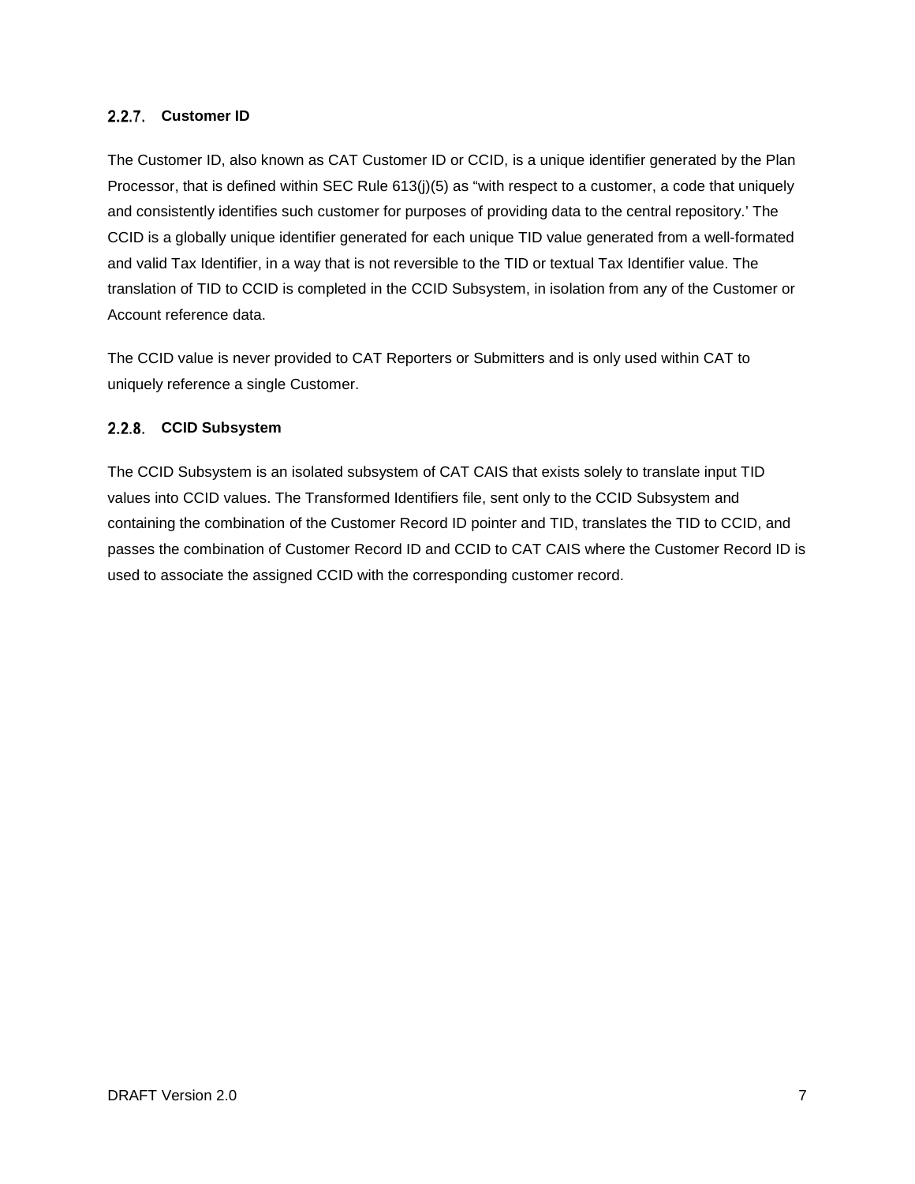### 2.2.7. Customer ID

The Customer ID, also known as CAT Customer ID or CCID, is a unique identifier generated by the Plan Processor, that is defined within SEC Rule 613(j)(5) as "with respect to a customer, a code that uniquely and consistently identifies such customer for purposes of providing data to the central repository.' The CCID is a globally unique identifier generated for each unique TID value generated from a well-formated and valid Tax Identifier, in a way that is not reversible to the TID or textual Tax Identifier value. The translation of TID to CCID is completed in the CCID Subsystem, in isolation from any of the Customer or Account reference data.

The CCID value is never provided to CAT Reporters or Submitters and is only used within CAT to uniquely reference a single Customer.

### 2.2.8. CCID Subsystem

The CCID Subsystem is an isolated subsystem of CAT CAIS that exists solely to translate input TID values into CCID values. The Transformed Identifiers file, sent only to the CCID Subsystem and containing the combination of the Customer Record ID pointer and TID, translates the TID to CCID, and passes the combination of Customer Record ID and CCID to CAT CAIS where the Customer Record ID is used to associate the assigned CCID with the corresponding customer record.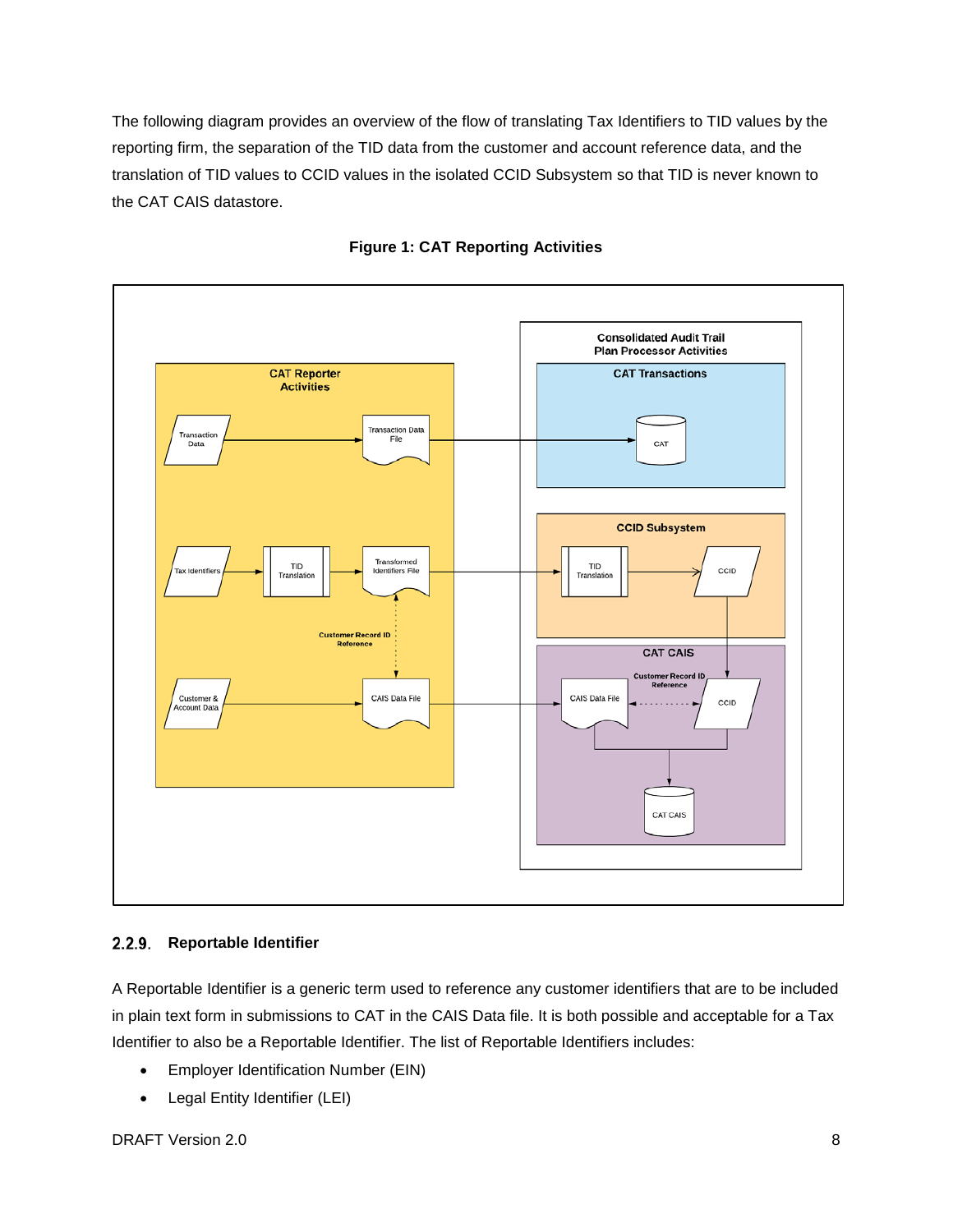The following diagram provides an overview of the flow of translating Tax Identifiers to TID values by the reporting firm, the separation of the TID data from the customer and account reference data, and the translation of TID values to CCID values in the isolated CCID Subsystem so that TID is never known to the CAT CAIS datastore.

**Figure 1: CAT Reporting Activities**

CAT Reporter Activities

Transaction Data → Transaction Data File

Tax Identifiers → TID Translation → Transformed Identifiers File

Customer Record ID Reference

Customer & Account Data → CAIS Data File

Consolidated Audit Trail Plan Processor Activities

CAT Transactions: CAT

CCID Subsystem: TID Translation → CCID

CAT CAIS: CAIS Data File, Customer Record ID Reference, CCID, CAT CAIS

### 2.2.9. Reportable Identifier

A Reportable Identifier is a generic term used to reference any customer identifiers that are to be included in plain text form in submissions to CAT in the CAIS Data file. It is both possible and acceptable for a Tax Identifier to also be a Reportable Identifier. The list of Reportable Identifiers includes:

- Employer Identification Number (EIN)
- Legal Entity Identifier (LEI)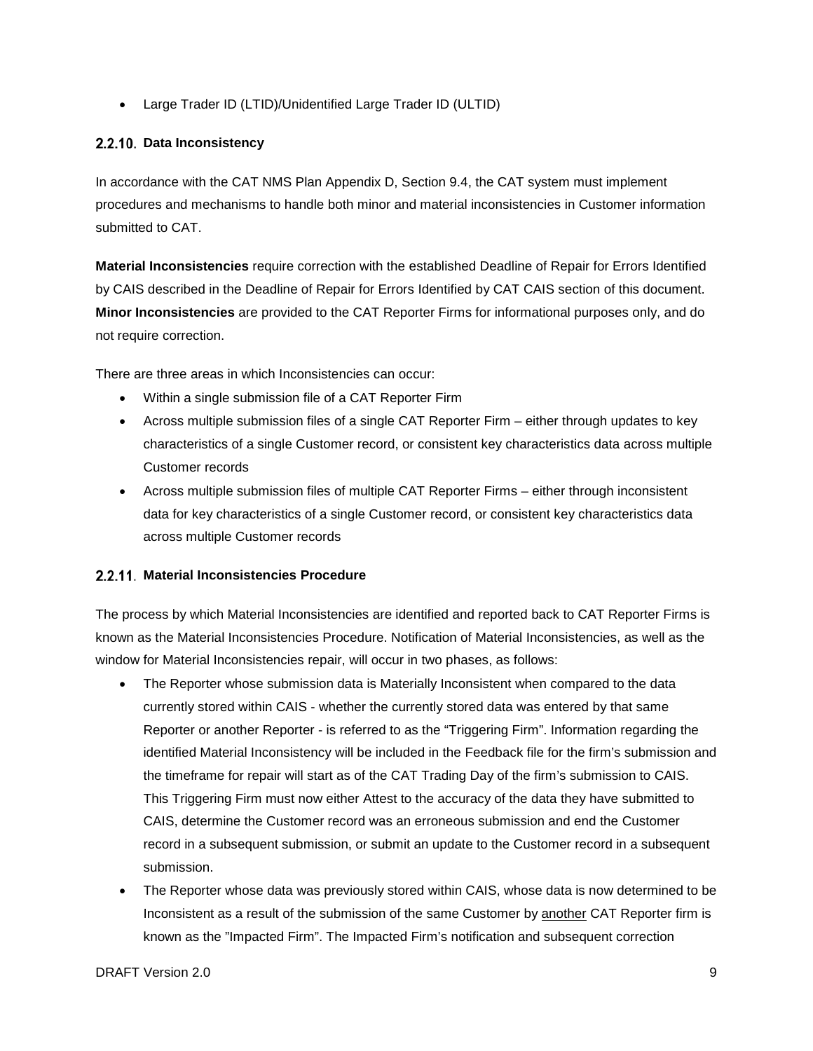- Large Trader ID (LTID)/Unidentified Large Trader ID (ULTID)

### 2.2.10. Data Inconsistency

In accordance with the CAT NMS Plan Appendix D, Section 9.4, the CAT system must implement procedures and mechanisms to handle both minor and material inconsistencies in Customer information submitted to CAT.

**Material Inconsistencies** require correction with the established Deadline of Repair for Errors Identified by CAIS described in the Deadline of Repair for Errors Identified by CAT CAIS section of this document. **Minor Inconsistencies** are provided to the CAT Reporter Firms for informational purposes only, and do not require correction.

There are three areas in which Inconsistencies can occur:

- Within a single submission file of a CAT Reporter Firm
- Across multiple submission files of a single CAT Reporter Firm – either through updates to key characteristics of a single Customer record, or consistent key characteristics data across multiple Customer records
- Across multiple submission files of multiple CAT Reporter Firms – either through inconsistent data for key characteristics of a single Customer record, or consistent key characteristics data across multiple Customer records

### 2.2.11. Material Inconsistencies Procedure

The process by which Material Inconsistencies are identified and reported back to CAT Reporter Firms is known as the Material Inconsistencies Procedure. Notification of Material Inconsistencies, as well as the window for Material Inconsistencies repair, will occur in two phases, as follows:

- The Reporter whose submission data is Materially Inconsistent when compared to the data currently stored within CAIS - whether the currently stored data was entered by that same Reporter or another Reporter - is referred to as the "Triggering Firm". Information regarding the identified Material Inconsistency will be included in the Feedback file for the firm's submission and the timeframe for repair will start as of the CAT Trading Day of the firm's submission to CAIS. This Triggering Firm must now either Attest to the accuracy of the data they have submitted to CAIS, determine the Customer record was an erroneous submission and end the Customer record in a subsequent submission, or submit an update to the Customer record in a subsequent submission.
- The Reporter whose data was previously stored within CAIS, whose data is now determined to be Inconsistent as a result of the submission of the same Customer by another CAT Reporter firm is known as the "Impacted Firm". The Impacted Firm's notification and subsequent correction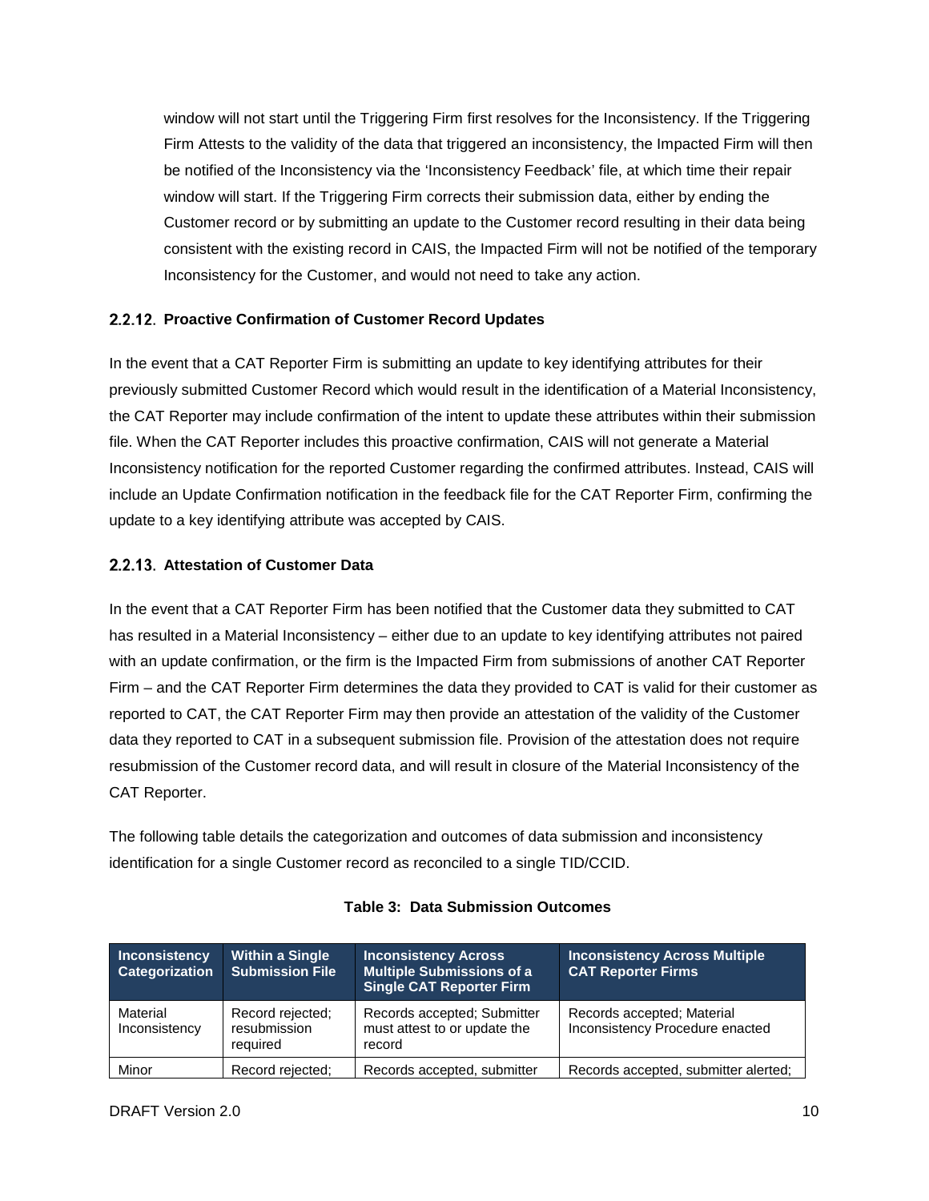window will not start until the Triggering Firm first resolves for the Inconsistency. If the Triggering Firm Attests to the validity of the data that triggered an inconsistency, the Impacted Firm will then be notified of the Inconsistency via the 'Inconsistency Feedback' file, at which time their repair window will start. If the Triggering Firm corrects their submission data, either by ending the Customer record or by submitting an update to the Customer record resulting in their data being consistent with the existing record in CAIS, the Impacted Firm will not be notified of the temporary Inconsistency for the Customer, and would not need to take any action.

### 2.2.12. Proactive Confirmation of Customer Record Updates

In the event that a CAT Reporter Firm is submitting an update to key identifying attributes for their previously submitted Customer Record which would result in the identification of a Material Inconsistency, the CAT Reporter may include confirmation of the intent to update these attributes within their submission file. When the CAT Reporter includes this proactive confirmation, CAIS will not generate a Material Inconsistency notification for the reported Customer regarding the confirmed attributes. Instead, CAIS will include an Update Confirmation notification in the feedback file for the CAT Reporter Firm, confirming the update to a key identifying attribute was accepted by CAIS.

### 2.2.13. Attestation of Customer Data

In the event that a CAT Reporter Firm has been notified that the Customer data they submitted to CAT has resulted in a Material Inconsistency – either due to an update to key identifying attributes not paired with an update confirmation, or the firm is the Impacted Firm from submissions of another CAT Reporter Firm – and the CAT Reporter Firm determines the data they provided to CAT is valid for their customer as reported to CAT, the CAT Reporter Firm may then provide an attestation of the validity of the Customer data they reported to CAT in a subsequent submission file. Provision of the attestation does not require resubmission of the Customer record data, and will result in closure of the Material Inconsistency of the CAT Reporter.

The following table details the categorization and outcomes of data submission and inconsistency identification for a single Customer record as reconciled to a single TID/CCID.

**Table 3: Data Submission Outcomes**

| Inconsistency Categorization | Within a Single Submission File | Inconsistency Across Multiple Submissions of a Single CAT Reporter Firm | Inconsistency Across Multiple CAT Reporter Firms |
|---|---|---|---|
| Material Inconsistency | Record rejected; resubmission required | Records accepted; Submitter must attest to or update the record | Records accepted; Material Inconsistency Procedure enacted |
| Minor | Record rejected; | Records accepted, submitter | Records accepted, submitter alerted; |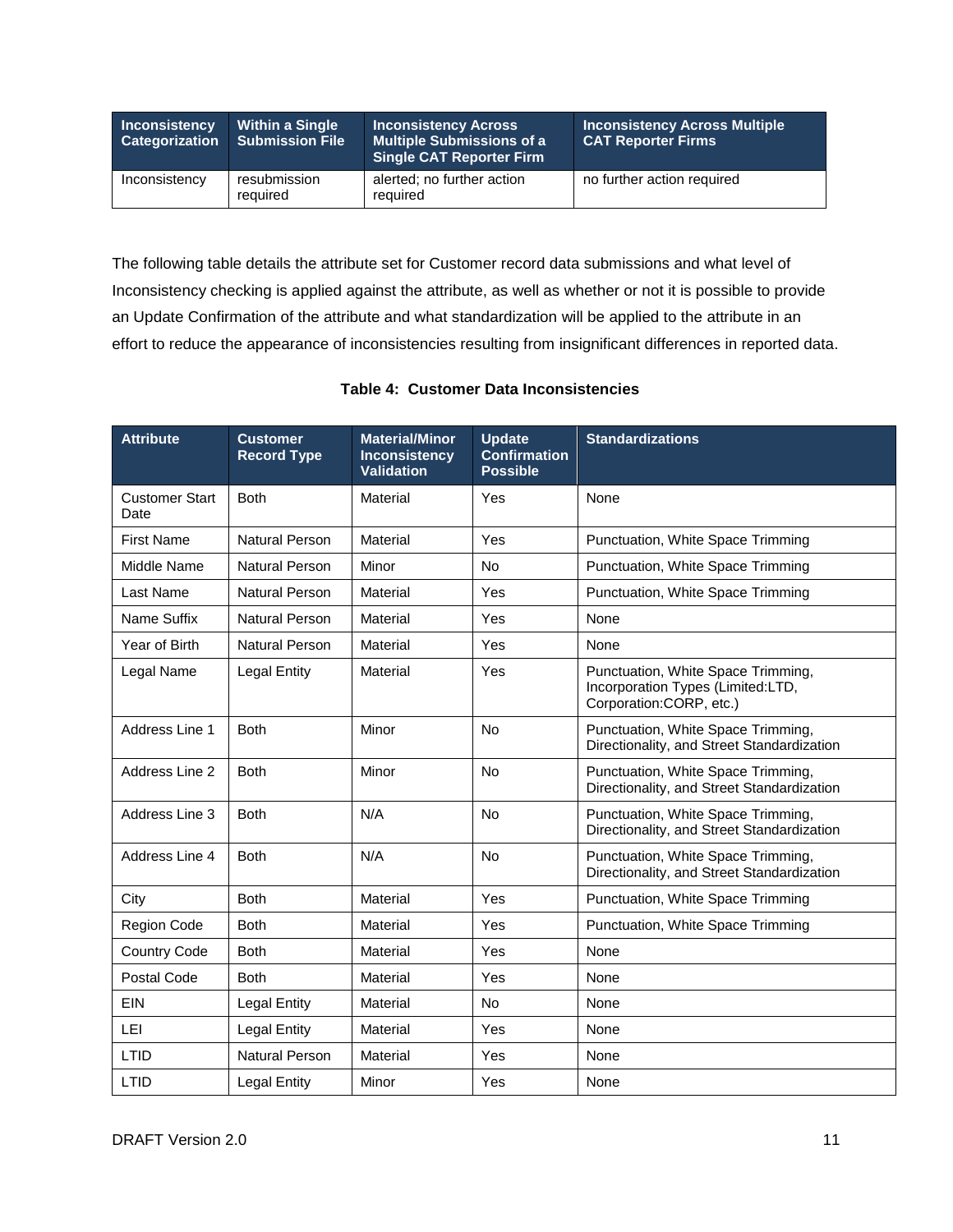| Inconsistency Categorization | Within a Single Submission File | Inconsistency Across Multiple Submissions of a Single CAT Reporter Firm | Inconsistency Across Multiple CAT Reporter Firms |
|---|---|---|---|
| Inconsistency | resubmission required | alerted; no further action required | no further action required |

The following table details the attribute set for Customer record data submissions and what level of Inconsistency checking is applied against the attribute, as well as whether or not it is possible to provide an Update Confirmation of the attribute and what standardization will be applied to the attribute in an effort to reduce the appearance of inconsistencies resulting from insignificant differences in reported data.

**Table 4: Customer Data Inconsistencies**

| Attribute | Customer Record Type | Material/Minor Inconsistency Validation | Update Confirmation Possible | Standardizations |
|---|---|---|---|---|
| Customer Start Date | Both | Material | Yes | None |
| First Name | Natural Person | Material | Yes | Punctuation, White Space Trimming |
| Middle Name | Natural Person | Minor | No | Punctuation, White Space Trimming |
| Last Name | Natural Person | Material | Yes | Punctuation, White Space Trimming |
| Name Suffix | Natural Person | Material | Yes | None |
| Year of Birth | Natural Person | Material | Yes | None |
| Legal Name | Legal Entity | Material | Yes | Punctuation, White Space Trimming, Incorporation Types (Limited:LTD, Corporation:CORP, etc.) |
| Address Line 1 | Both | Minor | No | Punctuation, White Space Trimming, Directionality, and Street Standardization |
| Address Line 2 | Both | Minor | No | Punctuation, White Space Trimming, Directionality, and Street Standardization |
| Address Line 3 | Both | N/A | No | Punctuation, White Space Trimming, Directionality, and Street Standardization |
| Address Line 4 | Both | N/A | No | Punctuation, White Space Trimming, Directionality, and Street Standardization |
| City | Both | Material | Yes | Punctuation, White Space Trimming |
| Region Code | Both | Material | Yes | Punctuation, White Space Trimming |
| Country Code | Both | Material | Yes | None |
| Postal Code | Both | Material | Yes | None |
| EIN | Legal Entity | Material | No | None |
| LEI | Legal Entity | Material | Yes | None |
| LTID | Natural Person | Material | Yes | None |
| LTID | Legal Entity | Minor | Yes | None |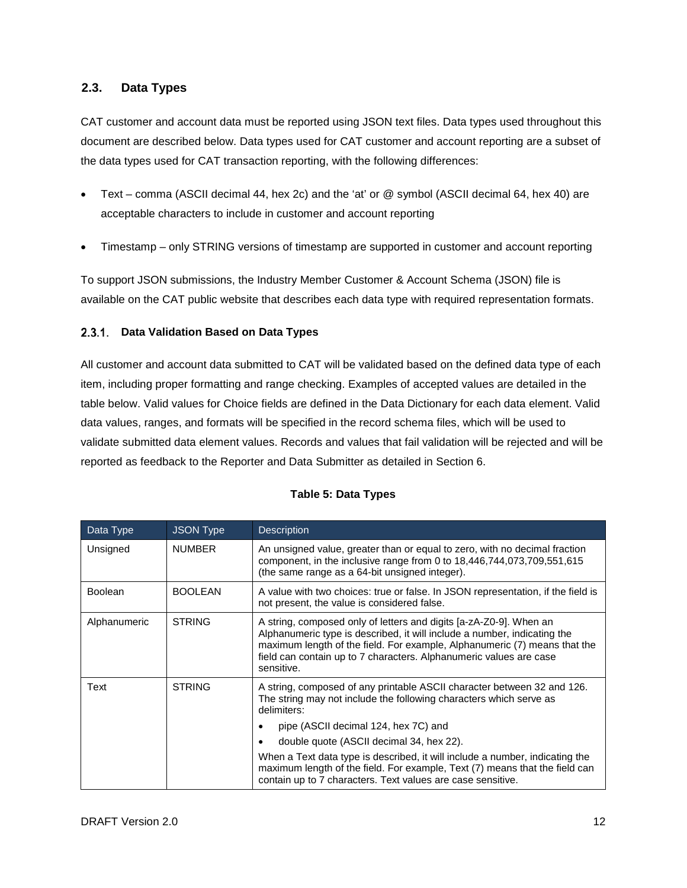## 2.3. Data Types

CAT customer and account data must be reported using JSON text files. Data types used throughout this document are described below. Data types used for CAT customer and account reporting are a subset of the data types used for CAT transaction reporting, with the following differences:

- Text – comma (ASCII decimal 44, hex 2c) and the 'at' or @ symbol (ASCII decimal 64, hex 40) are acceptable characters to include in customer and account reporting
- Timestamp – only STRING versions of timestamp are supported in customer and account reporting

To support JSON submissions, the Industry Member Customer & Account Schema (JSON) file is available on the CAT public website that describes each data type with required representation formats.

### 2.3.1. Data Validation Based on Data Types

All customer and account data submitted to CAT will be validated based on the defined data type of each item, including proper formatting and range checking. Examples of accepted values are detailed in the table below. Valid values for Choice fields are defined in the Data Dictionary for each data element. Valid data values, ranges, and formats will be specified in the record schema files, which will be used to validate submitted data element values. Records and values that fail validation will be rejected and will be reported as feedback to the Reporter and Data Submitter as detailed in Section 6.

**Table 5: Data Types**

| Data Type | JSON Type | Description |
|---|---|---|
| Unsigned | NUMBER | An unsigned value, greater than or equal to zero, with no decimal fraction component, in the inclusive range from 0 to 18,446,744,073,709,551,615 (the same range as a 64-bit unsigned integer). |
| Boolean | BOOLEAN | A value with two choices: true or false. In JSON representation, if the field is not present, the value is considered false. |
| Alphanumeric | STRING | A string, composed only of letters and digits [a-zA-Z0-9]. When an Alphanumeric type is described, it will include a number, indicating the maximum length of the field. For example, Alphanumeric (7) means that the field can contain up to 7 characters. Alphanumeric values are case sensitive. |
| Text | STRING | A string, composed of any printable ASCII character between 32 and 126. The string may not include the following characters which serve as delimiters:<br>• pipe (ASCII decimal 124, hex 7C) and<br>• double quote (ASCII decimal 34, hex 22).<br>When a Text data type is described, it will include a number, indicating the maximum length of the field. For example, Text (7) means that the field can contain up to 7 characters. Text values are case sensitive. |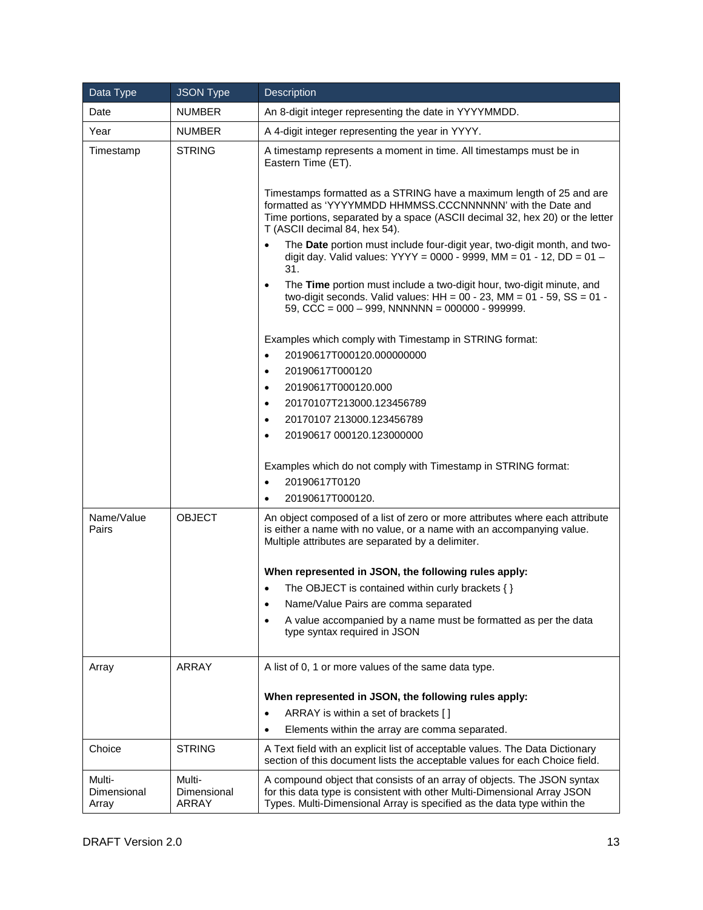| Data Type | JSON Type | Description |
|---|---|---|
| Date | NUMBER | An 8-digit integer representing the date in YYYYMMDD. |
| Year | NUMBER | A 4-digit integer representing the year in YYYY. |
| Timestamp | STRING | A timestamp represents a moment in time. All timestamps must be in Eastern Time (ET).<br><br>Timestamps formatted as a STRING have a maximum length of 25 and are formatted as 'YYYYMMDD HHMMSS.CCCNNNNNN' with the Date and Time portions, separated by a space (ASCII decimal 32, hex 20) or the letter T (ASCII decimal 84, hex 54).<br>• The **Date** portion must include four-digit year, two-digit month, and two-digit day. Valid values: YYYY = 0000 - 9999, MM = 01 - 12, DD = 01 – 31.<br>• The **Time** portion must include a two-digit hour, two-digit minute, and two-digit seconds. Valid values: HH = 00 - 23, MM = 01 - 59, SS = 01 - 59, CCC = 000 – 999, NNNNNN = 000000 - 999999.<br><br>Examples which comply with Timestamp in STRING format:<br>• 20190617T000120.000000000<br>• 20190617T000120<br>• 20190617T000120.000<br>• 20170107T213000.123456789<br>• 20170107 213000.123456789<br>• 20190617 000120.123000000<br><br>Examples which do not comply with Timestamp in STRING format:<br>• 20190617T0120<br>• 20190617T000120. |
| Name/Value Pairs | OBJECT | An object composed of a list of zero or more attributes where each attribute is either a name with no value, or a name with an accompanying value. Multiple attributes are separated by a delimiter.<br><br>**When represented in JSON, the following rules apply:**<br>• The OBJECT is contained within curly brackets { }<br>• Name/Value Pairs are comma separated<br>• A value accompanied by a name must be formatted as per the data type syntax required in JSON |
| Array | ARRAY | A list of 0, 1 or more values of the same data type.<br><br>**When represented in JSON, the following rules apply:**<br>• ARRAY is within a set of brackets [ ]<br>• Elements within the array are comma separated. |
| Choice | STRING | A Text field with an explicit list of acceptable values. The Data Dictionary section of this document lists the acceptable values for each Choice field. |
| Multi-Dimensional Array | Multi-Dimensional ARRAY | A compound object that consists of an array of objects. The JSON syntax for this data type is consistent with other Multi-Dimensional Array JSON Types. Multi-Dimensional Array is specified as the data type within the |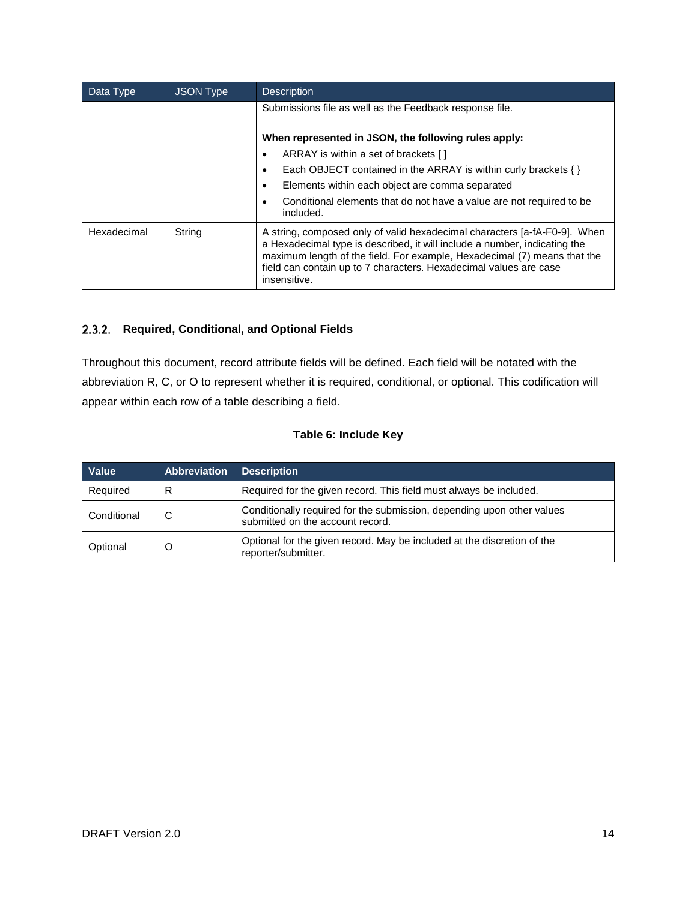| Data Type | JSON Type | Description |
|---|---|---|
| | | Submissions file as well as the Feedback response file.<br><br>**When represented in JSON, the following rules apply:**<br>• ARRAY is within a set of brackets [ ]<br>• Each OBJECT contained in the ARRAY is within curly brackets { }<br>• Elements within each object are comma separated<br>• Conditional elements that do not have a value are not required to be included. |
| Hexadecimal | String | A string, composed only of valid hexadecimal characters [a-fA-F0-9]. When a Hexadecimal type is described, it will include a number, indicating the maximum length of the field. For example, Hexadecimal (7) means that the field can contain up to 7 characters. Hexadecimal values are case insensitive. |

### 2.3.2. Required, Conditional, and Optional Fields

Throughout this document, record attribute fields will be defined. Each field will be notated with the abbreviation R, C, or O to represent whether it is required, conditional, or optional. This codification will appear within each row of a table describing a field.

**Table 6: Include Key**

| Value | Abbreviation | Description |
|---|---|---|
| Required | R | Required for the given record. This field must always be included. |
| Conditional | C | Conditionally required for the submission, depending upon other values submitted on the account record. |
| Optional | O | Optional for the given record. May be included at the discretion of the reporter/submitter. |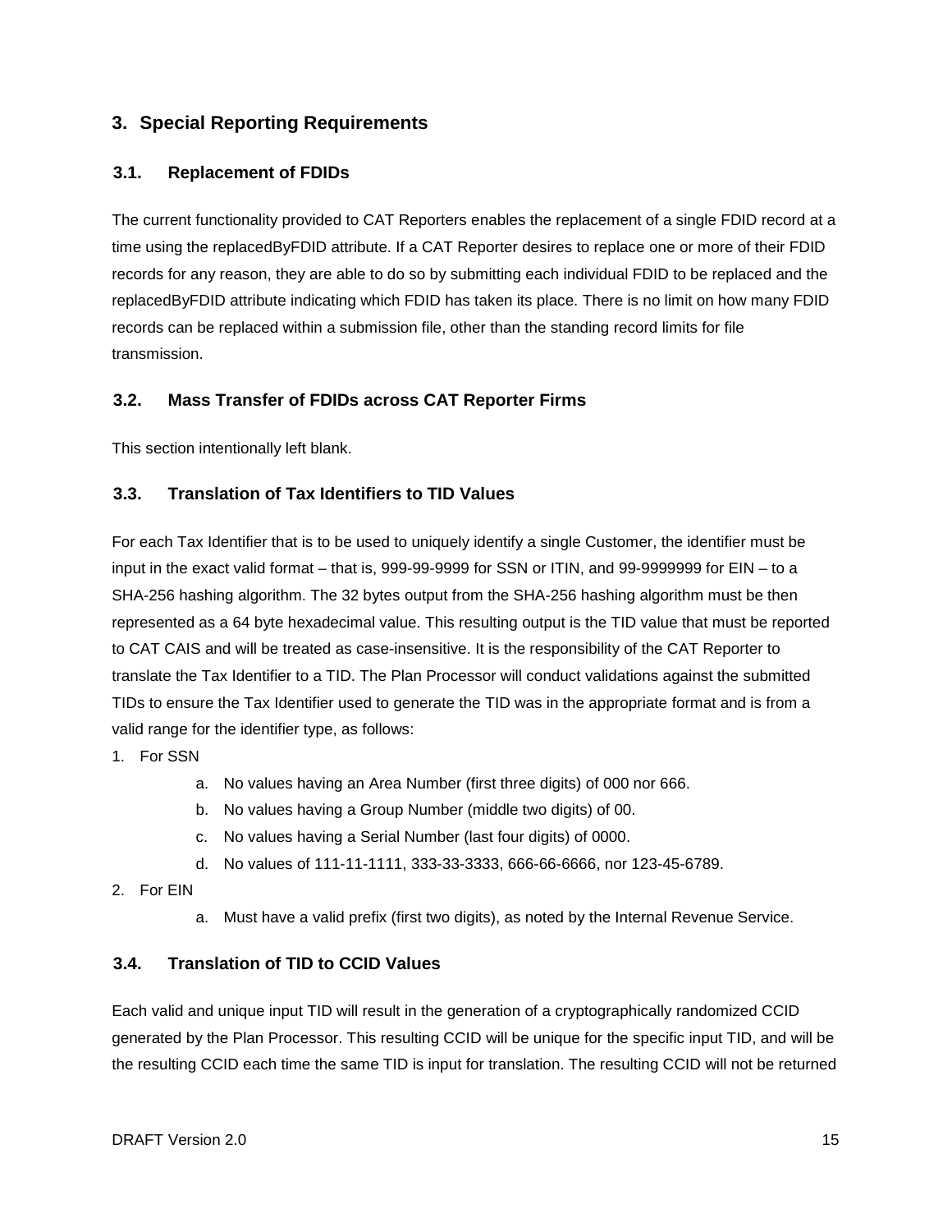# 3. Special Reporting Requirements

## 3.1. Replacement of FDIDs

The current functionality provided to CAT Reporters enables the replacement of a single FDID record at a time using the replacedByFDID attribute. If a CAT Reporter desires to replace one or more of their FDID records for any reason, they are able to do so by submitting each individual FDID to be replaced and the replacedByFDID attribute indicating which FDID has taken its place. There is no limit on how many FDID records can be replaced within a submission file, other than the standing record limits for file transmission.

## 3.2. Mass Transfer of FDIDs across CAT Reporter Firms

This section intentionally left blank.

## 3.3. Translation of Tax Identifiers to TID Values

For each Tax Identifier that is to be used to uniquely identify a single Customer, the identifier must be input in the exact valid format – that is, 999-99-9999 for SSN or ITIN, and 99-9999999 for EIN – to a SHA-256 hashing algorithm. The 32 bytes output from the SHA-256 hashing algorithm must be then represented as a 64 byte hexadecimal value. This resulting output is the TID value that must be reported to CAT CAIS and will be treated as case-insensitive. It is the responsibility of the CAT Reporter to translate the Tax Identifier to a TID. The Plan Processor will conduct validations against the submitted TIDs to ensure the Tax Identifier used to generate the TID was in the appropriate format and is from a valid range for the identifier type, as follows:

1. For SSN
   a. No values having an Area Number (first three digits) of 000 nor 666.
   b. No values having a Group Number (middle two digits) of 00.
   c. No values having a Serial Number (last four digits) of 0000.
   d. No values of 111-11-1111, 333-33-3333, 666-66-6666, nor 123-45-6789.
2. For EIN
   a. Must have a valid prefix (first two digits), as noted by the Internal Revenue Service.

## 3.4. Translation of TID to CCID Values

Each valid and unique input TID will result in the generation of a cryptographically randomized CCID generated by the Plan Processor. This resulting CCID will be unique for the specific input TID, and will be the resulting CCID each time the same TID is input for translation. The resulting CCID will not be returned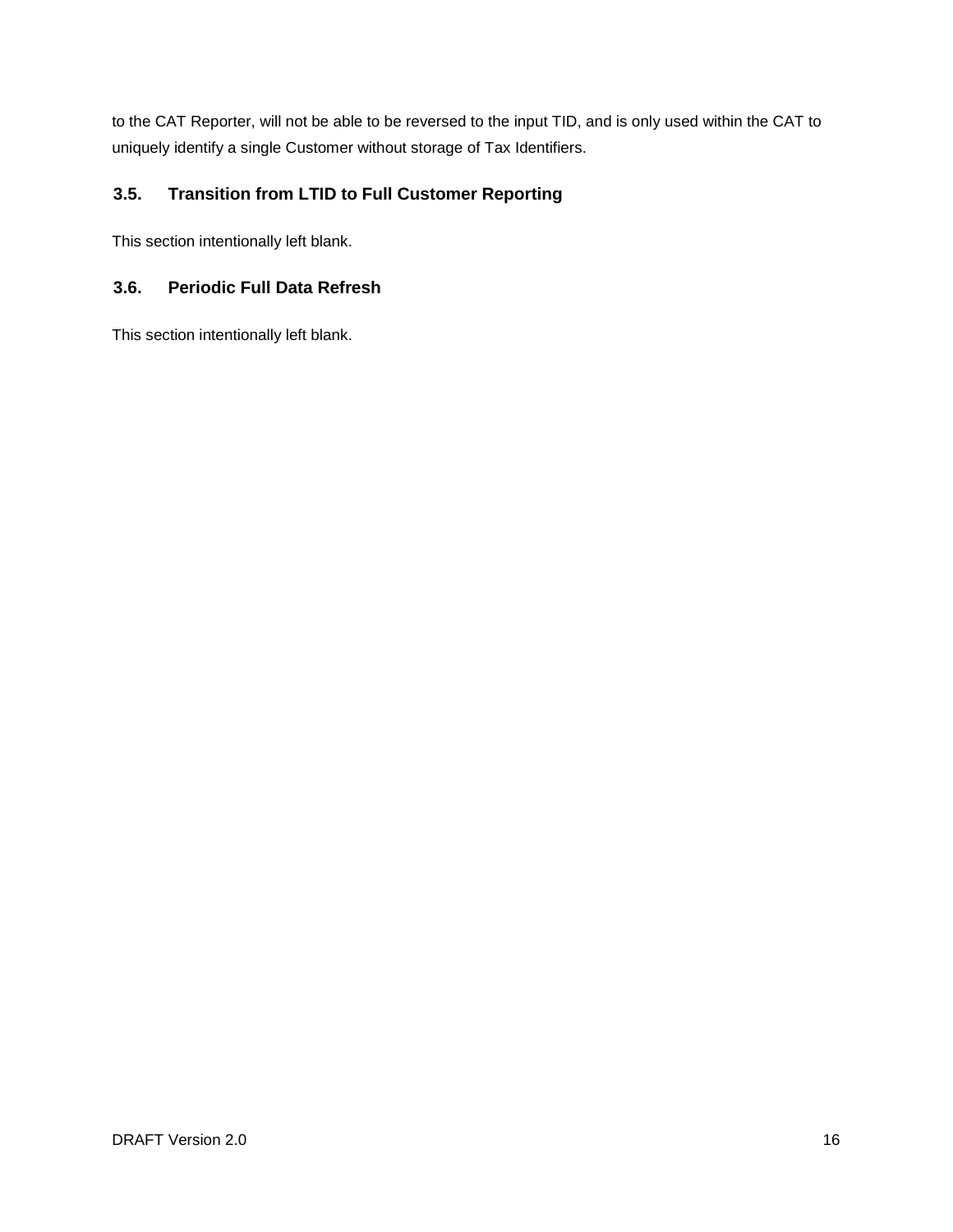to the CAT Reporter, will not be able to be reversed to the input TID, and is only used within the CAT to uniquely identify a single Customer without storage of Tax Identifiers.

## 3.5. Transition from LTID to Full Customer Reporting

This section intentionally left blank.

## 3.6. Periodic Full Data Refresh

This section intentionally left blank.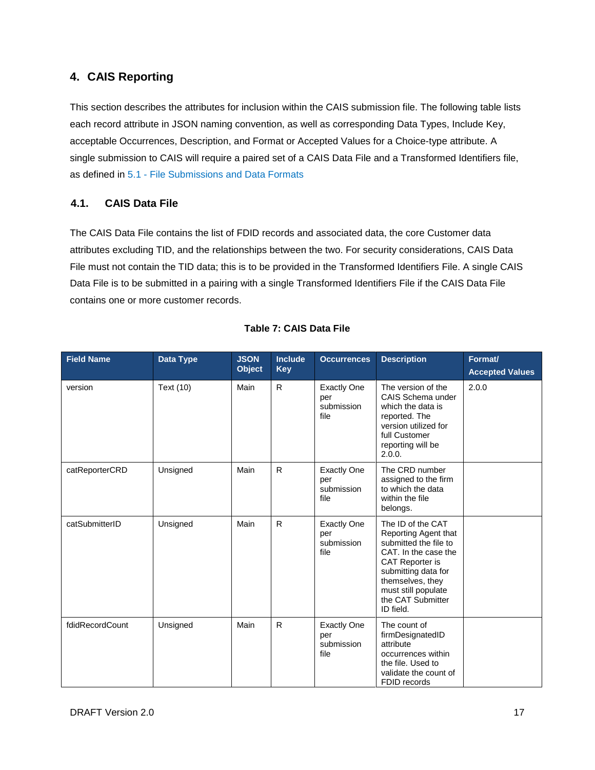# 4. CAIS Reporting

This section describes the attributes for inclusion within the CAIS submission file. The following table lists each record attribute in JSON naming convention, as well as corresponding Data Types, Include Key, acceptable Occurrences, Description, and Format or Accepted Values for a Choice-type attribute. A single submission to CAIS will require a paired set of a CAIS Data File and a Transformed Identifiers file, as defined in 5.1 - File Submissions and Data Formats

## 4.1. CAIS Data File

The CAIS Data File contains the list of FDID records and associated data, the core Customer data attributes excluding TID, and the relationships between the two. For security considerations, CAIS Data File must not contain the TID data; this is to be provided in the Transformed Identifiers File. A single CAIS Data File is to be submitted in a pairing with a single Transformed Identifiers File if the CAIS Data File contains one or more customer records.

**Table 7: CAIS Data File**

| Field Name | Data Type | JSON Object | Include Key | Occurrences | Description | Format/ Accepted Values |
|---|---|---|---|---|---|---|
| version | Text (10) | Main | R | Exactly One per submission file | The version of the CAIS Schema under which the data is reported. The version utilized for full Customer reporting will be 2.0.0. | 2.0.0 |
| catReporterCRD | Unsigned | Main | R | Exactly One per submission file | The CRD number assigned to the firm to which the data within the file belongs. | |
| catSubmitterID | Unsigned | Main | R | Exactly One per submission file | The ID of the CAT Reporting Agent that submitted the file to CAT. In the case the CAT Reporter is submitting data for themselves, they must still populate the CAT Submitter ID field. | |
| fdidRecordCount | Unsigned | Main | R | Exactly One per submission file | The count of firmDesignatedID attribute occurrences within the file. Used to validate the count of FDID records | |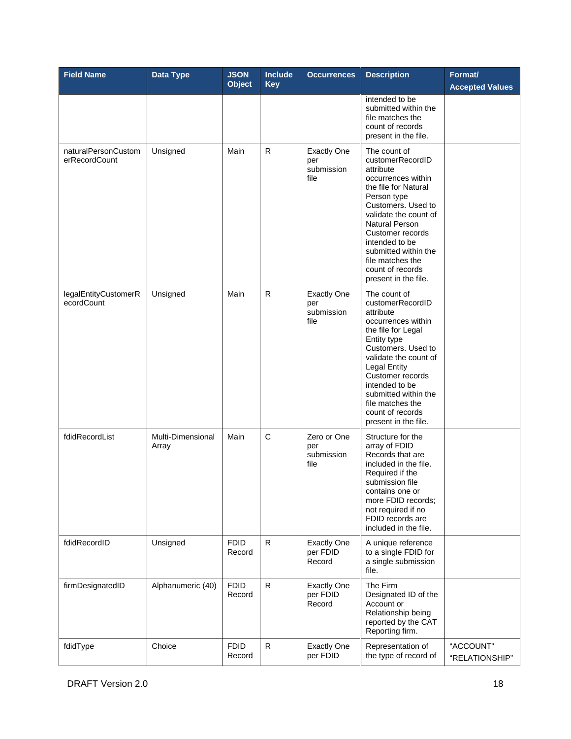| Field Name | Data Type | JSON Object | Include Key | Occurrences | Description | Format/ Accepted Values |
|---|---|---|---|---|---|---|
| | | | | | intended to be submitted within the file matches the count of records present in the file. | |
| naturalPersonCustomerRecordCount | Unsigned | Main | R | Exactly One per submission file | The count of customerRecordID attribute occurrences within the file for Natural Person type Customers. Used to validate the count of Natural Person Customer records intended to be submitted within the file matches the count of records present in the file. | |
| legalEntityCustomerRecordCount | Unsigned | Main | R | Exactly One per submission file | The count of customerRecordID attribute occurrences within the file for Legal Entity type Customers. Used to validate the count of Legal Entity Customer records intended to be submitted within the file matches the count of records present in the file. | |
| fdidRecordList | Multi-Dimensional Array | Main | C | Zero or One per submission file | Structure for the array of FDID Records that are included in the file. Required if the submission file contains one or more FDID records; not required if no FDID records are included in the file. | |
| fdidRecordID | Unsigned | FDID Record | R | Exactly One per FDID Record | A unique reference to a single FDID for a single submission file. | |
| firmDesignatedID | Alphanumeric (40) | FDID Record | R | Exactly One per FDID Record | The Firm Designated ID of the Account or Relationship being reported by the CAT Reporting firm. | |
| fdidType | Choice | FDID Record | R | Exactly One per FDID | Representation of the type of record of | "ACCOUNT" "RELATIONSHIP" |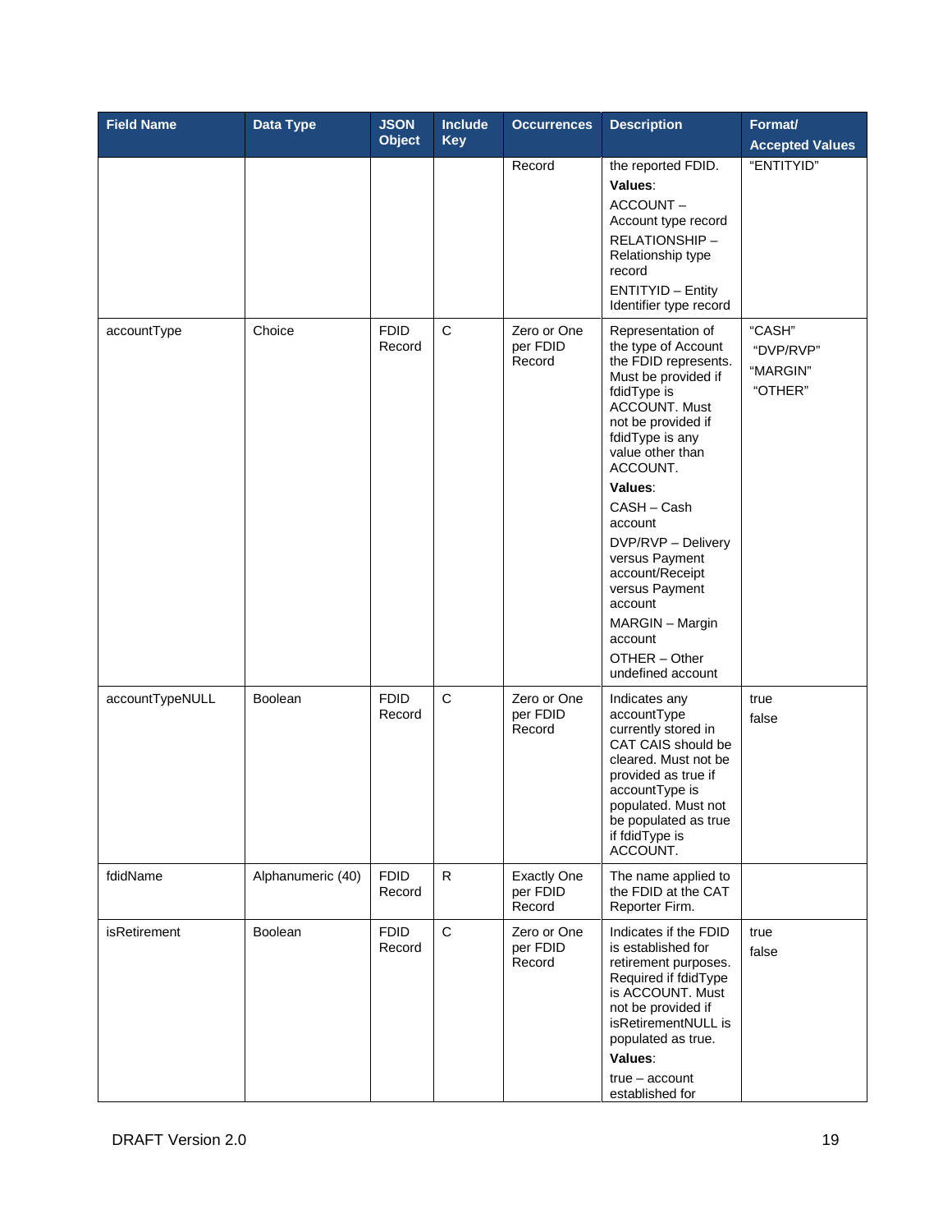| Field Name | Data Type | JSON Object | Include Key | Occurrences | Description | Format/ Accepted Values |
|---|---|---|---|---|---|---|
| | | | | Record | the reported FDID.<br>**Values**:<br>ACCOUNT – Account type record<br>RELATIONSHIP – Relationship type record<br>ENTITYID – Entity Identifier type record | "ENTITYID" |
| accountType | Choice | FDID Record | C | Zero or One per FDID Record | Representation of the type of Account the FDID represents. Must be provided if fdidType is ACCOUNT. Must not be provided if fdidType is any value other than ACCOUNT.<br>**Values**:<br>CASH – Cash account<br>DVP/RVP – Delivery versus Payment account/Receipt versus Payment account<br>MARGIN – Margin account<br>OTHER – Other undefined account | "CASH"<br>"DVP/RVP"<br>"MARGIN"<br>"OTHER" |
| accountTypeNULL | Boolean | FDID Record | C | Zero or One per FDID Record | Indicates any accountType currently stored in CAT CAIS should be cleared. Must not be provided as true if accountType is populated. Must not be populated as true if fdidType is ACCOUNT. | true<br>false |
| fdidName | Alphanumeric (40) | FDID Record | R | Exactly One per FDID Record | The name applied to the FDID at the CAT Reporter Firm. | |
| isRetirement | Boolean | FDID Record | C | Zero or One per FDID Record | Indicates if the FDID is established for retirement purposes. Required if fdidType is ACCOUNT. Must not be provided if isRetirementNULL is populated as true.<br>**Values**:<br>true – account established for | true<br>false |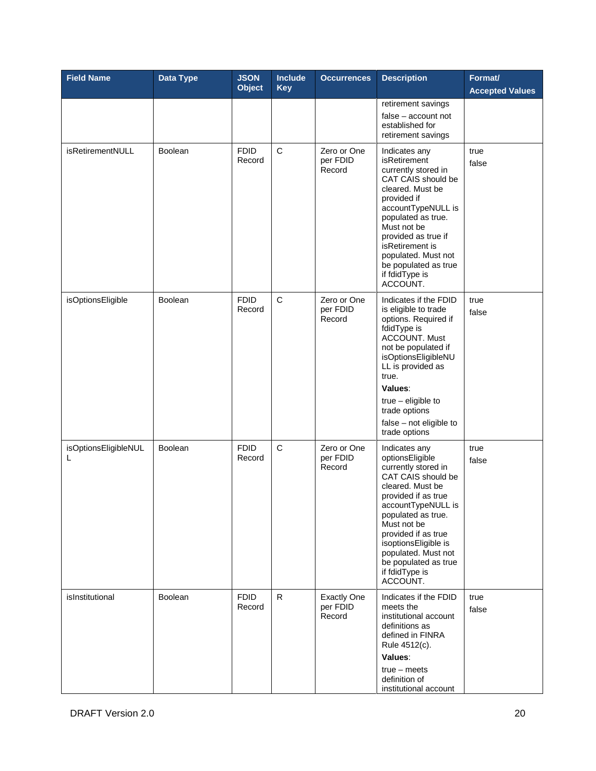| Field Name | Data Type | JSON Object | Include Key | Occurrences | Description | Format/ Accepted Values |
|---|---|---|---|---|---|---|
| | | | | | retirement savings<br>false – account not established for retirement savings | |
| isRetirementNULL | Boolean | FDID Record | C | Zero or One per FDID Record | Indicates any isRetirement currently stored in CAT CAIS should be cleared. Must be provided if accountTypeNULL is populated as true. Must not be provided as true if isRetirement is populated. Must not be populated as true if fdidType is ACCOUNT. | true<br>false |
| isOptionsEligible | Boolean | FDID Record | C | Zero or One per FDID Record | Indicates if the FDID is eligible to trade options. Required if fdidType is ACCOUNT. Must not be populated if isOptionsEligibleNULL is provided as true.<br>**Values**:<br>true – eligible to trade options<br>false – not eligible to trade options | true<br>false |
| isOptionsEligibleNULL | Boolean | FDID Record | C | Zero or One per FDID Record | Indicates any optionsEligible currently stored in CAT CAIS should be cleared. Must be provided if as true accountTypeNULL is populated as true. Must not be provided if as true isoptionsEligible is populated. Must not be populated as true if fdidType is ACCOUNT. | true<br>false |
| isInstitutional | Boolean | FDID Record | R | Exactly One per FDID Record | Indicates if the FDID meets the institutional account definitions as defined in FINRA Rule 4512(c).<br>**Values**:<br>true – meets definition of institutional account | true<br>false |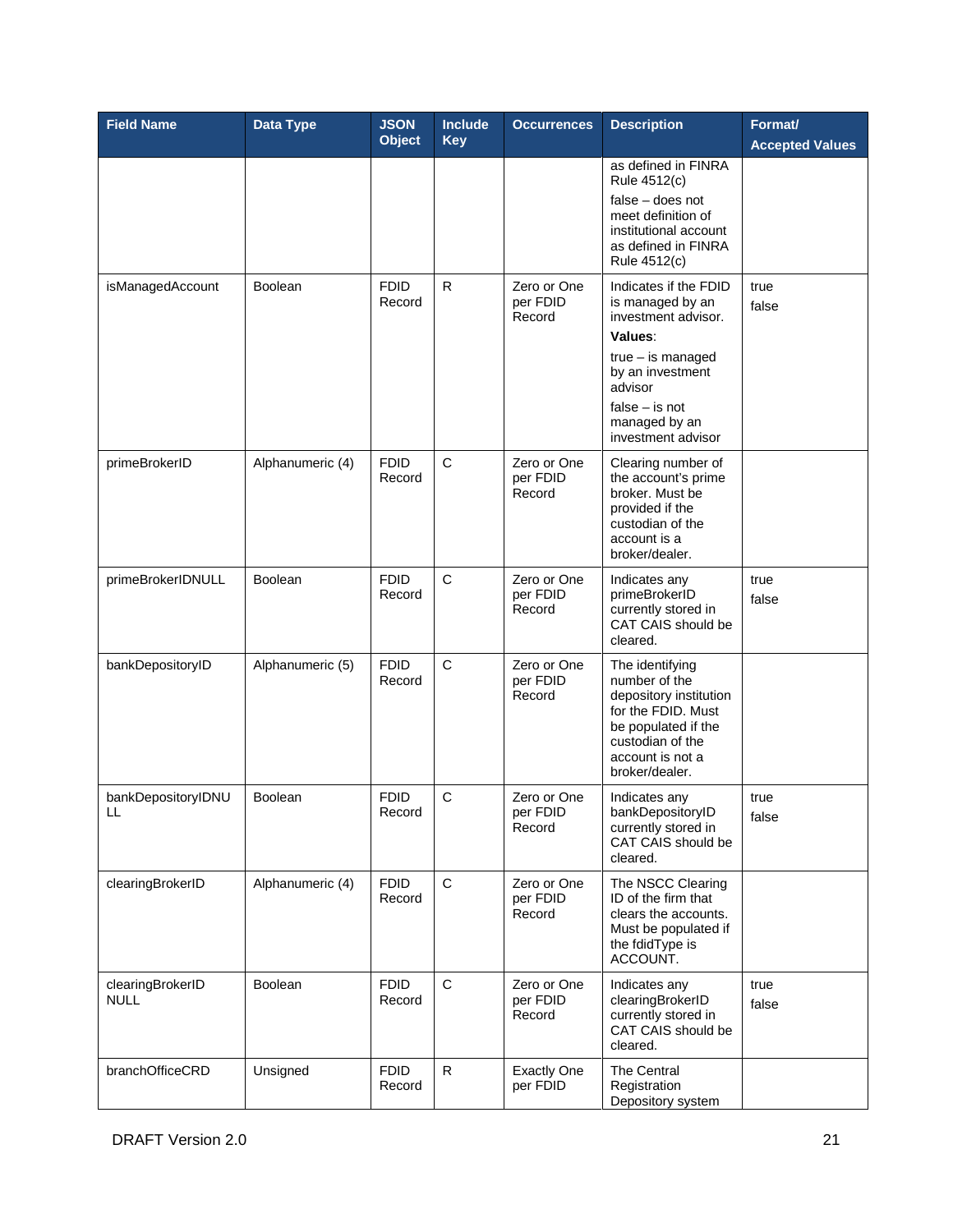| Field Name | Data Type | JSON Object | Include Key | Occurrences | Description | Format/ Accepted Values |
|---|---|---|---|---|---|---|
| | | | | | as defined in FINRA Rule 4512(c)<br>false – does not meet definition of institutional account as defined in FINRA Rule 4512(c) | |
| isManagedAccount | Boolean | FDID Record | R | Zero or One per FDID Record | Indicates if the FDID is managed by an investment advisor.<br>**Values**:<br>true – is managed by an investment advisor<br>false – is not managed by an investment advisor | true<br>false |
| primeBrokerID | Alphanumeric (4) | FDID Record | C | Zero or One per FDID Record | Clearing number of the account's prime broker. Must be provided if the custodian of the account is a broker/dealer. | |
| primeBrokerIDNULL | Boolean | FDID Record | C | Zero or One per FDID Record | Indicates any primeBrokerID currently stored in CAT CAIS should be cleared. | true<br>false |
| bankDepositoryID | Alphanumeric (5) | FDID Record | C | Zero or One per FDID Record | The identifying number of the depository institution for the FDID. Must be populated if the custodian of the account is not a broker/dealer. | |
| bankDepositoryIDNULL | Boolean | FDID Record | C | Zero or One per FDID Record | Indicates any bankDepositoryID currently stored in CAT CAIS should be cleared. | true<br>false |
| clearingBrokerID | Alphanumeric (4) | FDID Record | C | Zero or One per FDID Record | The NSCC Clearing ID of the firm that clears the accounts. Must be populated if the fdidType is ACCOUNT. | |
| clearingBrokerIDNULL | Boolean | FDID Record | C | Zero or One per FDID Record | Indicates any clearingBrokerID currently stored in CAT CAIS should be cleared. | true<br>false |
| branchOfficeCRD | Unsigned | FDID Record | R | Exactly One per FDID | The Central Registration Depository system | |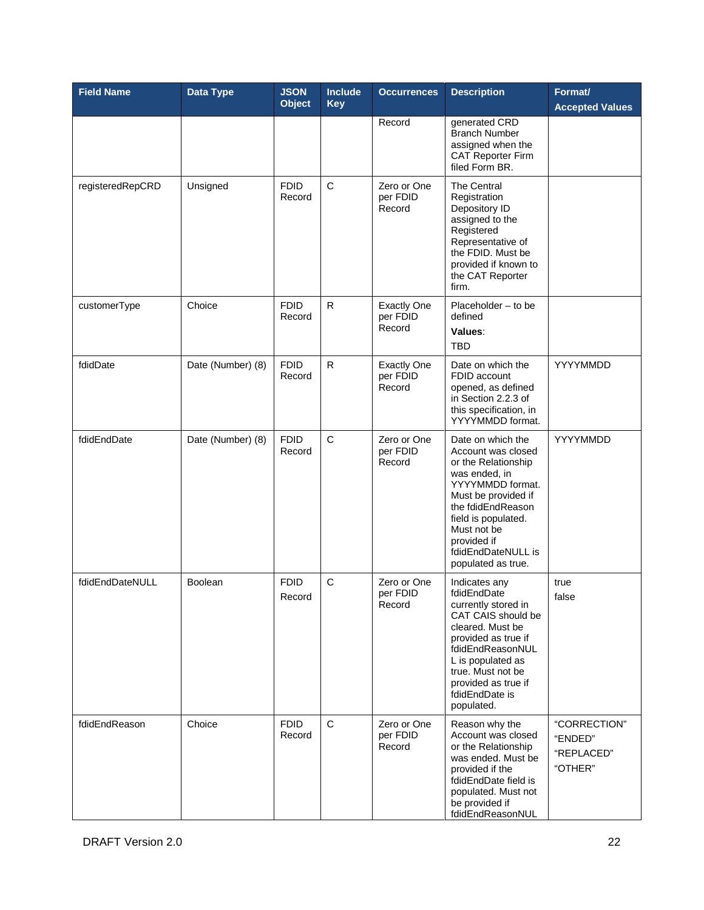| Field Name | Data Type | JSON Object | Include Key | Occurrences | Description | Format/ Accepted Values |
|---|---|---|---|---|---|---|
| | | | | Record | generated CRD Branch Number assigned when the CAT Reporter Firm filed Form BR. | |
| registeredRepCRD | Unsigned | FDID Record | C | Zero or One per FDID Record | The Central Registration Depository ID assigned to the Registered Representative of the FDID. Must be provided if known to the CAT Reporter firm. | |
| customerType | Choice | FDID Record | R | Exactly One per FDID Record | Placeholder – to be defined **Values**: TBD | |
| fdidDate | Date (Number) (8) | FDID Record | R | Exactly One per FDID Record | Date on which the FDID account opened, as defined in Section 2.2.3 of this specification, in YYYYMMDD format. | YYYYMMDD |
| fdidEndDate | Date (Number) (8) | FDID Record | C | Zero or One per FDID Record | Date on which the Account was closed or the Relationship was ended, in YYYYMMDD format. Must be provided if the fdidEndReason field is populated. Must not be provided if fdidEndDateNULL is populated as true. | YYYYMMDD |
| fdidEndDateNULL | Boolean | FDID Record | C | Zero or One per FDID Record | Indicates any fdidEndDate currently stored in CAT CAIS should be cleared. Must be provided as true if fdidEndReasonNULL is populated as true. Must not be provided as true if fdidEndDate is populated. | true false |
| fdidEndReason | Choice | FDID Record | C | Zero or One per FDID Record | Reason why the Account was closed or the Relationship was ended. Must be provided if the fdidEndDate field is populated. Must not be provided if fdidEndReasonNUL | "CORRECTION" "ENDED" "REPLACED" "OTHER" |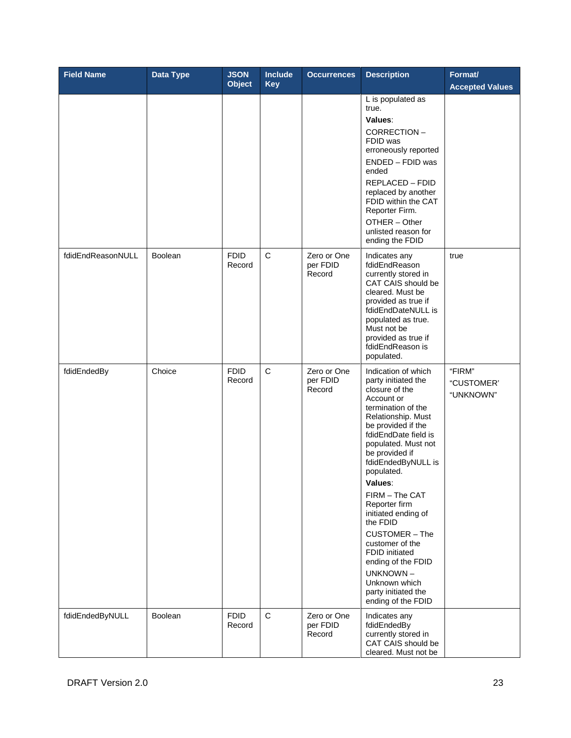| Field Name | Data Type | JSON Object | Include Key | Occurrences | Description | Format/ Accepted Values |
|---|---|---|---|---|---|---|
| | | | | | L is populated as true.<br>**Values**:<br>CORRECTION – FDID was erroneously reported<br>ENDED – FDID was ended<br>REPLACED – FDID replaced by another FDID within the CAT Reporter Firm.<br>OTHER – Other unlisted reason for ending the FDID | |
| fdidEndReasonNULL | Boolean | FDID Record | C | Zero or One per FDID Record | Indicates any fdidEndReason currently stored in CAT CAIS should be cleared. Must be provided as true if fdidEndDateNULL is populated as true. Must not be provided as true if fdidEndReason is populated. | true |
| fdidEndedBy | Choice | FDID Record | C | Zero or One per FDID Record | Indication of which party initiated the closure of the Account or termination of the Relationship. Must be provided if the fdidEndDate field is populated. Must not be provided if fdidEndedByNULL is populated.<br>**Values**:<br>FIRM – The CAT Reporter firm initiated ending of the FDID<br>CUSTOMER – The customer of the FDID initiated ending of the FDID<br>UNKNOWN – Unknown which party initiated the ending of the FDID | "FIRM"<br>"CUSTOMER'<br>"UNKNOWN" |
| fdidEndedByNULL | Boolean | FDID Record | C | Zero or One per FDID Record | Indicates any fdidEndedBy currently stored in CAT CAIS should be cleared. Must not be | |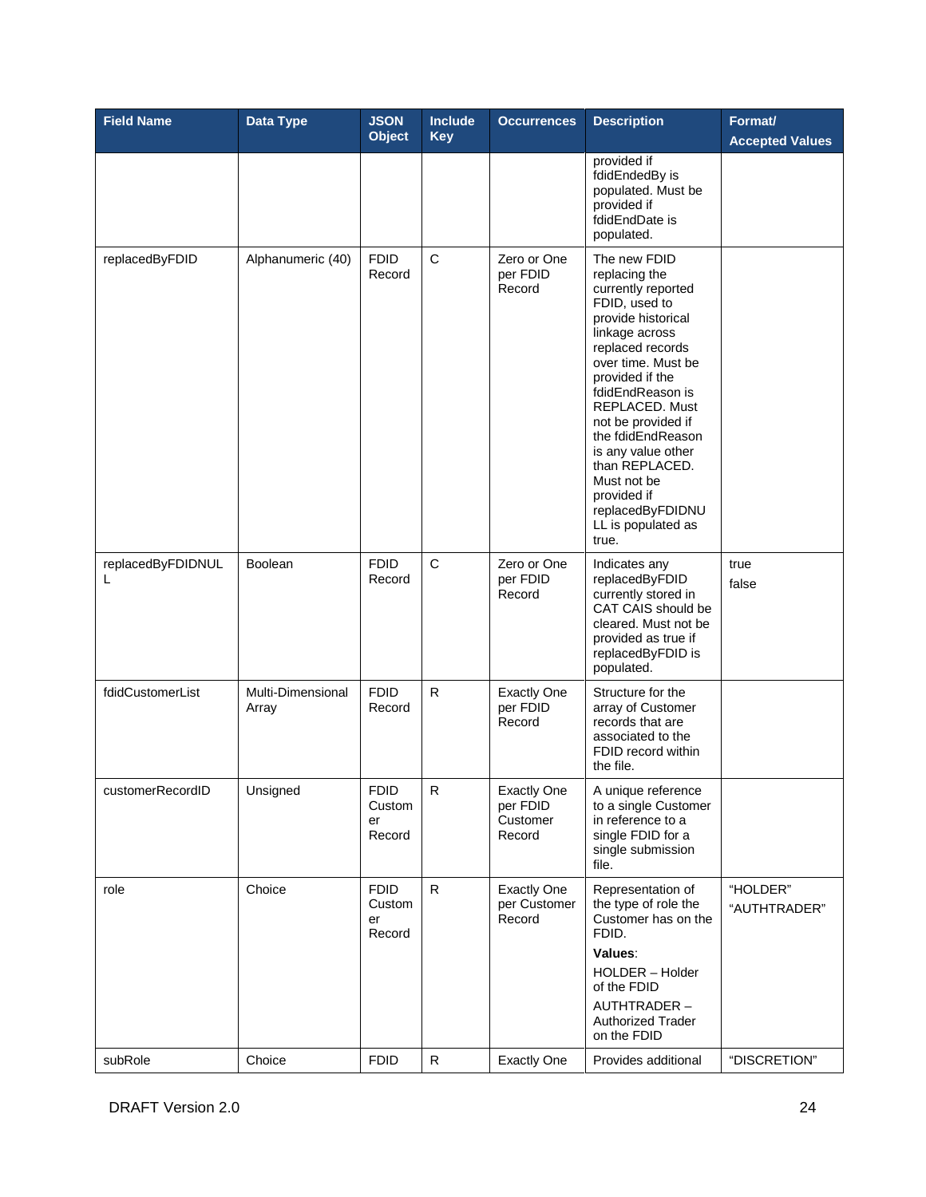| Field Name | Data Type | JSON Object | Include Key | Occurrences | Description | Format/ Accepted Values |
|---|---|---|---|---|---|---|
| | | | | | provided if fdidEndedBy is populated. Must be provided if fdidEndDate is populated. | |
| replacedByFDID | Alphanumeric (40) | FDID Record | C | Zero or One per FDID Record | The new FDID replacing the currently reported FDID, used to provide historical linkage across replaced records over time. Must be provided if the fdidEndReason is REPLACED. Must not be provided if the fdidEndReason is any value other than REPLACED. Must not be provided if replacedByFDIDNULL is populated as true. | |
| replacedByFDIDNULL | Boolean | FDID Record | C | Zero or One per FDID Record | Indicates any replacedByFDID currently stored in CAT CAIS should be cleared. Must not be provided as true if replacedByFDID is populated. | true<br>false |
| fdidCustomerList | Multi-Dimensional Array | FDID Record | R | Exactly One per FDID Record | Structure for the array of Customer records that are associated to the FDID record within the file. | |
| customerRecordID | Unsigned | FDID Customer Record | R | Exactly One per FDID Customer Record | A unique reference to a single Customer in reference to a single FDID for a single submission file. | |
| role | Choice | FDID Customer Record | R | Exactly One per Customer Record | Representation of the type of role the Customer has on the FDID.<br>**Values**:<br>HOLDER – Holder of the FDID<br>AUTHTRADER – Authorized Trader on the FDID | "HOLDER"<br>"AUTHTRADER" |
| subRole | Choice | FDID | R | Exactly One | Provides additional | "DISCRETION" |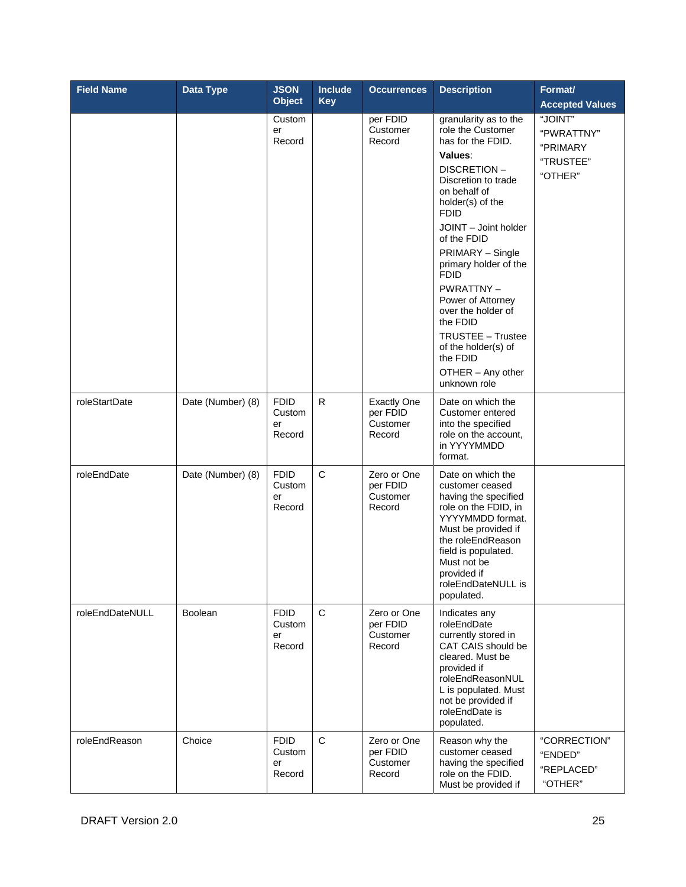| Field Name | Data Type | JSON Object | Include Key | Occurrences | Description | Format/ Accepted Values |
|---|---|---|---|---|---|---|
| | | Customer Record | | per FDID Customer Record | granularity as to the role the Customer has for the FDID. **Values**: DISCRETION – Discretion to trade on behalf of holder(s) of the FDID JOINT – Joint holder of the FDID PRIMARY – Single primary holder of the FDID PWRATTNY – Power of Attorney over the holder of the FDID TRUSTEE – Trustee of the holder(s) of the FDID OTHER – Any other unknown role | "JOINT" "PWRATTNY" "PRIMARY "TRUSTEE" "OTHER" |
| roleStartDate | Date (Number) (8) | FDID Customer Record | R | Exactly One per FDID Customer Record | Date on which the Customer entered into the specified role on the account, in YYYYMMDD format. | |
| roleEndDate | Date (Number) (8) | FDID Customer Record | C | Zero or One per FDID Customer Record | Date on which the customer ceased having the specified role on the FDID, in YYYYMMDD format. Must be provided if the roleEndReason field is populated. Must not be provided if roleEndDateNULL is populated. | |
| roleEndDateNULL | Boolean | FDID Customer Record | C | Zero or One per FDID Customer Record | Indicates any roleEndDate currently stored in CAT CAIS should be cleared. Must be provided if roleEndReasonNULL is populated. Must not be provided if roleEndDate is populated. | |
| roleEndReason | Choice | FDID Customer Record | C | Zero or One per FDID Customer Record | Reason why the customer ceased having the specified role on the FDID. Must be provided if | "CORRECTION" "ENDED" "REPLACED" "OTHER" |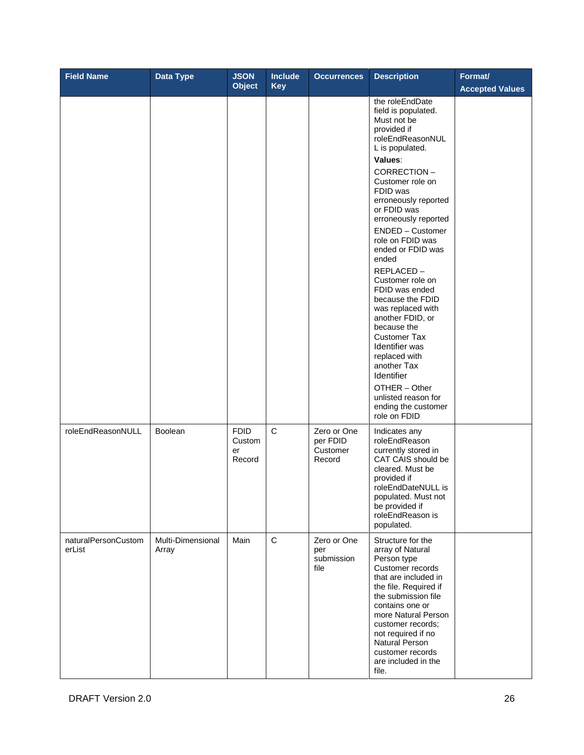| Field Name | Data Type | JSON Object | Include Key | Occurrences | Description | Format/ Accepted Values |
|---|---|---|---|---|---|---|
| | | | | | the roleEndDate field is populated. Must not be provided if roleEndReasonNULL is populated. **Values**: CORRECTION – Customer role on FDID was erroneously reported or FDID was erroneously reported ENDED – Customer role on FDID was ended or FDID was ended REPLACED – Customer role on FDID was ended because the FDID was replaced with another FDID, or because the Customer Tax Identifier was replaced with another Tax Identifier OTHER – Other unlisted reason for ending the customer role on FDID | |
| roleEndReasonNULL | Boolean | FDID Customer Record | C | Zero or One per FDID Customer Record | Indicates any roleEndReason currently stored in CAT CAIS should be cleared. Must be provided if roleEndDateNULL is populated. Must not be provided if roleEndReason is populated. | |
| naturalPersonCustomerList | Multi-Dimensional Array | Main | C | Zero or One per submission file | Structure for the array of Natural Person type Customer records that are included in the file. Required if the submission file contains one or more Natural Person customer records; not required if no Natural Person customer records are included in the file. | |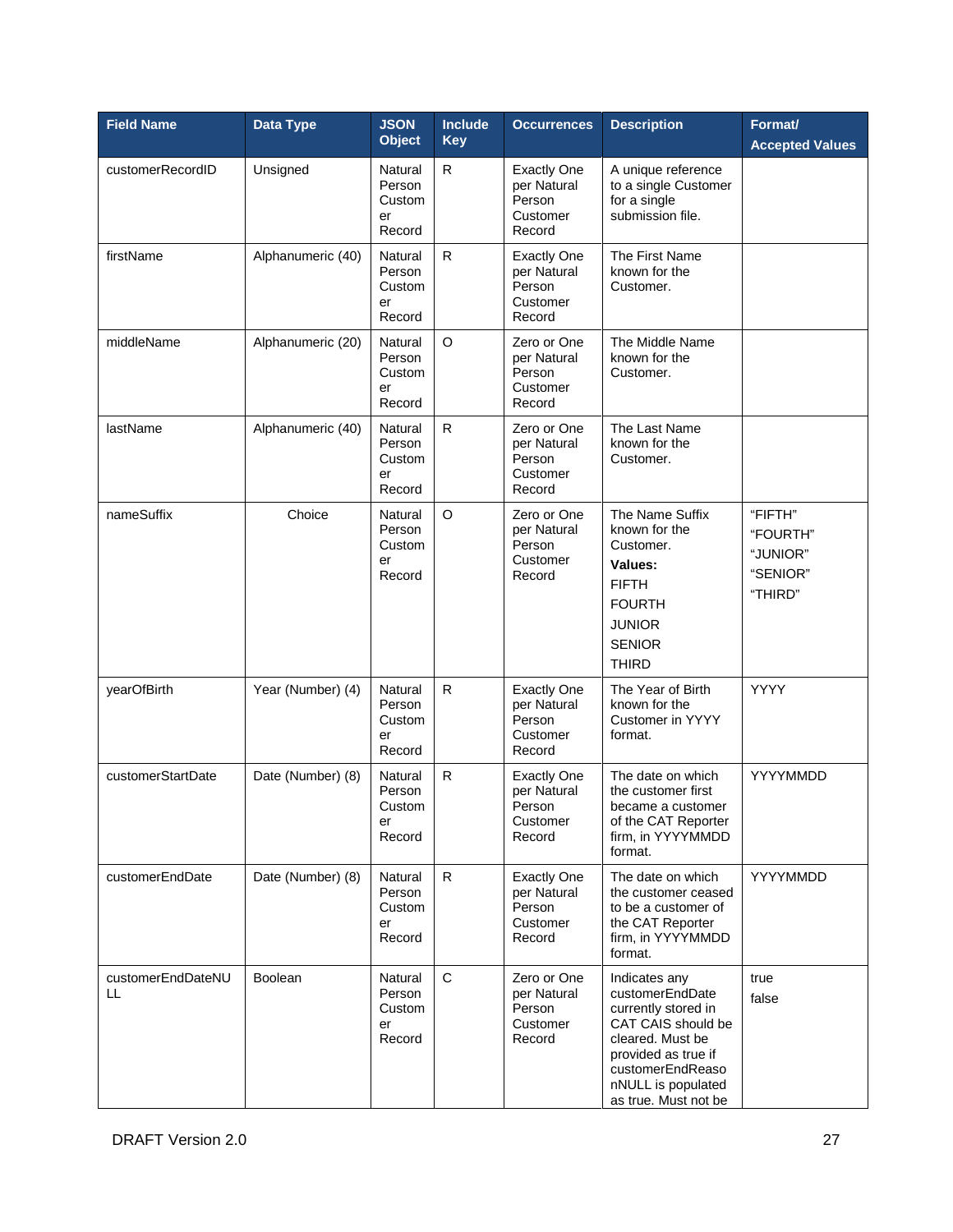| Field Name | Data Type | JSON Object | Include Key | Occurrences | Description | Format/ Accepted Values |
|---|---|---|---|---|---|---|
| customerRecordID | Unsigned | Natural Person Customer Record | R | Exactly One per Natural Person Customer Record | A unique reference to a single Customer for a single submission file. | |
| firstName | Alphanumeric (40) | Natural Person Customer Record | R | Exactly One per Natural Person Customer Record | The First Name known for the Customer. | |
| middleName | Alphanumeric (20) | Natural Person Customer Record | O | Zero or One per Natural Person Customer Record | The Middle Name known for the Customer. | |
| lastName | Alphanumeric (40) | Natural Person Customer Record | R | Zero or One per Natural Person Customer Record | The Last Name known for the Customer. | |
| nameSuffix | Choice | Natural Person Customer Record | O | Zero or One per Natural Person Customer Record | The Name Suffix known for the Customer. **Values:** FIFTH FOURTH JUNIOR SENIOR THIRD | "FIFTH" "FOURTH" "JUNIOR" "SENIOR" "THIRD" |
| yearOfBirth | Year (Number) (4) | Natural Person Customer Record | R | Exactly One per Natural Person Customer Record | The Year of Birth known for the Customer in YYYY format. | YYYY |
| customerStartDate | Date (Number) (8) | Natural Person Customer Record | R | Exactly One per Natural Person Customer Record | The date on which the customer first became a customer of the CAT Reporter firm, in YYYYMMDD format. | YYYYMMDD |
| customerEndDate | Date (Number) (8) | Natural Person Customer Record | R | Exactly One per Natural Person Customer Record | The date on which the customer ceased to be a customer of the CAT Reporter firm, in YYYYMMDD format. | YYYYMMDD |
| customerEndDateNULL | Boolean | Natural Person Customer Record | C | Zero or One per Natural Person Customer Record | Indicates any customerEndDate currently stored in CAT CAIS should be cleared. Must be provided as true if customerEndReasonNULL is populated as true. Must not be | true false |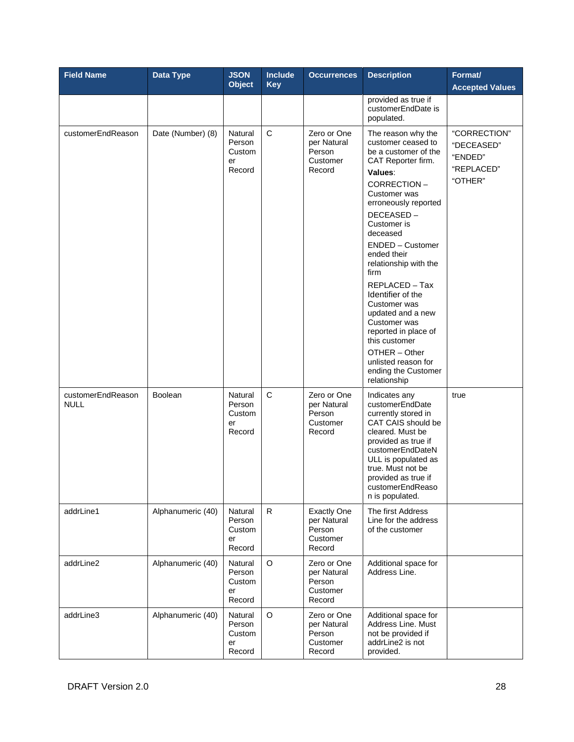| Field Name | Data Type | JSON Object | Include Key | Occurrences | Description | Format/ Accepted Values |
|---|---|---|---|---|---|---|
| | | | | | provided as true if customerEndDate is populated. | |
| customerEndReason | Date (Number) (8) | Natural Person Customer Record | C | Zero or One per Natural Person Customer Record | The reason why the customer ceased to be a customer of the CAT Reporter firm. **Values**: CORRECTION – Customer was erroneously reported DECEASED – Customer is deceased ENDED – Customer ended their relationship with the firm REPLACED – Tax Identifier of the Customer was updated and a new Customer was reported in place of this customer OTHER – Other unlisted reason for ending the Customer relationship | "CORRECTION" "DECEASED" "ENDED" "REPLACED" "OTHER" |
| customerEndReason NULL | Boolean | Natural Person Customer Record | C | Zero or One per Natural Person Customer Record | Indicates any customerEndDate currently stored in CAT CAIS should be cleared. Must be provided as true if customerEndDateNULL is populated as true. Must not be provided as true if customerEndReason is populated. | true |
| addrLine1 | Alphanumeric (40) | Natural Person Customer Record | R | Exactly One per Natural Person Customer Record | The first Address Line for the address of the customer | |
| addrLine2 | Alphanumeric (40) | Natural Person Customer Record | O | Zero or One per Natural Person Customer Record | Additional space for Address Line. | |
| addrLine3 | Alphanumeric (40) | Natural Person Customer Record | O | Zero or One per Natural Person Customer Record | Additional space for Address Line. Must not be provided if addrLine2 is not provided. | |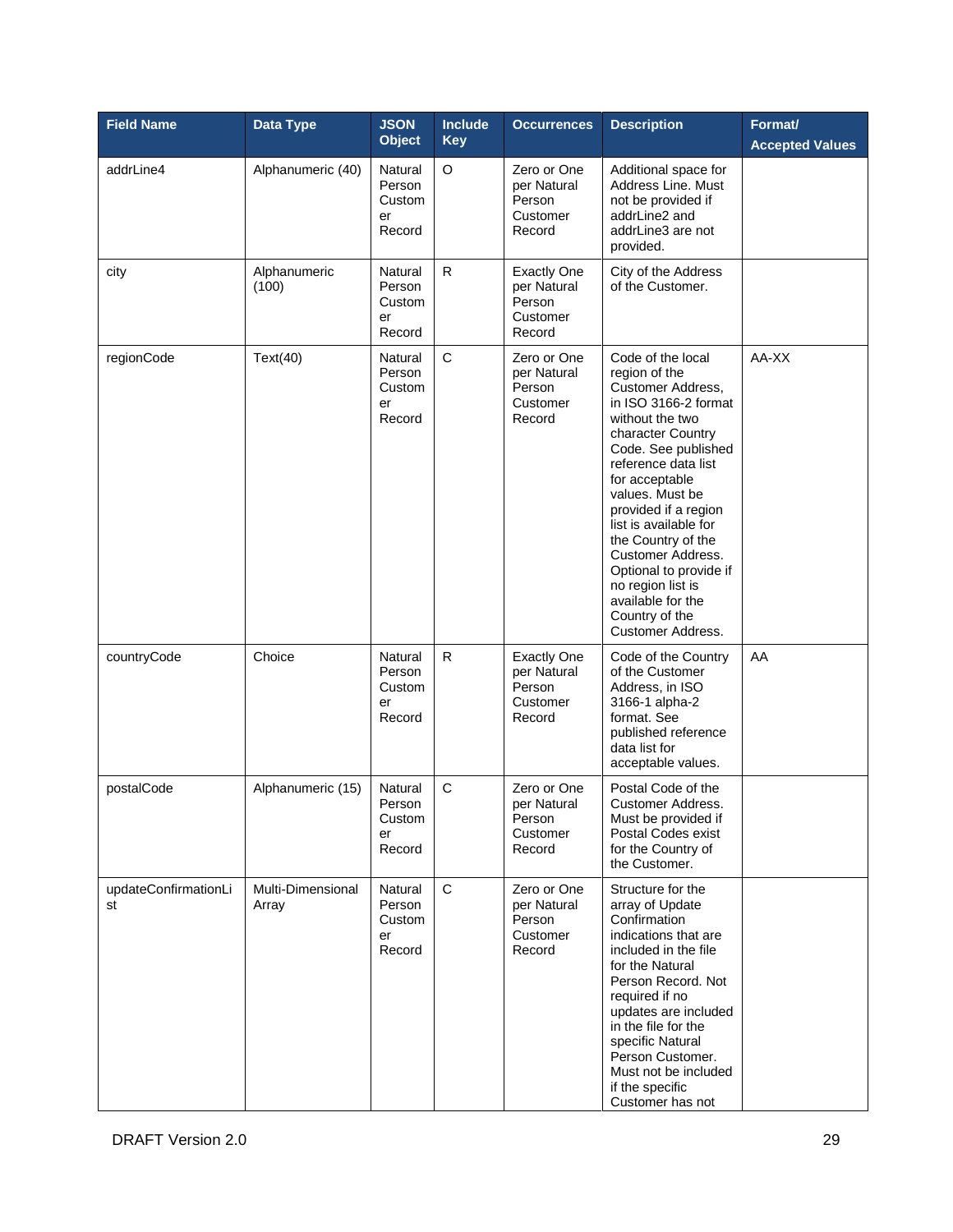| Field Name | Data Type | JSON Object | Include Key | Occurrences | Description | Format/ Accepted Values |
|---|---|---|---|---|---|---|
| addrLine4 | Alphanumeric (40) | Natural Person Customer Record | O | Zero or One per Natural Person Customer Record | Additional space for Address Line. Must not be provided if addrLine2 and addrLine3 are not provided. | |
| city | Alphanumeric (100) | Natural Person Customer Record | R | Exactly One per Natural Person Customer Record | City of the Address of the Customer. | |
| regionCode | Text(40) | Natural Person Customer Record | C | Zero or One per Natural Person Customer Record | Code of the local region of the Customer Address, in ISO 3166-2 format without the two character Country Code. See published reference data list for acceptable values. Must be provided if a region list is available for the Country of the Customer Address. Optional to provide if no region list is available for the Country of the Customer Address. | AA-XX |
| countryCode | Choice | Natural Person Customer Record | R | Exactly One per Natural Person Customer Record | Code of the Country of the Customer Address, in ISO 3166-1 alpha-2 format. See published reference data list for acceptable values. | AA |
| postalCode | Alphanumeric (15) | Natural Person Customer Record | C | Zero or One per Natural Person Customer Record | Postal Code of the Customer Address. Must be provided if Postal Codes exist for the Country of the Customer. | |
| updateConfirmationList | Multi-Dimensional Array | Natural Person Customer Record | C | Zero or One per Natural Person Customer Record | Structure for the array of Update Confirmation indications that are included in the file for the Natural Person Record. Not required if no updates are included in the file for the specific Natural Person Customer. Must not be included if the specific Customer has not | |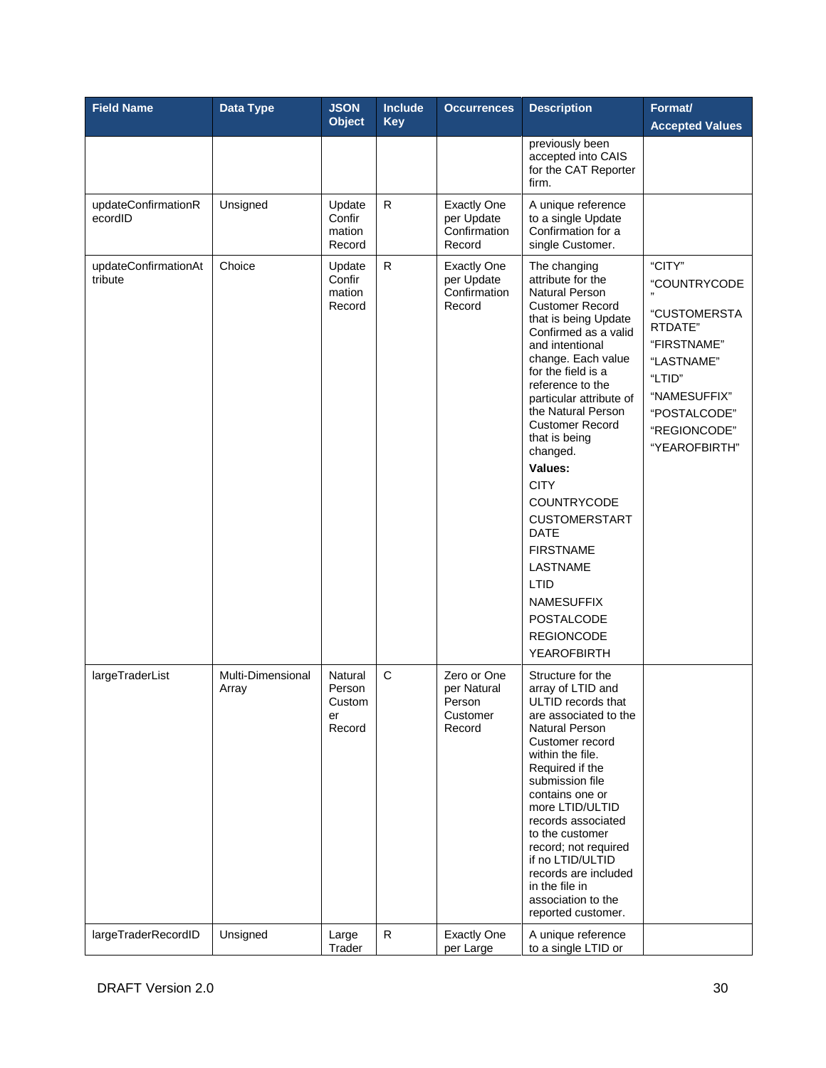| Field Name | Data Type | JSON Object | Include Key | Occurrences | Description | Format/ Accepted Values |
|---|---|---|---|---|---|---|
| | | | | | previously been accepted into CAIS for the CAT Reporter firm. | |
| updateConfirmationRecordID | Unsigned | Update Confirmation Record | R | Exactly One per Update Confirmation Record | A unique reference to a single Update Confirmation for a single Customer. | |
| updateConfirmationAttribute | Choice | Update Confirmation Record | R | Exactly One per Update Confirmation Record | The changing attribute for the Natural Person Customer Record that is being Update Confirmed as a valid and intentional change. Each value for the field is a reference to the particular attribute of the Natural Person Customer Record that is being changed. **Values:** CITY COUNTRYCODE CUSTOMERSTARTDATE FIRSTNAME LASTNAME LTID NAMESUFFIX POSTALCODE REGIONCODE YEAROFBIRTH | "CITY" "COUNTRYCODE" "CUSTOMERSTARTDATE" "FIRSTNAME" "LASTNAME" "LTID" "NAMESUFFIX" "POSTALCODE" "REGIONCODE" "YEAROFBIRTH" |
| largeTraderList | Multi-Dimensional Array | Natural Person Customer Record | C | Zero or One per Natural Person Customer Record | Structure for the array of LTID and ULTID records that are associated to the Natural Person Customer record within the file. Required if the submission file contains one or more LTID/ULTID records associated to the customer record; not required if no LTID/ULTID records are included in the file in association to the reported customer. | |
| largeTraderRecordID | Unsigned | Large Trader | R | Exactly One per Large | A unique reference to a single LTID or | |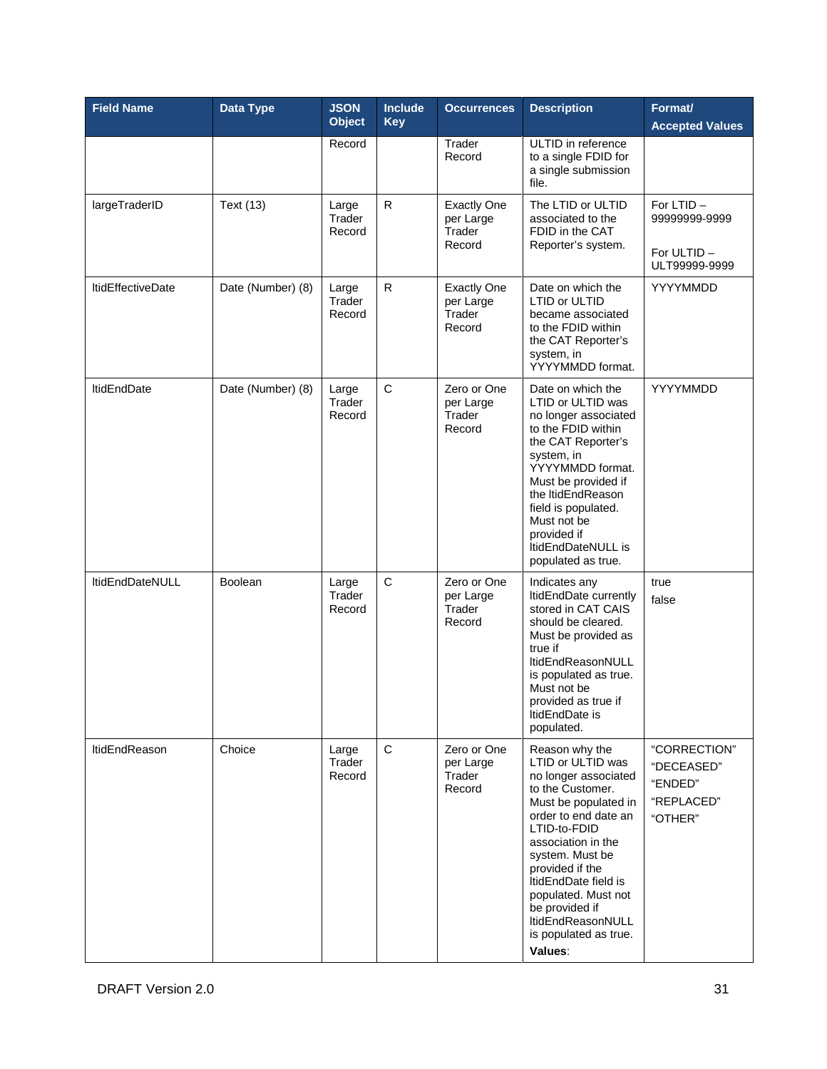| Field Name | Data Type | JSON Object | Include Key | Occurrences | Description | Format/ Accepted Values |
|---|---|---|---|---|---|---|
| | | Record | | Trader Record | ULTID in reference to a single FDID for a single submission file. | |
| largeTraderID | Text (13) | Large Trader Record | R | Exactly One per Large Trader Record | The LTID or ULTID associated to the FDID in the CAT Reporter's system. | For LTID – 99999999-9999<br><br>For ULTID – ULT99999-9999 |
| ltidEffectiveDate | Date (Number) (8) | Large Trader Record | R | Exactly One per Large Trader Record | Date on which the LTID or ULTID became associated to the FDID within the CAT Reporter's system, in YYYYMMDD format. | YYYYMMDD |
| ltidEndDate | Date (Number) (8) | Large Trader Record | C | Zero or One per Large Trader Record | Date on which the LTID or ULTID was no longer associated to the FDID within the CAT Reporter's system, in YYYYMMDD format. Must be provided if the ltidEndReason field is populated. Must not be provided if ltidEndDateNULL is populated as true. | YYYYMMDD |
| ltidEndDateNULL | Boolean | Large Trader Record | C | Zero or One per Large Trader Record | Indicates any ltidEndDate currently stored in CAT CAIS should be cleared. Must be provided as true if ltidEndReasonNULL is populated as true. Must not be provided as true if ltidEndDate is populated. | true<br>false |
| ltidEndReason | Choice | Large Trader Record | C | Zero or One per Large Trader Record | Reason why the LTID or ULTID was no longer associated to the Customer. Must be populated in order to end date an LTID-to-FDID association in the system. Must be provided if the ltidEndDate field is populated. Must not be provided if ltidEndReasonNULL is populated as true.<br>**Values**: | "CORRECTION"<br>"DECEASED"<br>"ENDED"<br>"REPLACED"<br>"OTHER" |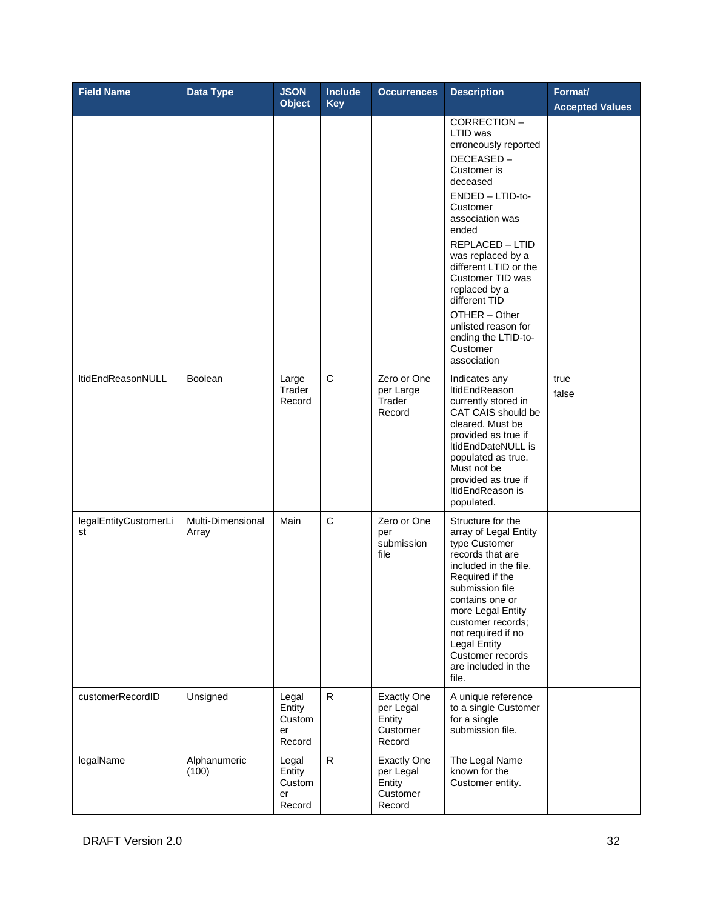| Field Name | Data Type | JSON Object | Include Key | Occurrences | Description | Format/ Accepted Values |
|---|---|---|---|---|---|---|
| | | | | | CORRECTION – LTID was erroneously reported<br>DECEASED – Customer is deceased<br>ENDED – LTID-to-Customer association was ended<br>REPLACED – LTID was replaced by a different LTID or the Customer TID was replaced by a different TID<br>OTHER – Other unlisted reason for ending the LTID-to-Customer association | |
| ltidEndReasonNULL | Boolean | Large Trader Record | C | Zero or One per Large Trader Record | Indicates any ltidEndReason currently stored in CAT CAIS should be cleared. Must be provided as true if ltidEndDateNULL is populated as true. Must not be provided as true if ltidEndReason is populated. | true<br>false |
| legalEntityCustomerList | Multi-Dimensional Array | Main | C | Zero or One per submission file | Structure for the array of Legal Entity type Customer records that are included in the file. Required if the submission file contains one or more Legal Entity customer records; not required if no Legal Entity Customer records are included in the file. | |
| customerRecordID | Unsigned | Legal Entity Customer Record | R | Exactly One per Legal Entity Customer Record | A unique reference to a single Customer for a single submission file. | |
| legalName | Alphanumeric (100) | Legal Entity Customer Record | R | Exactly One per Legal Entity Customer Record | The Legal Name known for the Customer entity. | |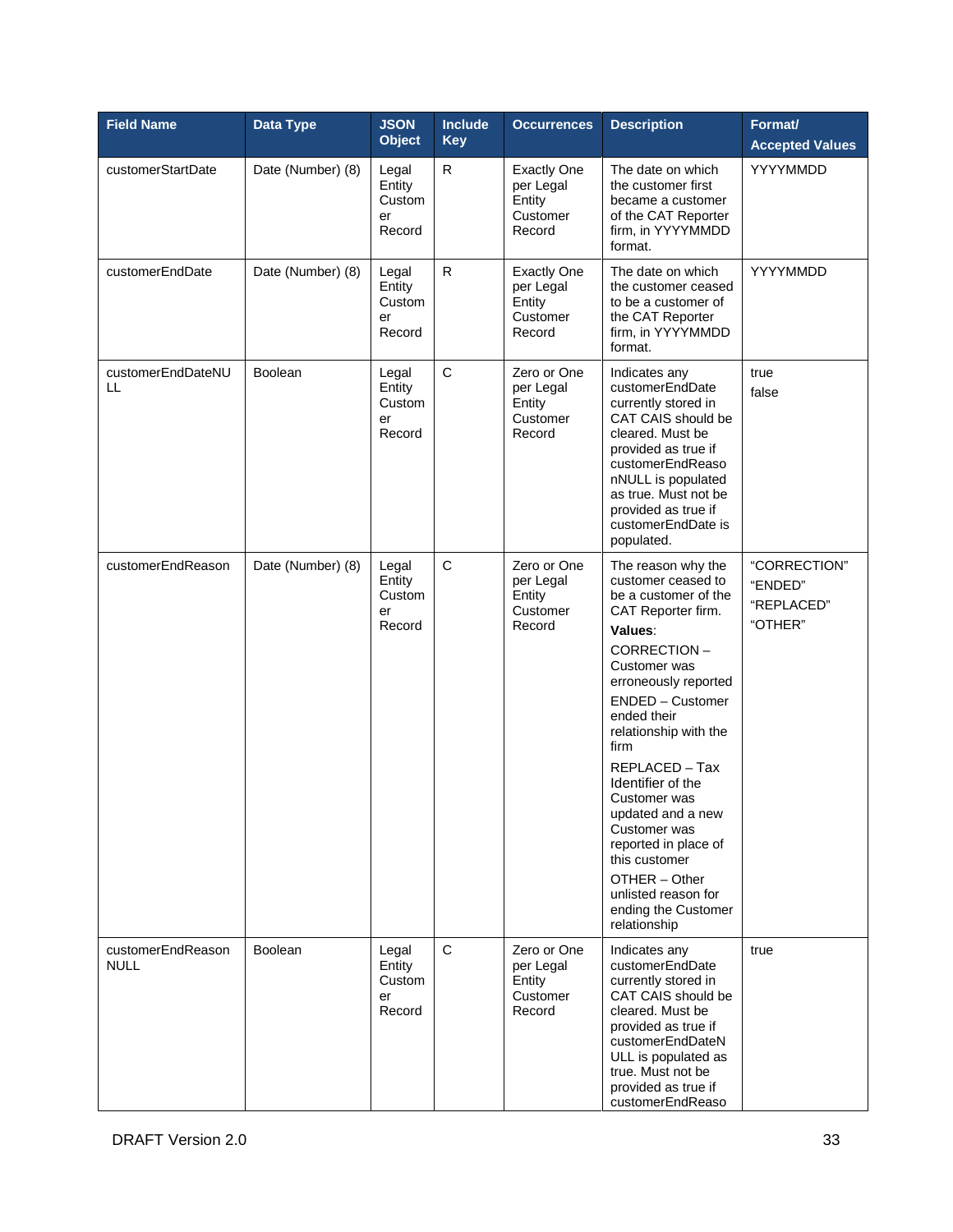| Field Name | Data Type | JSON Object | Include Key | Occurrences | Description | Format/ Accepted Values |
|---|---|---|---|---|---|---|
| customerStartDate | Date (Number) (8) | Legal Entity Customer Record | R | Exactly One per Legal Entity Customer Record | The date on which the customer first became a customer of the CAT Reporter firm, in YYYYMMDD format. | YYYYMMDD |
| customerEndDate | Date (Number) (8) | Legal Entity Customer Record | R | Exactly One per Legal Entity Customer Record | The date on which the customer ceased to be a customer of the CAT Reporter firm, in YYYYMMDD format. | YYYYMMDD |
| customerEndDateNULL | Boolean | Legal Entity Customer Record | C | Zero or One per Legal Entity Customer Record | Indicates any customerEndDate currently stored in CAT CAIS should be cleared. Must be provided as true if customerEndReasonNULL is populated as true. Must not be provided as true if customerEndDate is populated. | true<br>false |
| customerEndReason | Date (Number) (8) | Legal Entity Customer Record | C | Zero or One per Legal Entity Customer Record | The reason why the customer ceased to be a customer of the CAT Reporter firm.<br>**Values**:<br>CORRECTION – Customer was erroneously reported<br>ENDED – Customer ended their relationship with the firm<br>REPLACED – Tax Identifier of the Customer was updated and a new Customer was reported in place of this customer<br>OTHER – Other unlisted reason for ending the Customer relationship | “CORRECTION”<br>“ENDED”<br>“REPLACED”<br>“OTHER” |
| customerEndReasonNULL | Boolean | Legal Entity Customer Record | C | Zero or One per Legal Entity Customer Record | Indicates any customerEndDate currently stored in CAT CAIS should be cleared. Must be provided as true if customerEndDateNULL is populated as true. Must not be provided as true if customerEndReaso | true |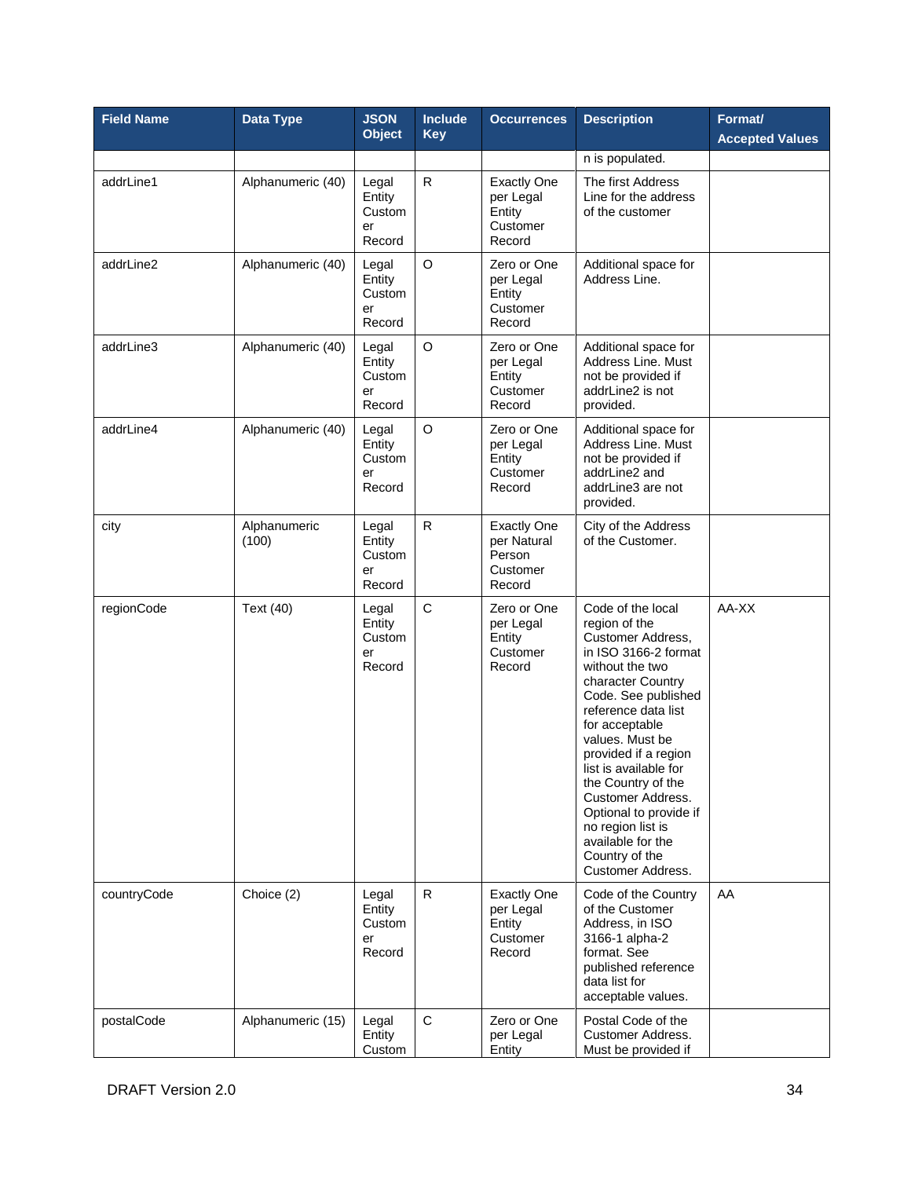| Field Name | Data Type | JSON Object | Include Key | Occurrences | Description | Format/ Accepted Values |
|---|---|---|---|---|---|---|
| | | | | | n is populated. | |
| addrLine1 | Alphanumeric (40) | Legal Entity Customer Record | R | Exactly One per Legal Entity Customer Record | The first Address Line for the address of the customer | |
| addrLine2 | Alphanumeric (40) | Legal Entity Customer Record | O | Zero or One per Legal Entity Customer Record | Additional space for Address Line. | |
| addrLine3 | Alphanumeric (40) | Legal Entity Customer Record | O | Zero or One per Legal Entity Customer Record | Additional space for Address Line. Must not be provided if addrLine2 is not provided. | |
| addrLine4 | Alphanumeric (40) | Legal Entity Customer Record | O | Zero or One per Legal Entity Customer Record | Additional space for Address Line. Must not be provided if addrLine2 and addrLine3 are not provided. | |
| city | Alphanumeric (100) | Legal Entity Customer Record | R | Exactly One per Natural Person Customer Record | City of the Address of the Customer. | |
| regionCode | Text (40) | Legal Entity Customer Record | C | Zero or One per Legal Entity Customer Record | Code of the local region of the Customer Address, in ISO 3166-2 format without the two character Country Code. See published reference data list for acceptable values. Must be provided if a region list is available for the Country of the Customer Address. Optional to provide if no region list is available for the Country of the Customer Address. | AA-XX |
| countryCode | Choice (2) | Legal Entity Customer Record | R | Exactly One per Legal Entity Customer Record | Code of the Country of the Customer Address, in ISO 3166-1 alpha-2 format. See published reference data list for acceptable values. | AA |
| postalCode | Alphanumeric (15) | Legal Entity Custom | C | Zero or One per Legal Entity | Postal Code of the Customer Address. Must be provided if | |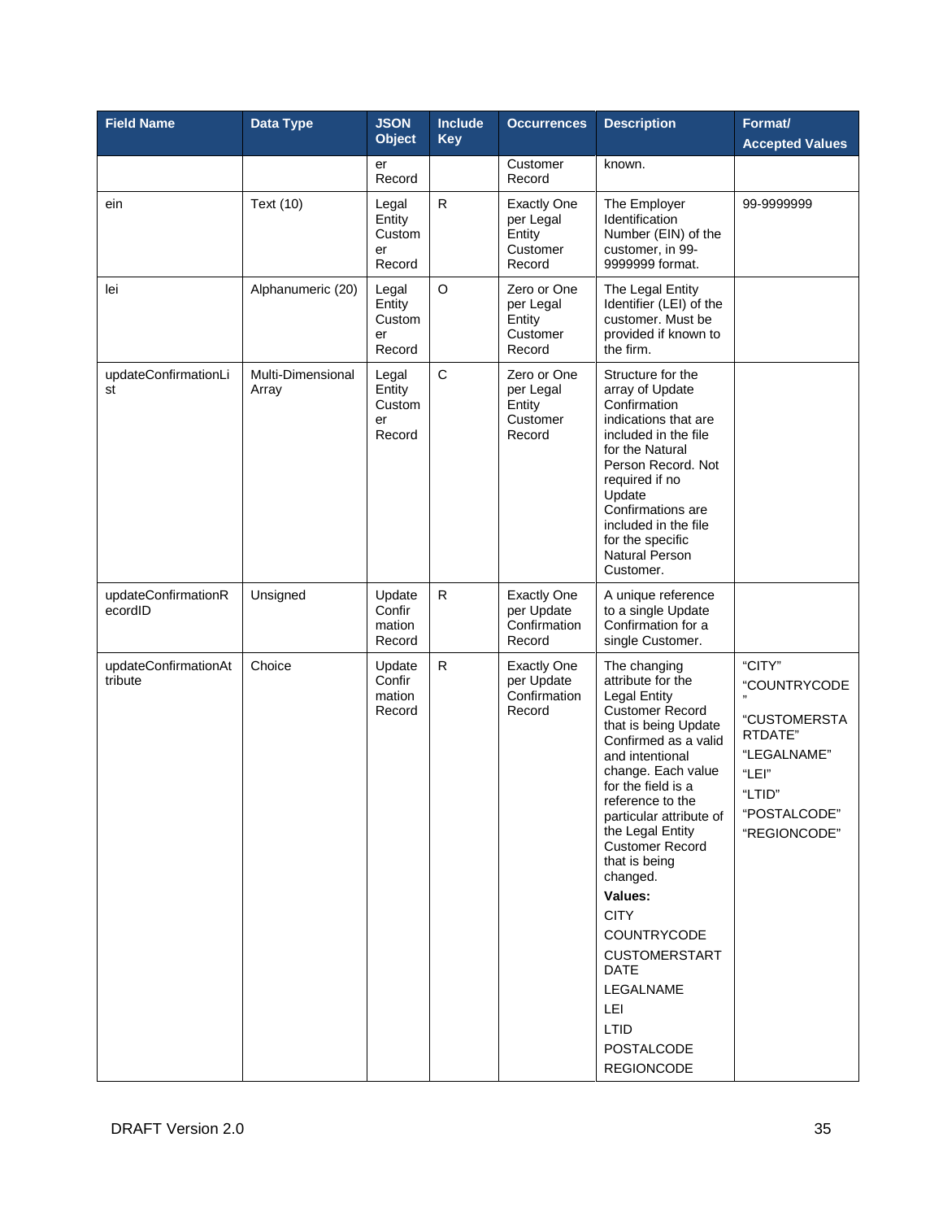| Field Name | Data Type | JSON Object | Include Key | Occurrences | Description | Format/ Accepted Values |
|---|---|---|---|---|---|---|
| | | er Record | | Customer Record | known. | |
| ein | Text (10) | Legal Entity Customer Record | R | Exactly One per Legal Entity Customer Record | The Employer Identification Number (EIN) of the customer, in 99-9999999 format. | 99-9999999 |
| lei | Alphanumeric (20) | Legal Entity Customer Record | O | Zero or One per Legal Entity Customer Record | The Legal Entity Identifier (LEI) of the customer. Must be provided if known to the firm. | |
| updateConfirmationList | Multi-Dimensional Array | Legal Entity Customer Record | C | Zero or One per Legal Entity Customer Record | Structure for the array of Update Confirmation indications that are included in the file for the Natural Person Record. Not required if no Update Confirmations are included in the file for the specific Natural Person Customer. | |
| updateConfirmationRecordID | Unsigned | Update Confirmation Record | R | Exactly One per Update Confirmation Record | A unique reference to a single Update Confirmation for a single Customer. | |
| updateConfirmationAttribute | Choice | Update Confirmation Record | R | Exactly One per Update Confirmation Record | The changing attribute for the Legal Entity Customer Record that is being Update Confirmed as a valid and intentional change. Each value for the field is a reference to the particular attribute of the Legal Entity Customer Record that is being changed.<br>**Values:**<br>CITY<br>COUNTRYCODE<br>CUSTOMERSTARTDATE<br>LEGALNAME<br>LEI<br>LTID<br>POSTALCODE<br>REGIONCODE | "CITY"<br>"COUNTRYCODE"<br>"CUSTOMERSTARTDATE"<br>"LEGALNAME"<br>"LEI"<br>"LTID"<br>"POSTALCODE"<br>"REGIONCODE" |

DRAFT Version 2.0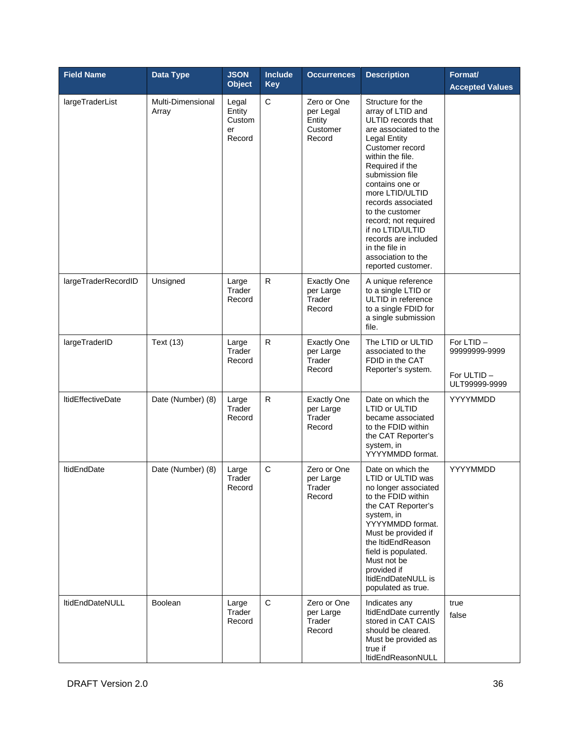| Field Name | Data Type | JSON Object | Include Key | Occurrences | Description | Format/ Accepted Values |
|---|---|---|---|---|---|---|
| largeTraderList | Multi-Dimensional Array | Legal Entity Customer Record | C | Zero or One per Legal Entity Customer Record | Structure for the array of LTID and ULTID records that are associated to the Legal Entity Customer record within the file. Required if the submission file contains one or more LTID/ULTID records associated to the customer record; not required if no LTID/ULTID records are included in the file in association to the reported customer. | |
| largeTraderRecordID | Unsigned | Large Trader Record | R | Exactly One per Large Trader Record | A unique reference to a single LTID or ULTID in reference to a single FDID for a single submission file. | |
| largeTraderID | Text (13) | Large Trader Record | R | Exactly One per Large Trader Record | The LTID or ULTID associated to the FDID in the CAT Reporter's system. | For LTID – 99999999-9999<br><br>For ULTID – ULT99999-9999 |
| ltidEffectiveDate | Date (Number) (8) | Large Trader Record | R | Exactly One per Large Trader Record | Date on which the LTID or ULTID became associated to the FDID within the CAT Reporter's system, in YYYYMMDD format. | YYYYMMDD |
| ltidEndDate | Date (Number) (8) | Large Trader Record | C | Zero or One per Large Trader Record | Date on which the LTID or ULTID was no longer associated to the FDID within the CAT Reporter's system, in YYYYMMDD format. Must be provided if the ltidEndReason field is populated. Must not be provided if ltidEndDateNULL is populated as true. | YYYYMMDD |
| ltidEndDateNULL | Boolean | Large Trader Record | C | Zero or One per Large Trader Record | Indicates any ltidEndDate currently stored in CAT CAIS should be cleared. Must be provided as true if ltidEndReasonNULL | true<br>false |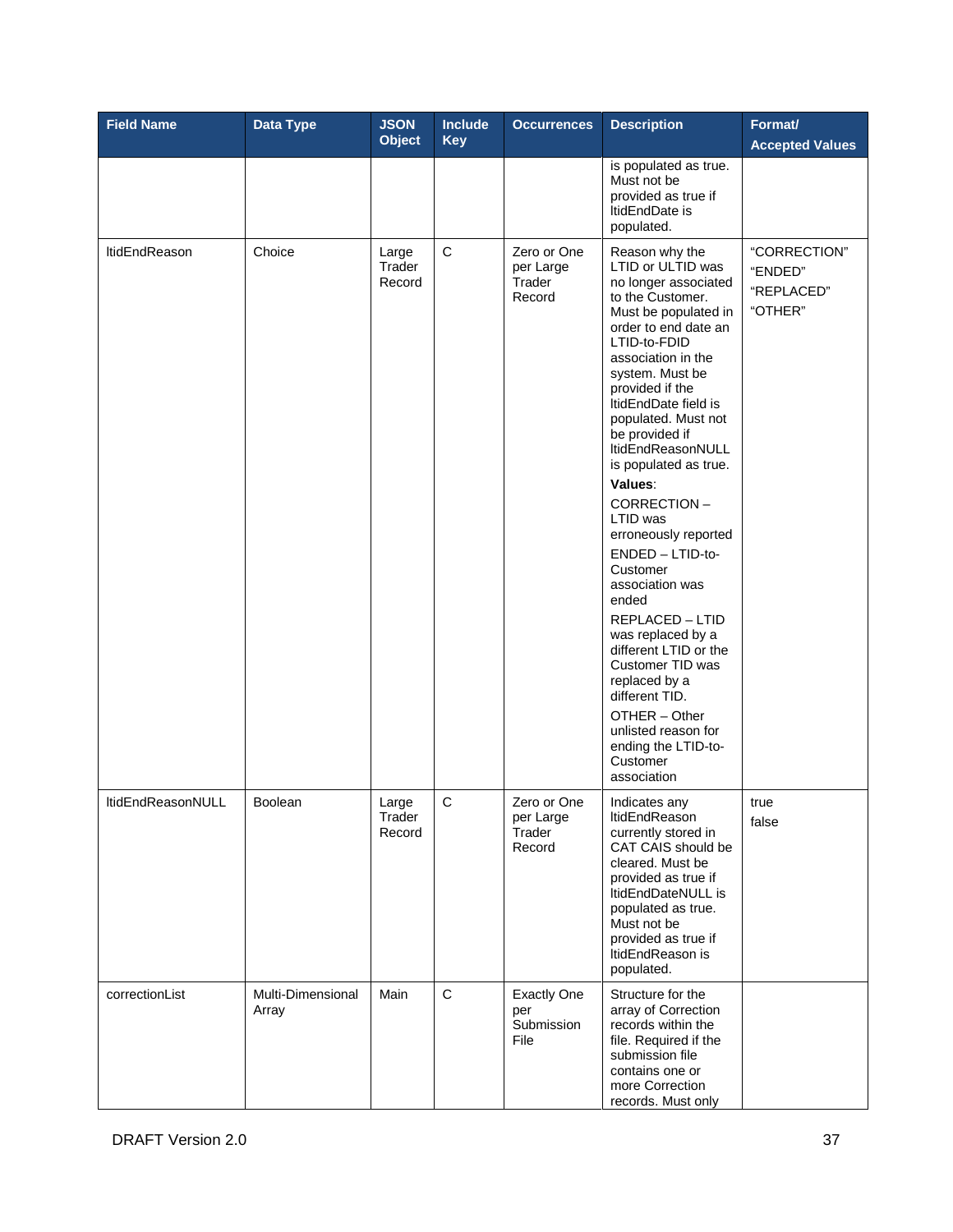| Field Name | Data Type | JSON Object | Include Key | Occurrences | Description | Format/ Accepted Values |
|---|---|---|---|---|---|---|
| | | | | | is populated as true. Must not be provided as true if ltidEndDate is populated. | |
| ltidEndReason | Choice | Large Trader Record | C | Zero or One per Large Trader Record | Reason why the LTID or ULTID was no longer associated to the Customer. Must be populated in order to end date an LTID-to-FDID association in the system. Must be provided if the ltidEndDate field is populated. Must not be provided if ltidEndReasonNULL is populated as true. **Values**: CORRECTION – LTID was erroneously reported ENDED – LTID-to-Customer association was ended REPLACED – LTID was replaced by a different LTID or the Customer TID was replaced by a different TID. OTHER – Other unlisted reason for ending the LTID-to-Customer association | "CORRECTION" "ENDED" "REPLACED" "OTHER" |
| ltidEndReasonNULL | Boolean | Large Trader Record | C | Zero or One per Large Trader Record | Indicates any ltidEndReason currently stored in CAT CAIS should be cleared. Must be provided as true if ltidEndDateNULL is populated as true. Must not be provided as true if ltidEndReason is populated. | true false |
| correctionList | Multi-Dimensional Array | Main | C | Exactly One per Submission File | Structure for the array of Correction records within the file. Required if the submission file contains one or more Correction records. Must only | |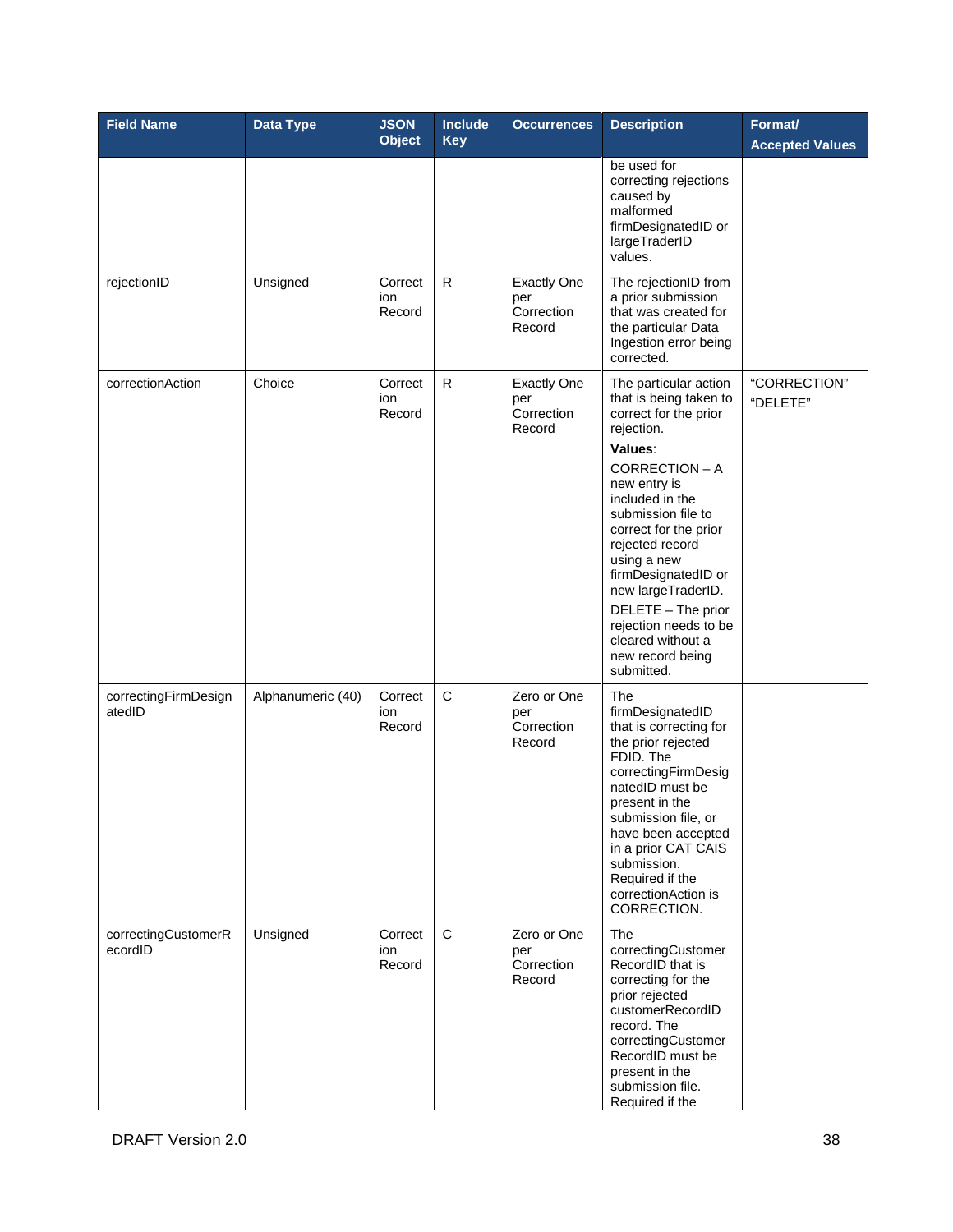| Field Name | Data Type | JSON Object | Include Key | Occurrences | Description | Format/ Accepted Values |
|---|---|---|---|---|---|---|
| | | | | | be used for correcting rejections caused by malformed firmDesignatedID or largeTraderID values. | |
| rejectionID | Unsigned | Correction Record | R | Exactly One per Correction Record | The rejectionID from a prior submission that was created for the particular Data Ingestion error being corrected. | |
| correctionAction | Choice | Correction Record | R | Exactly One per Correction Record | The particular action that is being taken to correct for the prior rejection. **Values**: CORRECTION – A new entry is included in the submission file to correct for the prior rejected record using a new firmDesignatedID or new largeTraderID. DELETE – The prior rejection needs to be cleared without a new record being submitted. | "CORRECTION" "DELETE" |
| correctingFirmDesignatedID | Alphanumeric (40) | Correction Record | C | Zero or One per Correction Record | The firmDesignatedID that is correcting for the prior rejected FDID. The correctingFirmDesignatedID must be present in the submission file, or have been accepted in a prior CAT CAIS submission. Required if the correctionAction is CORRECTION. | |
| correctingCustomerRecordID | Unsigned | Correction Record | C | Zero or One per Correction Record | The correctingCustomerRecordID that is correcting for the prior rejected customerRecordID record. The correctingCustomerRecordID must be present in the submission file. Required if the | |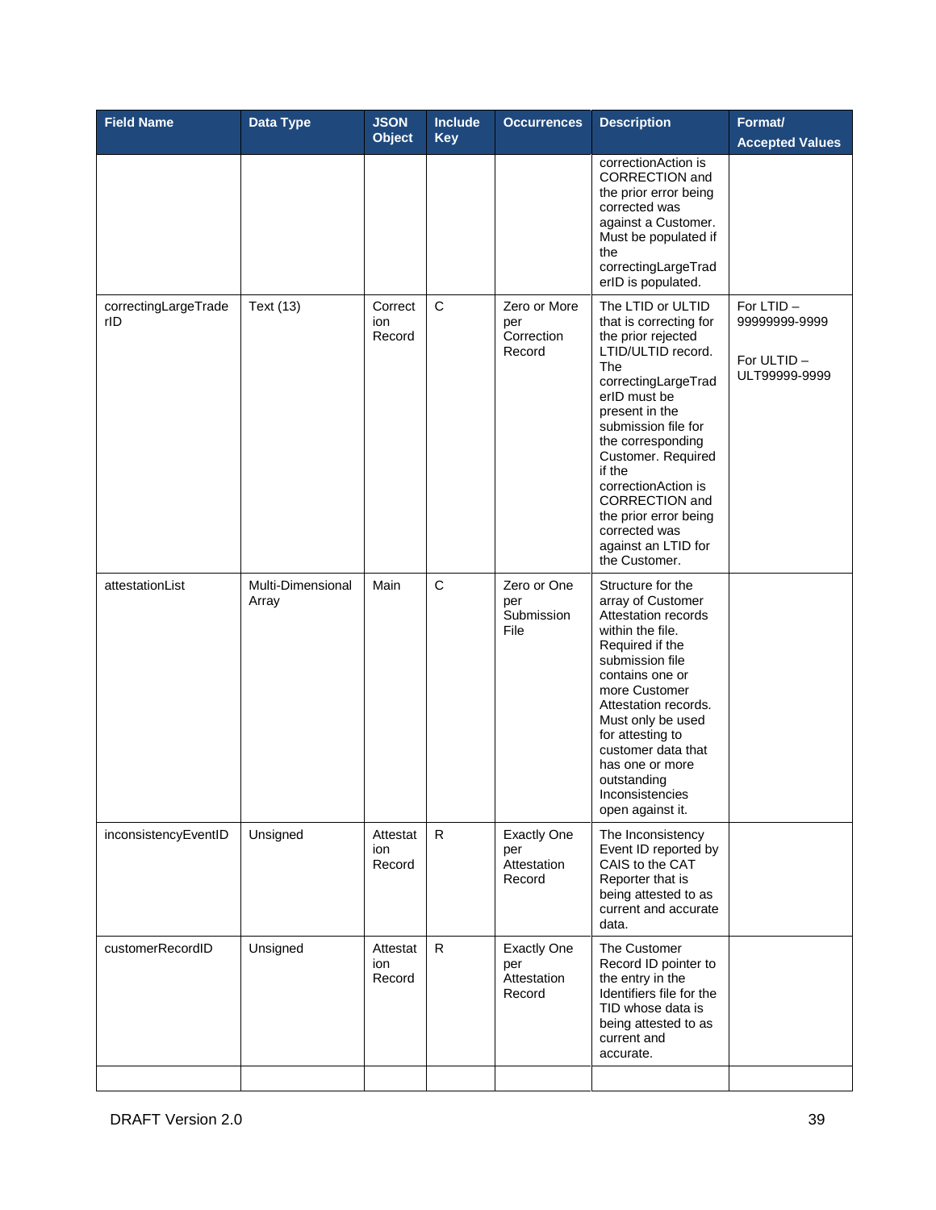| Field Name | Data Type | JSON Object | Include Key | Occurrences | Description | Format/ Accepted Values |
|---|---|---|---|---|---|---|
| | | | | | correctionAction is CORRECTION and the prior error being corrected was against a Customer. Must be populated if the correctingLargeTraderID is populated. | |
| correctingLargeTraderID | Text (13) | Correction Record | C | Zero or More per Correction Record | The LTID or ULTID that is correcting for the prior rejected LTID/ULTID record. The correctingLargeTraderID must be present in the submission file for the corresponding Customer. Required if the correctionAction is CORRECTION and the prior error being corrected was against an LTID for the Customer. | For LTID – 99999999-9999<br><br>For ULTID – ULT99999-9999 |
| attestationList | Multi-Dimensional Array | Main | C | Zero or One per Submission File | Structure for the array of Customer Attestation records within the file. Required if the submission file contains one or more Customer Attestation records. Must only be used for attesting to customer data that has one or more outstanding Inconsistencies open against it. | |
| inconsistencyEventID | Unsigned | Attestation Record | R | Exactly One per Attestation Record | The Inconsistency Event ID reported by CAIS to the CAT Reporter that is being attested to as current and accurate data. | |
| customerRecordID | Unsigned | Attestation Record | R | Exactly One per Attestation Record | The Customer Record ID pointer to the entry in the Identifiers file for the TID whose data is being attested to as current and accurate. | |
| | | | | | | |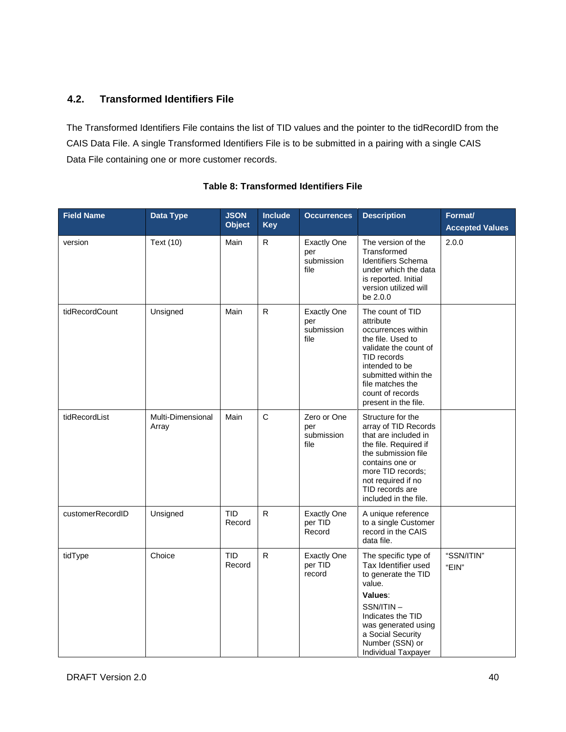## 4.2. Transformed Identifiers File

The Transformed Identifiers File contains the list of TID values and the pointer to the tidRecordID from the CAIS Data File. A single Transformed Identifiers File is to be submitted in a pairing with a single CAIS Data File containing one or more customer records.

**Table 8: Transformed Identifiers File**

| Field Name | Data Type | JSON Object | Include Key | Occurrences | Description | Format/ Accepted Values |
|---|---|---|---|---|---|---|
| version | Text (10) | Main | R | Exactly One per submission file | The version of the Transformed Identifiers Schema under which the data is reported. Initial version utilized will be 2.0.0 | 2.0.0 |
| tidRecordCount | Unsigned | Main | R | Exactly One per submission file | The count of TID attribute occurrences within the file. Used to validate the count of TID records intended to be submitted within the file matches the count of records present in the file. | |
| tidRecordList | Multi-Dimensional Array | Main | C | Zero or One per submission file | Structure for the array of TID Records that are included in the file. Required if the submission file contains one or more TID records; not required if no TID records are included in the file. | |
| customerRecordID | Unsigned | TID Record | R | Exactly One per TID Record | A unique reference to a single Customer record in the CAIS data file. | |
| tidType | Choice | TID Record | R | Exactly One per TID record | The specific type of Tax Identifier used to generate the TID value. **Values**: SSN/ITIN – Indicates the TID was generated using a Social Security Number (SSN) or Individual Taxpayer | "SSN/ITIN" "EIN" |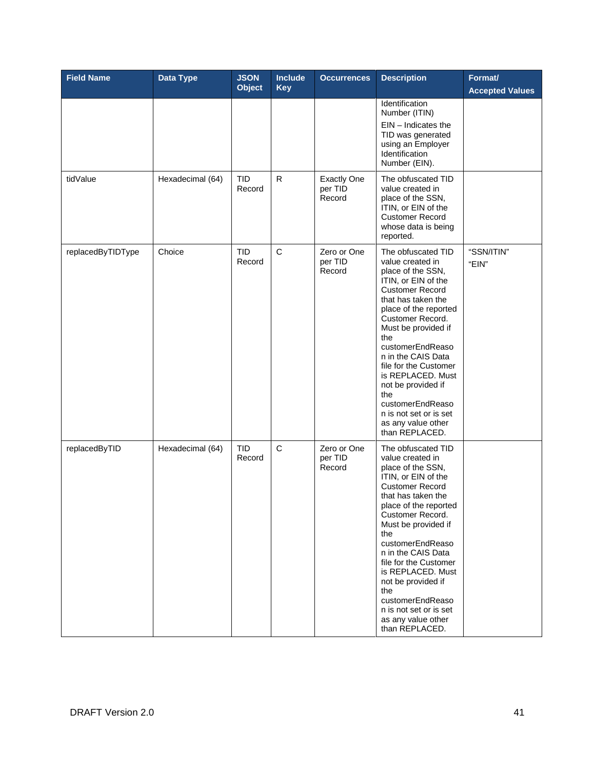| Field Name | Data Type | JSON Object | Include Key | Occurrences | Description | Format/ Accepted Values |
|---|---|---|---|---|---|---|
| | | | | | Identification Number (ITIN) EIN – Indicates the TID was generated using an Employer Identification Number (EIN). | |
| tidValue | Hexadecimal (64) | TID Record | R | Exactly One per TID Record | The obfuscated TID value created in place of the SSN, ITIN, or EIN of the Customer Record whose data is being reported. | |
| replacedByTIDType | Choice | TID Record | C | Zero or One per TID Record | The obfuscated TID value created in place of the SSN, ITIN, or EIN of the Customer Record that has taken the place of the reported Customer Record. Must be provided if the customerEndReason in the CAIS Data file for the Customer is REPLACED. Must not be provided if the customerEndReason is not set or is set as any value other than REPLACED. | "SSN/ITIN" "EIN" |
| replacedByTID | Hexadecimal (64) | TID Record | C | Zero or One per TID Record | The obfuscated TID value created in place of the SSN, ITIN, or EIN of the Customer Record that has taken the place of the reported Customer Record. Must be provided if the customerEndReason in the CAIS Data file for the Customer is REPLACED. Must not be provided if the customerEndReason is not set or is set as any value other than REPLACED. | |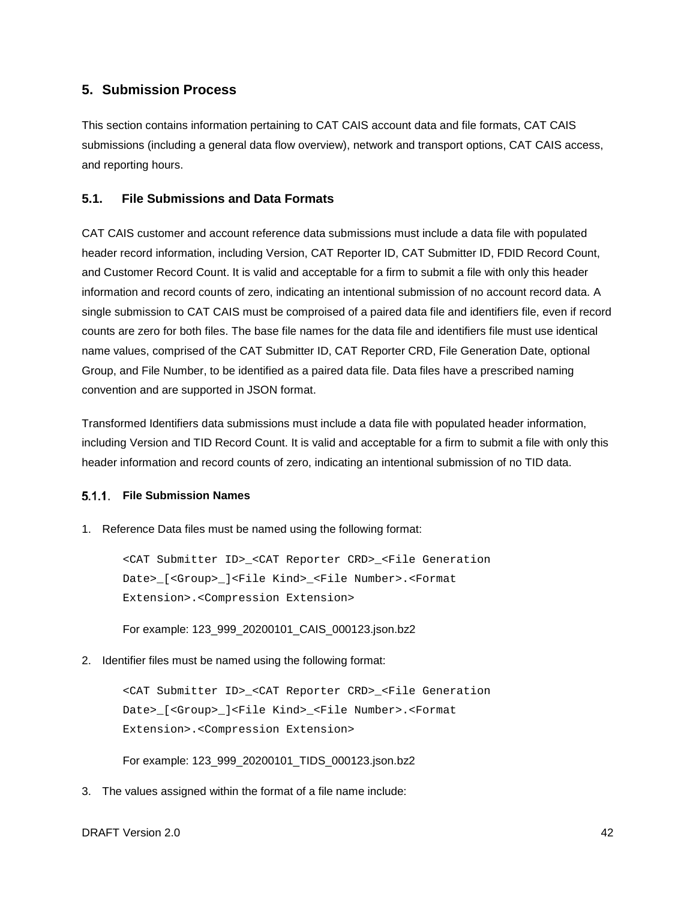# 5. Submission Process

This section contains information pertaining to CAT CAIS account data and file formats, CAT CAIS submissions (including a general data flow overview), network and transport options, CAT CAIS access, and reporting hours.

## 5.1. File Submissions and Data Formats

CAT CAIS customer and account reference data submissions must include a data file with populated header record information, including Version, CAT Reporter ID, CAT Submitter ID, FDID Record Count, and Customer Record Count. It is valid and acceptable for a firm to submit a file with only this header information and record counts of zero, indicating an intentional submission of no account record data. A single submission to CAT CAIS must be comproised of a paired data file and identifiers file, even if record counts are zero for both files. The base file names for the data file and identifiers file must use identical name values, comprised of the CAT Submitter ID, CAT Reporter CRD, File Generation Date, optional Group, and File Number, to be identified as a paired data file. Data files have a prescribed naming convention and are supported in JSON format.

Transformed Identifiers data submissions must include a data file with populated header information, including Version and TID Record Count. It is valid and acceptable for a firm to submit a file with only this header information and record counts of zero, indicating an intentional submission of no TID data.

### 5.1.1. File Submission Names

1. Reference Data files must be named using the following format:

   ```
   <CAT Submitter ID>_<CAT Reporter CRD>_<File Generation
   Date>_[<Group>_]<File Kind>_<File Number>.<Format
   Extension>.<Compression Extension>
   ```

   For example: 123_999_20200101_CAIS_000123.json.bz2

2. Identifier files must be named using the following format:

   ```
   <CAT Submitter ID>_<CAT Reporter CRD>_<File Generation
   Date>_[<Group>_]<File Kind>_<File Number>.<Format
   Extension>.<Compression Extension>
   ```

   For example: 123_999_20200101_TIDS_000123.json.bz2

3. The values assigned within the format of a file name include: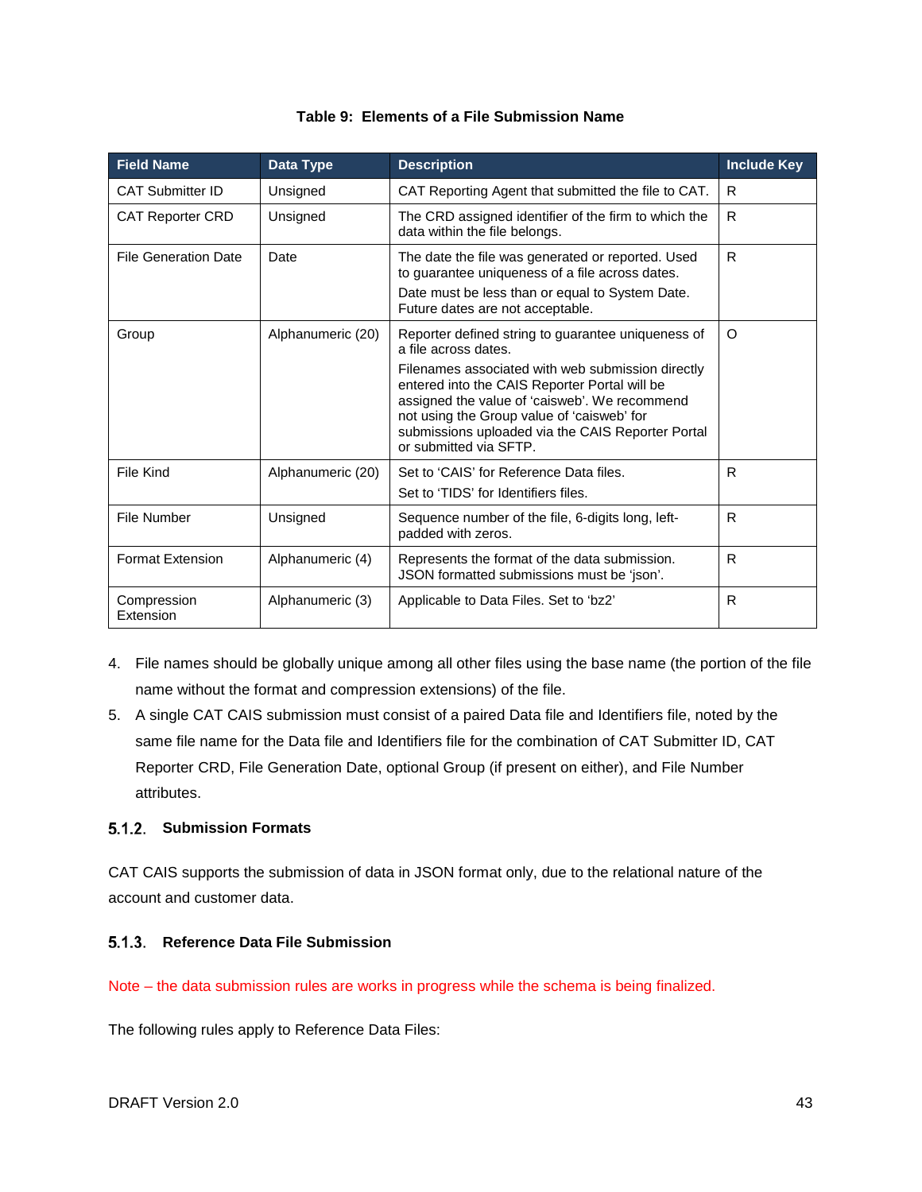**Table 9: Elements of a File Submission Name**

| Field Name | Data Type | Description | Include Key |
|---|---|---|---|
| CAT Submitter ID | Unsigned | CAT Reporting Agent that submitted the file to CAT. | R |
| CAT Reporter CRD | Unsigned | The CRD assigned identifier of the firm to which the data within the file belongs. | R |
| File Generation Date | Date | The date the file was generated or reported. Used to guarantee uniqueness of a file across dates.<br>Date must be less than or equal to System Date. Future dates are not acceptable. | R |
| Group | Alphanumeric (20) | Reporter defined string to guarantee uniqueness of a file across dates.<br>Filenames associated with web submission directly entered into the CAIS Reporter Portal will be assigned the value of 'caisweb'. We recommend not using the Group value of 'caisweb' for submissions uploaded via the CAIS Reporter Portal or submitted via SFTP. | O |
| File Kind | Alphanumeric (20) | Set to 'CAIS' for Reference Data files.<br>Set to 'TIDS' for Identifiers files. | R |
| File Number | Unsigned | Sequence number of the file, 6-digits long, left-padded with zeros. | R |
| Format Extension | Alphanumeric (4) | Represents the format of the data submission. JSON formatted submissions must be 'json'. | R |
| Compression Extension | Alphanumeric (3) | Applicable to Data Files. Set to 'bz2' | R |

4. File names should be globally unique among all other files using the base name (the portion of the file name without the format and compression extensions) of the file.
5. A single CAT CAIS submission must consist of a paired Data file and Identifiers file, noted by the same file name for the Data file and Identifiers file for the combination of CAT Submitter ID, CAT Reporter CRD, File Generation Date, optional Group (if present on either), and File Number attributes.

### 5.1.2. Submission Formats

CAT CAIS supports the submission of data in JSON format only, due to the relational nature of the account and customer data.

### 5.1.3. Reference Data File Submission

Note – the data submission rules are works in progress while the schema is being finalized.

The following rules apply to Reference Data Files: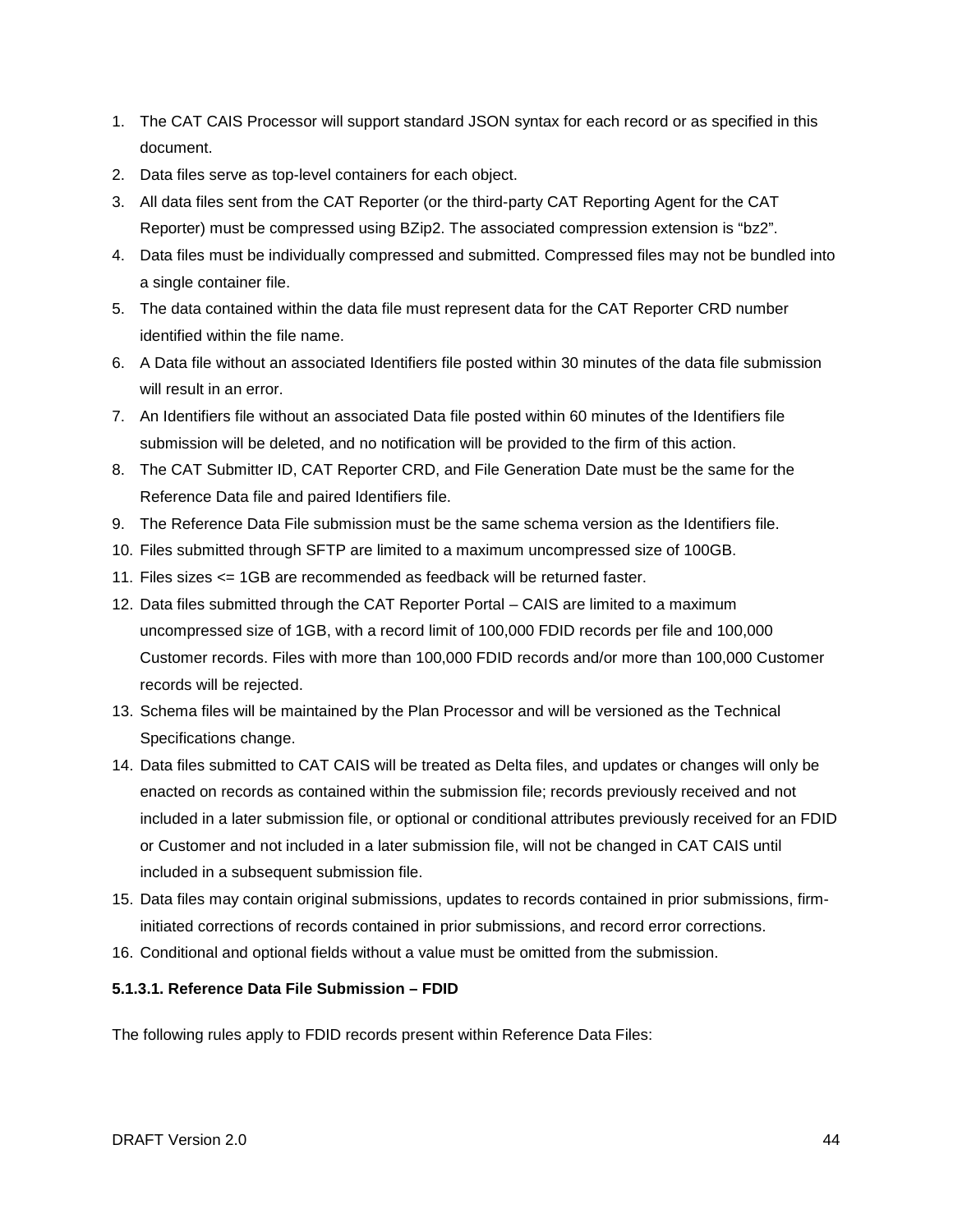1. The CAT CAIS Processor will support standard JSON syntax for each record or as specified in this document.
2. Data files serve as top-level containers for each object.
3. All data files sent from the CAT Reporter (or the third-party CAT Reporting Agent for the CAT Reporter) must be compressed using BZip2. The associated compression extension is "bz2".
4. Data files must be individually compressed and submitted. Compressed files may not be bundled into a single container file.
5. The data contained within the data file must represent data for the CAT Reporter CRD number identified within the file name.
6. A Data file without an associated Identifiers file posted within 30 minutes of the data file submission will result in an error.
7. An Identifiers file without an associated Data file posted within 60 minutes of the Identifiers file submission will be deleted, and no notification will be provided to the firm of this action.
8. The CAT Submitter ID, CAT Reporter CRD, and File Generation Date must be the same for the Reference Data file and paired Identifiers file.
9. The Reference Data File submission must be the same schema version as the Identifiers file.
10. Files submitted through SFTP are limited to a maximum uncompressed size of 100GB.
11. Files sizes <= 1GB are recommended as feedback will be returned faster.
12. Data files submitted through the CAT Reporter Portal – CAIS are limited to a maximum uncompressed size of 1GB, with a record limit of 100,000 FDID records per file and 100,000 Customer records. Files with more than 100,000 FDID records and/or more than 100,000 Customer records will be rejected.
13. Schema files will be maintained by the Plan Processor and will be versioned as the Technical Specifications change.
14. Data files submitted to CAT CAIS will be treated as Delta files, and updates or changes will only be enacted on records as contained within the submission file; records previously received and not included in a later submission file, or optional or conditional attributes previously received for an FDID or Customer and not included in a later submission file, will not be changed in CAT CAIS until included in a subsequent submission file.
15. Data files may contain original submissions, updates to records contained in prior submissions, firm-initiated corrections of records contained in prior submissions, and record error corrections.
16. Conditional and optional fields without a value must be omitted from the submission.

#### 5.1.3.1. Reference Data File Submission – FDID

The following rules apply to FDID records present within Reference Data Files: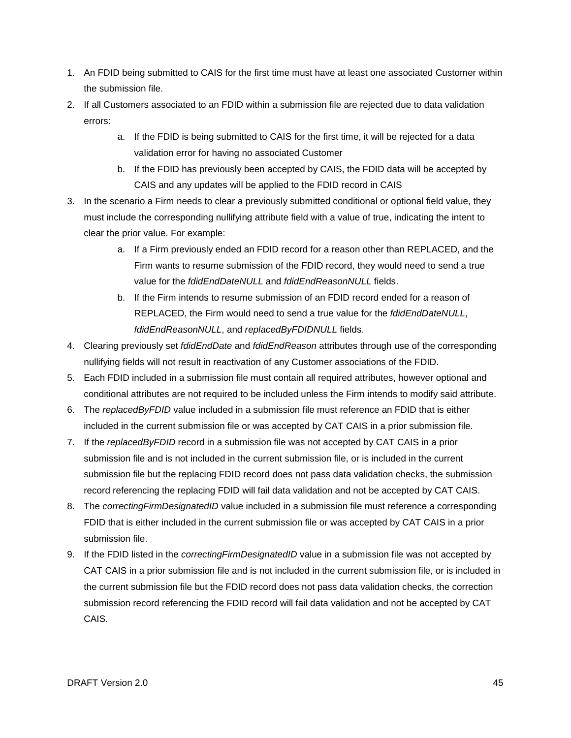1. An FDID being submitted to CAIS for the first time must have at least one associated Customer within the submission file.
2. If all Customers associated to an FDID within a submission file are rejected due to data validation errors:
    a. If the FDID is being submitted to CAIS for the first time, it will be rejected for a data validation error for having no associated Customer
    b. If the FDID has previously been accepted by CAIS, the FDID data will be accepted by CAIS and any updates will be applied to the FDID record in CAIS
3. In the scenario a Firm needs to clear a previously submitted conditional or optional field value, they must include the corresponding nullifying attribute field with a value of true, indicating the intent to clear the prior value. For example:
    a. If a Firm previously ended an FDID record for a reason other than REPLACED, and the Firm wants to resume submission of the FDID record, they would need to send a true value for the *fdidEndDateNULL* and *fdidEndReasonNULL* fields.
    b. If the Firm intends to resume submission of an FDID record ended for a reason of REPLACED, the Firm would need to send a true value for the *fdidEndDateNULL*, *fdidEndReasonNULL*, and *replacedByFDIDNULL* fields.
4. Clearing previously set *fdidEndDate* and *fdidEndReason* attributes through use of the corresponding nullifying fields will not result in reactivation of any Customer associations of the FDID.
5. Each FDID included in a submission file must contain all required attributes, however optional and conditional attributes are not required to be included unless the Firm intends to modify said attribute.
6. The *replacedByFDID* value included in a submission file must reference an FDID that is either included in the current submission file or was accepted by CAT CAIS in a prior submission file.
7. If the *replacedByFDID* record in a submission file was not accepted by CAT CAIS in a prior submission file and is not included in the current submission file, or is included in the current submission file but the replacing FDID record does not pass data validation checks, the submission record referencing the replacing FDID will fail data validation and not be accepted by CAT CAIS.
8. The *correctingFirmDesignatedID* value included in a submission file must reference a corresponding FDID that is either included in the current submission file or was accepted by CAT CAIS in a prior submission file.
9. If the FDID listed in the *correctingFirmDesignatedID* value in a submission file was not accepted by CAT CAIS in a prior submission file and is not included in the current submission file, or is included in the current submission file but the FDID record does not pass data validation checks, the correction submission record referencing the FDID record will fail data validation and not be accepted by CAT CAIS.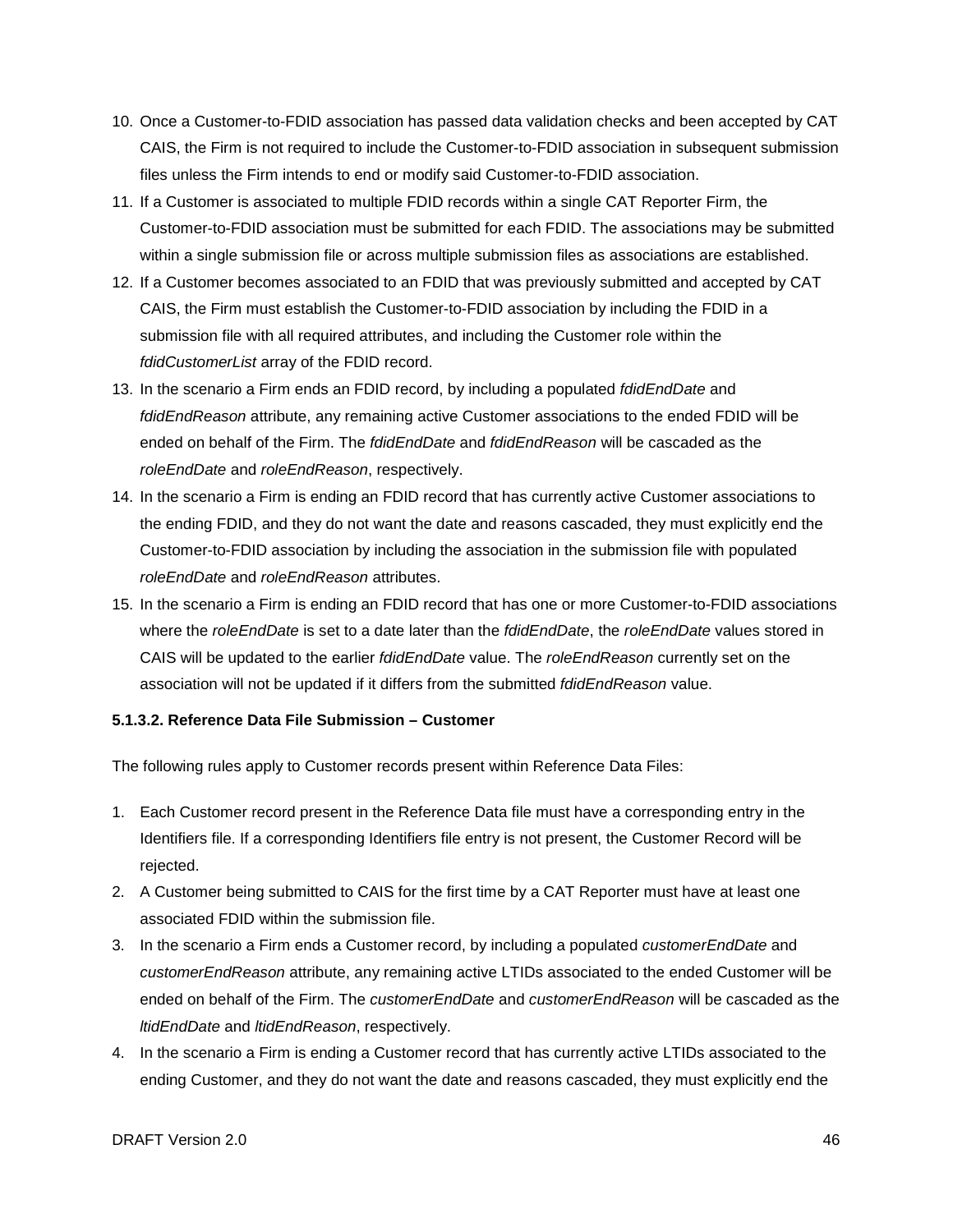10. Once a Customer-to-FDID association has passed data validation checks and been accepted by CAT CAIS, the Firm is not required to include the Customer-to-FDID association in subsequent submission files unless the Firm intends to end or modify said Customer-to-FDID association.
11. If a Customer is associated to multiple FDID records within a single CAT Reporter Firm, the Customer-to-FDID association must be submitted for each FDID. The associations may be submitted within a single submission file or across multiple submission files as associations are established.
12. If a Customer becomes associated to an FDID that was previously submitted and accepted by CAT CAIS, the Firm must establish the Customer-to-FDID association by including the FDID in a submission file with all required attributes, and including the Customer role within the *fdidCustomerList* array of the FDID record.
13. In the scenario a Firm ends an FDID record, by including a populated *fdidEndDate* and *fdidEndReason* attribute, any remaining active Customer associations to the ended FDID will be ended on behalf of the Firm. The *fdidEndDate* and *fdidEndReason* will be cascaded as the *roleEndDate* and *roleEndReason*, respectively.
14. In the scenario a Firm is ending an FDID record that has currently active Customer associations to the ending FDID, and they do not want the date and reasons cascaded, they must explicitly end the Customer-to-FDID association by including the association in the submission file with populated *roleEndDate* and *roleEndReason* attributes.
15. In the scenario a Firm is ending an FDID record that has one or more Customer-to-FDID associations where the *roleEndDate* is set to a date later than the *fdidEndDate*, the *roleEndDate* values stored in CAIS will be updated to the earlier *fdidEndDate* value. The *roleEndReason* currently set on the association will not be updated if it differs from the submitted *fdidEndReason* value.

**5.1.3.2. Reference Data File Submission – Customer**

The following rules apply to Customer records present within Reference Data Files:

1. Each Customer record present in the Reference Data file must have a corresponding entry in the Identifiers file. If a corresponding Identifiers file entry is not present, the Customer Record will be rejected.
2. A Customer being submitted to CAIS for the first time by a CAT Reporter must have at least one associated FDID within the submission file.
3. In the scenario a Firm ends a Customer record, by including a populated *customerEndDate* and *customerEndReason* attribute, any remaining active LTIDs associated to the ended Customer will be ended on behalf of the Firm. The *customerEndDate* and *customerEndReason* will be cascaded as the *ltidEndDate* and *ltidEndReason*, respectively.
4. In the scenario a Firm is ending a Customer record that has currently active LTIDs associated to the ending Customer, and they do not want the date and reasons cascaded, they must explicitly end the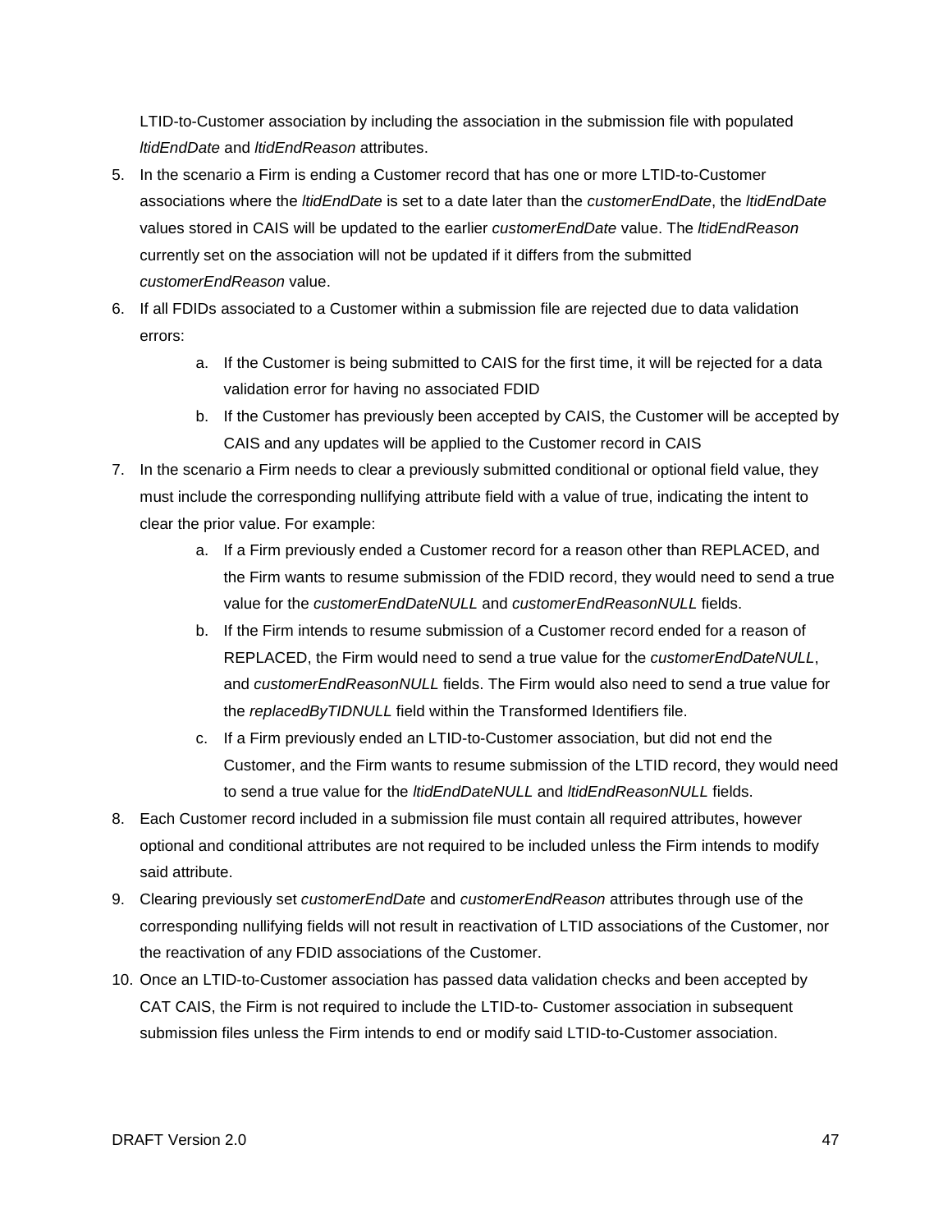LTID-to-Customer association by including the association in the submission file with populated *ltidEndDate* and *ltidEndReason* attributes.

5. In the scenario a Firm is ending a Customer record that has one or more LTID-to-Customer associations where the *ltidEndDate* is set to a date later than the *customerEndDate*, the *ltidEndDate* values stored in CAIS will be updated to the earlier *customerEndDate* value. The *ltidEndReason* currently set on the association will not be updated if it differs from the submitted *customerEndReason* value.
6. If all FDIDs associated to a Customer within a submission file are rejected due to data validation errors:
    a. If the Customer is being submitted to CAIS for the first time, it will be rejected for a data validation error for having no associated FDID
    b. If the Customer has previously been accepted by CAIS, the Customer will be accepted by CAIS and any updates will be applied to the Customer record in CAIS
7. In the scenario a Firm needs to clear a previously submitted conditional or optional field value, they must include the corresponding nullifying attribute field with a value of true, indicating the intent to clear the prior value. For example:
    a. If a Firm previously ended a Customer record for a reason other than REPLACED, and the Firm wants to resume submission of the FDID record, they would need to send a true value for the *customerEndDateNULL* and *customerEndReasonNULL* fields.
    b. If the Firm intends to resume submission of a Customer record ended for a reason of REPLACED, the Firm would need to send a true value for the *customerEndDateNULL*, and *customerEndReasonNULL* fields. The Firm would also need to send a true value for the *replacedByTIDNULL* field within the Transformed Identifiers file.
    c. If a Firm previously ended an LTID-to-Customer association, but did not end the Customer, and the Firm wants to resume submission of the LTID record, they would need to send a true value for the *ltidEndDateNULL* and *ltidEndReasonNULL* fields.
8. Each Customer record included in a submission file must contain all required attributes, however optional and conditional attributes are not required to be included unless the Firm intends to modify said attribute.
9. Clearing previously set *customerEndDate* and *customerEndReason* attributes through use of the corresponding nullifying fields will not result in reactivation of LTID associations of the Customer, nor the reactivation of any FDID associations of the Customer.
10. Once an LTID-to-Customer association has passed data validation checks and been accepted by CAT CAIS, the Firm is not required to include the LTID-to- Customer association in subsequent submission files unless the Firm intends to end or modify said LTID-to-Customer association.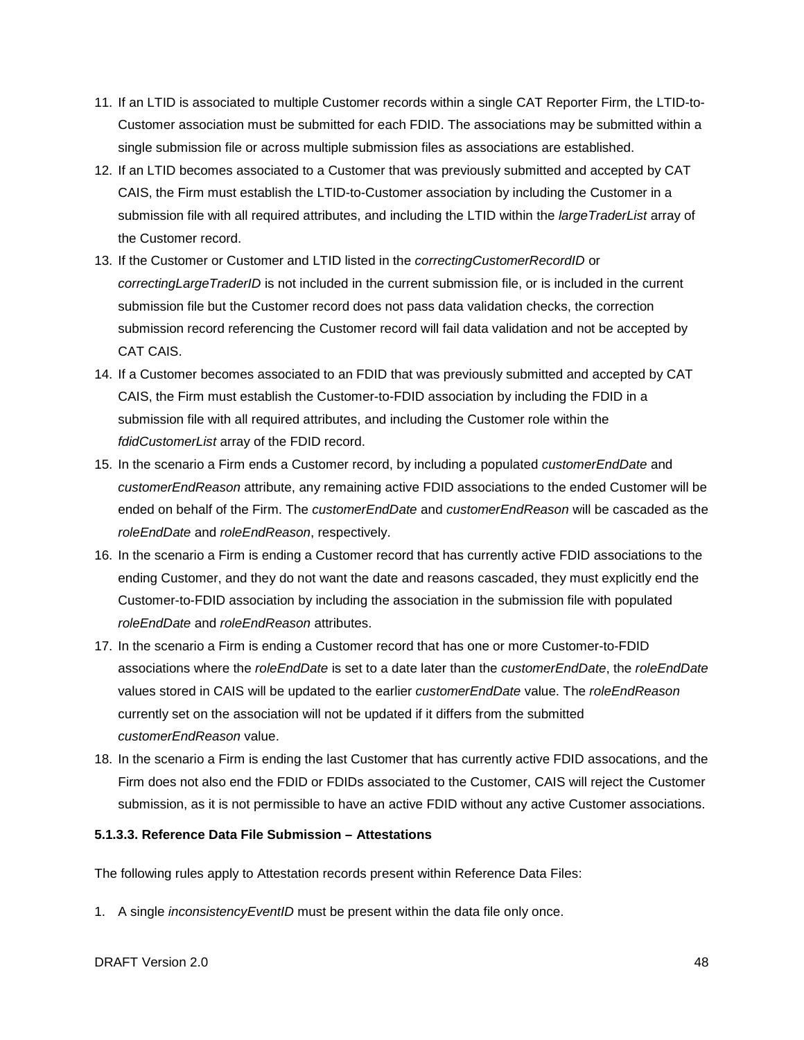11. If an LTID is associated to multiple Customer records within a single CAT Reporter Firm, the LTID-to-Customer association must be submitted for each FDID. The associations may be submitted within a single submission file or across multiple submission files as associations are established.
12. If an LTID becomes associated to a Customer that was previously submitted and accepted by CAT CAIS, the Firm must establish the LTID-to-Customer association by including the Customer in a submission file with all required attributes, and including the LTID within the *largeTraderList* array of the Customer record.
13. If the Customer or Customer and LTID listed in the *correctingCustomerRecordID* or *correctingLargeTraderID* is not included in the current submission file, or is included in the current submission file but the Customer record does not pass data validation checks, the correction submission record referencing the Customer record will fail data validation and not be accepted by CAT CAIS.
14. If a Customer becomes associated to an FDID that was previously submitted and accepted by CAT CAIS, the Firm must establish the Customer-to-FDID association by including the FDID in a submission file with all required attributes, and including the Customer role within the *fdidCustomerList* array of the FDID record.
15. In the scenario a Firm ends a Customer record, by including a populated *customerEndDate* and *customerEndReason* attribute, any remaining active FDID associations to the ended Customer will be ended on behalf of the Firm. The *customerEndDate* and *customerEndReason* will be cascaded as the *roleEndDate* and *roleEndReason*, respectively.
16. In the scenario a Firm is ending a Customer record that has currently active FDID associations to the ending Customer, and they do not want the date and reasons cascaded, they must explicitly end the Customer-to-FDID association by including the association in the submission file with populated *roleEndDate* and *roleEndReason* attributes.
17. In the scenario a Firm is ending a Customer record that has one or more Customer-to-FDID associations where the *roleEndDate* is set to a date later than the *customerEndDate*, the *roleEndDate* values stored in CAIS will be updated to the earlier *customerEndDate* value. The *roleEndReason* currently set on the association will not be updated if it differs from the submitted *customerEndReason* value.
18. In the scenario a Firm is ending the last Customer that has currently active FDID assocations, and the Firm does not also end the FDID or FDIDs associated to the Customer, CAIS will reject the Customer submission, as it is not permissible to have an active FDID without any active Customer associations.

#### 5.1.3.3. Reference Data File Submission – Attestations

The following rules apply to Attestation records present within Reference Data Files:

1. A single *inconsistencyEventID* must be present within the data file only once.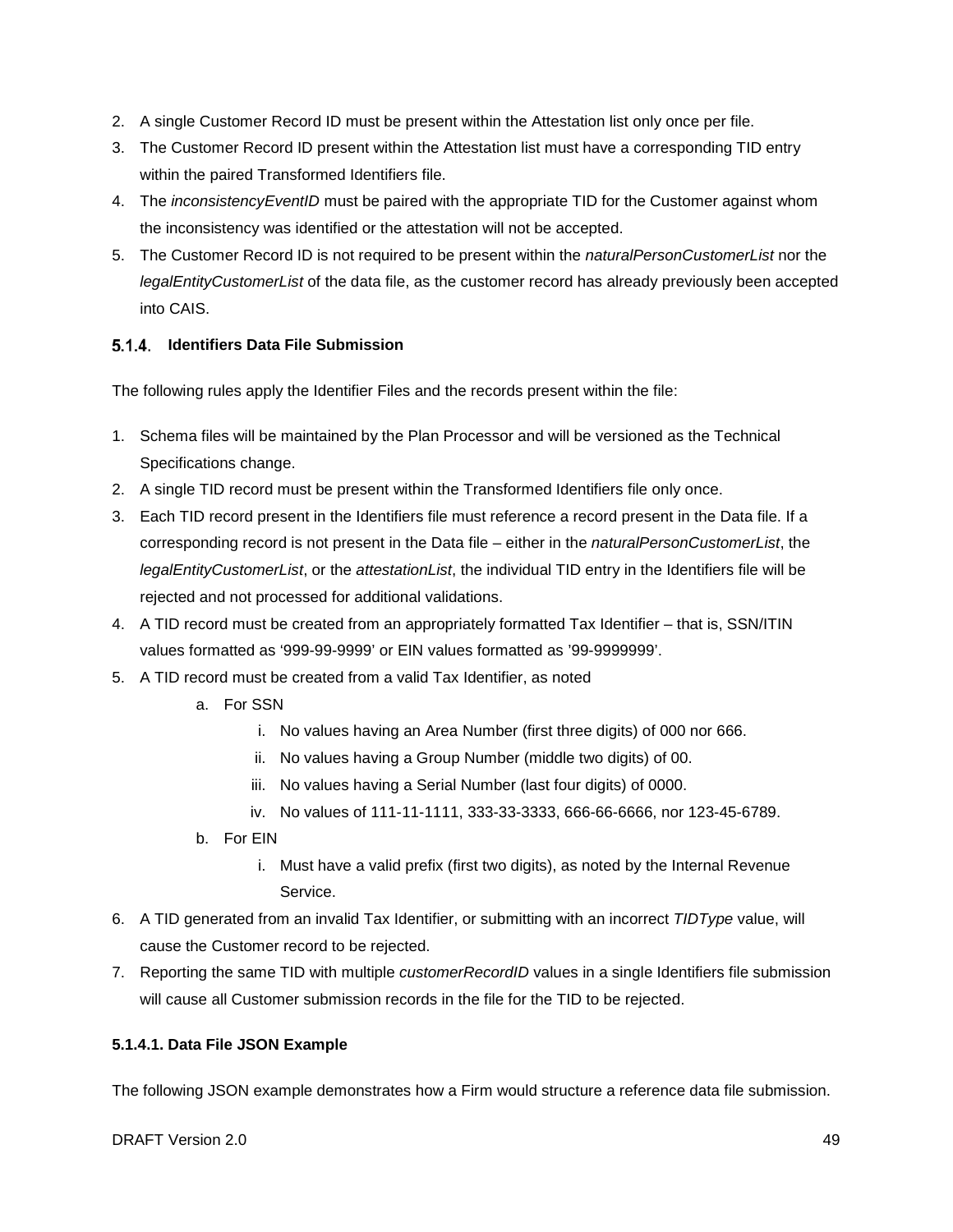2. A single Customer Record ID must be present within the Attestation list only once per file.
3. The Customer Record ID present within the Attestation list must have a corresponding TID entry within the paired Transformed Identifiers file.
4. The *inconsistencyEventID* must be paired with the appropriate TID for the Customer against whom the inconsistency was identified or the attestation will not be accepted.
5. The Customer Record ID is not required to be present within the *naturalPersonCustomerList* nor the *legalEntityCustomerList* of the data file, as the customer record has already previously been accepted into CAIS.

### 5.1.4. Identifiers Data File Submission

The following rules apply the Identifier Files and the records present within the file:

1. Schema files will be maintained by the Plan Processor and will be versioned as the Technical Specifications change.
2. A single TID record must be present within the Transformed Identifiers file only once.
3. Each TID record present in the Identifiers file must reference a record present in the Data file. If a corresponding record is not present in the Data file – either in the *naturalPersonCustomerList*, the *legalEntityCustomerList*, or the *attestationList*, the individual TID entry in the Identifiers file will be rejected and not processed for additional validations.
4. A TID record must be created from an appropriately formatted Tax Identifier – that is, SSN/ITIN values formatted as '999-99-9999' or EIN values formatted as '99-9999999'.
5. A TID record must be created from a valid Tax Identifier, as noted
   a. For SSN
      i. No values having an Area Number (first three digits) of 000 nor 666.
      ii. No values having a Group Number (middle two digits) of 00.
      iii. No values having a Serial Number (last four digits) of 0000.
      iv. No values of 111-11-1111, 333-33-3333, 666-66-6666, nor 123-45-6789.
   b. For EIN
      i. Must have a valid prefix (first two digits), as noted by the Internal Revenue Service.
6. A TID generated from an invalid Tax Identifier, or submitting with an incorrect *TIDType* value, will cause the Customer record to be rejected.
7. Reporting the same TID with multiple *customerRecordID* values in a single Identifiers file submission will cause all Customer submission records in the file for the TID to be rejected.

#### 5.1.4.1. Data File JSON Example

The following JSON example demonstrates how a Firm would structure a reference data file submission.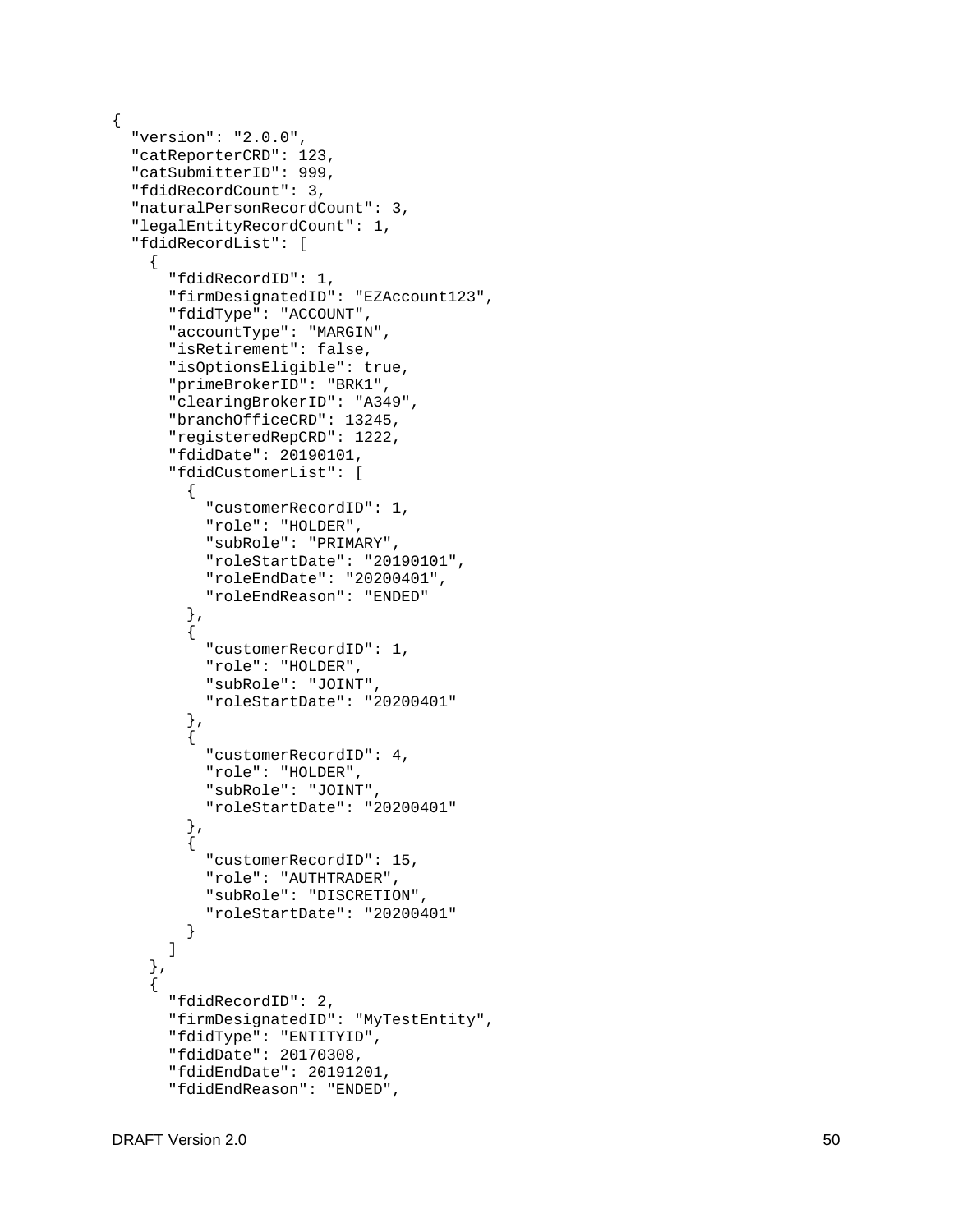```
{
  "version": "2.0.0",
  "catReporterCRD": 123,
  "catSubmitterID": 999,
  "fdidRecordCount": 3,
  "naturalPersonRecordCount": 3,
  "legalEntityRecordCount": 1,
  "fdidRecordList": [
    {
      "fdidRecordID": 1,
      "firmDesignatedID": "EZAccount123",
      "fdidType": "ACCOUNT",
      "accountType": "MARGIN",
      "isRetirement": false,
      "isOptionsEligible": true,
      "primeBrokerID": "BRK1",
      "clearingBrokerID": "A349",
      "branchOfficeCRD": 13245,
      "registeredRepCRD": 1222,
      "fdidDate": 20190101,
      "fdidCustomerList": [
        {
          "customerRecordID": 1,
          "role": "HOLDER",
          "subRole": "PRIMARY",
          "roleStartDate": "20190101",
          "roleEndDate": "20200401",
          "roleEndReason": "ENDED"
        },
        {
          "customerRecordID": 1,
          "role": "HOLDER",
          "subRole": "JOINT",
          "roleStartDate": "20200401"
        },
        {
          "customerRecordID": 4,
          "role": "HOLDER",
          "subRole": "JOINT",
          "roleStartDate": "20200401"
        },
        {
          "customerRecordID": 15,
          "role": "AUTHTRADER",
          "subRole": "DISCRETION",
          "roleStartDate": "20200401"
        }
      ]
    },
    {
      "fdidRecordID": 2,
      "firmDesignatedID": "MyTestEntity",
      "fdidType": "ENTITYID",
      "fdidDate": 20170308,
      "fdidEndDate": 20191201,
      "fdidEndReason": "ENDED",
```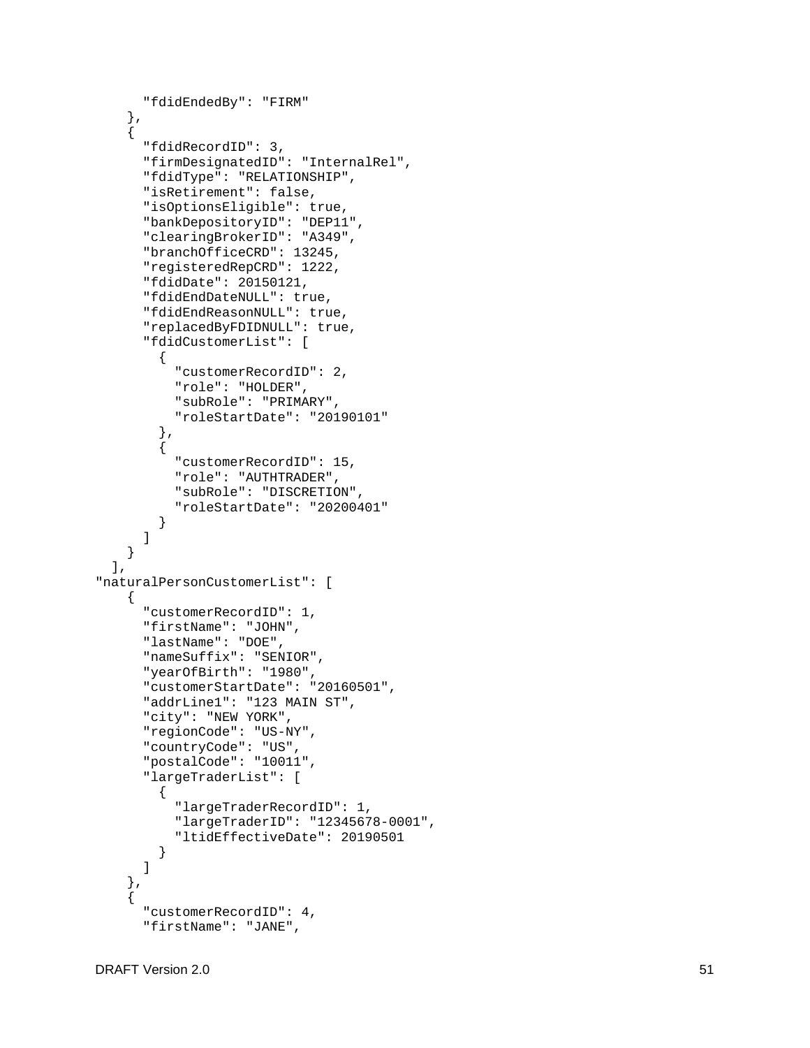```
        "fdidEndedBy": "FIRM"
      },
      {
        "fdidRecordID": 3,
        "firmDesignatedID": "InternalRel",
        "fdidType": "RELATIONSHIP",
        "isRetirement": false,
        "isOptionsEligible": true,
        "bankDepositoryID": "DEP11",
        "clearingBrokerID": "A349",
        "branchOfficeCRD": 13245,
        "registeredRepCRD": 1222,
        "fdidDate": 20150121,
        "fdidEndDateNULL": true,
        "fdidEndReasonNULL": true,
        "replacedByFDIDNULL": true,
        "fdidCustomerList": [
          {
            "customerRecordID": 2,
            "role": "HOLDER",
            "subRole": "PRIMARY",
            "roleStartDate": "20190101"
          },
          {
            "customerRecordID": 15,
            "role": "AUTHTRADER",
            "subRole": "DISCRETION",
            "roleStartDate": "20200401"
          }
        ]
      }
    ],
  "naturalPersonCustomerList": [
      {
        "customerRecordID": 1,
        "firstName": "JOHN",
        "lastName": "DOE",
        "nameSuffix": "SENIOR",
        "yearOfBirth": "1980",
        "customerStartDate": "20160501",
        "addrLine1": "123 MAIN ST",
        "city": "NEW YORK",
        "regionCode": "US-NY",
        "countryCode": "US",
        "postalCode": "10011",
        "largeTraderList": [
          {
            "largeTraderRecordID": 1,
            "largeTraderID": "12345678-0001",
            "ltidEffectiveDate": 20190501
          }
        ]
      },
      {
        "customerRecordID": 4,
        "firstName": "JANE",
```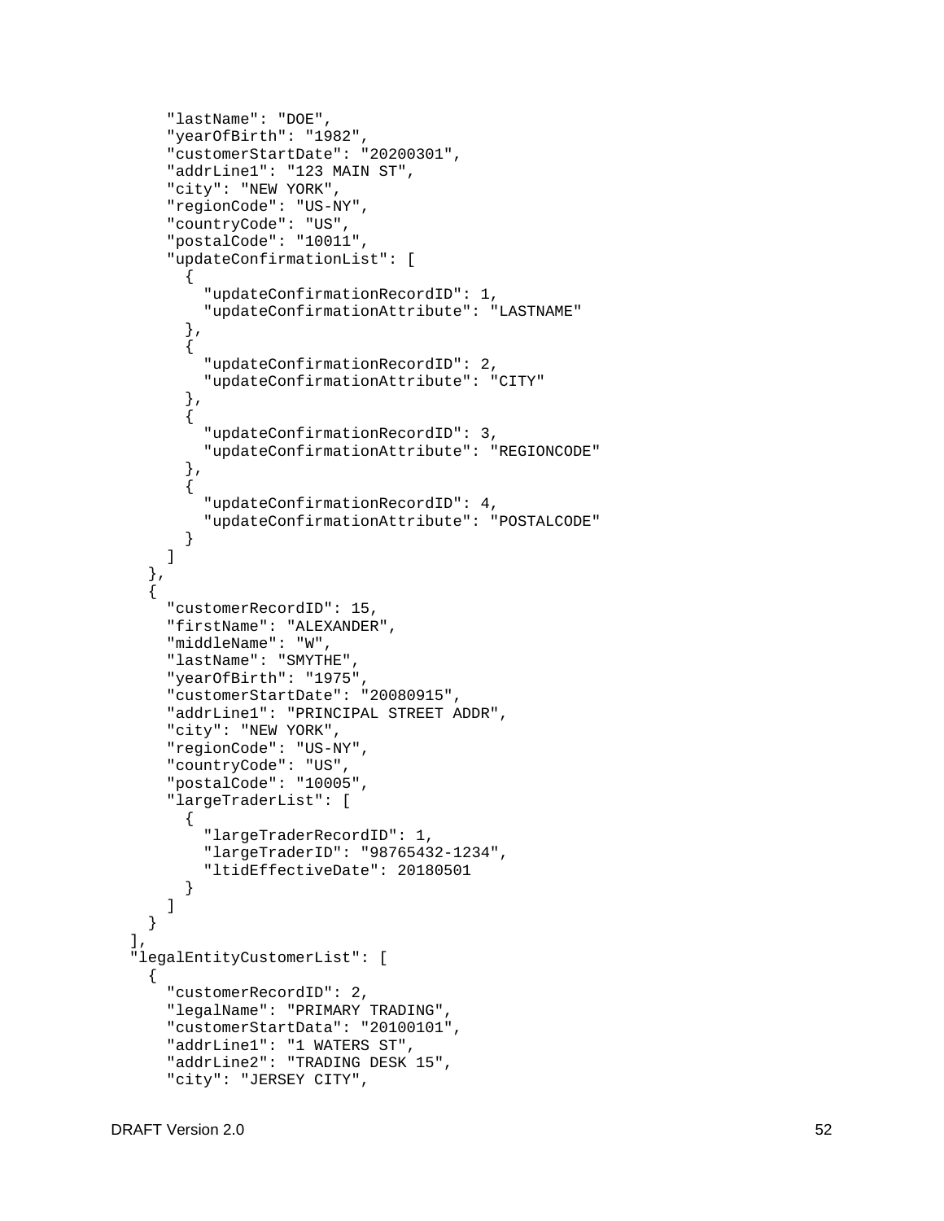```
        "lastName": "DOE",
        "yearOfBirth": "1982",
        "customerStartDate": "20200301",
        "addrLine1": "123 MAIN ST",
        "city": "NEW YORK",
        "regionCode": "US-NY",
        "countryCode": "US",
        "postalCode": "10011",
        "updateConfirmationList": [
          {
            "updateConfirmationRecordID": 1,
            "updateConfirmationAttribute": "LASTNAME"
          },
          {
            "updateConfirmationRecordID": 2,
            "updateConfirmationAttribute": "CITY"
          },
          {
            "updateConfirmationRecordID": 3,
            "updateConfirmationAttribute": "REGIONCODE"
          },
          {
            "updateConfirmationRecordID": 4,
            "updateConfirmationAttribute": "POSTALCODE"
          }
        ]
      },
      {
        "customerRecordID": 15,
        "firstName": "ALEXANDER",
        "middleName": "W",
        "lastName": "SMYTHE",
        "yearOfBirth": "1975",
        "customerStartDate": "20080915",
        "addrLine1": "PRINCIPAL STREET ADDR",
        "city": "NEW YORK",
        "regionCode": "US-NY",
        "countryCode": "US",
        "postalCode": "10005",
        "largeTraderList": [
          {
            "largeTraderRecordID": 1,
            "largeTraderID": "98765432-1234",
            "ltidEffectiveDate": 20180501
          }
        ]
      }
    ],
    "legalEntityCustomerList": [
      {
        "customerRecordID": 2,
        "legalName": "PRIMARY TRADING",
        "customerStartData": "20100101",
        "addrLine1": "1 WATERS ST",
        "addrLine2": "TRADING DESK 15",
        "city": "JERSEY CITY",
```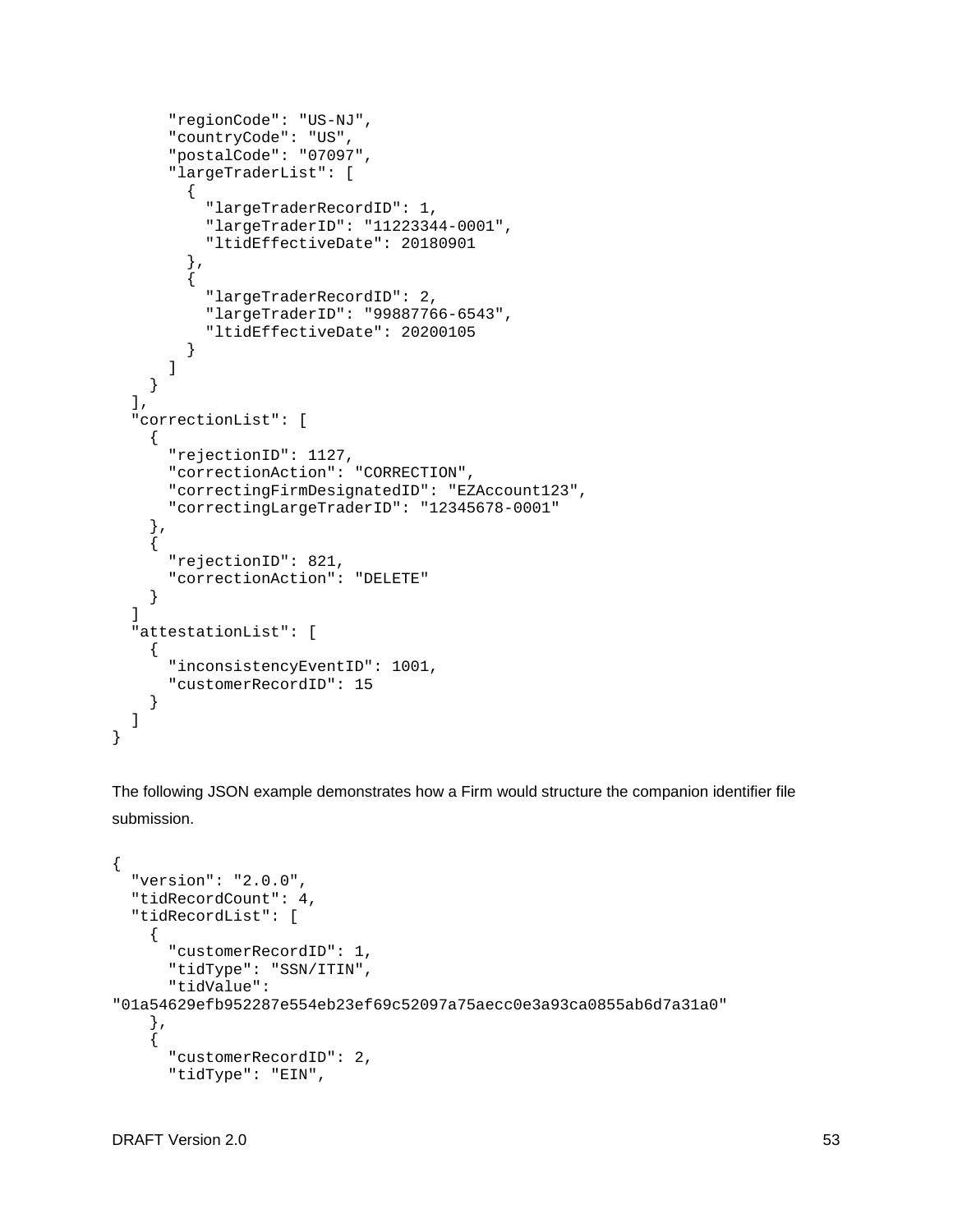```
      "regionCode": "US-NJ",
      "countryCode": "US",
      "postalCode": "07097",
      "largeTraderList": [
        {
          "largeTraderRecordID": 1,
          "largeTraderID": "11223344-0001",
          "ltidEffectiveDate": 20180901
        },
        {
          "largeTraderRecordID": 2,
          "largeTraderID": "99887766-6543",
          "ltidEffectiveDate": 20200105
        }
      ]
    }
  ],
  "correctionList": [
    {
      "rejectionID": 1127,
      "correctionAction": "CORRECTION",
      "correctingFirmDesignatedID": "EZAccount123",
      "correctingLargeTraderID": "12345678-0001"
    },
    {
      "rejectionID": 821,
      "correctionAction": "DELETE"
    }
  ]
  "attestationList": [
    {
      "inconsistencyEventID": 1001,
      "customerRecordID": 15
    }
  ]
}
```

The following JSON example demonstrates how a Firm would structure the companion identifier file submission.

```
{
  "version": "2.0.0",
  "tidRecordCount": 4,
  "tidRecordList": [
    {
      "customerRecordID": 1,
      "tidType": "SSN/ITIN",
      "tidValue":
"01a54629efb952287e554eb23ef69c52097a75aecc0e3a93ca0855ab6d7a31a0"
    },
    {
      "customerRecordID": 2,
      "tidType": "EIN",
```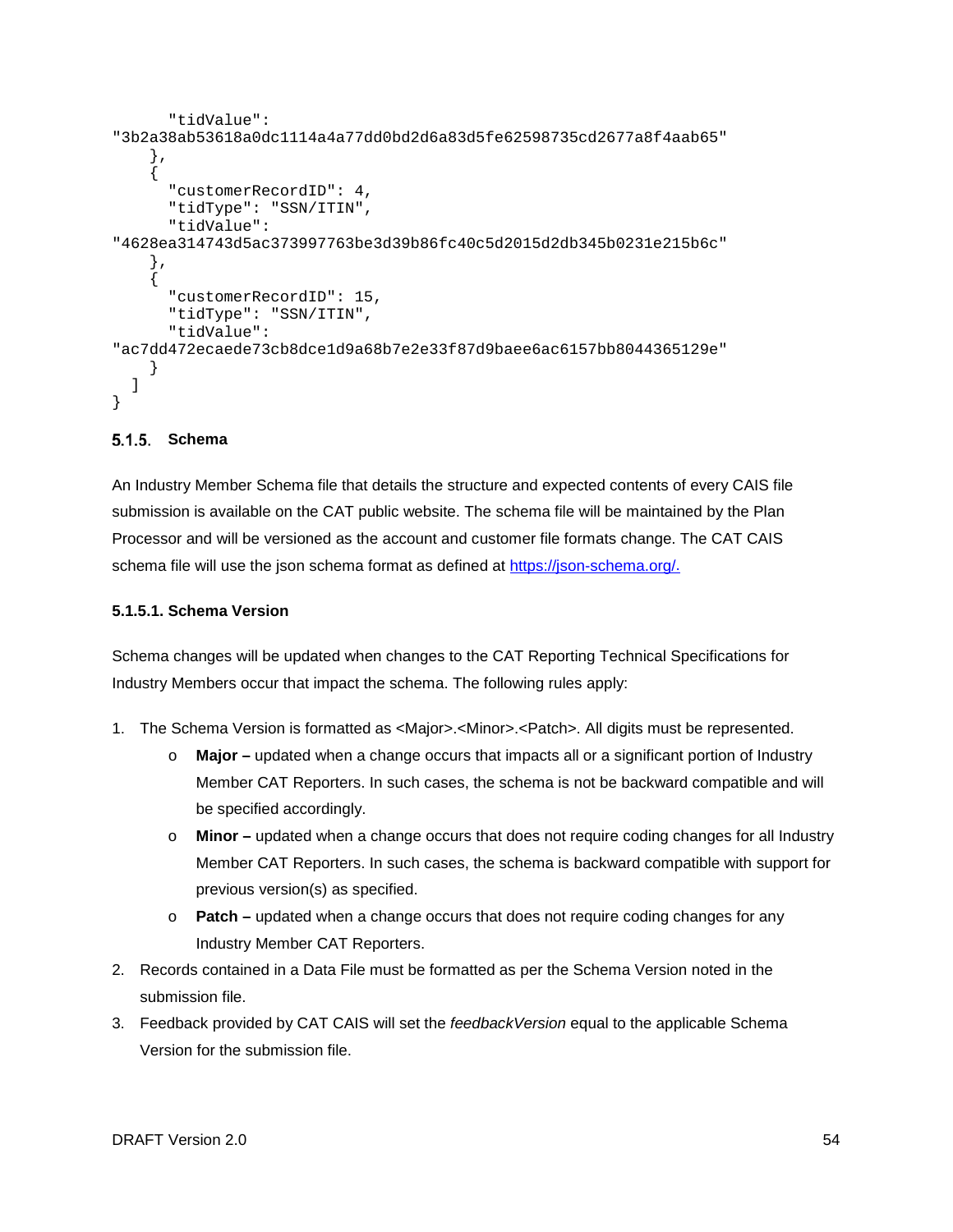```
      "tidValue":
"3b2a38ab53618a0dc1114a4a77dd0bd2d6a83d5fe62598735cd2677a8f4aab65"
    },
    {
      "customerRecordID": 4,
      "tidType": "SSN/ITIN",
      "tidValue":
"4628ea314743d5ac373997763be3d39b86fc40c5d2015d2db345b0231e215b6c"
    },
    {
      "customerRecordID": 15,
      "tidType": "SSN/ITIN",
      "tidValue":
"ac7dd472ecaede73cb8dce1d9a68b7e2e33f87d9baee6ac6157bb8044365129e"
    }
  ]
}
```

### 5.1.5. Schema

An Industry Member Schema file that details the structure and expected contents of every CAIS file submission is available on the CAT public website. The schema file will be maintained by the Plan Processor and will be versioned as the account and customer file formats change. The CAT CAIS schema file will use the json schema format as defined at https://json-schema.org/.

#### 5.1.5.1. Schema Version

Schema changes will be updated when changes to the CAT Reporting Technical Specifications for Industry Members occur that impact the schema. The following rules apply:

1. The Schema Version is formatted as <Major>.<Minor>.<Patch>. All digits must be represented.
   - **Major –** updated when a change occurs that impacts all or a significant portion of Industry Member CAT Reporters. In such cases, the schema is not be backward compatible and will be specified accordingly.
   - **Minor –** updated when a change occurs that does not require coding changes for all Industry Member CAT Reporters. In such cases, the schema is backward compatible with support for previous version(s) as specified.
   - **Patch –** updated when a change occurs that does not require coding changes for any Industry Member CAT Reporters.
2. Records contained in a Data File must be formatted as per the Schema Version noted in the submission file.
3. Feedback provided by CAT CAIS will set the *feedbackVersion* equal to the applicable Schema Version for the submission file.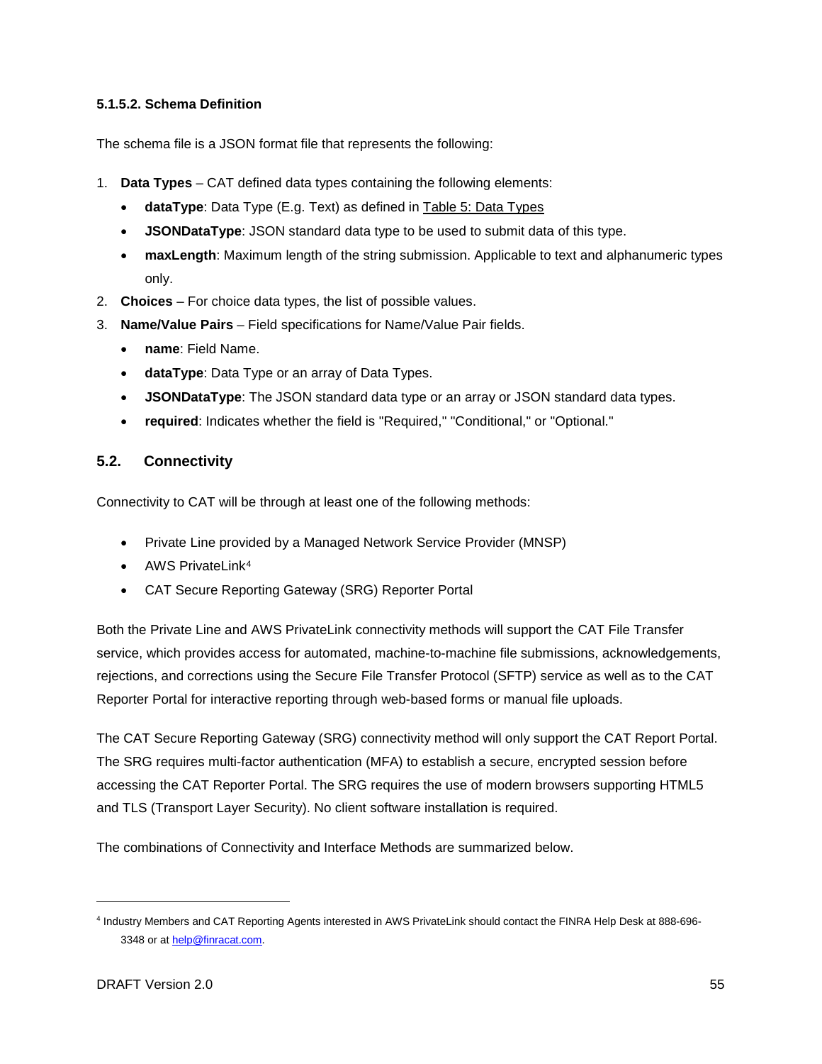#### 5.1.5.2. Schema Definition

The schema file is a JSON format file that represents the following:

1. **Data Types** – CAT defined data types containing the following elements:
   - **dataType**: Data Type (E.g. Text) as defined in Table 5: Data Types
   - **JSONDataType**: JSON standard data type to be used to submit data of this type.
   - **maxLength**: Maximum length of the string submission. Applicable to text and alphanumeric types only.
2. **Choices** – For choice data types, the list of possible values.
3. **Name/Value Pairs** – Field specifications for Name/Value Pair fields.
   - **name**: Field Name.
   - **dataType**: Data Type or an array of Data Types.
   - **JSONDataType**: The JSON standard data type or an array or JSON standard data types.
   - **required**: Indicates whether the field is "Required," "Conditional," or "Optional."

## 5.2. Connectivity

Connectivity to CAT will be through at least one of the following methods:

- Private Line provided by a Managed Network Service Provider (MNSP)
- AWS PrivateLink[4]
- CAT Secure Reporting Gateway (SRG) Reporter Portal

Both the Private Line and AWS PrivateLink connectivity methods will support the CAT File Transfer service, which provides access for automated, machine-to-machine file submissions, acknowledgements, rejections, and corrections using the Secure File Transfer Protocol (SFTP) service as well as to the CAT Reporter Portal for interactive reporting through web-based forms or manual file uploads.

The CAT Secure Reporting Gateway (SRG) connectivity method will only support the CAT Report Portal. The SRG requires multi-factor authentication (MFA) to establish a secure, encrypted session before accessing the CAT Reporter Portal. The SRG requires the use of modern browsers supporting HTML5 and TLS (Transport Layer Security). No client software installation is required.

The combinations of Connectivity and Interface Methods are summarized below.

---

[4] Industry Members and CAT Reporting Agents interested in AWS PrivateLink should contact the FINRA Help Desk at 888-696-3348 or at help@finracat.com.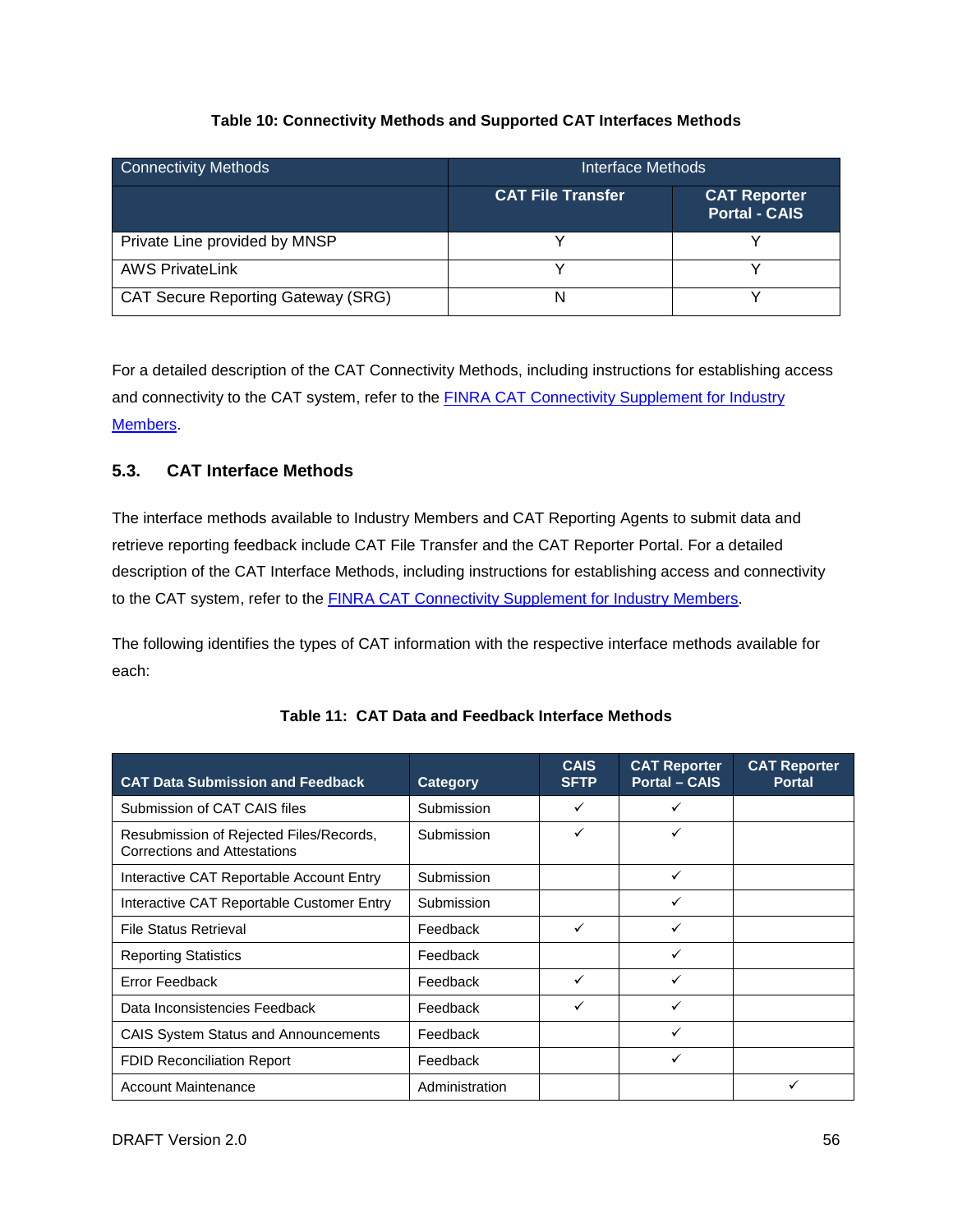**Table 10: Connectivity Methods and Supported CAT Interfaces Methods**

| Connectivity Methods | Interface Methods | |
|---|---|---|
| | **CAT File Transfer** | **CAT Reporter Portal - CAIS** |
| Private Line provided by MNSP | Y | Y |
| AWS PrivateLink | Y | Y |
| CAT Secure Reporting Gateway (SRG) | N | Y |

For a detailed description of the CAT Connectivity Methods, including instructions for establishing access and connectivity to the CAT system, refer to the [FINRA CAT Connectivity Supplement for Industry Members](#).

## 5.3. CAT Interface Methods

The interface methods available to Industry Members and CAT Reporting Agents to submit data and retrieve reporting feedback include CAT File Transfer and the CAT Reporter Portal. For a detailed description of the CAT Interface Methods, including instructions for establishing access and connectivity to the CAT system, refer to the [FINRA CAT Connectivity Supplement for Industry Members](#).

The following identifies the types of CAT information with the respective interface methods available for each:

**Table 11: CAT Data and Feedback Interface Methods**

| CAT Data Submission and Feedback | Category | CAIS SFTP | CAT Reporter Portal – CAIS | CAT Reporter Portal |
|---|---|---|---|---|
| Submission of CAT CAIS files | Submission | ✓ | ✓ | |
| Resubmission of Rejected Files/Records, Corrections and Attestations | Submission | ✓ | ✓ | |
| Interactive CAT Reportable Account Entry | Submission | | ✓ | |
| Interactive CAT Reportable Customer Entry | Submission | | ✓ | |
| File Status Retrieval | Feedback | ✓ | ✓ | |
| Reporting Statistics | Feedback | | ✓ | |
| Error Feedback | Feedback | ✓ | ✓ | |
| Data Inconsistencies Feedback | Feedback | ✓ | ✓ | |
| CAIS System Status and Announcements | Feedback | | ✓ | |
| FDID Reconciliation Report | Feedback | | ✓ | |
| Account Maintenance | Administration | | | ✓ |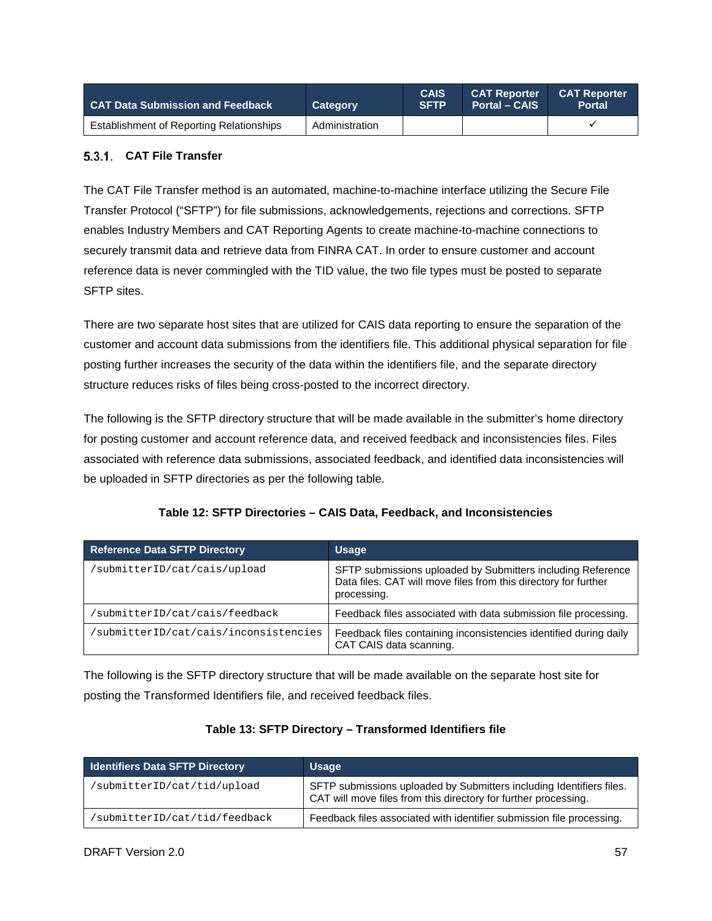| CAT Data Submission and Feedback | Category | CAIS SFTP | CAT Reporter Portal – CAIS | CAT Reporter Portal |
|---|---|---|---|---|
| Establishment of Reporting Relationships | Administration | | | ✓ |

### 5.3.1. CAT File Transfer

The CAT File Transfer method is an automated, machine-to-machine interface utilizing the Secure File Transfer Protocol ("SFTP") for file submissions, acknowledgements, rejections and corrections. SFTP enables Industry Members and CAT Reporting Agents to create machine-to-machine connections to securely transmit data and retrieve data from FINRA CAT. In order to ensure customer and account reference data is never commingled with the TID value, the two file types must be posted to separate SFTP sites.

There are two separate host sites that are utilized for CAIS data reporting to ensure the separation of the customer and account data submissions from the identifiers file. This additional physical separation for file posting further increases the security of the data within the identifiers file, and the separate directory structure reduces risks of files being cross-posted to the incorrect directory.

The following is the SFTP directory structure that will be made available in the submitter's home directory for posting customer and account reference data, and received feedback and inconsistencies files. Files associated with reference data submissions, associated feedback, and identified data inconsistencies will be uploaded in SFTP directories as per the following table.

**Table 12: SFTP Directories – CAIS Data, Feedback, and Inconsistencies**

| Reference Data SFTP Directory | Usage |
|---|---|
| `/submitterID/cat/cais/upload` | SFTP submissions uploaded by Submitters including Reference Data files. CAT will move files from this directory for further processing. |
| `/submitterID/cat/cais/feedback` | Feedback files associated with data submission file processing. |
| `/submitterID/cat/cais/inconsistencies` | Feedback files containing inconsistencies identified during daily CAT CAIS data scanning. |

The following is the SFTP directory structure that will be made available on the separate host site for posting the Transformed Identifiers file, and received feedback files.

**Table 13: SFTP Directory – Transformed Identifiers file**

| Identifiers Data SFTP Directory | Usage |
|---|---|
| `/submitterID/cat/tid/upload` | SFTP submissions uploaded by Submitters including Identifiers files. CAT will move files from this directory for further processing. |
| `/submitterID/cat/tid/feedback` | Feedback files associated with identifier submission file processing. |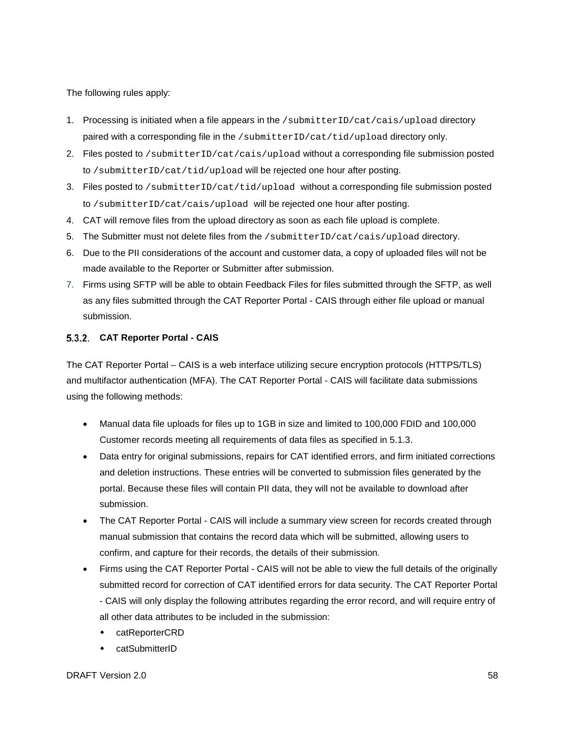The following rules apply:

1. Processing is initiated when a file appears in the `/submitterID/cat/cais/upload` directory paired with a corresponding file in the `/submitterID/cat/tid/upload` directory only.
2. Files posted to `/submitterID/cat/cais/upload` without a corresponding file submission posted to `/submitterID/cat/tid/upload` will be rejected one hour after posting.
3. Files posted to `/submitterID/cat/tid/upload` without a corresponding file submission posted to `/submitterID/cat/cais/upload` will be rejected one hour after posting.
4. CAT will remove files from the upload directory as soon as each file upload is complete.
5. The Submitter must not delete files from the `/submitterID/cat/cais/upload` directory.
6. Due to the PII considerations of the account and customer data, a copy of uploaded files will not be made available to the Reporter or Submitter after submission.
7. Firms using SFTP will be able to obtain Feedback Files for files submitted through the SFTP, as well as any files submitted through the CAT Reporter Portal - CAIS through either file upload or manual submission.

### 5.3.2. CAT Reporter Portal - CAIS

The CAT Reporter Portal – CAIS is a web interface utilizing secure encryption protocols (HTTPS/TLS) and multifactor authentication (MFA). The CAT Reporter Portal - CAIS will facilitate data submissions using the following methods:

- Manual data file uploads for files up to 1GB in size and limited to 100,000 FDID and 100,000 Customer records meeting all requirements of data files as specified in 5.1.3.
- Data entry for original submissions, repairs for CAT identified errors, and firm initiated corrections and deletion instructions. These entries will be converted to submission files generated by the portal. Because these files will contain PII data, they will not be available to download after submission.
- The CAT Reporter Portal - CAIS will include a summary view screen for records created through manual submission that contains the record data which will be submitted, allowing users to confirm, and capture for their records, the details of their submission.
- Firms using the CAT Reporter Portal - CAIS will not be able to view the full details of the originally submitted record for correction of CAT identified errors for data security. The CAT Reporter Portal - CAIS will only display the following attributes regarding the error record, and will require entry of all other data attributes to be included in the submission:
  - catReporterCRD
  - catSubmitterID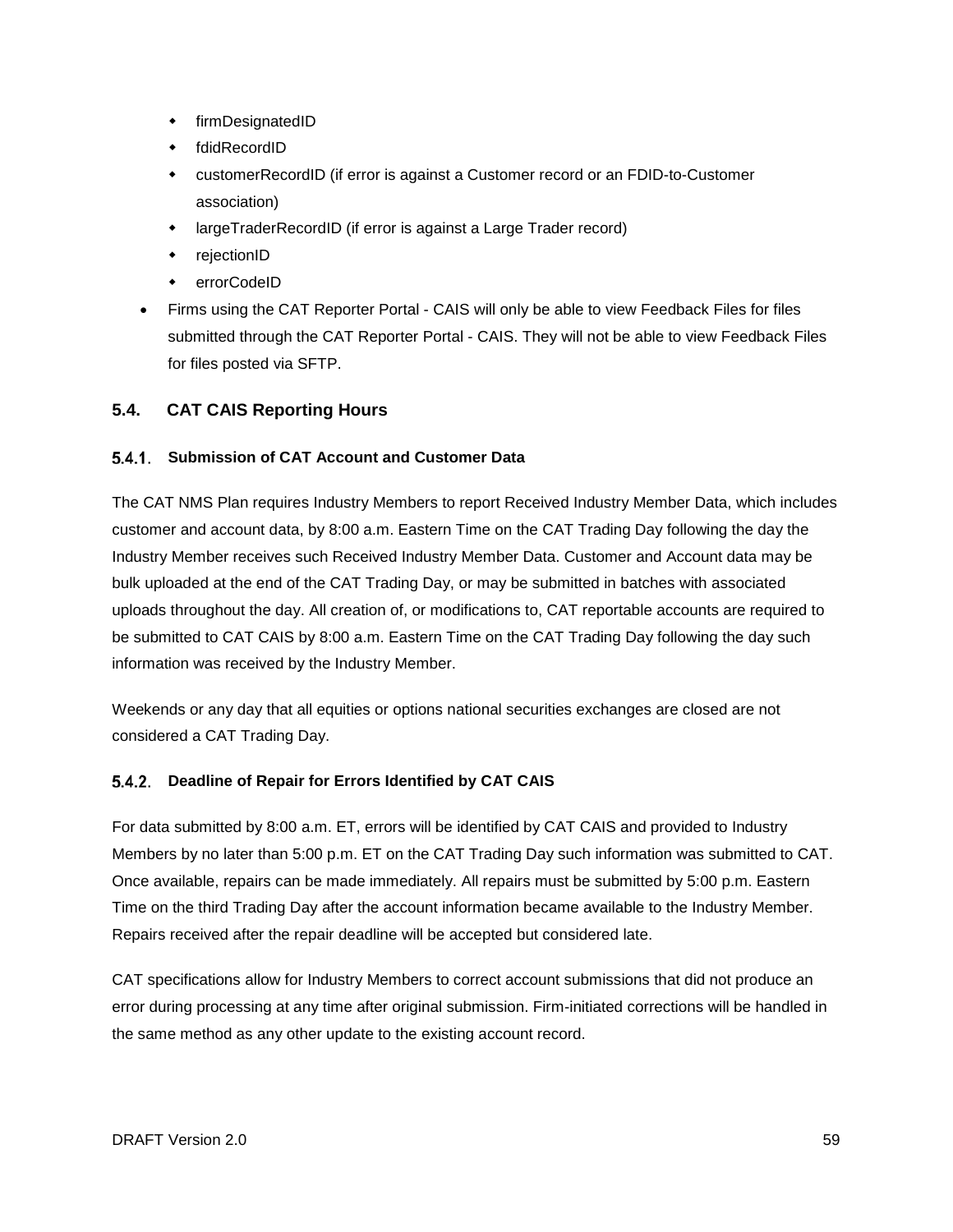- firmDesignatedID
- fdidRecordID
- customerRecordID (if error is against a Customer record or an FDID-to-Customer association)
- largeTraderRecordID (if error is against a Large Trader record)
- rejectionID
- errorCodeID

- Firms using the CAT Reporter Portal - CAIS will only be able to view Feedback Files for files submitted through the CAT Reporter Portal - CAIS. They will not be able to view Feedback Files for files posted via SFTP.

## 5.4. CAT CAIS Reporting Hours

### 5.4.1. Submission of CAT Account and Customer Data

The CAT NMS Plan requires Industry Members to report Received Industry Member Data, which includes customer and account data, by 8:00 a.m. Eastern Time on the CAT Trading Day following the day the Industry Member receives such Received Industry Member Data. Customer and Account data may be bulk uploaded at the end of the CAT Trading Day, or may be submitted in batches with associated uploads throughout the day. All creation of, or modifications to, CAT reportable accounts are required to be submitted to CAT CAIS by 8:00 a.m. Eastern Time on the CAT Trading Day following the day such information was received by the Industry Member.

Weekends or any day that all equities or options national securities exchanges are closed are not considered a CAT Trading Day.

### 5.4.2. Deadline of Repair for Errors Identified by CAT CAIS

For data submitted by 8:00 a.m. ET, errors will be identified by CAT CAIS and provided to Industry Members by no later than 5:00 p.m. ET on the CAT Trading Day such information was submitted to CAT. Once available, repairs can be made immediately. All repairs must be submitted by 5:00 p.m. Eastern Time on the third Trading Day after the account information became available to the Industry Member. Repairs received after the repair deadline will be accepted but considered late.

CAT specifications allow for Industry Members to correct account submissions that did not produce an error during processing at any time after original submission. Firm-initiated corrections will be handled in the same method as any other update to the existing account record.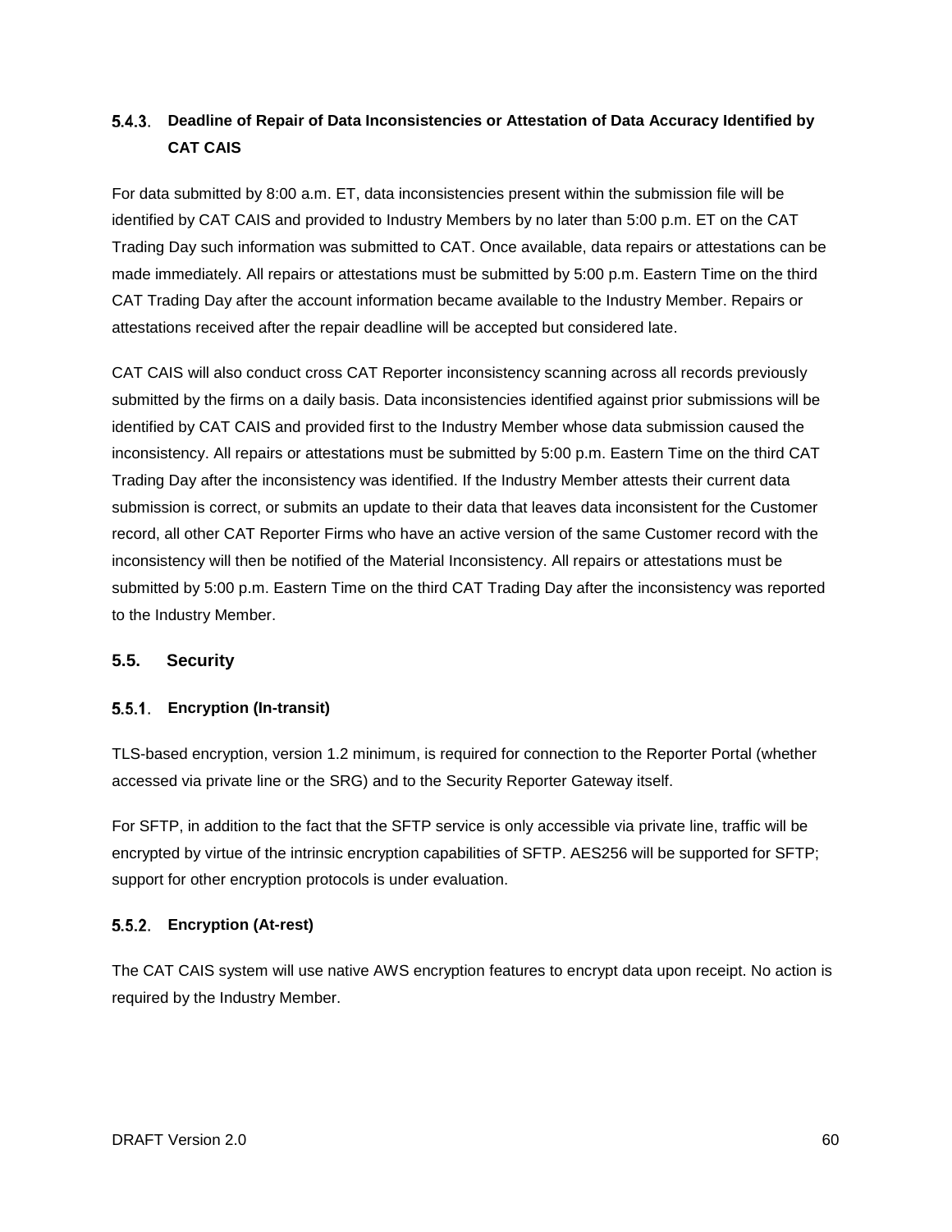### 5.4.3. Deadline of Repair of Data Inconsistencies or Attestation of Data Accuracy Identified by CAT CAIS

For data submitted by 8:00 a.m. ET, data inconsistencies present within the submission file will be identified by CAT CAIS and provided to Industry Members by no later than 5:00 p.m. ET on the CAT Trading Day such information was submitted to CAT. Once available, data repairs or attestations can be made immediately. All repairs or attestations must be submitted by 5:00 p.m. Eastern Time on the third CAT Trading Day after the account information became available to the Industry Member. Repairs or attestations received after the repair deadline will be accepted but considered late.

CAT CAIS will also conduct cross CAT Reporter inconsistency scanning across all records previously submitted by the firms on a daily basis. Data inconsistencies identified against prior submissions will be identified by CAT CAIS and provided first to the Industry Member whose data submission caused the inconsistency. All repairs or attestations must be submitted by 5:00 p.m. Eastern Time on the third CAT Trading Day after the inconsistency was identified. If the Industry Member attests their current data submission is correct, or submits an update to their data that leaves data inconsistent for the Customer record, all other CAT Reporter Firms who have an active version of the same Customer record with the inconsistency will then be notified of the Material Inconsistency. All repairs or attestations must be submitted by 5:00 p.m. Eastern Time on the third CAT Trading Day after the inconsistency was reported to the Industry Member.

## 5.5. Security

### 5.5.1. Encryption (In-transit)

TLS-based encryption, version 1.2 minimum, is required for connection to the Reporter Portal (whether accessed via private line or the SRG) and to the Security Reporter Gateway itself.

For SFTP, in addition to the fact that the SFTP service is only accessible via private line, traffic will be encrypted by virtue of the intrinsic encryption capabilities of SFTP. AES256 will be supported for SFTP; support for other encryption protocols is under evaluation.

### 5.5.2. Encryption (At-rest)

The CAT CAIS system will use native AWS encryption features to encrypt data upon receipt. No action is required by the Industry Member.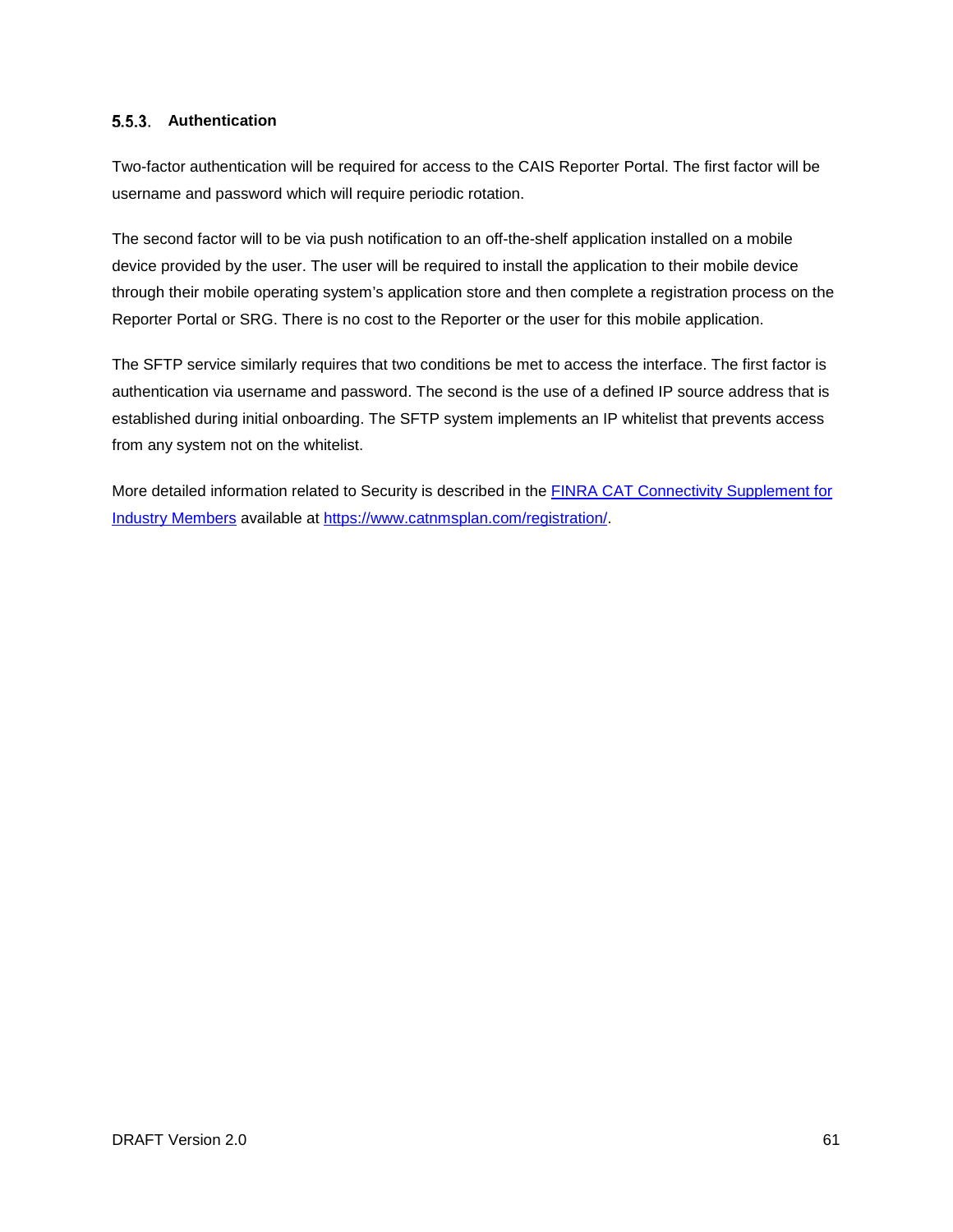### 5.5.3. Authentication

Two-factor authentication will be required for access to the CAIS Reporter Portal. The first factor will be username and password which will require periodic rotation.

The second factor will to be via push notification to an off-the-shelf application installed on a mobile device provided by the user. The user will be required to install the application to their mobile device through their mobile operating system's application store and then complete a registration process on the Reporter Portal or SRG. There is no cost to the Reporter or the user for this mobile application.

The SFTP service similarly requires that two conditions be met to access the interface. The first factor is authentication via username and password. The second is the use of a defined IP source address that is established during initial onboarding. The SFTP system implements an IP whitelist that prevents access from any system not on the whitelist.

More detailed information related to Security is described in the [FINRA CAT Connectivity Supplement for Industry Members](https://www.catnmsplan.com/registration/) available at [https://www.catnmsplan.com/registration/](https://www.catnmsplan.com/registration/).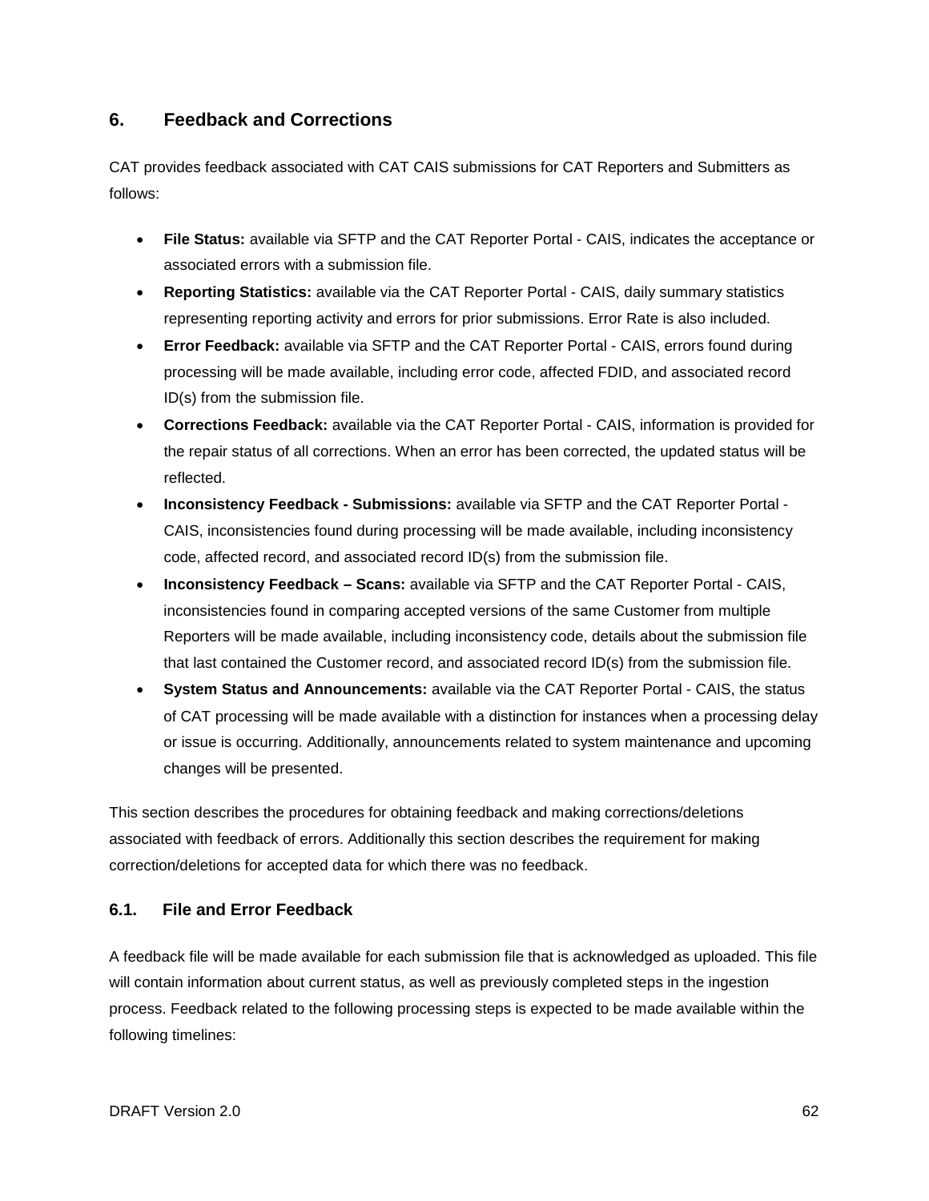## 6. Feedback and Corrections

CAT provides feedback associated with CAT CAIS submissions for CAT Reporters and Submitters as follows:

- **File Status:** available via SFTP and the CAT Reporter Portal - CAIS, indicates the acceptance or associated errors with a submission file.
- **Reporting Statistics:** available via the CAT Reporter Portal - CAIS, daily summary statistics representing reporting activity and errors for prior submissions. Error Rate is also included.
- **Error Feedback:** available via SFTP and the CAT Reporter Portal - CAIS, errors found during processing will be made available, including error code, affected FDID, and associated record ID(s) from the submission file.
- **Corrections Feedback:** available via the CAT Reporter Portal - CAIS, information is provided for the repair status of all corrections. When an error has been corrected, the updated status will be reflected.
- **Inconsistency Feedback - Submissions:** available via SFTP and the CAT Reporter Portal - CAIS, inconsistencies found during processing will be made available, including inconsistency code, affected record, and associated record ID(s) from the submission file.
- **Inconsistency Feedback – Scans:** available via SFTP and the CAT Reporter Portal - CAIS, inconsistencies found in comparing accepted versions of the same Customer from multiple Reporters will be made available, including inconsistency code, details about the submission file that last contained the Customer record, and associated record ID(s) from the submission file.
- **System Status and Announcements:** available via the CAT Reporter Portal - CAIS, the status of CAT processing will be made available with a distinction for instances when a processing delay or issue is occurring. Additionally, announcements related to system maintenance and upcoming changes will be presented.

This section describes the procedures for obtaining feedback and making corrections/deletions associated with feedback of errors. Additionally this section describes the requirement for making correction/deletions for accepted data for which there was no feedback.

### 6.1. File and Error Feedback

A feedback file will be made available for each submission file that is acknowledged as uploaded. This file will contain information about current status, as well as previously completed steps in the ingestion process. Feedback related to the following processing steps is expected to be made available within the following timelines: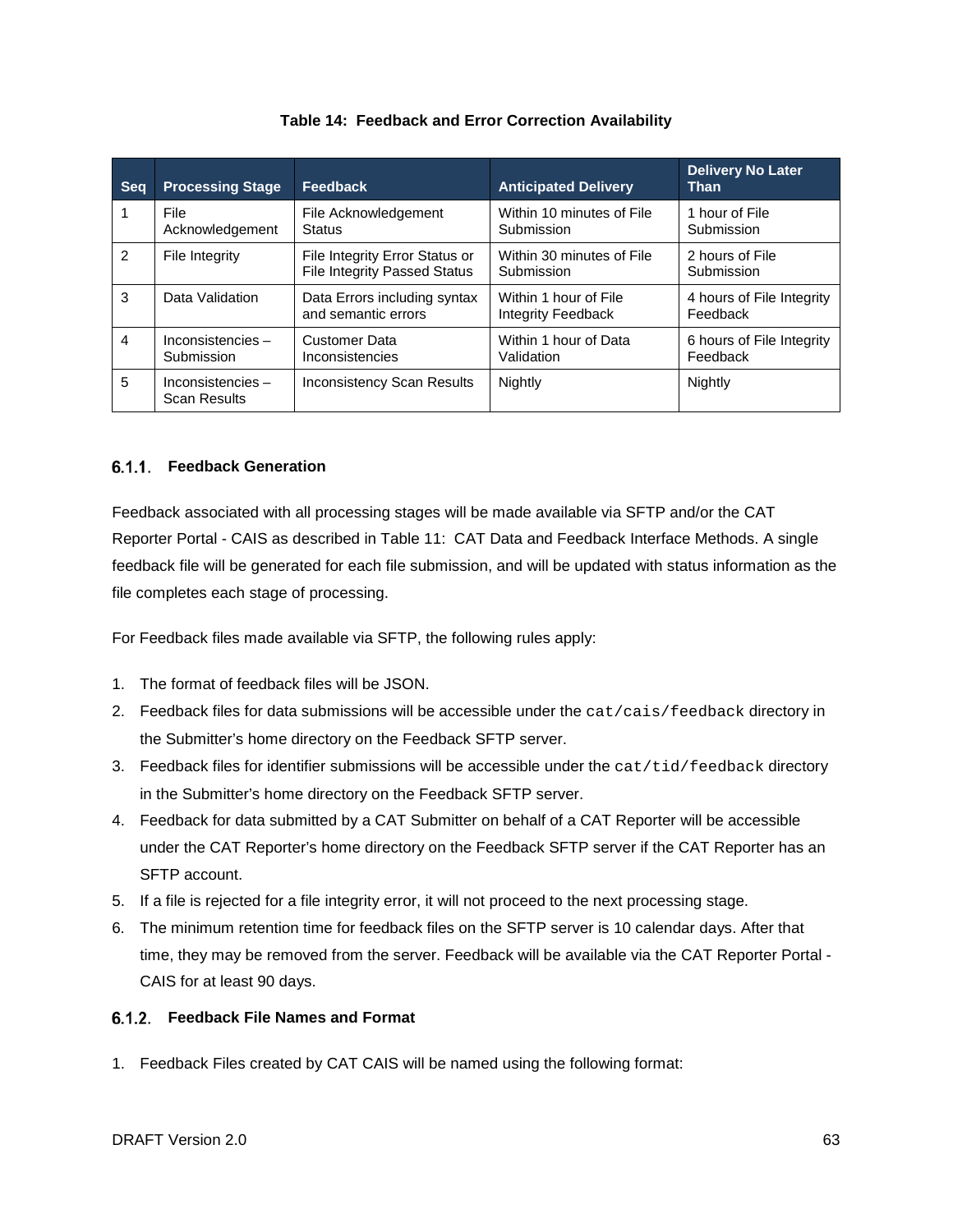**Table 14: Feedback and Error Correction Availability**

| Seq | Processing Stage | Feedback | Anticipated Delivery | Delivery No Later Than |
|---|---|---|---|---|
| 1 | File Acknowledgement | File Acknowledgement Status | Within 10 minutes of File Submission | 1 hour of File Submission |
| 2 | File Integrity | File Integrity Error Status or File Integrity Passed Status | Within 30 minutes of File Submission | 2 hours of File Submission |
| 3 | Data Validation | Data Errors including syntax and semantic errors | Within 1 hour of File Integrity Feedback | 4 hours of File Integrity Feedback |
| 4 | Inconsistencies – Submission | Customer Data Inconsistencies | Within 1 hour of Data Validation | 6 hours of File Integrity Feedback |
| 5 | Inconsistencies – Scan Results | Inconsistency Scan Results | Nightly | Nightly |

### 6.1.1. Feedback Generation

Feedback associated with all processing stages will be made available via SFTP and/or the CAT Reporter Portal - CAIS as described in Table 11: CAT Data and Feedback Interface Methods. A single feedback file will be generated for each file submission, and will be updated with status information as the file completes each stage of processing.

For Feedback files made available via SFTP, the following rules apply:

1. The format of feedback files will be JSON.
2. Feedback files for data submissions will be accessible under the `cat/cais/feedback` directory in the Submitter's home directory on the Feedback SFTP server.
3. Feedback files for identifier submissions will be accessible under the `cat/tid/feedback` directory in the Submitter's home directory on the Feedback SFTP server.
4. Feedback for data submitted by a CAT Submitter on behalf of a CAT Reporter will be accessible under the CAT Reporter's home directory on the Feedback SFTP server if the CAT Reporter has an SFTP account.
5. If a file is rejected for a file integrity error, it will not proceed to the next processing stage.
6. The minimum retention time for feedback files on the SFTP server is 10 calendar days. After that time, they may be removed from the server. Feedback will be available via the CAT Reporter Portal - CAIS for at least 90 days.

### 6.1.2. Feedback File Names and Format

1. Feedback Files created by CAT CAIS will be named using the following format: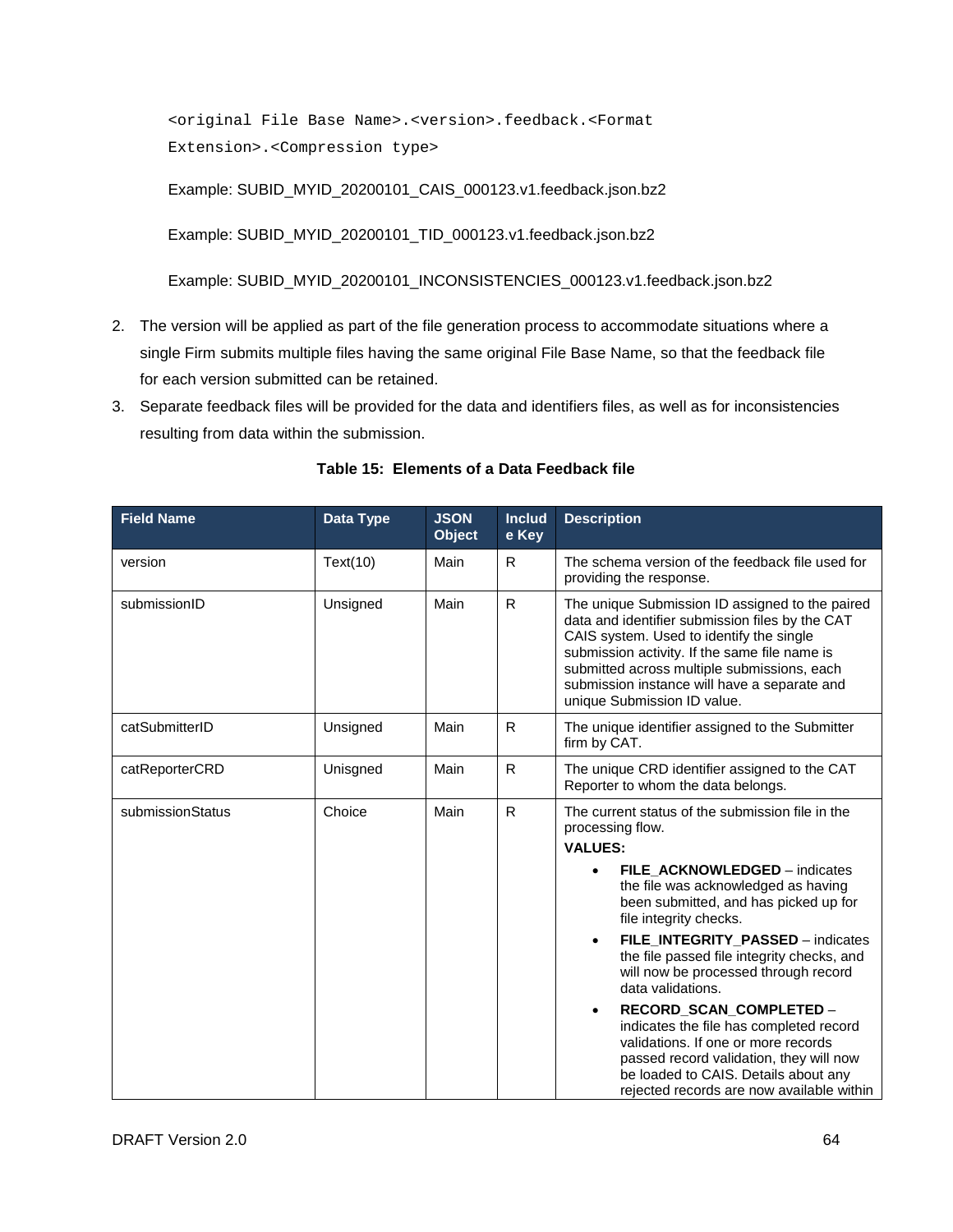```
<original File Base Name>.<version>.feedback.<Format
Extension>.<Compression type>
```

Example: SUBID_MYID_20200101_CAIS_000123.v1.feedback.json.bz2

Example: SUBID_MYID_20200101_TID_000123.v1.feedback.json.bz2

Example: SUBID_MYID_20200101_INCONSISTENCIES_000123.v1.feedback.json.bz2

2. The version will be applied as part of the file generation process to accommodate situations where a single Firm submits multiple files having the same original File Base Name, so that the feedback file for each version submitted can be retained.
3. Separate feedback files will be provided for the data and identifiers files, as well as for inconsistencies resulting from data within the submission.

**Table 15: Elements of a Data Feedback file**

| Field Name | Data Type | JSON Object | Include Key | Description |
|---|---|---|---|---|
| version | Text(10) | Main | R | The schema version of the feedback file used for providing the response. |
| submissionID | Unsigned | Main | R | The unique Submission ID assigned to the paired data and identifier submission files by the CAT CAIS system. Used to identify the single submission activity. If the same file name is submitted across multiple submissions, each submission instance will have a separate and unique Submission ID value. |
| catSubmitterID | Unsigned | Main | R | The unique identifier assigned to the Submitter firm by CAT. |
| catReporterCRD | Unisgned | Main | R | The unique CRD identifier assigned to the CAT Reporter to whom the data belongs. |
| submissionStatus | Choice | Main | R | The current status of the submission file in the processing flow.<br>**VALUES:**<br>• **FILE_ACKNOWLEDGED** – indicates the file was acknowledged as having been submitted, and has picked up for file integrity checks.<br>• **FILE_INTEGRITY_PASSED** – indicates the file passed file integrity checks, and will now be processed through record data validations.<br>• **RECORD_SCAN_COMPLETED** – indicates the file has completed record validations. If one or more records passed record validation, they will now be loaded to CAIS. Details about any rejected records are now available within |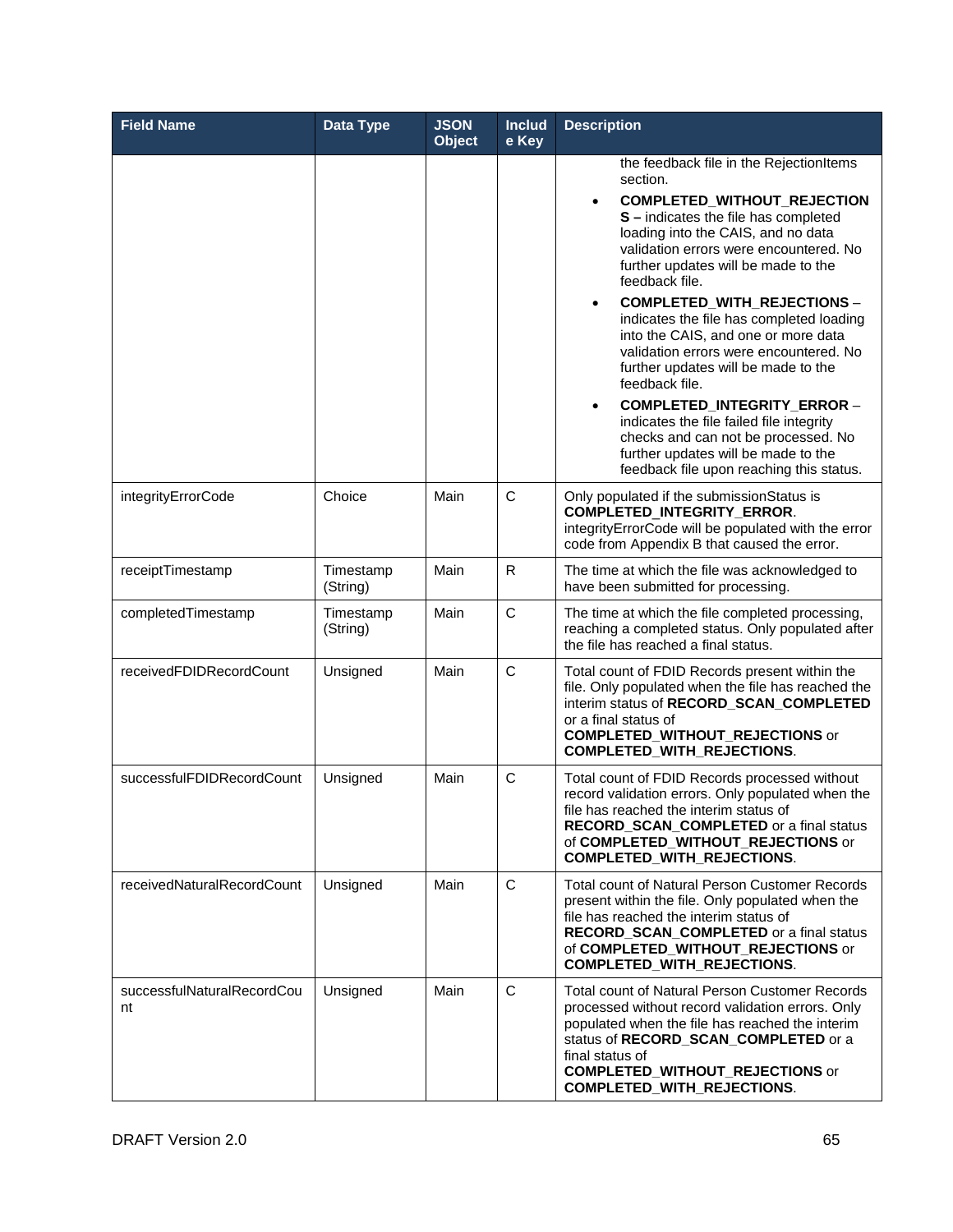| Field Name | Data Type | JSON Object | Include Key | Description |
|---|---|---|---|---|
| | | | | the feedback file in the RejectionItems section.<br>• **COMPLETED_WITHOUT_REJECTIONS –** indicates the file has completed loading into the CAIS, and no data validation errors were encountered. No further updates will be made to the feedback file.<br>• **COMPLETED_WITH_REJECTIONS** – indicates the file has completed loading into the CAIS, and one or more data validation errors were encountered. No further updates will be made to the feedback file.<br>• **COMPLETED_INTEGRITY_ERROR** – indicates the file failed file integrity checks and can not be processed. No further updates will be made to the feedback file upon reaching this status. |
| integrityErrorCode | Choice | Main | C | Only populated if the submissionStatus is **COMPLETED_INTEGRITY_ERROR**. integrityErrorCode will be populated with the error code from Appendix B that caused the error. |
| receiptTimestamp | Timestamp (String) | Main | R | The time at which the file was acknowledged to have been submitted for processing. |
| completedTimestamp | Timestamp (String) | Main | C | The time at which the file completed processing, reaching a completed status. Only populated after the file has reached a final status. |
| receivedFDIDRecordCount | Unsigned | Main | C | Total count of FDID Records present within the file. Only populated when the file has reached the interim status of **RECORD_SCAN_COMPLETED** or a final status of **COMPLETED_WITHOUT_REJECTIONS** or **COMPLETED_WITH_REJECTIONS**. |
| successfulFDIDRecordCount | Unsigned | Main | C | Total count of FDID Records processed without record validation errors. Only populated when the file has reached the interim status of **RECORD_SCAN_COMPLETED** or a final status of **COMPLETED_WITHOUT_REJECTIONS** or **COMPLETED_WITH_REJECTIONS**. |
| receivedNaturalRecordCount | Unsigned | Main | C | Total count of Natural Person Customer Records present within the file. Only populated when the file has reached the interim status of **RECORD_SCAN_COMPLETED** or a final status of **COMPLETED_WITHOUT_REJECTIONS** or **COMPLETED_WITH_REJECTIONS**. |
| successfulNaturalRecordCount | Unsigned | Main | C | Total count of Natural Person Customer Records processed without record validation errors. Only populated when the file has reached the interim status of **RECORD_SCAN_COMPLETED** or a final status of **COMPLETED_WITHOUT_REJECTIONS** or **COMPLETED_WITH_REJECTIONS**. |

DRAFT Version 2.0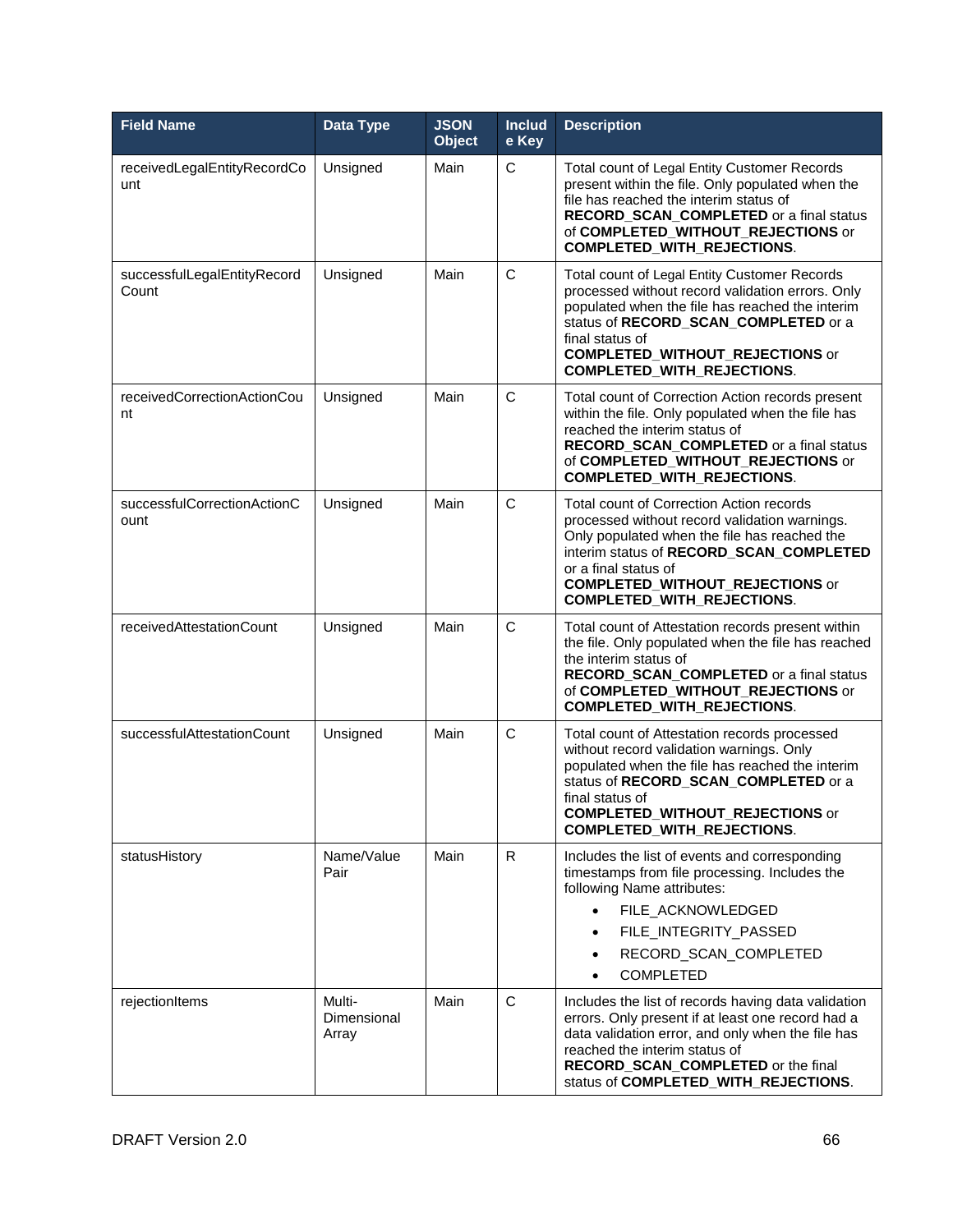| Field Name | Data Type | JSON Object | Include Key | Description |
|---|---|---|---|---|
| receivedLegalEntityRecordCount | Unsigned | Main | C | Total count of Legal Entity Customer Records present within the file. Only populated when the file has reached the interim status of **RECORD_SCAN_COMPLETED** or a final status of **COMPLETED_WITHOUT_REJECTIONS** or **COMPLETED_WITH_REJECTIONS**. |
| successfulLegalEntityRecordCount | Unsigned | Main | C | Total count of Legal Entity Customer Records processed without record validation errors. Only populated when the file has reached the interim status of **RECORD_SCAN_COMPLETED** or a final status of **COMPLETED_WITHOUT_REJECTIONS** or **COMPLETED_WITH_REJECTIONS**. |
| receivedCorrectionActionCount | Unsigned | Main | C | Total count of Correction Action records present within the file. Only populated when the file has reached the interim status of **RECORD_SCAN_COMPLETED** or a final status of **COMPLETED_WITHOUT_REJECTIONS** or **COMPLETED_WITH_REJECTIONS**. |
| successfulCorrectionActionCount | Unsigned | Main | C | Total count of Correction Action records processed without record validation warnings. Only populated when the file has reached the interim status of **RECORD_SCAN_COMPLETED** or a final status of **COMPLETED_WITHOUT_REJECTIONS** or **COMPLETED_WITH_REJECTIONS**. |
| receivedAttestationCount | Unsigned | Main | C | Total count of Attestation records present within the file. Only populated when the file has reached the interim status of **RECORD_SCAN_COMPLETED** or a final status of **COMPLETED_WITHOUT_REJECTIONS** or **COMPLETED_WITH_REJECTIONS**. |
| successfulAttestationCount | Unsigned | Main | C | Total count of Attestation records processed without record validation warnings. Only populated when the file has reached the interim status of **RECORD_SCAN_COMPLETED** or a final status of **COMPLETED_WITHOUT_REJECTIONS** or **COMPLETED_WITH_REJECTIONS**. |
| statusHistory | Name/Value Pair | Main | R | Includes the list of events and corresponding timestamps from file processing. Includes the following Name attributes: <br>• FILE_ACKNOWLEDGED <br>• FILE_INTEGRITY_PASSED <br>• RECORD_SCAN_COMPLETED <br>• COMPLETED |
| rejectionItems | Multi-Dimensional Array | Main | C | Includes the list of records having data validation errors. Only present if at least one record had a data validation error, and only when the file has reached the interim status of **RECORD_SCAN_COMPLETED** or the final status of **COMPLETED_WITH_REJECTIONS**. |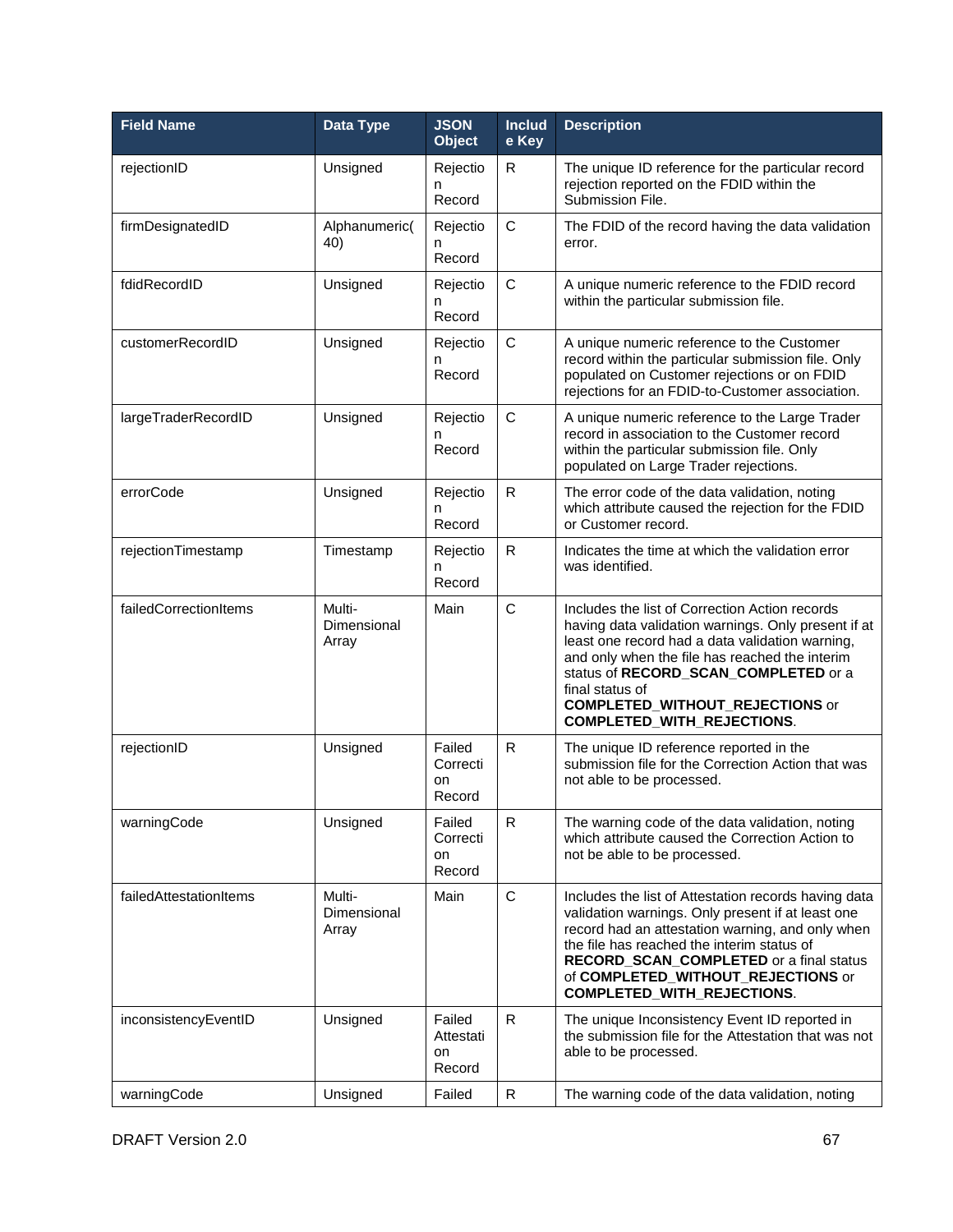| Field Name | Data Type | JSON Object | Include Key | Description |
|---|---|---|---|---|
| rejectionID | Unsigned | Rejection Record | R | The unique ID reference for the particular record rejection reported on the FDID within the Submission File. |
| firmDesignatedID | Alphanumeric(40) | Rejection Record | C | The FDID of the record having the data validation error. |
| fdidRecordID | Unsigned | Rejection Record | C | A unique numeric reference to the FDID record within the particular submission file. |
| customerRecordID | Unsigned | Rejection Record | C | A unique numeric reference to the Customer record within the particular submission file. Only populated on Customer rejections or on FDID rejections for an FDID-to-Customer association. |
| largeTraderRecordID | Unsigned | Rejection Record | C | A unique numeric reference to the Large Trader record in association to the Customer record within the particular submission file. Only populated on Large Trader rejections. |
| errorCode | Unsigned | Rejection Record | R | The error code of the data validation, noting which attribute caused the rejection for the FDID or Customer record. |
| rejectionTimestamp | Timestamp | Rejection Record | R | Indicates the time at which the validation error was identified. |
| failedCorrectionItems | Multi-Dimensional Array | Main | C | Includes the list of Correction Action records having data validation warnings. Only present if at least one record had a data validation warning, and only when the file has reached the interim status of **RECORD_SCAN_COMPLETED** or a final status of **COMPLETED_WITHOUT_REJECTIONS** or **COMPLETED_WITH_REJECTIONS**. |
| rejectionID | Unsigned | Failed Correction Record | R | The unique ID reference reported in the submission file for the Correction Action that was not able to be processed. |
| warningCode | Unsigned | Failed Correction Record | R | The warning code of the data validation, noting which attribute caused the Correction Action to not be able to be processed. |
| failedAttestationItems | Multi-Dimensional Array | Main | C | Includes the list of Attestation records having data validation warnings. Only present if at least one record had an attestation warning, and only when the file has reached the interim status of **RECORD_SCAN_COMPLETED** or a final status of **COMPLETED_WITHOUT_REJECTIONS** or **COMPLETED_WITH_REJECTIONS**. |
| inconsistencyEventID | Unsigned | Failed Attestation Record | R | The unique Inconsistency Event ID reported in the submission file for the Attestation that was not able to be processed. |
| warningCode | Unsigned | Failed | R | The warning code of the data validation, noting |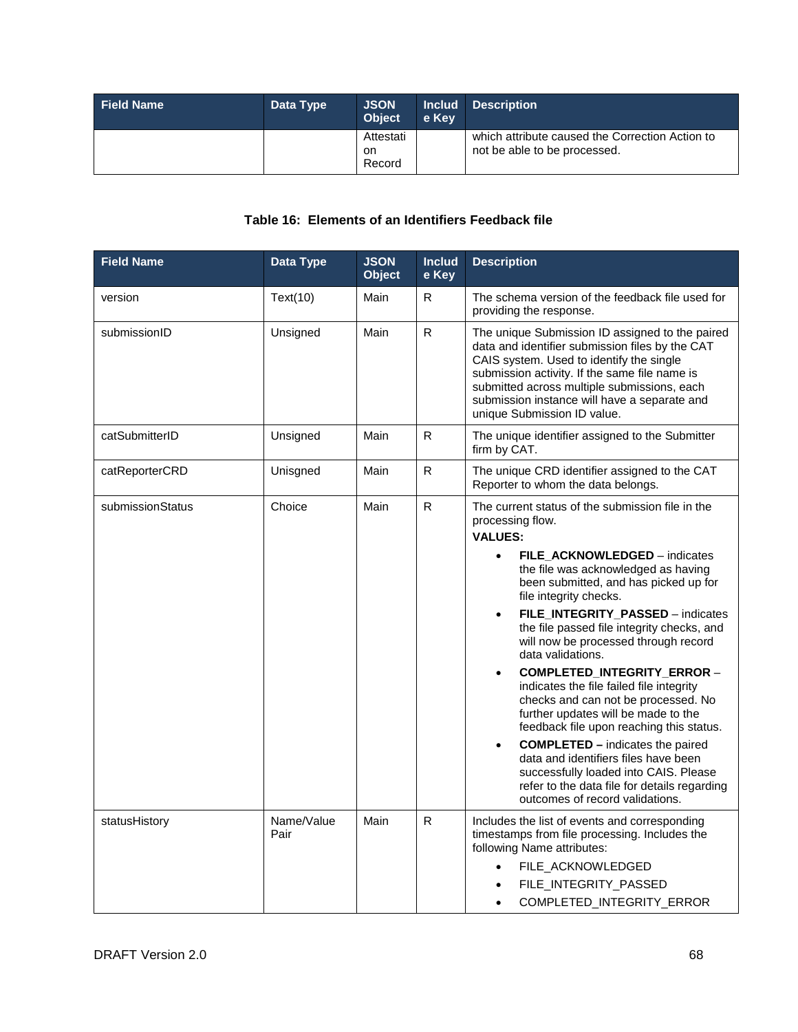| Field Name | Data Type | JSON Object | Include Key | Description |
| --- | --- | --- | --- | --- |
| | | Attestation Record | | which attribute caused the Correction Action to not be able to be processed. |

**Table 16: Elements of an Identifiers Feedback file**

| Field Name | Data Type | JSON Object | Include Key | Description |
| --- | --- | --- | --- | --- |
| version | Text(10) | Main | R | The schema version of the feedback file used for providing the response. |
| submissionID | Unsigned | Main | R | The unique Submission ID assigned to the paired data and identifier submission files by the CAT CAIS system. Used to identify the single submission activity. If the same file name is submitted across multiple submissions, each submission instance will have a separate and unique Submission ID value. |
| catSubmitterID | Unsigned | Main | R | The unique identifier assigned to the Submitter firm by CAT. |
| catReporterCRD | Unisgned | Main | R | The unique CRD identifier assigned to the CAT Reporter to whom the data belongs. |
| submissionStatus | Choice | Main | R | The current status of the submission file in the processing flow.<br>**VALUES:**<br>• **FILE_ACKNOWLEDGED** – indicates the file was acknowledged as having been submitted, and has picked up for file integrity checks.<br>• **FILE_INTEGRITY_PASSED** – indicates the file passed file integrity checks, and will now be processed through record data validations.<br>• **COMPLETED_INTEGRITY_ERROR** – indicates the file failed file integrity checks and can not be processed. No further updates will be made to the feedback file upon reaching this status.<br>• **COMPLETED –** indicates the paired data and identifiers files have been successfully loaded into CAIS. Please refer to the data file for details regarding outcomes of record validations. |
| statusHistory | Name/Value Pair | Main | R | Includes the list of events and corresponding timestamps from file processing. Includes the following Name attributes:<br>• FILE_ACKNOWLEDGED<br>• FILE_INTEGRITY_PASSED<br>• COMPLETED_INTEGRITY_ERROR |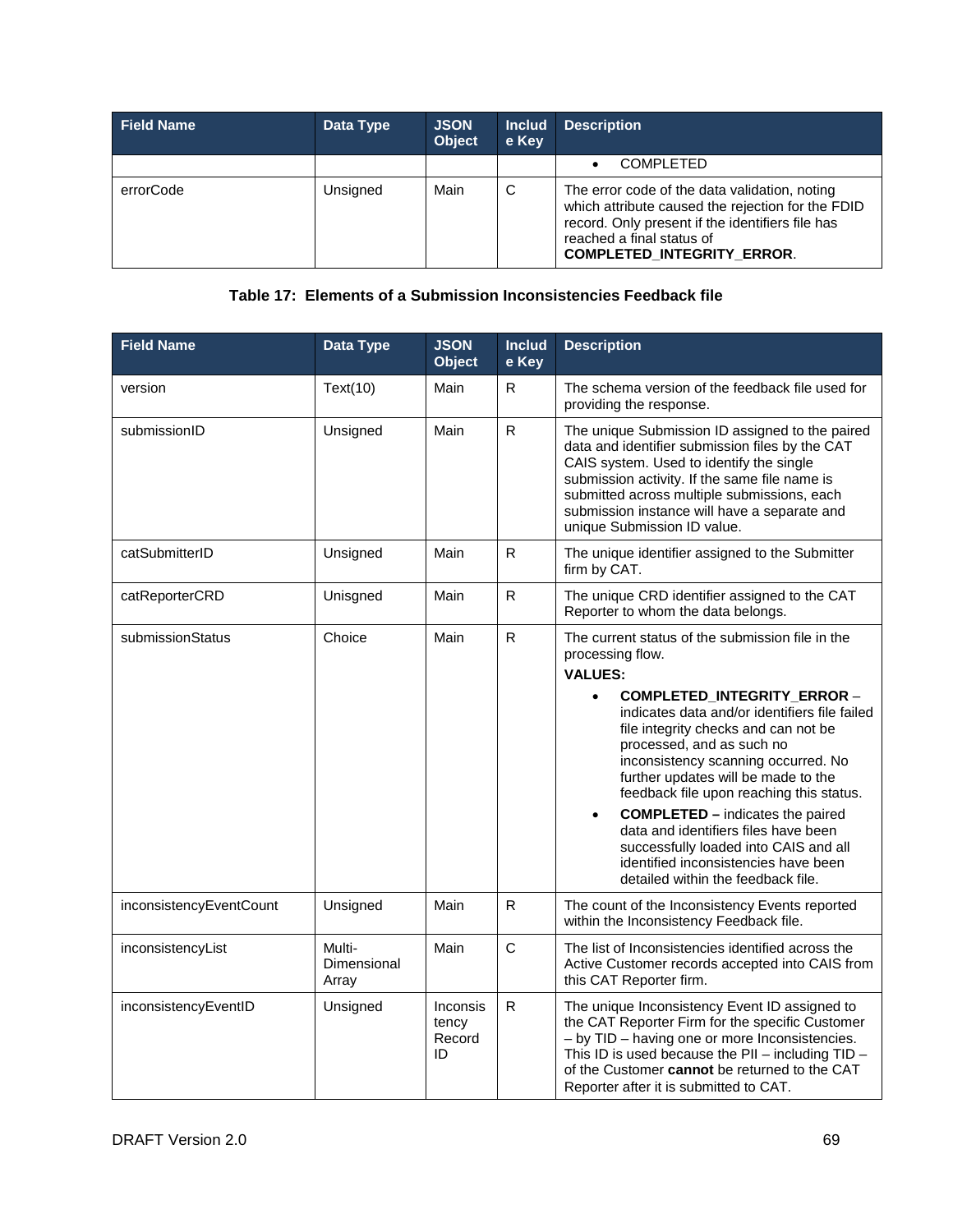| Field Name | Data Type | JSON Object | Include Key | Description |
|---|---|---|---|---|
| | | | | • COMPLETED |
| errorCode | Unsigned | Main | C | The error code of the data validation, noting which attribute caused the rejection for the FDID record. Only present if the identifiers file has reached a final status of **COMPLETED_INTEGRITY_ERROR**. |

**Table 17: Elements of a Submission Inconsistencies Feedback file**

| Field Name | Data Type | JSON Object | Include Key | Description |
|---|---|---|---|---|
| version | Text(10) | Main | R | The schema version of the feedback file used for providing the response. |
| submissionID | Unsigned | Main | R | The unique Submission ID assigned to the paired data and identifier submission files by the CAT CAIS system. Used to identify the single submission activity. If the same file name is submitted across multiple submissions, each submission instance will have a separate and unique Submission ID value. |
| catSubmitterID | Unsigned | Main | R | The unique identifier assigned to the Submitter firm by CAT. |
| catReporterCRD | Unisgned | Main | R | The unique CRD identifier assigned to the CAT Reporter to whom the data belongs. |
| submissionStatus | Choice | Main | R | The current status of the submission file in the processing flow.<br>**VALUES:**<br>• **COMPLETED_INTEGRITY_ERROR** – indicates data and/or identifiers file failed file integrity checks and can not be processed, and as such no inconsistency scanning occurred. No further updates will be made to the feedback file upon reaching this status.<br>• **COMPLETED –** indicates the paired data and identifiers files have been successfully loaded into CAIS and all identified inconsistencies have been detailed within the feedback file. |
| inconsistencyEventCount | Unsigned | Main | R | The count of the Inconsistency Events reported within the Inconsistency Feedback file. |
| inconsistencyList | Multi-Dimensional Array | Main | C | The list of Inconsistencies identified across the Active Customer records accepted into CAIS from this CAT Reporter firm. |
| inconsistencyEventID | Unsigned | Inconsistency Record ID | R | The unique Inconsistency Event ID assigned to the CAT Reporter Firm for the specific Customer – by TID – having one or more Inconsistencies. This ID is used because the PII – including TID – of the Customer **cannot** be returned to the CAT Reporter after it is submitted to CAT. |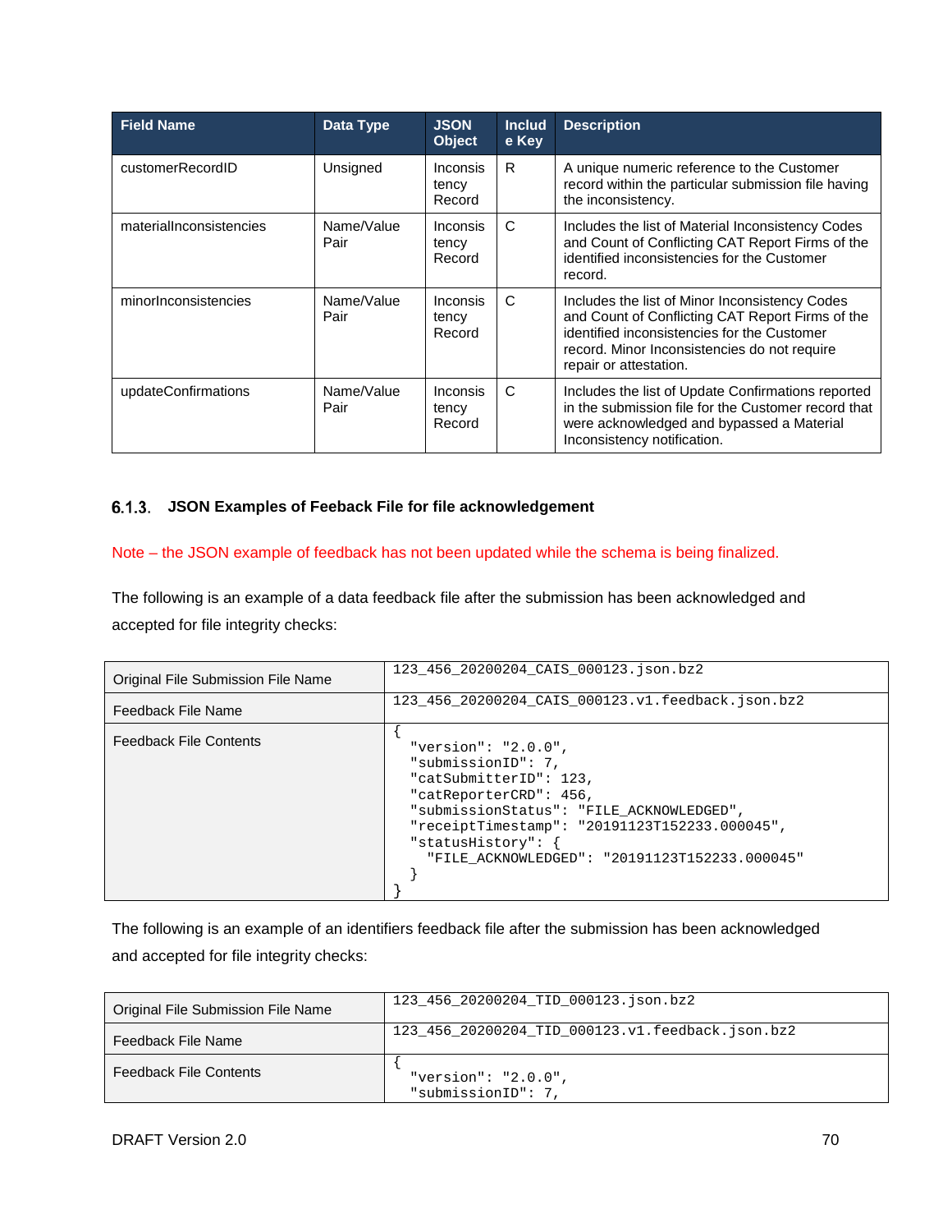| Field Name | Data Type | JSON Object | Include Key | Description |
| --- | --- | --- | --- | --- |
| customerRecordID | Unsigned | Inconsistency Record | R | A unique numeric reference to the Customer record within the particular submission file having the inconsistency. |
| materialInconsistencies | Name/Value Pair | Inconsistency Record | C | Includes the list of Material Inconsistency Codes and Count of Conflicting CAT Report Firms of the identified inconsistencies for the Customer record. |
| minorInconsistencies | Name/Value Pair | Inconsistency Record | C | Includes the list of Minor Inconsistency Codes and Count of Conflicting CAT Report Firms of the identified inconsistencies for the Customer record. Minor Inconsistencies do not require repair or attestation. |
| updateConfirmations | Name/Value Pair | Inconsistency Record | C | Includes the list of Update Confirmations reported in the submission file for the Customer record that were acknowledged and bypassed a Material Inconsistency notification. |

### 6.1.3. JSON Examples of Feeback File for file acknowledgement

Note – the JSON example of feedback has not been updated while the schema is being finalized.

The following is an example of a data feedback file after the submission has been acknowledged and accepted for file integrity checks:

| | |
| --- | --- |
| Original File Submission File Name | 123_456_20200204_CAIS_000123.json.bz2 |
| Feedback File Name | 123_456_20200204_CAIS_000123.v1.feedback.json.bz2 |
| Feedback File Contents | `{ "version": "2.0.0", "submissionID": 7, "catSubmitterID": 123, "catReporterCRD": 456, "submissionStatus": "FILE_ACKNOWLEDGED", "receiptTimestamp": "20191123T152233.000045", "statusHistory": { "FILE_ACKNOWLEDGED": "20191123T152233.000045" } }` |

```
{
  "version": "2.0.0",
  "submissionID": 7,
  "catSubmitterID": 123,
  "catReporterCRD": 456,
  "submissionStatus": "FILE_ACKNOWLEDGED",
  "receiptTimestamp": "20191123T152233.000045",
  "statusHistory": {
    "FILE_ACKNOWLEDGED": "20191123T152233.000045"
  }
}
```

The following is an example of an identifiers feedback file after the submission has been acknowledged and accepted for file integrity checks:

| | |
| --- | --- |
| Original File Submission File Name | 123_456_20200204_TID_000123.json.bz2 |
| Feedback File Name | 123_456_20200204_TID_000123.v1.feedback.json.bz2 |
| Feedback File Contents | `{ "version": "2.0.0", "submissionID": 7,` |

```
{
  "version": "2.0.0",
  "submissionID": 7,
```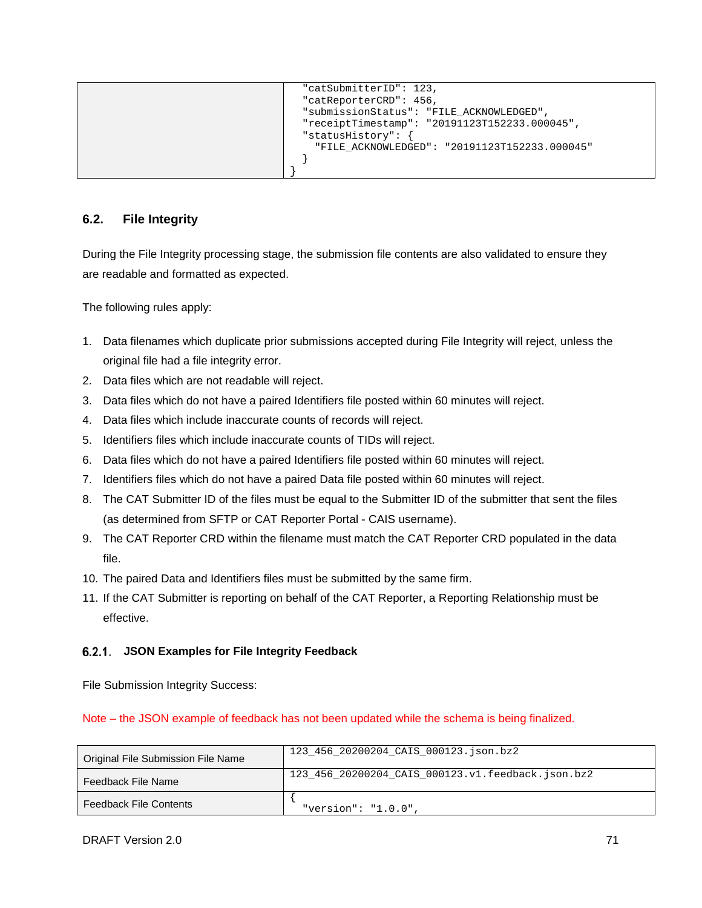| | |
|---|---|
| | ```"catSubmitterID": 123,<br>"catReporterCRD": 456,<br>"submissionStatus": "FILE_ACKNOWLEDGED",<br>"receiptTimestamp": "20191123T152233.000045",<br>"statusHistory": {<br>  "FILE_ACKNOWLEDGED": "20191123T152233.000045"<br>}<br>}``` |

## 6.2. File Integrity

During the File Integrity processing stage, the submission file contents are also validated to ensure they are readable and formatted as expected.

The following rules apply:

1. Data filenames which duplicate prior submissions accepted during File Integrity will reject, unless the original file had a file integrity error.
2. Data files which are not readable will reject.
3. Data files which do not have a paired Identifiers file posted within 60 minutes will reject.
4. Data files which include inaccurate counts of records will reject.
5. Identifiers files which include inaccurate counts of TIDs will reject.
6. Data files which do not have a paired Identifiers file posted within 60 minutes will reject.
7. Identifiers files which do not have a paired Data file posted within 60 minutes will reject.
8. The CAT Submitter ID of the files must be equal to the Submitter ID of the submitter that sent the files (as determined from SFTP or CAT Reporter Portal - CAIS username).
9. The CAT Reporter CRD within the filename must match the CAT Reporter CRD populated in the data file.
10. The paired Data and Identifiers files must be submitted by the same firm.
11. If the CAT Submitter is reporting on behalf of the CAT Reporter, a Reporting Relationship must be effective.

### 6.2.1. JSON Examples for File Integrity Feedback

File Submission Integrity Success:

Note – the JSON example of feedback has not been updated while the schema is being finalized.

| | |
|---|---|
| Original File Submission File Name | 123_456_20200204_CAIS_000123.json.bz2 |
| Feedback File Name | 123_456_20200204_CAIS_000123.v1.feedback.json.bz2 |
| Feedback File Contents | ```{<br>  "version": "1.0.0",``` |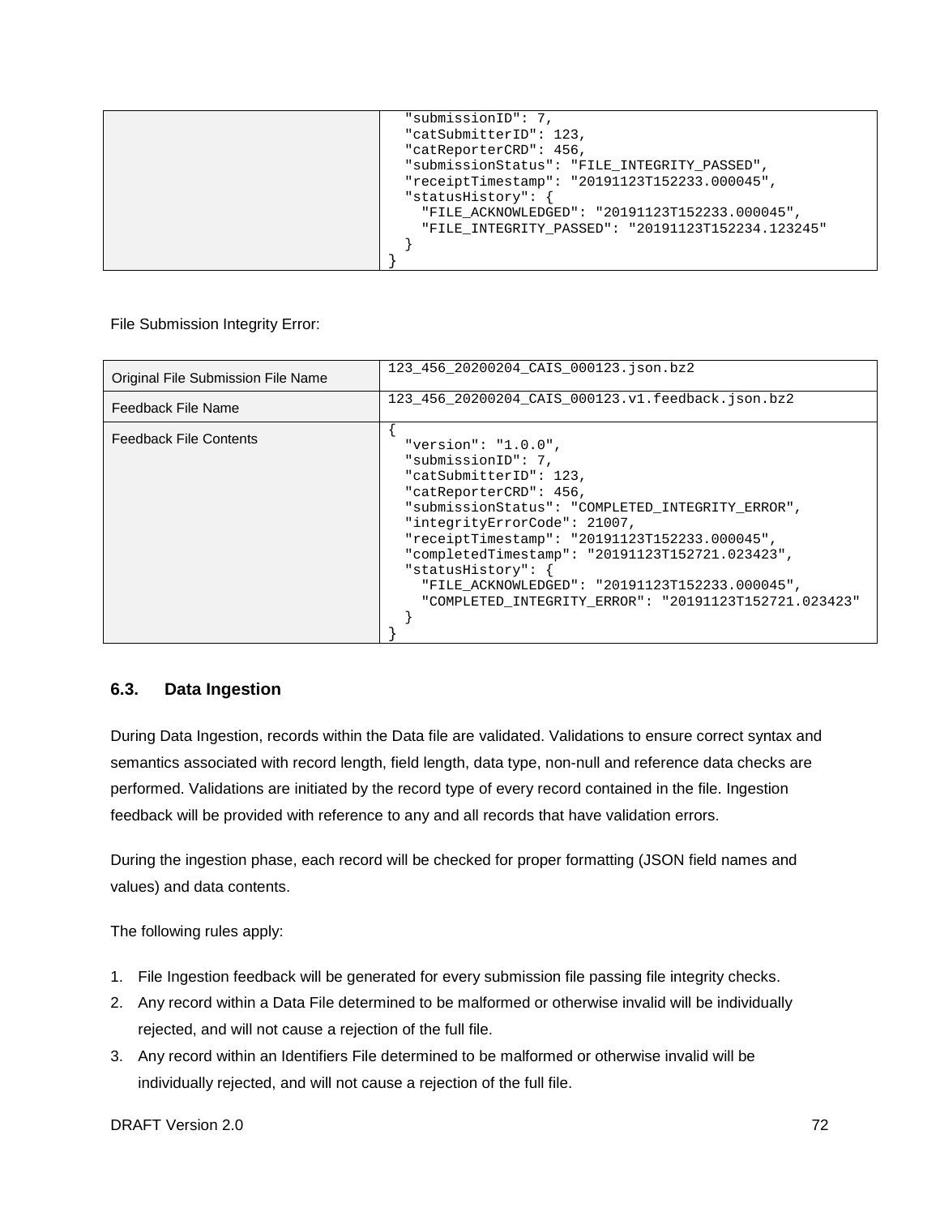| | |
|---|---|
| | "submissionID": 7,<br>"catSubmitterID": 123,<br>"catReporterCRD": 456,<br>"submissionStatus": "FILE_INTEGRITY_PASSED",<br>"receiptTimestamp": "20191123T152233.000045",<br>"statusHistory": {<br>"FILE_ACKNOWLEDGED": "20191123T152233.000045",<br>"FILE_INTEGRITY_PASSED": "20191123T152234.123245"<br>}<br>} |

File Submission Integrity Error:

| | |
|---|---|
| Original File Submission File Name | 123_456_20200204_CAIS_000123.json.bz2 |
| Feedback File Name | 123_456_20200204_CAIS_000123.v1.feedback.json.bz2 |
| Feedback File Contents | {<br>"version": "1.0.0",<br>"submissionID": 7,<br>"catSubmitterID": 123,<br>"catReporterCRD": 456,<br>"submissionStatus": "COMPLETED_INTEGRITY_ERROR",<br>"integrityErrorCode": 21007,<br>"receiptTimestamp": "20191123T152233.000045",<br>"completedTimestamp": "20191123T152721.023423",<br>"statusHistory": {<br>"FILE_ACKNOWLEDGED": "20191123T152233.000045",<br>"COMPLETED_INTEGRITY_ERROR": "20191123T152721.023423"<br>}<br>} |

### 6.3. Data Ingestion

During Data Ingestion, records within the Data file are validated. Validations to ensure correct syntax and semantics associated with record length, field length, data type, non-null and reference data checks are performed. Validations are initiated by the record type of every record contained in the file. Ingestion feedback will be provided with reference to any and all records that have validation errors.

During the ingestion phase, each record will be checked for proper formatting (JSON field names and values) and data contents.

The following rules apply:

1. File Ingestion feedback will be generated for every submission file passing file integrity checks.
2. Any record within a Data File determined to be malformed or otherwise invalid will be individually rejected, and will not cause a rejection of the full file.
3. Any record within an Identifiers File determined to be malformed or otherwise invalid will be individually rejected, and will not cause a rejection of the full file.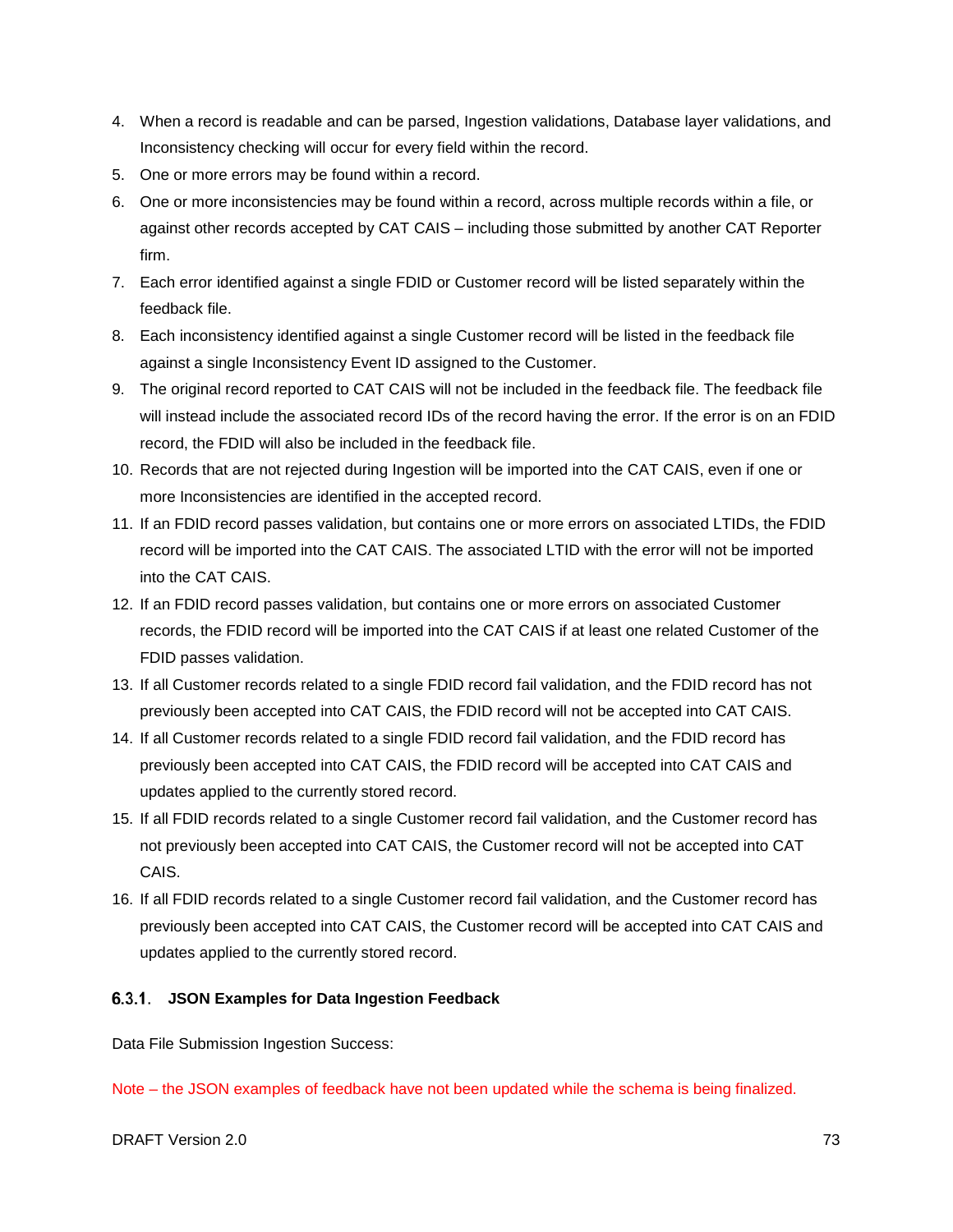4. When a record is readable and can be parsed, Ingestion validations, Database layer validations, and Inconsistency checking will occur for every field within the record.
5. One or more errors may be found within a record.
6. One or more inconsistencies may be found within a record, across multiple records within a file, or against other records accepted by CAT CAIS – including those submitted by another CAT Reporter firm.
7. Each error identified against a single FDID or Customer record will be listed separately within the feedback file.
8. Each inconsistency identified against a single Customer record will be listed in the feedback file against a single Inconsistency Event ID assigned to the Customer.
9. The original record reported to CAT CAIS will not be included in the feedback file. The feedback file will instead include the associated record IDs of the record having the error. If the error is on an FDID record, the FDID will also be included in the feedback file.
10. Records that are not rejected during Ingestion will be imported into the CAT CAIS, even if one or more Inconsistencies are identified in the accepted record.
11. If an FDID record passes validation, but contains one or more errors on associated LTIDs, the FDID record will be imported into the CAT CAIS. The associated LTID with the error will not be imported into the CAT CAIS.
12. If an FDID record passes validation, but contains one or more errors on associated Customer records, the FDID record will be imported into the CAT CAIS if at least one related Customer of the FDID passes validation.
13. If all Customer records related to a single FDID record fail validation, and the FDID record has not previously been accepted into CAT CAIS, the FDID record will not be accepted into CAT CAIS.
14. If all Customer records related to a single FDID record fail validation, and the FDID record has previously been accepted into CAT CAIS, the FDID record will be accepted into CAT CAIS and updates applied to the currently stored record.
15. If all FDID records related to a single Customer record fail validation, and the Customer record has not previously been accepted into CAT CAIS, the Customer record will not be accepted into CAT CAIS.
16. If all FDID records related to a single Customer record fail validation, and the Customer record has previously been accepted into CAT CAIS, the Customer record will be accepted into CAT CAIS and updates applied to the currently stored record.

### 6.3.1. JSON Examples for Data Ingestion Feedback

Data File Submission Ingestion Success:

Note – the JSON examples of feedback have not been updated while the schema is being finalized.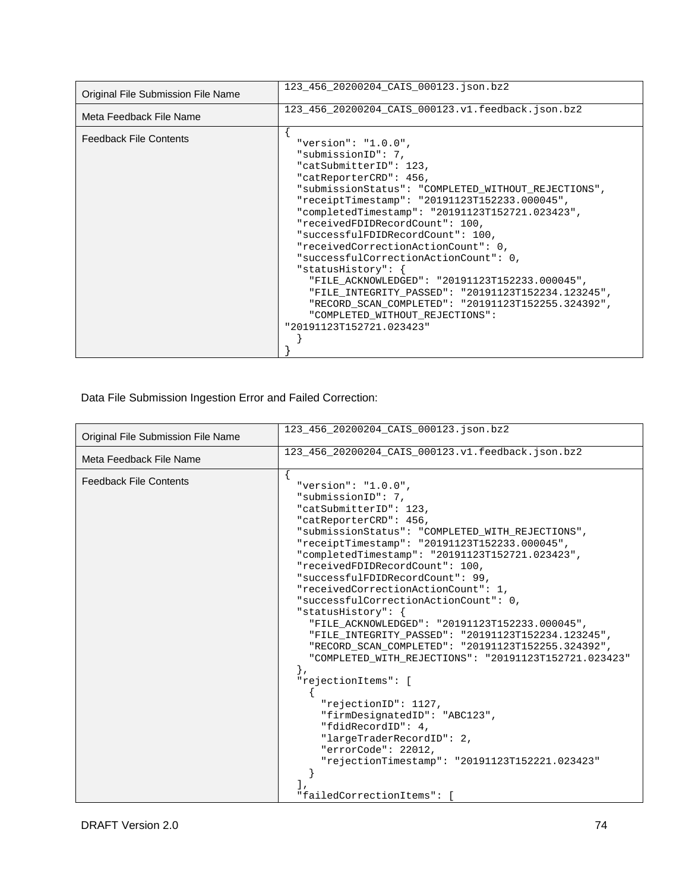| Original File Submission File Name | 123_456_20200204_CAIS_000123.json.bz2 |
|---|---|
| Meta Feedback File Name | 123_456_20200204_CAIS_000123.v1.feedback.json.bz2 |
| Feedback File Contents | { "version": "1.0.0", "submissionID": 7, "catSubmitterID": 123, "catReporterCRD": 456, "submissionStatus": "COMPLETED_WITHOUT_REJECTIONS", "receiptTimestamp": "20191123T152233.000045", "completedTimestamp": "20191123T152721.023423", "receivedFDIDRecordCount": 100, "successfulFDIDRecordCount": 100, "receivedCorrectionActionCount": 0, "successfulCorrectionActionCount": 0, "statusHistory": { "FILE_ACKNOWLEDGED": "20191123T152233.000045", "FILE_INTEGRITY_PASSED": "20191123T152234.123245", "RECORD_SCAN_COMPLETED": "20191123T152255.324392", "COMPLETED_WITHOUT_REJECTIONS": "20191123T152721.023423" } } |

Data File Submission Ingestion Error and Failed Correction:

| Original File Submission File Name | 123_456_20200204_CAIS_000123.json.bz2 |
|---|---|
| Meta Feedback File Name | 123_456_20200204_CAIS_000123.v1.feedback.json.bz2 |
| Feedback File Contents | { "version": "1.0.0", "submissionID": 7, "catSubmitterID": 123, "catReporterCRD": 456, "submissionStatus": "COMPLETED_WITH_REJECTIONS", "receiptTimestamp": "20191123T152233.000045", "completedTimestamp": "20191123T152721.023423", "receivedFDIDRecordCount": 100, "successfulFDIDRecordCount": 99, "receivedCorrectionActionCount": 1, "successfulCorrectionActionCount": 0, "statusHistory": { "FILE_ACKNOWLEDGED": "20191123T152233.000045", "FILE_INTEGRITY_PASSED": "20191123T152234.123245", "RECORD_SCAN_COMPLETED": "20191123T152255.324392", "COMPLETED_WITH_REJECTIONS": "20191123T152721.023423" }, "rejectionItems": [ { "rejectionID": 1127, "firmDesignatedID": "ABC123", "fdidRecordID": 4, "largeTraderRecordID": 2, "errorCode": 22012, "rejectionTimestamp": "20191123T152221.023423" } ], "failedCorrectionItems": [ |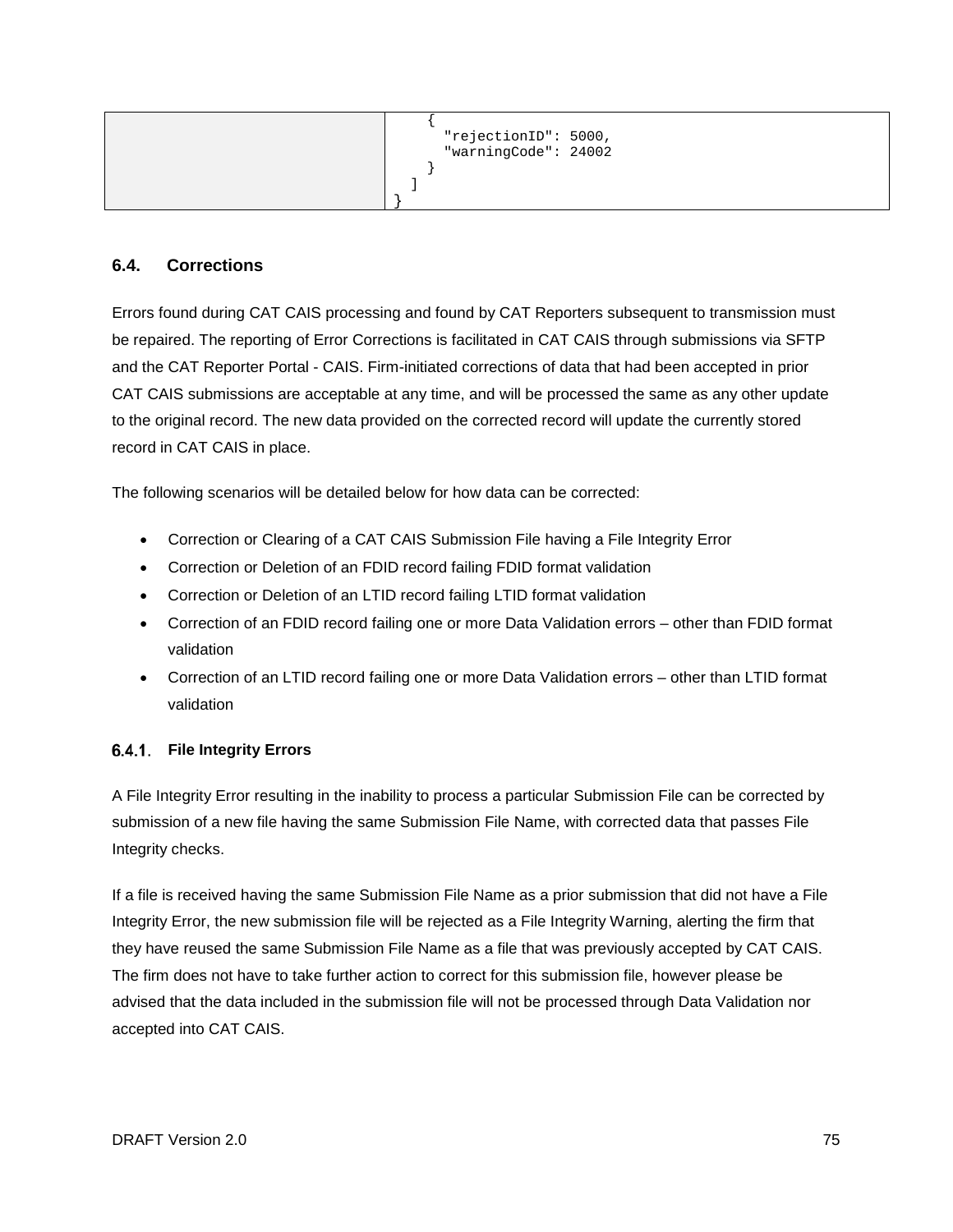| | |
|---|---|
| | ```{ "rejectionID": 5000, "warningCode": 24002 } ] }``` |

## 6.4. Corrections

Errors found during CAT CAIS processing and found by CAT Reporters subsequent to transmission must be repaired. The reporting of Error Corrections is facilitated in CAT CAIS through submissions via SFTP and the CAT Reporter Portal - CAIS. Firm-initiated corrections of data that had been accepted in prior CAT CAIS submissions are acceptable at any time, and will be processed the same as any other update to the original record. The new data provided on the corrected record will update the currently stored record in CAT CAIS in place.

The following scenarios will be detailed below for how data can be corrected:

- Correction or Clearing of a CAT CAIS Submission File having a File Integrity Error
- Correction or Deletion of an FDID record failing FDID format validation
- Correction or Deletion of an LTID record failing LTID format validation
- Correction of an FDID record failing one or more Data Validation errors – other than FDID format validation
- Correction of an LTID record failing one or more Data Validation errors – other than LTID format validation

### 6.4.1. File Integrity Errors

A File Integrity Error resulting in the inability to process a particular Submission File can be corrected by submission of a new file having the same Submission File Name, with corrected data that passes File Integrity checks.

If a file is received having the same Submission File Name as a prior submission that did not have a File Integrity Error, the new submission file will be rejected as a File Integrity Warning, alerting the firm that they have reused the same Submission File Name as a file that was previously accepted by CAT CAIS. The firm does not have to take further action to correct for this submission file, however please be advised that the data included in the submission file will not be processed through Data Validation nor accepted into CAT CAIS.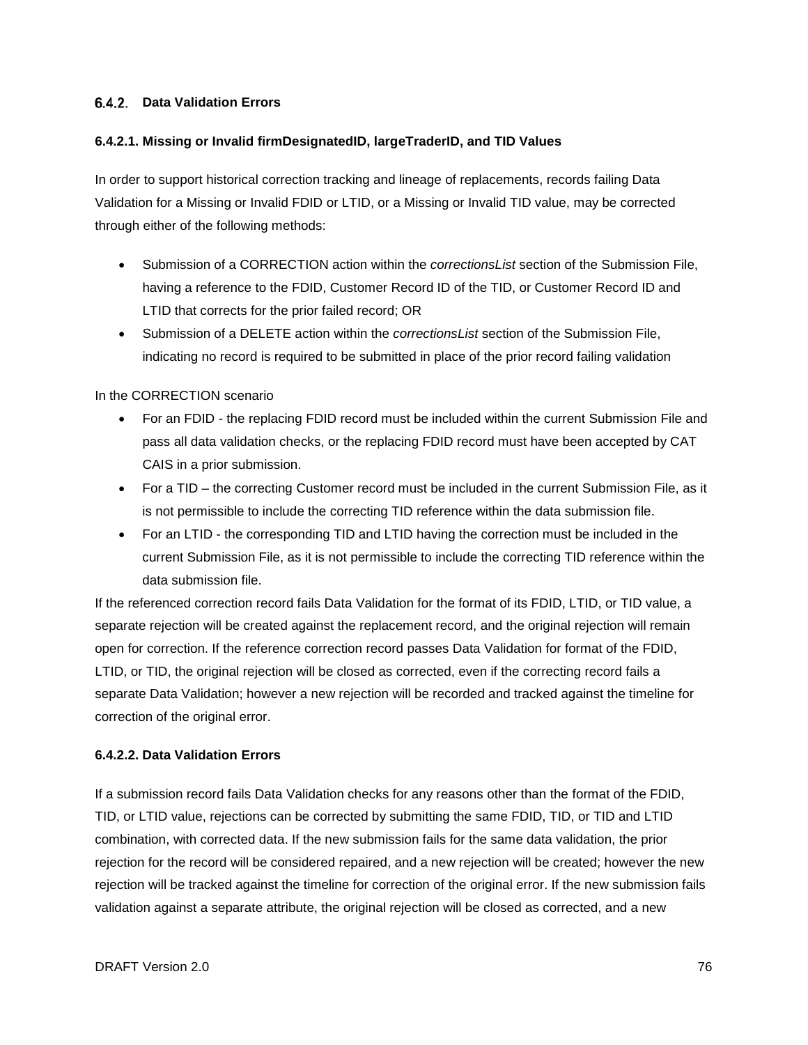### 6.4.2. Data Validation Errors

#### 6.4.2.1. Missing or Invalid firmDesignatedID, largeTraderID, and TID Values

In order to support historical correction tracking and lineage of replacements, records failing Data Validation for a Missing or Invalid FDID or LTID, or a Missing or Invalid TID value, may be corrected through either of the following methods:

- Submission of a CORRECTION action within the *correctionsList* section of the Submission File, having a reference to the FDID, Customer Record ID of the TID, or Customer Record ID and LTID that corrects for the prior failed record; OR
- Submission of a DELETE action within the *correctionsList* section of the Submission File, indicating no record is required to be submitted in place of the prior record failing validation

In the CORRECTION scenario

- For an FDID - the replacing FDID record must be included within the current Submission File and pass all data validation checks, or the replacing FDID record must have been accepted by CAT CAIS in a prior submission.
- For a TID – the correcting Customer record must be included in the current Submission File, as it is not permissible to include the correcting TID reference within the data submission file.
- For an LTID - the corresponding TID and LTID having the correction must be included in the current Submission File, as it is not permissible to include the correcting TID reference within the data submission file.

If the referenced correction record fails Data Validation for the format of its FDID, LTID, or TID value, a separate rejection will be created against the replacement record, and the original rejection will remain open for correction. If the reference correction record passes Data Validation for format of the FDID, LTID, or TID, the original rejection will be closed as corrected, even if the correcting record fails a separate Data Validation; however a new rejection will be recorded and tracked against the timeline for correction of the original error.

#### 6.4.2.2. Data Validation Errors

If a submission record fails Data Validation checks for any reasons other than the format of the FDID, TID, or LTID value, rejections can be corrected by submitting the same FDID, TID, or TID and LTID combination, with corrected data. If the new submission fails for the same data validation, the prior rejection for the record will be considered repaired, and a new rejection will be created; however the new rejection will be tracked against the timeline for correction of the original error. If the new submission fails validation against a separate attribute, the original rejection will be closed as corrected, and a new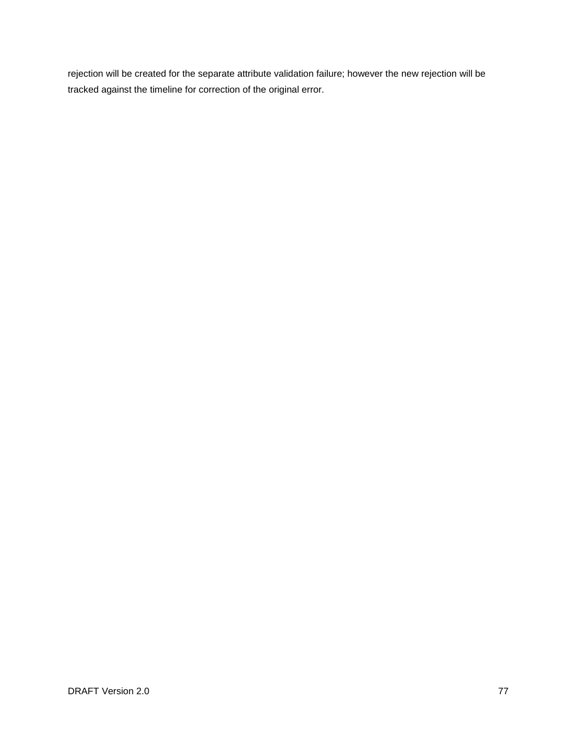rejection will be created for the separate attribute validation failure; however the new rejection will be tracked against the timeline for correction of the original error.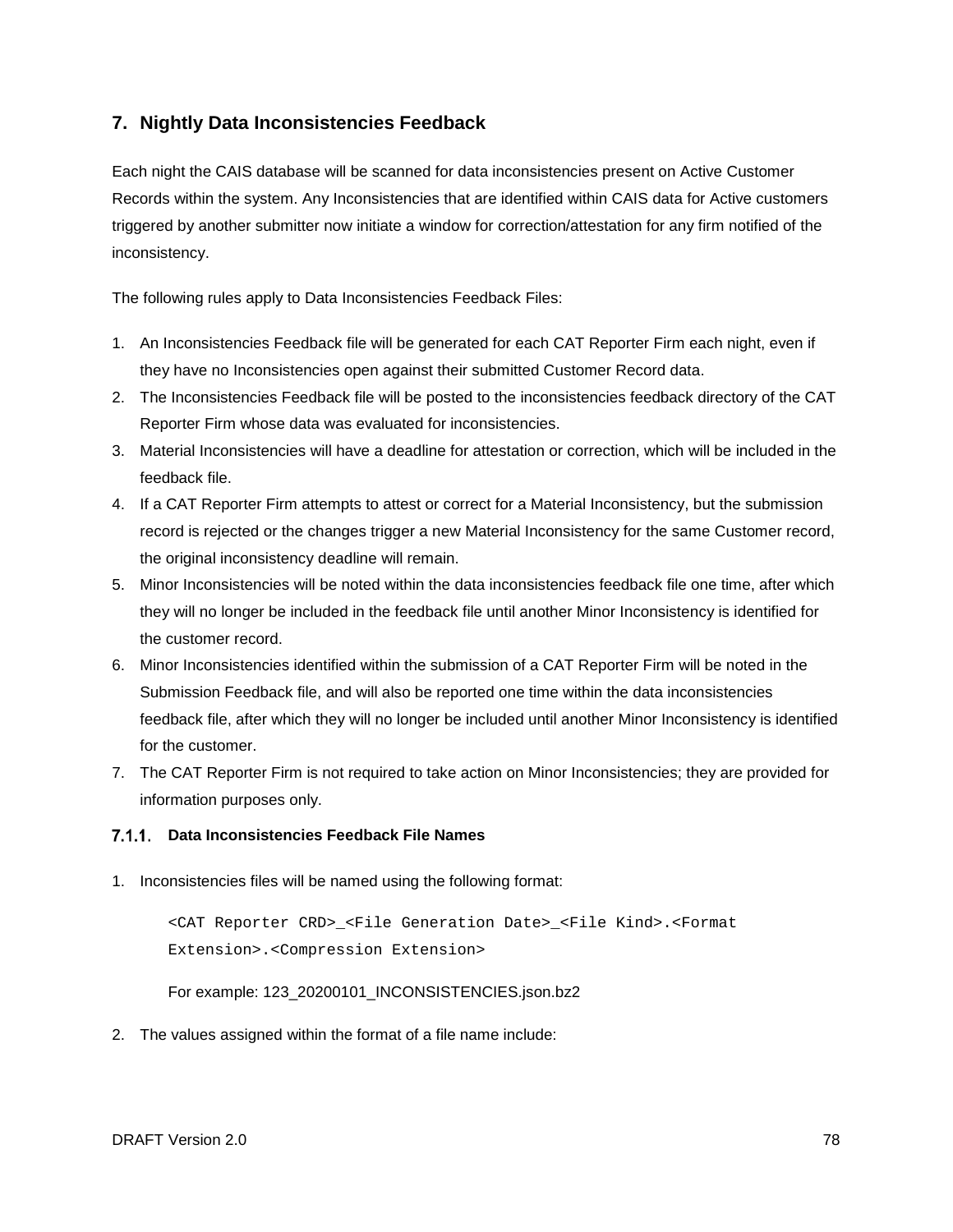# 7. Nightly Data Inconsistencies Feedback

Each night the CAIS database will be scanned for data inconsistencies present on Active Customer Records within the system. Any Inconsistencies that are identified within CAIS data for Active customers triggered by another submitter now initiate a window for correction/attestation for any firm notified of the inconsistency.

The following rules apply to Data Inconsistencies Feedback Files:

1. An Inconsistencies Feedback file will be generated for each CAT Reporter Firm each night, even if they have no Inconsistencies open against their submitted Customer Record data.
2. The Inconsistencies Feedback file will be posted to the inconsistencies feedback directory of the CAT Reporter Firm whose data was evaluated for inconsistencies.
3. Material Inconsistencies will have a deadline for attestation or correction, which will be included in the feedback file.
4. If a CAT Reporter Firm attempts to attest or correct for a Material Inconsistency, but the submission record is rejected or the changes trigger a new Material Inconsistency for the same Customer record, the original inconsistency deadline will remain.
5. Minor Inconsistencies will be noted within the data inconsistencies feedback file one time, after which they will no longer be included in the feedback file until another Minor Inconsistency is identified for the customer record.
6. Minor Inconsistencies identified within the submission of a CAT Reporter Firm will be noted in the Submission Feedback file, and will also be reported one time within the data inconsistencies feedback file, after which they will no longer be included until another Minor Inconsistency is identified for the customer.
7. The CAT Reporter Firm is not required to take action on Minor Inconsistencies; they are provided for information purposes only.

### 7.1.1. Data Inconsistencies Feedback File Names

1. Inconsistencies files will be named using the following format:

   ```
   <CAT Reporter CRD>_<File Generation Date>_<File Kind>.<Format Extension>.<Compression Extension>
   ```

   For example: 123_20200101_INCONSISTENCIES.json.bz2

2. The values assigned within the format of a file name include: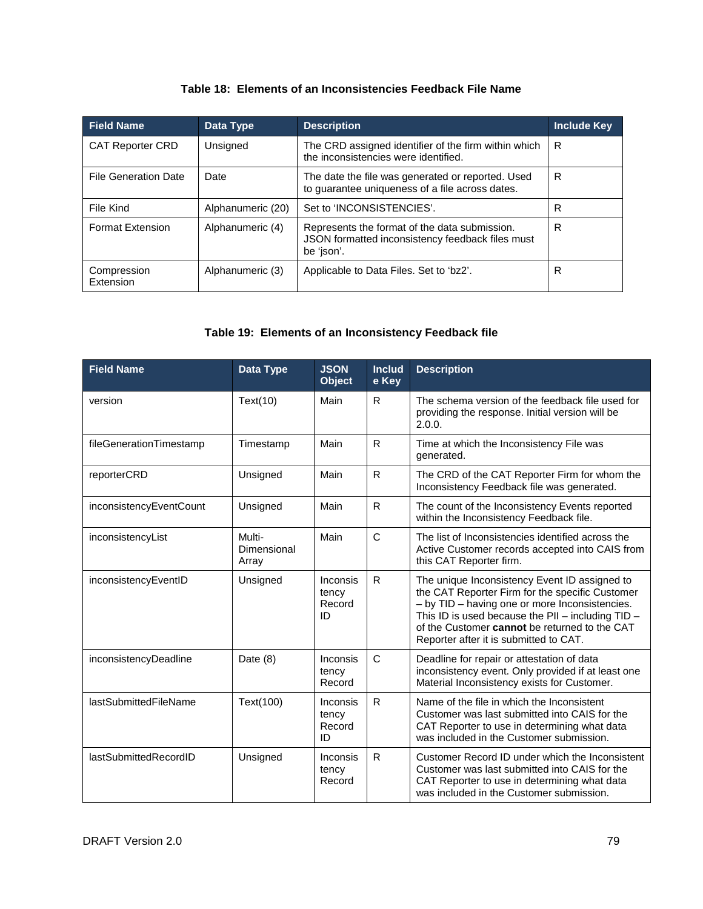**Table 18: Elements of an Inconsistencies Feedback File Name**

| Field Name | Data Type | Description | Include Key |
| --- | --- | --- | --- |
| CAT Reporter CRD | Unsigned | The CRD assigned identifier of the firm within which the inconsistencies were identified. | R |
| File Generation Date | Date | The date the file was generated or reported. Used to guarantee uniqueness of a file across dates. | R |
| File Kind | Alphanumeric (20) | Set to 'INCONSISTENCIES'. | R |
| Format Extension | Alphanumeric (4) | Represents the format of the data submission. JSON formatted inconsistency feedback files must be 'json'. | R |
| Compression Extension | Alphanumeric (3) | Applicable to Data Files. Set to 'bz2'. | R |

**Table 19: Elements of an Inconsistency Feedback file**

| Field Name | Data Type | JSON Object | Include Key | Description |
| --- | --- | --- | --- | --- |
| version | Text(10) | Main | R | The schema version of the feedback file used for providing the response. Initial version will be 2.0.0. |
| fileGenerationTimestamp | Timestamp | Main | R | Time at which the Inconsistency File was generated. |
| reporterCRD | Unsigned | Main | R | The CRD of the CAT Reporter Firm for whom the Inconsistency Feedback file was generated. |
| inconsistencyEventCount | Unsigned | Main | R | The count of the Inconsistency Events reported within the Inconsistency Feedback file. |
| inconsistencyList | Multi-Dimensional Array | Main | C | The list of Inconsistencies identified across the Active Customer records accepted into CAIS from this CAT Reporter firm. |
| inconsistencyEventID | Unsigned | Inconsistency Record ID | R | The unique Inconsistency Event ID assigned to the CAT Reporter Firm for the specific Customer – by TID – having one or more Inconsistencies. This ID is used because the PII – including TID – of the Customer **cannot** be returned to the CAT Reporter after it is submitted to CAT. |
| inconsistencyDeadline | Date (8) | Inconsistency Record | C | Deadline for repair or attestation of data inconsistency event. Only provided if at least one Material Inconsistency exists for Customer. |
| lastSubmittedFileName | Text(100) | Inconsistency Record ID | R | Name of the file in which the Inconsistent Customer was last submitted into CAIS for the CAT Reporter to use in determining what data was included in the Customer submission. |
| lastSubmittedRecordID | Unsigned | Inconsistency Record | R | Customer Record ID under which the Inconsistent Customer was last submitted into CAIS for the CAT Reporter to use in determining what data was included in the Customer submission. |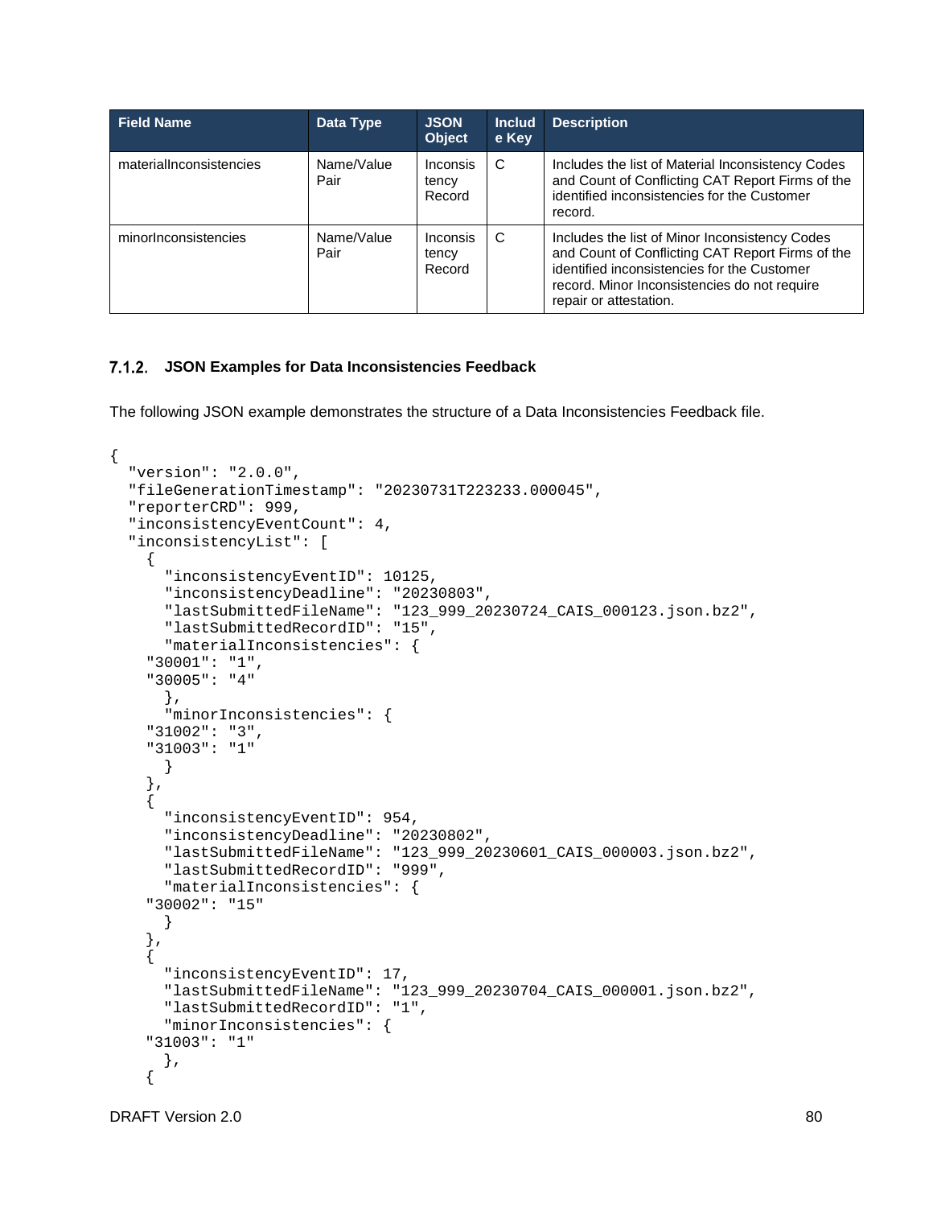| Field Name | Data Type | JSON Object | Include Key | Description |
|---|---|---|---|---|
| materialInconsistencies | Name/Value Pair | Inconsistency Record | C | Includes the list of Material Inconsistency Codes and Count of Conflicting CAT Report Firms of the identified inconsistencies for the Customer record. |
| minorInconsistencies | Name/Value Pair | Inconsistency Record | C | Includes the list of Minor Inconsistency Codes and Count of Conflicting CAT Report Firms of the identified inconsistencies for the Customer record. Minor Inconsistencies do not require repair or attestation. |

### 7.1.2. JSON Examples for Data Inconsistencies Feedback

The following JSON example demonstrates the structure of a Data Inconsistencies Feedback file.

```
{
  "version": "2.0.0",
  "fileGenerationTimestamp": "20230731T223233.000045",
  "reporterCRD": 999,
  "inconsistencyEventCount": 4,
  "inconsistencyList": [
    {
      "inconsistencyEventID": 10125,
      "inconsistencyDeadline": "20230803",
      "lastSubmittedFileName": "123_999_20230724_CAIS_000123.json.bz2",
      "lastSubmittedRecordID": "15",
      "materialInconsistencies": {
    "30001": "1",
    "30005": "4"
      },
      "minorInconsistencies": {
    "31002": "3",
    "31003": "1"
      }
    },
    {
      "inconsistencyEventID": 954,
      "inconsistencyDeadline": "20230802",
      "lastSubmittedFileName": "123_999_20230601_CAIS_000003.json.bz2",
      "lastSubmittedRecordID": "999",
      "materialInconsistencies": {
    "30002": "15"
      }
    },
    {
      "inconsistencyEventID": 17,
      "lastSubmittedFileName": "123_999_20230704_CAIS_000001.json.bz2",
      "lastSubmittedRecordID": "1",
      "minorInconsistencies": {
    "31003": "1"
      },
    {
```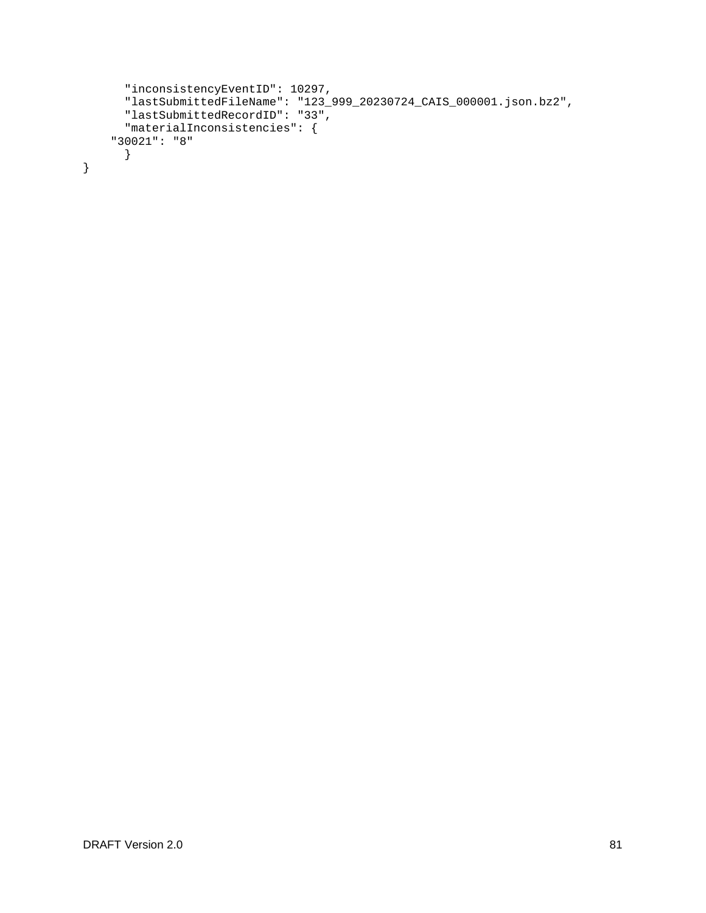```
      "inconsistencyEventID": 10297,
      "lastSubmittedFileName": "123_999_20230724_CAIS_000001.json.bz2",
      "lastSubmittedRecordID": "33",
      "materialInconsistencies": {
    "30021": "8"
      }
}
```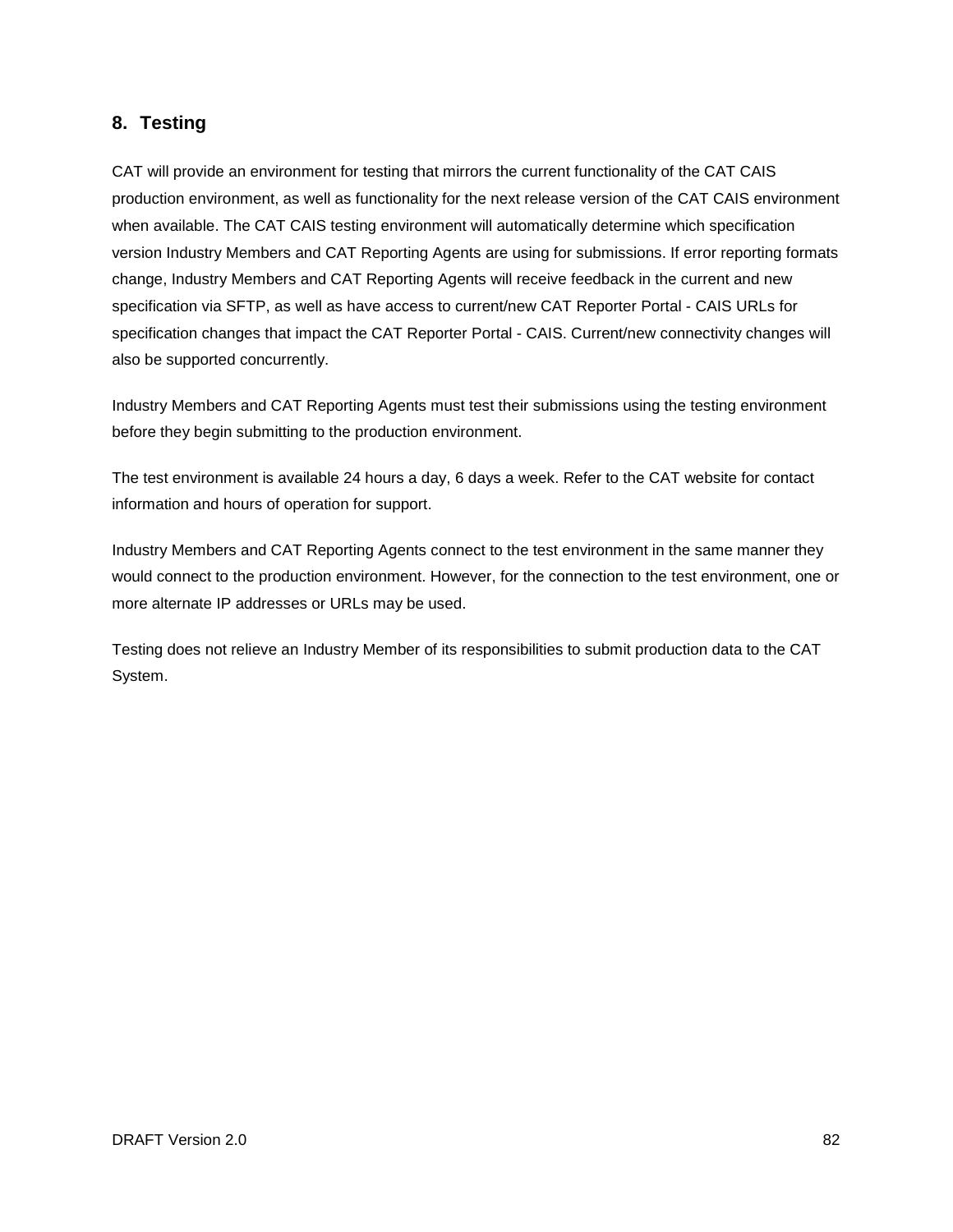## 8. Testing

CAT will provide an environment for testing that mirrors the current functionality of the CAT CAIS production environment, as well as functionality for the next release version of the CAT CAIS environment when available. The CAT CAIS testing environment will automatically determine which specification version Industry Members and CAT Reporting Agents are using for submissions. If error reporting formats change, Industry Members and CAT Reporting Agents will receive feedback in the current and new specification via SFTP, as well as have access to current/new CAT Reporter Portal - CAIS URLs for specification changes that impact the CAT Reporter Portal - CAIS. Current/new connectivity changes will also be supported concurrently.

Industry Members and CAT Reporting Agents must test their submissions using the testing environment before they begin submitting to the production environment.

The test environment is available 24 hours a day, 6 days a week. Refer to the CAT website for contact information and hours of operation for support.

Industry Members and CAT Reporting Agents connect to the test environment in the same manner they would connect to the production environment. However, for the connection to the test environment, one or more alternate IP addresses or URLs may be used.

Testing does not relieve an Industry Member of its responsibilities to submit production data to the CAT System.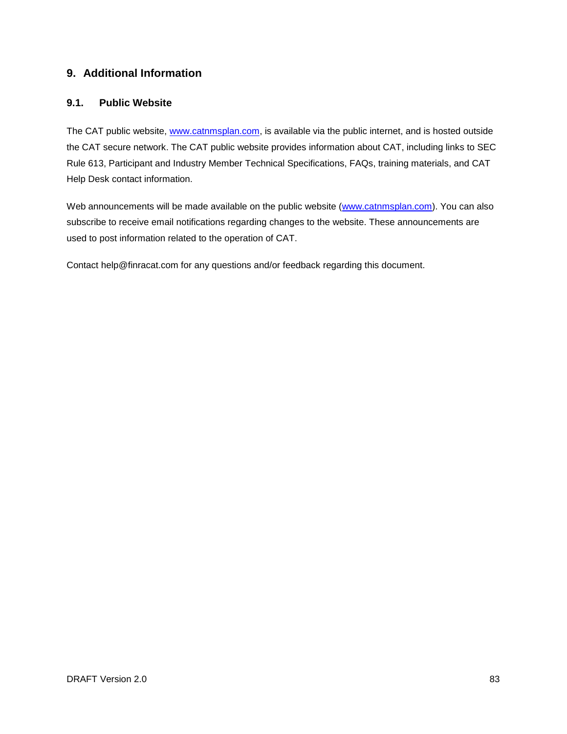# 9. Additional Information

## 9.1. Public Website

The CAT public website, [www.catnmsplan.com](http://www.catnmsplan.com), is available via the public internet, and is hosted outside the CAT secure network. The CAT public website provides information about CAT, including links to SEC Rule 613, Participant and Industry Member Technical Specifications, FAQs, training materials, and CAT Help Desk contact information.

Web announcements will be made available on the public website ([www.catnmsplan.com](http://www.catnmsplan.com)). You can also subscribe to receive email notifications regarding changes to the website. These announcements are used to post information related to the operation of CAT.

Contact help@finracat.com for any questions and/or feedback regarding this document.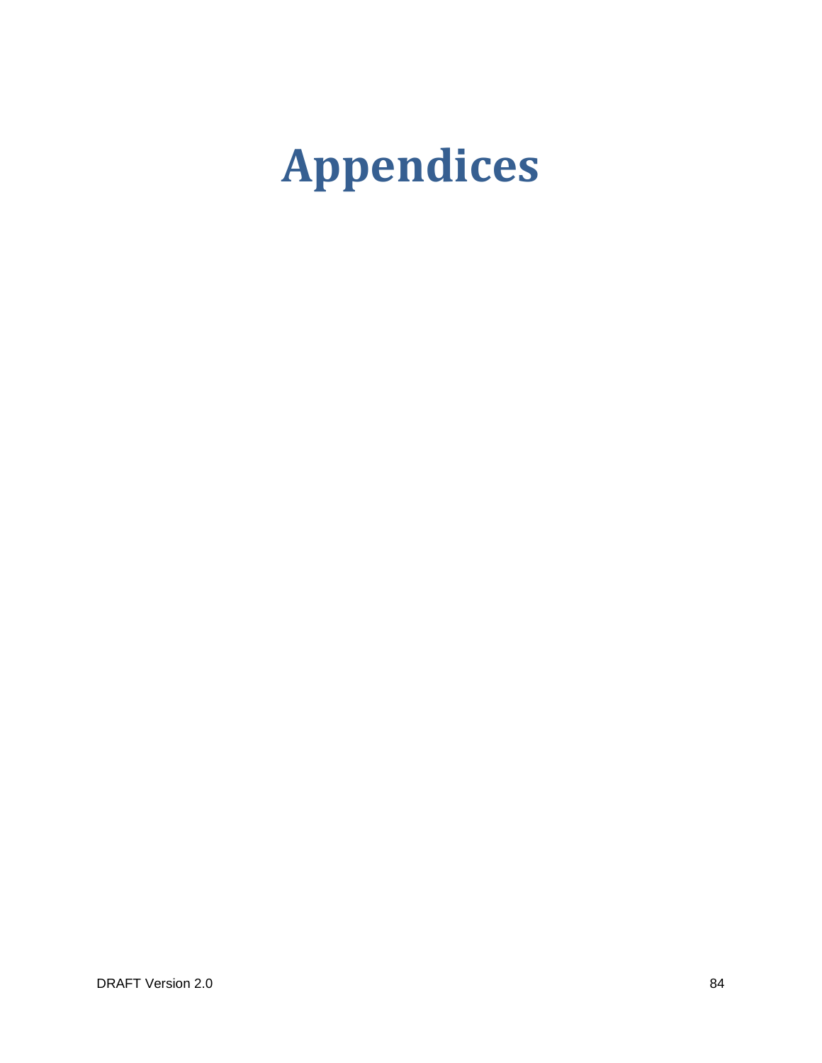# Appendices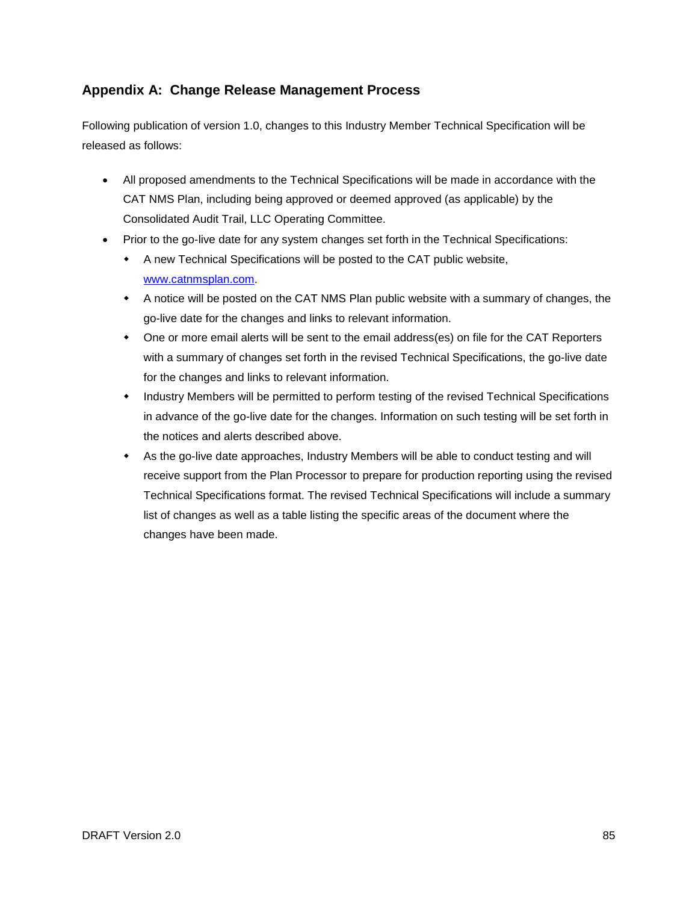## Appendix A: Change Release Management Process

Following publication of version 1.0, changes to this Industry Member Technical Specification will be released as follows:

- All proposed amendments to the Technical Specifications will be made in accordance with the CAT NMS Plan, including being approved or deemed approved (as applicable) by the Consolidated Audit Trail, LLC Operating Committee.
- Prior to the go-live date for any system changes set forth in the Technical Specifications:
  - A new Technical Specifications will be posted to the CAT public website, [www.catnmsplan.com](http://www.catnmsplan.com).
  - A notice will be posted on the CAT NMS Plan public website with a summary of changes, the go-live date for the changes and links to relevant information.
  - One or more email alerts will be sent to the email address(es) on file for the CAT Reporters with a summary of changes set forth in the revised Technical Specifications, the go-live date for the changes and links to relevant information.
  - Industry Members will be permitted to perform testing of the revised Technical Specifications in advance of the go-live date for the changes. Information on such testing will be set forth in the notices and alerts described above.
  - As the go-live date approaches, Industry Members will be able to conduct testing and will receive support from the Plan Processor to prepare for production reporting using the revised Technical Specifications format. The revised Technical Specifications will include a summary list of changes as well as a table listing the specific areas of the document where the changes have been made.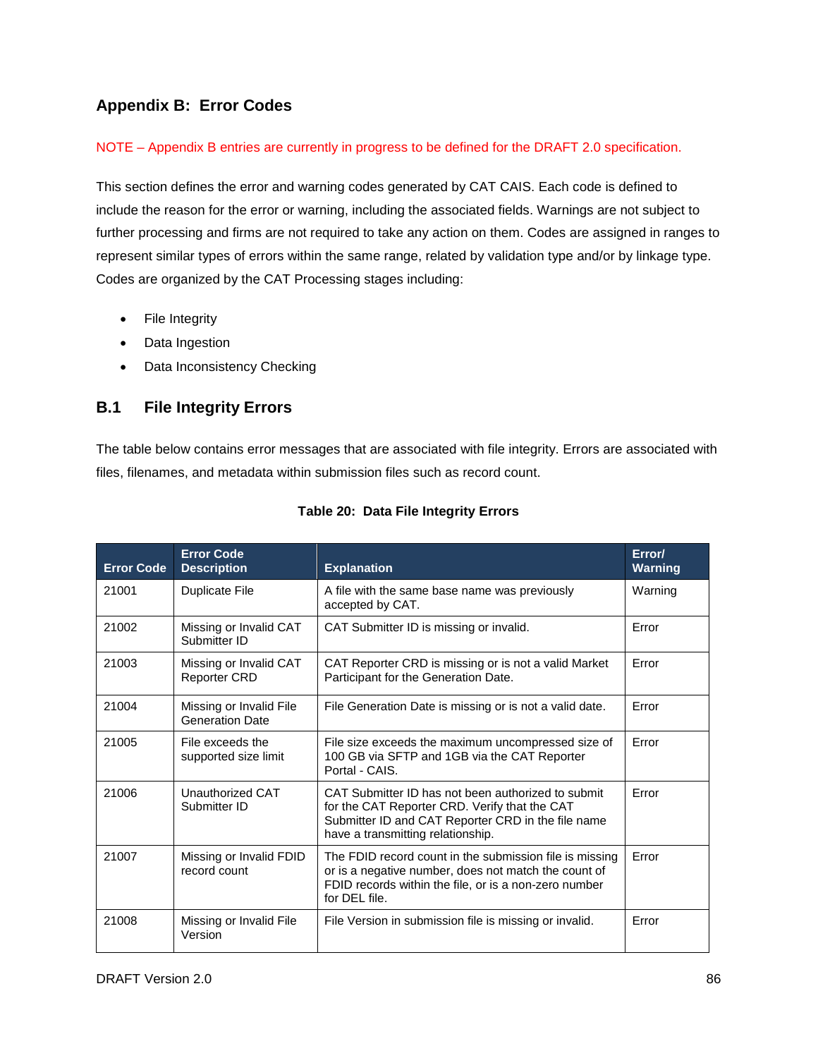# Appendix B: Error Codes

NOTE – Appendix B entries are currently in progress to be defined for the DRAFT 2.0 specification.

This section defines the error and warning codes generated by CAT CAIS. Each code is defined to include the reason for the error or warning, including the associated fields. Warnings are not subject to further processing and firms are not required to take any action on them. Codes are assigned in ranges to represent similar types of errors within the same range, related by validation type and/or by linkage type. Codes are organized by the CAT Processing stages including:

- File Integrity
- Data Ingestion
- Data Inconsistency Checking

## B.1 File Integrity Errors

The table below contains error messages that are associated with file integrity. Errors are associated with files, filenames, and metadata within submission files such as record count.

**Table 20: Data File Integrity Errors**

| Error Code | Error Code Description | Explanation | Error/ Warning |
|---|---|---|---|
| 21001 | Duplicate File | A file with the same base name was previously accepted by CAT. | Warning |
| 21002 | Missing or Invalid CAT Submitter ID | CAT Submitter ID is missing or invalid. | Error |
| 21003 | Missing or Invalid CAT Reporter CRD | CAT Reporter CRD is missing or is not a valid Market Participant for the Generation Date. | Error |
| 21004 | Missing or Invalid File Generation Date | File Generation Date is missing or is not a valid date. | Error |
| 21005 | File exceeds the supported size limit | File size exceeds the maximum uncompressed size of 100 GB via SFTP and 1GB via the CAT Reporter Portal - CAIS. | Error |
| 21006 | Unauthorized CAT Submitter ID | CAT Submitter ID has not been authorized to submit for the CAT Reporter CRD. Verify that the CAT Submitter ID and CAT Reporter CRD in the file name have a transmitting relationship. | Error |
| 21007 | Missing or Invalid FDID record count | The FDID record count in the submission file is missing or is a negative number, does not match the count of FDID records within the file, or is a non-zero number for DEL file. | Error |
| 21008 | Missing or Invalid File Version | File Version in submission file is missing or invalid. | Error |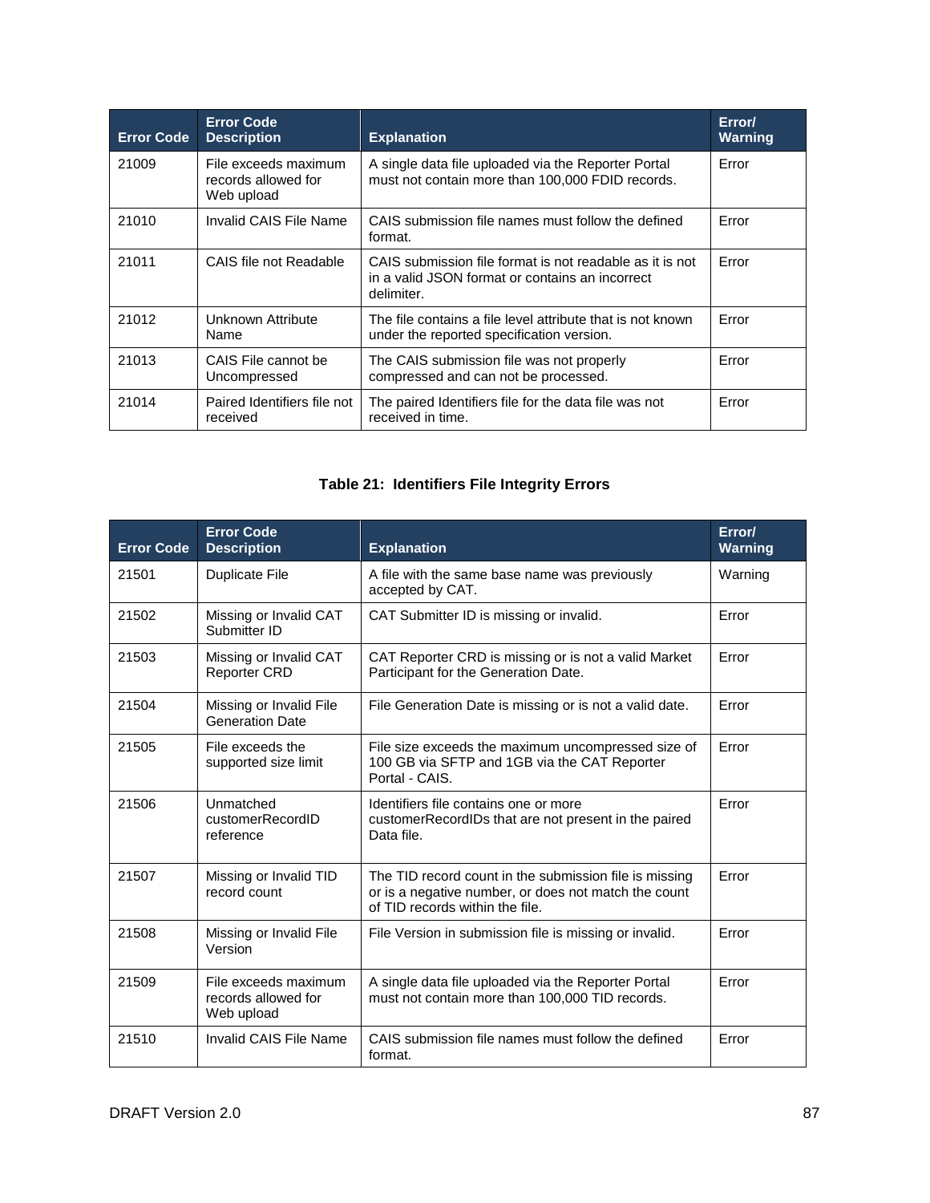| Error Code | Error Code Description | Explanation | Error/ Warning |
|---|---|---|---|
| 21009 | File exceeds maximum records allowed for Web upload | A single data file uploaded via the Reporter Portal must not contain more than 100,000 FDID records. | Error |
| 21010 | Invalid CAIS File Name | CAIS submission file names must follow the defined format. | Error |
| 21011 | CAIS file not Readable | CAIS submission file format is not readable as it is not in a valid JSON format or contains an incorrect delimiter. | Error |
| 21012 | Unknown Attribute Name | The file contains a file level attribute that is not known under the reported specification version. | Error |
| 21013 | CAIS File cannot be Uncompressed | The CAIS submission file was not properly compressed and can not be processed. | Error |
| 21014 | Paired Identifiers file not received | The paired Identifiers file for the data file was not received in time. | Error |

**Table 21: Identifiers File Integrity Errors**

| Error Code | Error Code Description | Explanation | Error/ Warning |
|---|---|---|---|
| 21501 | Duplicate File | A file with the same base name was previously accepted by CAT. | Warning |
| 21502 | Missing or Invalid CAT Submitter ID | CAT Submitter ID is missing or invalid. | Error |
| 21503 | Missing or Invalid CAT Reporter CRD | CAT Reporter CRD is missing or is not a valid Market Participant for the Generation Date. | Error |
| 21504 | Missing or Invalid File Generation Date | File Generation Date is missing or is not a valid date. | Error |
| 21505 | File exceeds the supported size limit | File size exceeds the maximum uncompressed size of 100 GB via SFTP and 1GB via the CAT Reporter Portal - CAIS. | Error |
| 21506 | Unmatched customerRecordID reference | Identifiers file contains one or more customerRecordIDs that are not present in the paired Data file. | Error |
| 21507 | Missing or Invalid TID record count | The TID record count in the submission file is missing or is a negative number, or does not match the count of TID records within the file. | Error |
| 21508 | Missing or Invalid File Version | File Version in submission file is missing or invalid. | Error |
| 21509 | File exceeds maximum records allowed for Web upload | A single data file uploaded via the Reporter Portal must not contain more than 100,000 TID records. | Error |
| 21510 | Invalid CAIS File Name | CAIS submission file names must follow the defined format. | Error |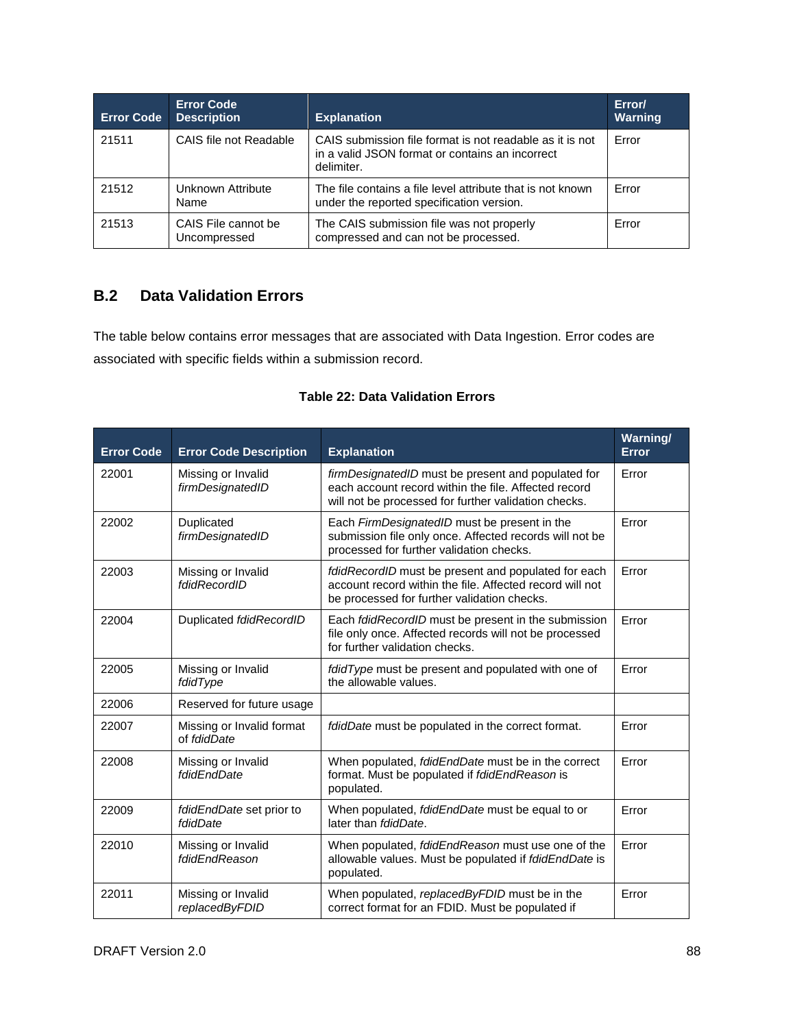| Error Code | Error Code Description | Explanation | Error/ Warning |
|---|---|---|---|
| 21511 | CAIS file not Readable | CAIS submission file format is not readable as it is not in a valid JSON format or contains an incorrect delimiter. | Error |
| 21512 | Unknown Attribute Name | The file contains a file level attribute that is not known under the reported specification version. | Error |
| 21513 | CAIS File cannot be Uncompressed | The CAIS submission file was not properly compressed and can not be processed. | Error |

## B.2 Data Validation Errors

The table below contains error messages that are associated with Data Ingestion. Error codes are associated with specific fields within a submission record.

**Table 22: Data Validation Errors**

| Error Code | Error Code Description | Explanation | Warning/ Error |
|---|---|---|---|
| 22001 | Missing or Invalid *firmDesignatedID* | *firmDesignatedID* must be present and populated for each account record within the file. Affected record will not be processed for further validation checks. | Error |
| 22002 | Duplicated *firmDesignatedID* | Each *FirmDesignatedID* must be present in the submission file only once. Affected records will not be processed for further validation checks. | Error |
| 22003 | Missing or Invalid *fdidRecordID* | *fdidRecordID* must be present and populated for each account record within the file. Affected record will not be processed for further validation checks. | Error |
| 22004 | Duplicated *fdidRecordID* | Each *fdidRecordID* must be present in the submission file only once. Affected records will not be processed for further validation checks. | Error |
| 22005 | Missing or Invalid *fdidType* | *fdidType* must be present and populated with one of the allowable values. | Error |
| 22006 | Reserved for future usage | | |
| 22007 | Missing or Invalid format of *fdidDate* | *fdidDate* must be populated in the correct format. | Error |
| 22008 | Missing or Invalid *fdidEndDate* | When populated, *fdidEndDate* must be in the correct format. Must be populated if *fdidEndReason* is populated. | Error |
| 22009 | *fdidEndDate* set prior to *fdidDate* | When populated, *fdidEndDate* must be equal to or later than *fdidDate*. | Error |
| 22010 | Missing or Invalid *fdidEndReason* | When populated, *fdidEndReason* must use one of the allowable values. Must be populated if *fdidEndDate* is populated. | Error |
| 22011 | Missing or Invalid *replacedByFDID* | When populated, *replacedByFDID* must be in the correct format for an FDID. Must be populated if | Error |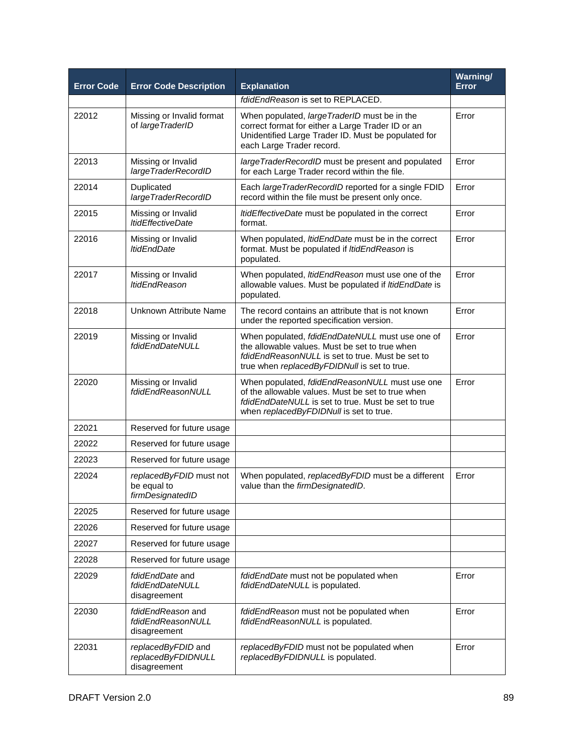| Error Code | Error Code Description | Explanation | Warning/ Error |
|---|---|---|---|
| | | *fdidEndReason* is set to REPLACED. | |
| 22012 | Missing or Invalid format of *largeTraderID* | When populated, *largeTraderID* must be in the correct format for either a Large Trader ID or an Unidentified Large Trader ID. Must be populated for each Large Trader record. | Error |
| 22013 | Missing or Invalid *largeTraderRecordID* | *largeTraderRecordID* must be present and populated for each Large Trader record within the file. | Error |
| 22014 | Duplicated *largeTraderRecordID* | Each *largeTraderRecordID* reported for a single FDID record within the file must be present only once. | Error |
| 22015 | Missing or Invalid *ltidEffectiveDate* | *ltidEffectiveDate* must be populated in the correct format. | Error |
| 22016 | Missing or Invalid *ltidEndDate* | When populated, *ltidEndDate* must be in the correct format. Must be populated if *ltidEndReason* is populated. | Error |
| 22017 | Missing or Invalid *ltidEndReason* | When populated, *ltidEndReason* must use one of the allowable values. Must be populated if *ltidEndDate* is populated. | Error |
| 22018 | Unknown Attribute Name | The record contains an attribute that is not known under the reported specification version. | Error |
| 22019 | Missing or Invalid *fdidEndDateNULL* | When populated, *fdidEndDateNULL* must use one of the allowable values. Must be set to true when *fdidEndReasonNULL* is set to true. Must be set to true when *replacedByFDIDNull* is set to true. | Error |
| 22020 | Missing or Invalid *fdidEndReasonNULL* | When populated, *fdidEndReasonNULL* must use one of the allowable values. Must be set to true when *fdidEndDateNULL* is set to true. Must be set to true when *replacedByFDIDNull* is set to true. | Error |
| 22021 | Reserved for future usage | | |
| 22022 | Reserved for future usage | | |
| 22023 | Reserved for future usage | | |
| 22024 | *replacedByFDID* must not be equal to *firmDesignatedID* | When populated, *replacedByFDID* must be a different value than the *firmDesignatedID*. | Error |
| 22025 | Reserved for future usage | | |
| 22026 | Reserved for future usage | | |
| 22027 | Reserved for future usage | | |
| 22028 | Reserved for future usage | | |
| 22029 | *fdidEndDate* and *fdidEndDateNULL* disagreement | *fdidEndDate* must not be populated when *fdidEndDateNULL* is populated. | Error |
| 22030 | *fdidEndReason* and *fdidEndReasonNULL* disagreement | *fdidEndReason* must not be populated when *fdidEndReasonNULL* is populated. | Error |
| 22031 | *replacedByFDID* and *replacedByFDIDNULL* disagreement | *replacedByFDID* must not be populated when *replacedByFDIDNULL* is populated. | Error |

DRAFT Version 2.0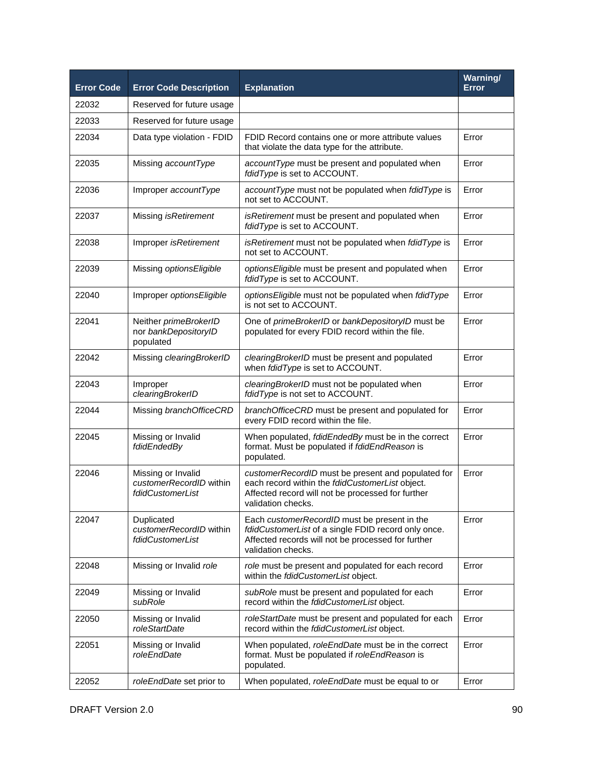| Error Code | Error Code Description | Explanation | Warning/ Error |
|---|---|---|---|
| 22032 | Reserved for future usage | | |
| 22033 | Reserved for future usage | | |
| 22034 | Data type violation - FDID | FDID Record contains one or more attribute values that violate the data type for the attribute. | Error |
| 22035 | Missing *accountType* | *accountType* must be present and populated when *fdidType* is set to ACCOUNT. | Error |
| 22036 | Improper *accountType* | *accountType* must not be populated when *fdidType* is not set to ACCOUNT. | Error |
| 22037 | Missing *isRetirement* | *isRetirement* must be present and populated when *fdidType* is set to ACCOUNT. | Error |
| 22038 | Improper *isRetirement* | *isRetirement* must not be populated when *fdidType* is not set to ACCOUNT. | Error |
| 22039 | Missing *optionsEligible* | *optionsEligible* must be present and populated when *fdidType* is set to ACCOUNT. | Error |
| 22040 | Improper *optionsEligible* | *optionsEligible* must not be populated when *fdidType* is not set to ACCOUNT. | Error |
| 22041 | Neither *primeBrokerID* nor *bankDepositoryID* populated | One of *primeBrokerID* or *bankDepositoryID* must be populated for every FDID record within the file. | Error |
| 22042 | Missing *clearingBrokerID* | *clearingBrokerID* must be present and populated when *fdidType* is set to ACCOUNT. | Error |
| 22043 | Improper *clearingBrokerID* | *clearingBrokerID* must not be populated when *fdidType* is not set to ACCOUNT. | Error |
| 22044 | Missing *branchOfficeCRD* | *branchOfficeCRD* must be present and populated for every FDID record within the file. | Error |
| 22045 | Missing or Invalid *fdidEndedBy* | When populated, *fdidEndedBy* must be in the correct format. Must be populated if *fdidEndReason* is populated. | Error |
| 22046 | Missing or Invalid *customerRecordID* within *fdidCustomerList* | *customerRecordID* must be present and populated for each record within the *fdidCustomerList* object. Affected record will not be processed for further validation checks. | Error |
| 22047 | Duplicated *customerRecordID* within *fdidCustomerList* | Each *customerRecordID* must be present in the *fdidCustomerList* of a single FDID record only once. Affected records will not be processed for further validation checks. | Error |
| 22048 | Missing or Invalid *role* | *role* must be present and populated for each record within the *fdidCustomerList* object. | Error |
| 22049 | Missing or Invalid *subRole* | *subRole* must be present and populated for each record within the *fdidCustomerList* object. | Error |
| 22050 | Missing or Invalid *roleStartDate* | *roleStartDate* must be present and populated for each record within the *fdidCustomerList* object. | Error |
| 22051 | Missing or Invalid *roleEndDate* | When populated, *roleEndDate* must be in the correct format. Must be populated if *roleEndReason* is populated. | Error |
| 22052 | *roleEndDate* set prior to | When populated, *roleEndDate* must be equal to or | Error |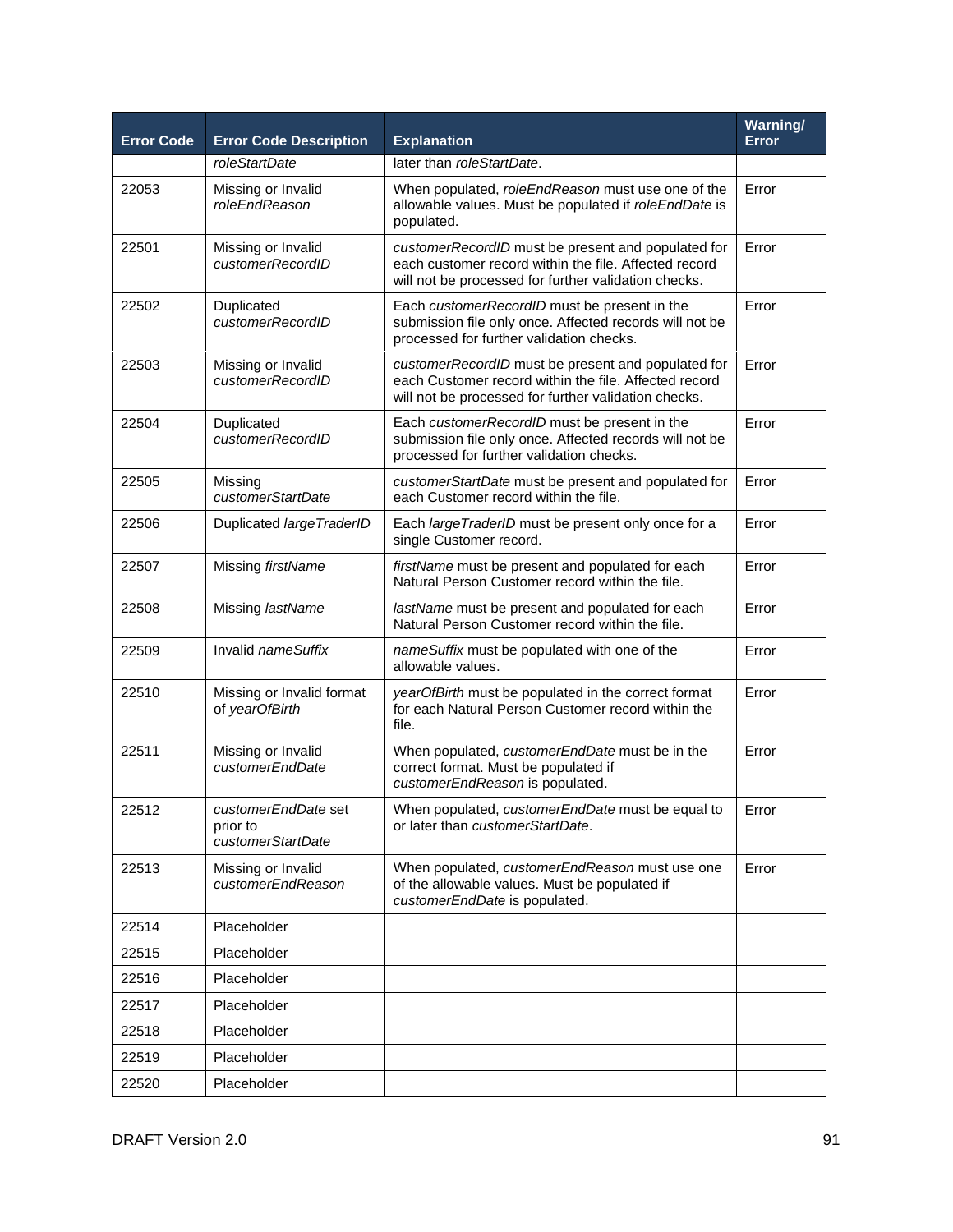| Error Code | Error Code Description | Explanation | Warning/ Error |
|---|---|---|---|
| | *roleStartDate* | later than *roleStartDate*. | |
| 22053 | Missing or Invalid *roleEndReason* | When populated, *roleEndReason* must use one of the allowable values. Must be populated if *roleEndDate* is populated. | Error |
| 22501 | Missing or Invalid *customerRecordID* | *customerRecordID* must be present and populated for each customer record within the file. Affected record will not be processed for further validation checks. | Error |
| 22502 | Duplicated *customerRecordID* | Each *customerRecordID* must be present in the submission file only once. Affected records will not be processed for further validation checks. | Error |
| 22503 | Missing or Invalid *customerRecordID* | *customerRecordID* must be present and populated for each Customer record within the file. Affected record will not be processed for further validation checks. | Error |
| 22504 | Duplicated *customerRecordID* | Each *customerRecordID* must be present in the submission file only once. Affected records will not be processed for further validation checks. | Error |
| 22505 | Missing *customerStartDate* | *customerStartDate* must be present and populated for each Customer record within the file. | Error |
| 22506 | Duplicated *largeTraderID* | Each *largeTraderID* must be present only once for a single Customer record. | Error |
| 22507 | Missing *firstName* | *firstName* must be present and populated for each Natural Person Customer record within the file. | Error |
| 22508 | Missing *lastName* | *lastName* must be present and populated for each Natural Person Customer record within the file. | Error |
| 22509 | Invalid *nameSuffix* | *nameSuffix* must be populated with one of the allowable values. | Error |
| 22510 | Missing or Invalid format of *yearOfBirth* | *yearOfBirth* must be populated in the correct format for each Natural Person Customer record within the file. | Error |
| 22511 | Missing or Invalid *customerEndDate* | When populated, *customerEndDate* must be in the correct format. Must be populated if *customerEndReason* is populated. | Error |
| 22512 | *customerEndDate* set prior to *customerStartDate* | When populated, *customerEndDate* must be equal to or later than *customerStartDate*. | Error |
| 22513 | Missing or Invalid *customerEndReason* | When populated, *customerEndReason* must use one of the allowable values. Must be populated if *customerEndDate* is populated. | Error |
| 22514 | Placeholder | | |
| 22515 | Placeholder | | |
| 22516 | Placeholder | | |
| 22517 | Placeholder | | |
| 22518 | Placeholder | | |
| 22519 | Placeholder | | |
| 22520 | Placeholder | | |

DRAFT Version 2.0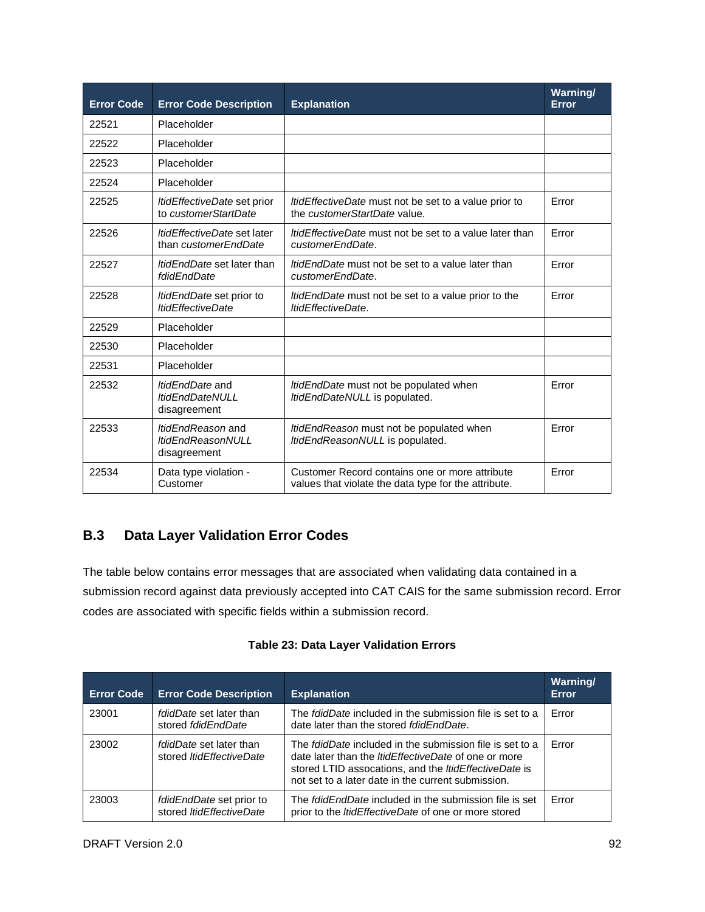| Error Code | Error Code Description | Explanation | Warning/ Error |
|---|---|---|---|
| 22521 | Placeholder | | |
| 22522 | Placeholder | | |
| 22523 | Placeholder | | |
| 22524 | Placeholder | | |
| 22525 | *ltidEffectiveDate* set prior to *customerStartDate* | *ltidEffectiveDate* must not be set to a value prior to the *customerStartDate* value. | Error |
| 22526 | *ltidEffectiveDate* set later than *customerEndDate* | *ltidEffectiveDate* must not be set to a value later than *customerEndDate*. | Error |
| 22527 | *ltidEndDate* set later than *fdidEndDate* | *ltidEndDate* must not be set to a value later than *customerEndDate*. | Error |
| 22528 | *ltidEndDate* set prior to *ltidEffectiveDate* | *ltidEndDate* must not be set to a value prior to the *ltidEffectiveDate*. | Error |
| 22529 | Placeholder | | |
| 22530 | Placeholder | | |
| 22531 | Placeholder | | |
| 22532 | *ltidEndDate* and *ltidEndDateNULL* disagreement | *ltidEndDate* must not be populated when *ltidEndDateNULL* is populated. | Error |
| 22533 | *ltidEndReason* and *ltidEndReasonNULL* disagreement | *ltidEndReason* must not be populated when *ltidEndReasonNULL* is populated. | Error |
| 22534 | Data type violation - Customer | Customer Record contains one or more attribute values that violate the data type for the attribute. | Error |

## B.3 Data Layer Validation Error Codes

The table below contains error messages that are associated when validating data contained in a submission record against data previously accepted into CAT CAIS for the same submission record. Error codes are associated with specific fields within a submission record.

**Table 23: Data Layer Validation Errors**

| Error Code | Error Code Description | Explanation | Warning/ Error |
|---|---|---|---|
| 23001 | *fdidDate* set later than stored *fdidEndDate* | The *fdidDate* included in the submission file is set to a date later than the stored *fdidEndDate*. | Error |
| 23002 | *fdidDate* set later than stored *ltidEffectiveDate* | The *fdidDate* included in the submission file is set to a date later than the *ltidEffectiveDate* of one or more stored LTID assocations, and the *ltidEffectiveDate* is not set to a later date in the current submission. | Error |
| 23003 | *fdidEndDate* set prior to stored *ltidEffectiveDate* | The *fdidEndDate* included in the submission file is set prior to the *ltidEffectiveDate* of one or more stored | Error |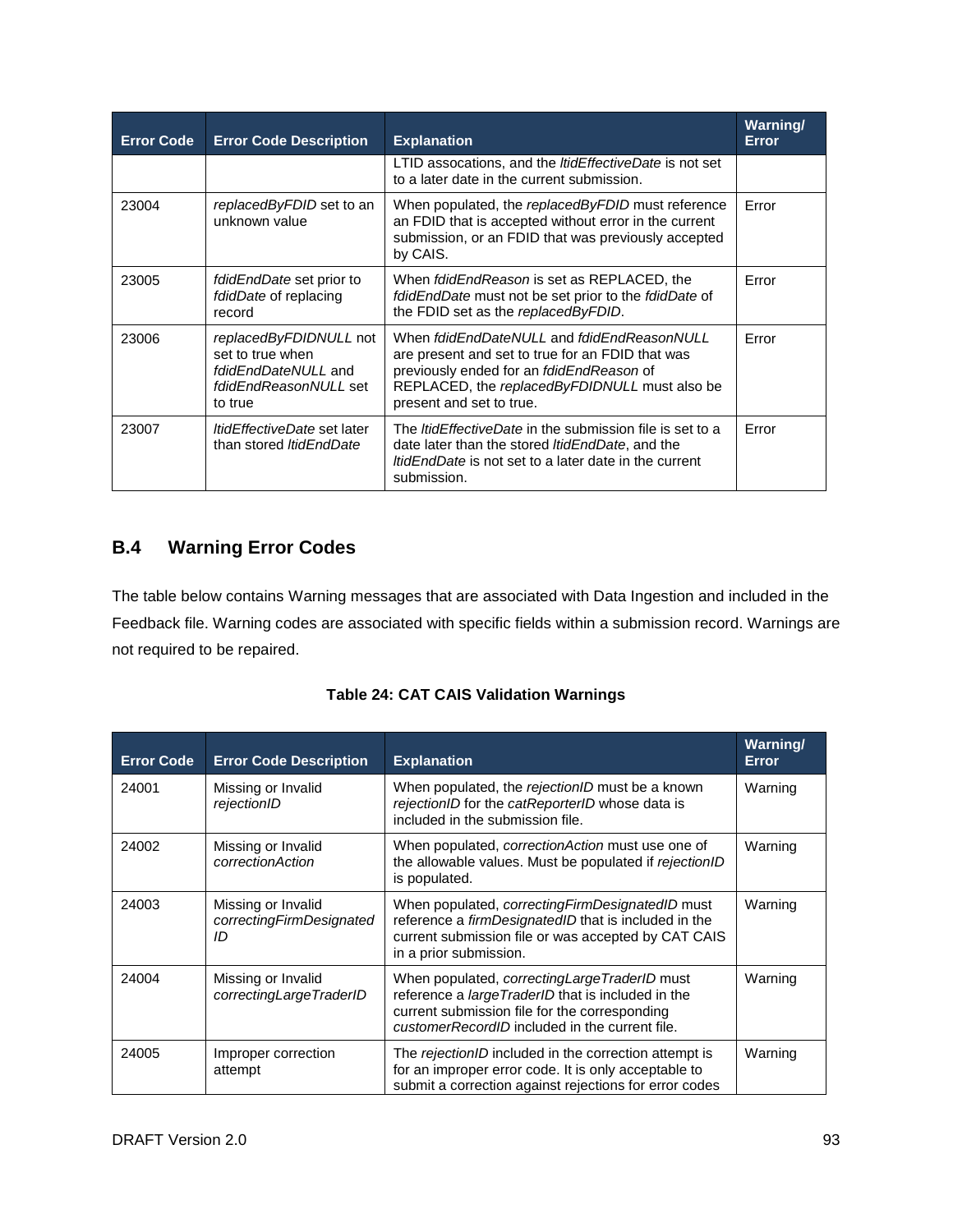| Error Code | Error Code Description | Explanation | Warning/ Error |
|---|---|---|---|
| | | LTID assocations, and the *ltidEffectiveDate* is not set to a later date in the current submission. | |
| 23004 | *replacedByFDID* set to an unknown value | When populated, the *replacedByFDID* must reference an FDID that is accepted without error in the current submission, or an FDID that was previously accepted by CAIS. | Error |
| 23005 | *fdidEndDate* set prior to *fdidDate* of replacing record | When *fdidEndReason* is set as REPLACED, the *fdidEndDate* must not be set prior to the *fdidDate* of the FDID set as the *replacedByFDID*. | Error |
| 23006 | *replacedByFDIDNULL* not set to true when *fdidEndDateNULL* and *fdidEndReasonNULL* set to true | When *fdidEndDateNULL* and *fdidEndReasonNULL* are present and set to true for an FDID that was previously ended for an *fdidEndReason* of REPLACED, the *replacedByFDIDNULL* must also be present and set to true. | Error |
| 23007 | *ltidEffectiveDate* set later than stored *ltidEndDate* | The *ltidEffectiveDate* in the submission file is set to a date later than the stored *ltidEndDate*, and the *ltidEndDate* is not set to a later date in the current submission. | Error |

## B.4 Warning Error Codes

The table below contains Warning messages that are associated with Data Ingestion and included in the Feedback file. Warning codes are associated with specific fields within a submission record. Warnings are not required to be repaired.

**Table 24: CAT CAIS Validation Warnings**

| Error Code | Error Code Description | Explanation | Warning/ Error |
|---|---|---|---|
| 24001 | Missing or Invalid *rejectionID* | When populated, the *rejectionID* must be a known *rejectionID* for the *catReporterID* whose data is included in the submission file. | Warning |
| 24002 | Missing or Invalid *correctionAction* | When populated, *correctionAction* must use one of the allowable values. Must be populated if *rejectionID* is populated. | Warning |
| 24003 | Missing or Invalid *correctingFirmDesignatedID* | When populated, *correctingFirmDesignatedID* must reference a *firmDesignatedID* that is included in the current submission file or was accepted by CAT CAIS in a prior submission. | Warning |
| 24004 | Missing or Invalid *correctingLargeTraderID* | When populated, *correctingLargeTraderID* must reference a *largeTraderID* that is included in the current submission file for the corresponding *customerRecordID* included in the current file. | Warning |
| 24005 | Improper correction attempt | The *rejectionID* included in the correction attempt is for an improper error code. It is only acceptable to submit a correction against rejections for error codes | Warning |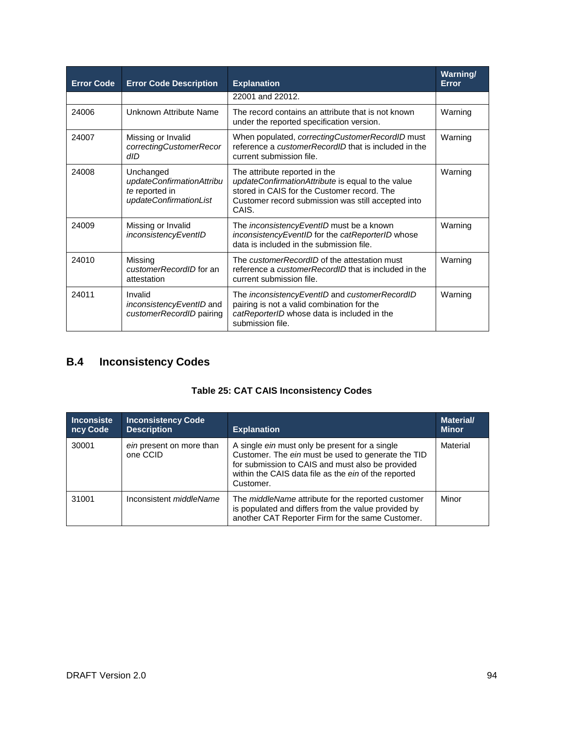| Error Code | Error Code Description | Explanation | Warning/ Error |
|---|---|---|---|
| | | 22001 and 22012. | |
| 24006 | Unknown Attribute Name | The record contains an attribute that is not known under the reported specification version. | Warning |
| 24007 | Missing or Invalid *correctingCustomerRecordID* | When populated, *correctingCustomerRecordID* must reference a *customerRecordID* that is included in the current submission file. | Warning |
| 24008 | Unchanged *updateConfirmationAttribute* reported in *updateConfirmationList* | The attribute reported in the *updateConfirmationAttribute* is equal to the value stored in CAIS for the Customer record. The Customer record submission was still accepted into CAIS. | Warning |
| 24009 | Missing or Invalid *inconsistencyEventID* | The *inconsistencyEventID* must be a known *inconsistencyEventID* for the *catReporterID* whose data is included in the submission file. | Warning |
| 24010 | Missing *customerRecordID* for an attestation | The *customerRecordID* of the attestation must reference a *customerRecordID* that is included in the current submission file. | Warning |
| 24011 | Invalid *inconsistencyEventID* and *customerRecordID* pairing | The *inconsistencyEventID* and *customerRecordID* pairing is not a valid combination for the *catReporterID* whose data is included in the submission file. | Warning |

## B.4 Inconsistency Codes

**Table 25: CAT CAIS Inconsistency Codes**

| Inconsistency Code | Inconsistency Code Description | Explanation | Material/ Minor |
|---|---|---|---|
| 30001 | *ein* present on more than one CCID | A single *ein* must only be present for a single Customer. The *ein* must be used to generate the TID for submission to CAIS and must also be provided within the CAIS data file as the *ein* of the reported Customer. | Material |
| 31001 | Inconsistent *middleName* | The *middleName* attribute for the reported customer is populated and differs from the value provided by another CAT Reporter Firm for the same Customer. | Minor |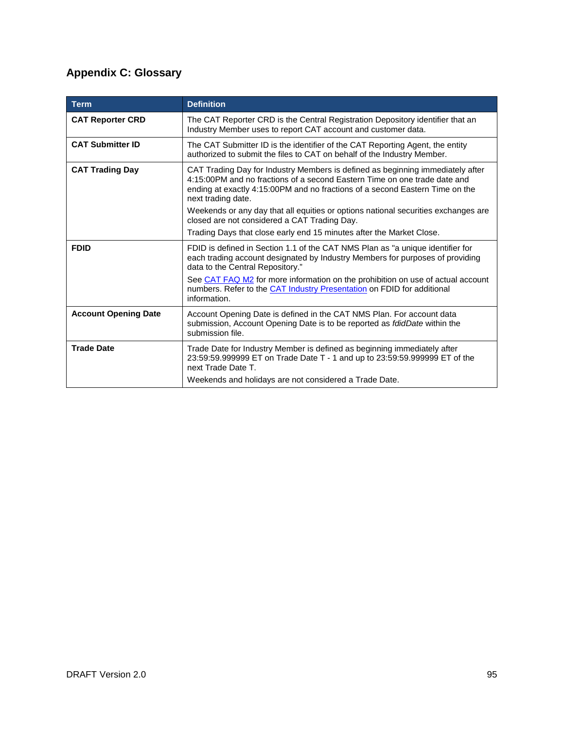# Appendix C: Glossary

| Term | Definition |
|---|---|
| **CAT Reporter CRD** | The CAT Reporter CRD is the Central Registration Depository identifier that an Industry Member uses to report CAT account and customer data. |
| **CAT Submitter ID** | The CAT Submitter ID is the identifier of the CAT Reporting Agent, the entity authorized to submit the files to CAT on behalf of the Industry Member. |
| **CAT Trading Day** | CAT Trading Day for Industry Members is defined as beginning immediately after 4:15:00PM and no fractions of a second Eastern Time on one trade date and ending at exactly 4:15:00PM and no fractions of a second Eastern Time on the next trading date.<br>Weekends or any day that all equities or options national securities exchanges are closed are not considered a CAT Trading Day.<br>Trading Days that close early end 15 minutes after the Market Close. |
| **FDID** | FDID is defined in Section 1.1 of the CAT NMS Plan as "a unique identifier for each trading account designated by Industry Members for purposes of providing data to the Central Repository."<br>See CAT FAQ M2 for more information on the prohibition on use of actual account numbers. Refer to the CAT Industry Presentation on FDID for additional information. |
| **Account Opening Date** | Account Opening Date is defined in the CAT NMS Plan. For account data submission, Account Opening Date is to be reported as *fdidDate* within the submission file. |
| **Trade Date** | Trade Date for Industry Member is defined as beginning immediately after 23:59:59.999999 ET on Trade Date T - 1 and up to 23:59:59.999999 ET of the next Trade Date T.<br>Weekends and holidays are not considered a Trade Date. |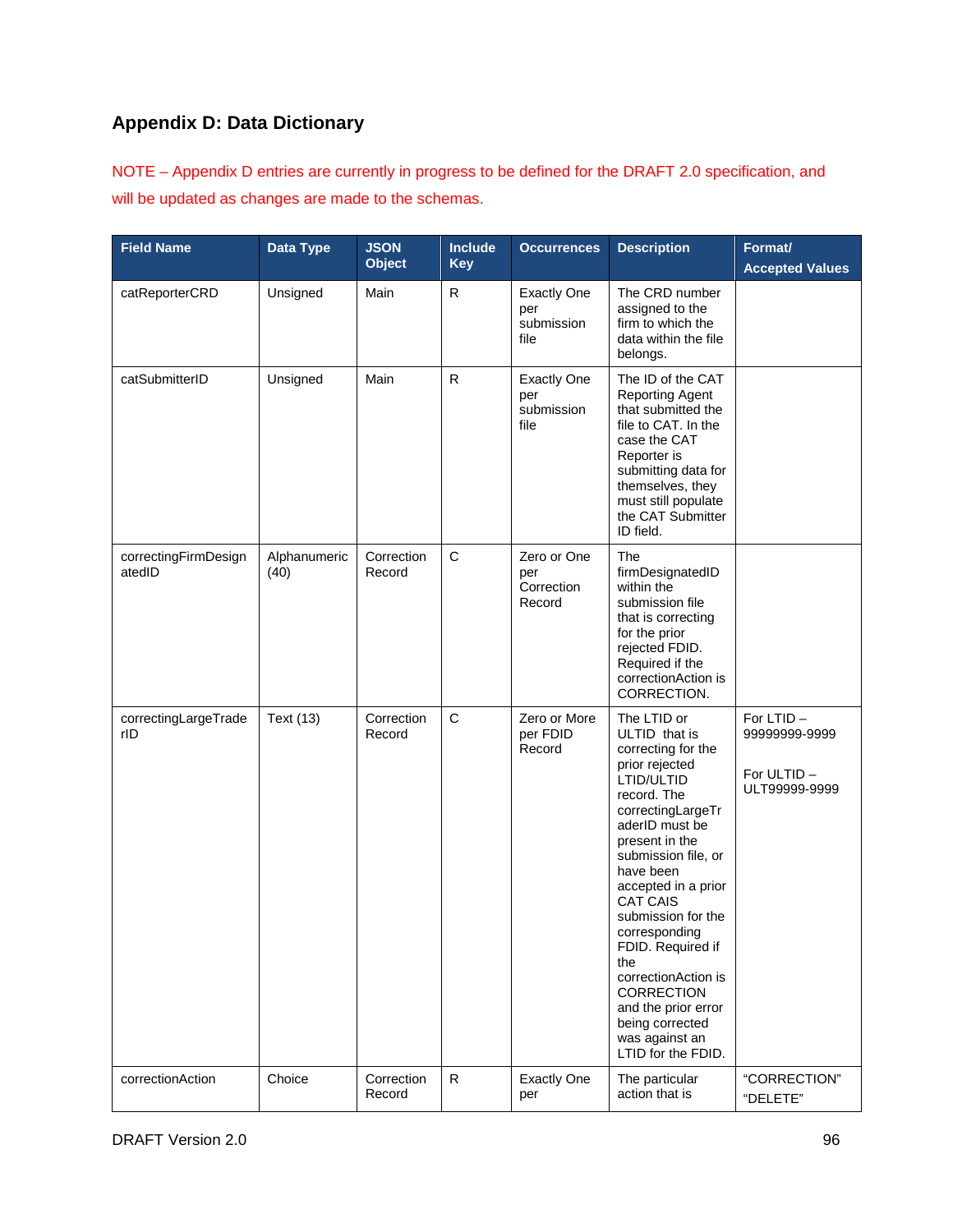## Appendix D: Data Dictionary

NOTE – Appendix D entries are currently in progress to be defined for the DRAFT 2.0 specification, and will be updated as changes are made to the schemas.

| Field Name | Data Type | JSON Object | Include Key | Occurrences | Description | Format/ Accepted Values |
|---|---|---|---|---|---|---|
| catReporterCRD | Unsigned | Main | R | Exactly One per submission file | The CRD number assigned to the firm to which the data within the file belongs. | |
| catSubmitterID | Unsigned | Main | R | Exactly One per submission file | The ID of the CAT Reporting Agent that submitted the file to CAT. In the case the CAT Reporter is submitting data for themselves, they must still populate the CAT Submitter ID field. | |
| correctingFirmDesignatedID | Alphanumeric (40) | Correction Record | C | Zero or One per Correction Record | The firmDesignatedID within the submission file that is correcting for the prior rejected FDID. Required if the correctionAction is CORRECTION. | |
| correctingLargeTraderID | Text (13) | Correction Record | C | Zero or More per FDID Record | The LTID or ULTID that is correcting for the prior rejected LTID/ULTID record. The correctingLargeTraderID must be present in the submission file, or have been accepted in a prior CAT CAIS submission for the corresponding FDID. Required if the correctionAction is CORRECTION and the prior error being corrected was against an LTID for the FDID. | For LTID – 99999999-9999<br><br>For ULTID – ULT99999-9999 |
| correctionAction | Choice | Correction Record | R | Exactly One per | The particular action that is | "CORRECTION"<br>"DELETE" |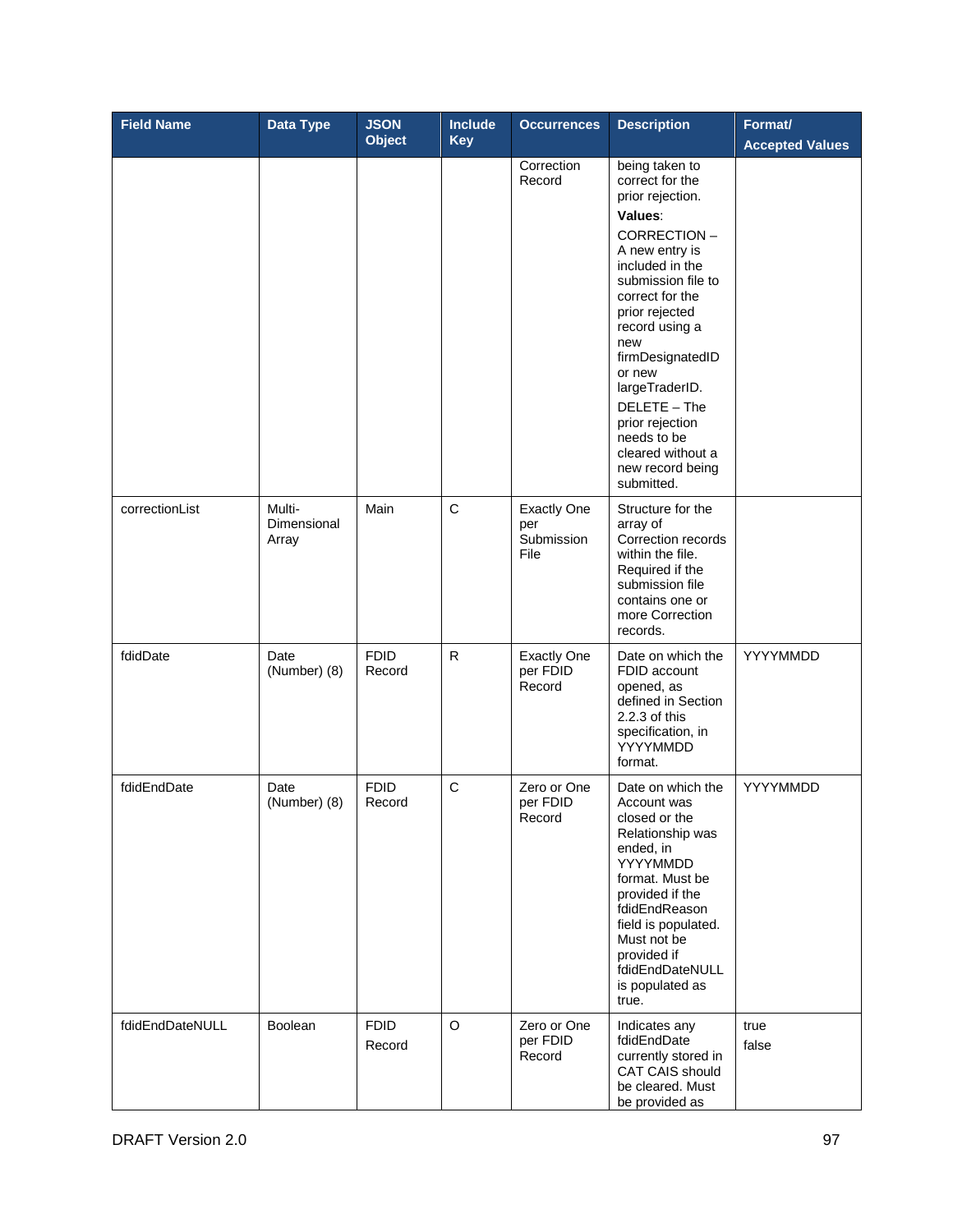| Field Name | Data Type | JSON Object | Include Key | Occurrences | Description | Format/ Accepted Values |
|---|---|---|---|---|---|---|
| | | | | Correction Record | being taken to correct for the prior rejection.<br>**Values**:<br>CORRECTION – A new entry is included in the submission file to correct for the prior rejected record using a new firmDesignatedID or new largeTraderID.<br>DELETE – The prior rejection needs to be cleared without a new record being submitted. | |
| correctionList | Multi-Dimensional Array | Main | C | Exactly One per Submission File | Structure for the array of Correction records within the file. Required if the submission file contains one or more Correction records. | |
| fdidDate | Date (Number) (8) | FDID Record | R | Exactly One per FDID Record | Date on which the FDID account opened, as defined in Section 2.2.3 of this specification, in YYYYMMDD format. | YYYYMMDD |
| fdidEndDate | Date (Number) (8) | FDID Record | C | Zero or One per FDID Record | Date on which the Account was closed or the Relationship was ended, in YYYYMMDD format. Must be provided if the fdidEndReason field is populated. Must not be provided if fdidEndDateNULL is populated as true. | YYYYMMDD |
| fdidEndDateNULL | Boolean | FDID Record | O | Zero or One per FDID Record | Indicates any fdidEndDate currently stored in CAT CAIS should be cleared. Must be provided as | true<br>false |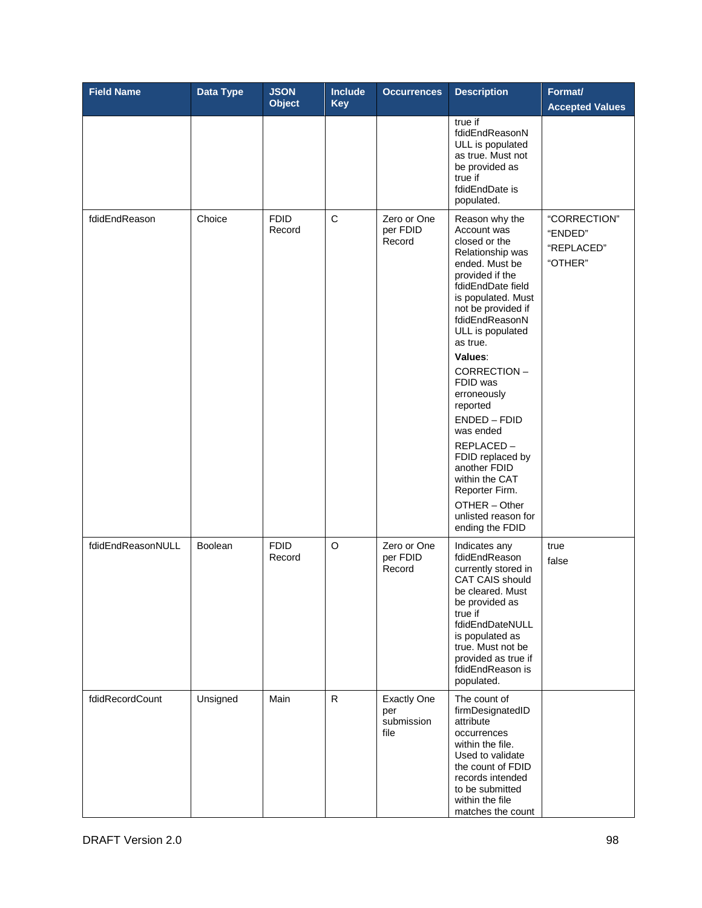| Field Name | Data Type | JSON Object | Include Key | Occurrences | Description | Format/ Accepted Values |
|---|---|---|---|---|---|---|
| | | | | | true if fdidEndReasonNULL is populated as true. Must not be provided as true if fdidEndDate is populated. | |
| fdidEndReason | Choice | FDID Record | C | Zero or One per FDID Record | Reason why the Account was closed or the Relationship was ended. Must be provided if the fdidEndDate field is populated. Must not be provided if fdidEndReasonNULL is populated as true.<br>**Values**:<br>CORRECTION – FDID was erroneously reported<br>ENDED – FDID was ended<br>REPLACED – FDID replaced by another FDID within the CAT Reporter Firm.<br>OTHER – Other unlisted reason for ending the FDID | "CORRECTION"<br>"ENDED"<br>"REPLACED"<br>"OTHER" |
| fdidEndReasonNULL | Boolean | FDID Record | O | Zero or One per FDID Record | Indicates any fdidEndReason currently stored in CAT CAIS should be cleared. Must be provided as true if fdidEndDateNULL is populated as true. Must not be provided as true if fdidEndReason is populated. | true<br>false |
| fdidRecordCount | Unsigned | Main | R | Exactly One per submission file | The count of firmDesignatedID attribute occurrences within the file. Used to validate the count of FDID records intended to be submitted within the file matches the count | |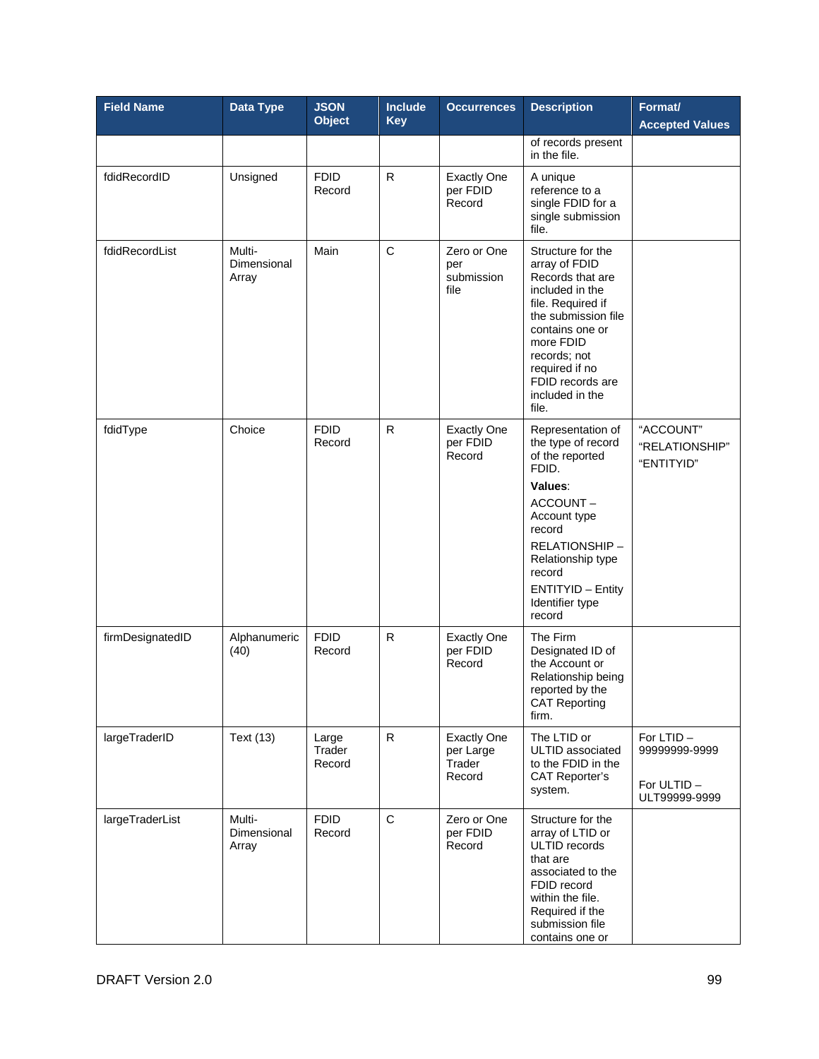| Field Name | Data Type | JSON Object | Include Key | Occurrences | Description | Format/ Accepted Values |
|---|---|---|---|---|---|---|
| | | | | | of records present in the file. | |
| fdidRecordID | Unsigned | FDID Record | R | Exactly One per FDID Record | A unique reference to a single FDID for a single submission file. | |
| fdidRecordList | Multi-Dimensional Array | Main | C | Zero or One per submission file | Structure for the array of FDID Records that are included in the file. Required if the submission file contains one or more FDID records; not required if no FDID records are included in the file. | |
| fdidType | Choice | FDID Record | R | Exactly One per FDID Record | Representation of the type of record of the reported FDID. **Values**: ACCOUNT – Account type record RELATIONSHIP – Relationship type record ENTITYID – Entity Identifier type record | "ACCOUNT" "RELATIONSHIP" "ENTITYID" |
| firmDesignatedID | Alphanumeric (40) | FDID Record | R | Exactly One per FDID Record | The Firm Designated ID of the Account or Relationship being reported by the CAT Reporting firm. | |
| largeTraderID | Text (13) | Large Trader Record | R | Exactly One per Large Trader Record | The LTID or ULTID associated to the FDID in the CAT Reporter's system. | For LTID – 99999999-9999 For ULTID – ULT99999-9999 |
| largeTraderList | Multi-Dimensional Array | FDID Record | C | Zero or One per FDID Record | Structure for the array of LTID or ULTID records that are associated to the FDID record within the file. Required if the submission file contains one or | |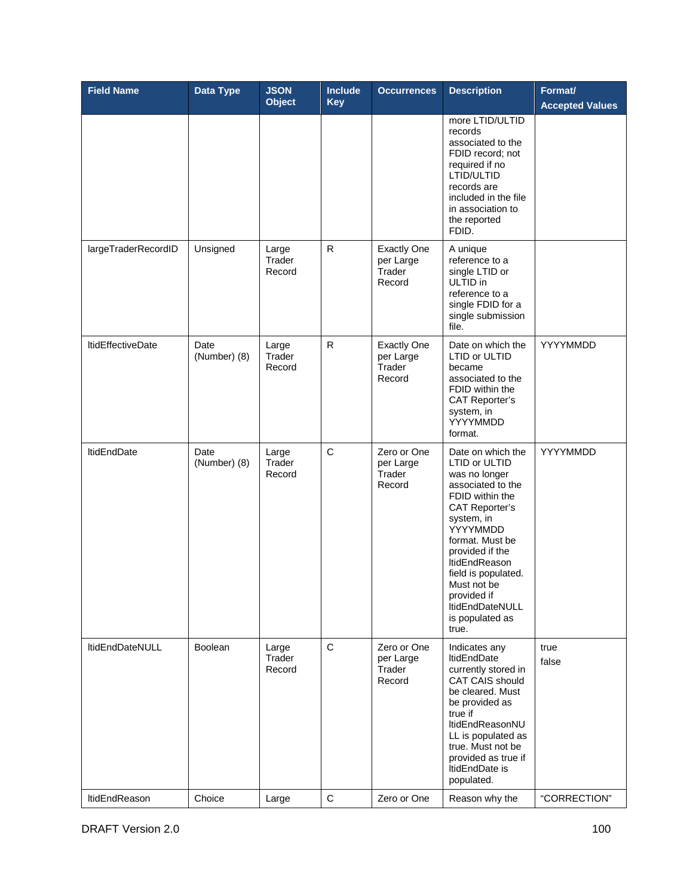| Field Name | Data Type | JSON Object | Include Key | Occurrences | Description | Format/ Accepted Values |
|---|---|---|---|---|---|---|
| | | | | | more LTID/ULTID records associated to the FDID record; not required if no LTID/ULTID records are included in the file in association to the reported FDID. | |
| largeTraderRecordID | Unsigned | Large Trader Record | R | Exactly One per Large Trader Record | A unique reference to a single LTID or ULTID in reference to a single FDID for a single submission file. | |
| ltidEffectiveDate | Date (Number) (8) | Large Trader Record | R | Exactly One per Large Trader Record | Date on which the LTID or ULTID became associated to the FDID within the CAT Reporter's system, in YYYYMMDD format. | YYYYMMDD |
| ltidEndDate | Date (Number) (8) | Large Trader Record | C | Zero or One per Large Trader Record | Date on which the LTID or ULTID was no longer associated to the FDID within the CAT Reporter's system, in YYYYMMDD format. Must be provided if the ltidEndReason field is populated. Must not be provided if ltidEndDateNULL is populated as true. | YYYYMMDD |
| ltidEndDateNULL | Boolean | Large Trader Record | C | Zero or One per Large Trader Record | Indicates any ltidEndDate currently stored in CAT CAIS should be cleared. Must be provided as true if ltidEndReasonNULL is populated as true. Must not be provided as true if ltidEndDate is populated. | true<br>false |
| ltidEndReason | Choice | Large | C | Zero or One | Reason why the | "CORRECTION" |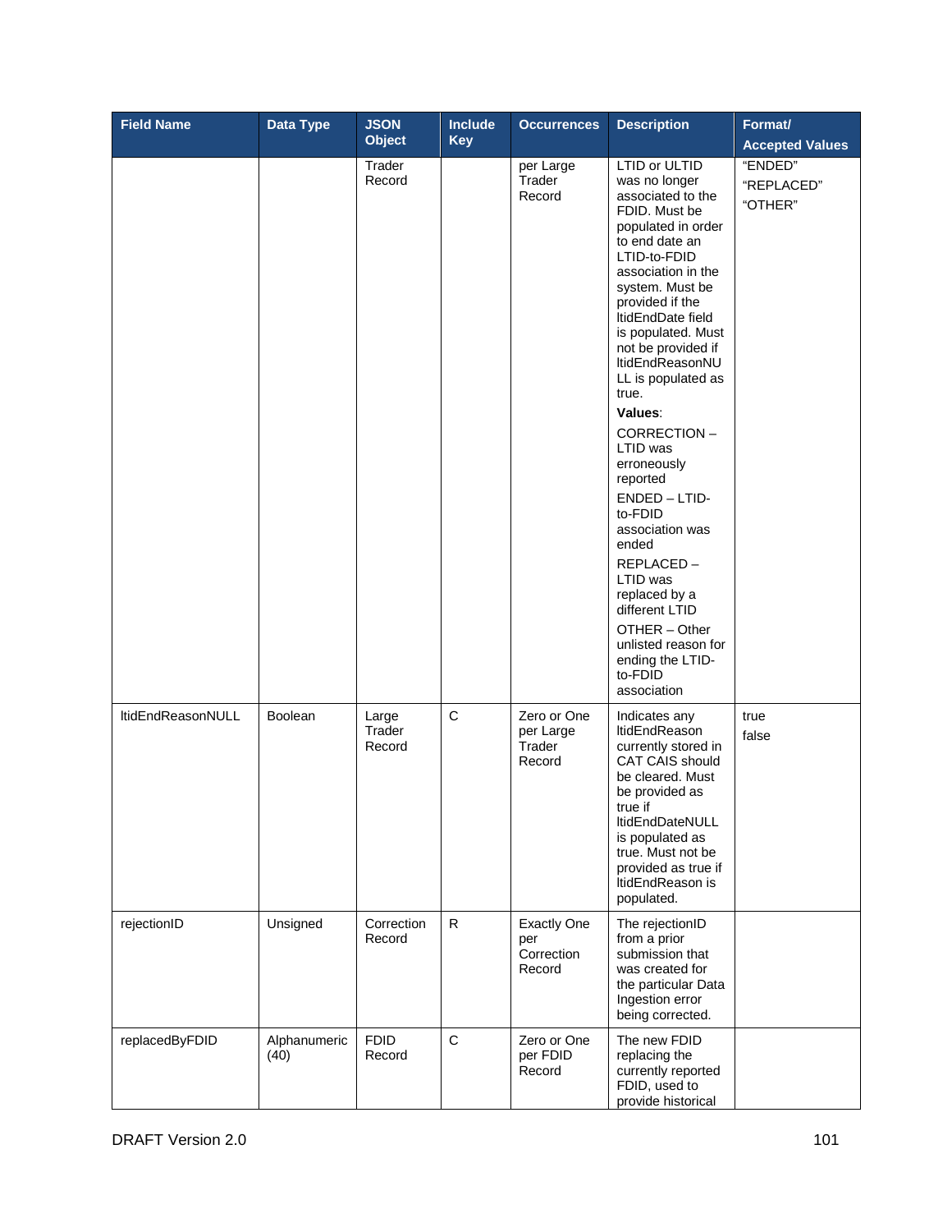| Field Name | Data Type | JSON Object | Include Key | Occurrences | Description | Format/ Accepted Values |
|---|---|---|---|---|---|---|
| | | Trader Record | | per Large Trader Record | LTID or ULTID was no longer associated to the FDID. Must be populated in order to end date an LTID-to-FDID association in the system. Must be provided if the ltidEndDate field is populated. Must not be provided if ltidEndReasonNULL is populated as true. **Values**: CORRECTION – LTID was erroneously reported ENDED – LTID-to-FDID association was ended REPLACED – LTID was replaced by a different LTID OTHER – Other unlisted reason for ending the LTID-to-FDID association | "ENDED" "REPLACED" "OTHER" |
| ltidEndReasonNULL | Boolean | Large Trader Record | C | Zero or One per Large Trader Record | Indicates any ltidEndReason currently stored in CAT CAIS should be cleared. Must be provided as true if ltidEndDateNULL is populated as true. Must not be provided as true if ltidEndReason is populated. | true false |
| rejectionID | Unsigned | Correction Record | R | Exactly One per Correction Record | The rejectionID from a prior submission that was created for the particular Data Ingestion error being corrected. | |
| replacedByFDID | Alphanumeric (40) | FDID Record | C | Zero or One per FDID Record | The new FDID replacing the currently reported FDID, used to provide historical | |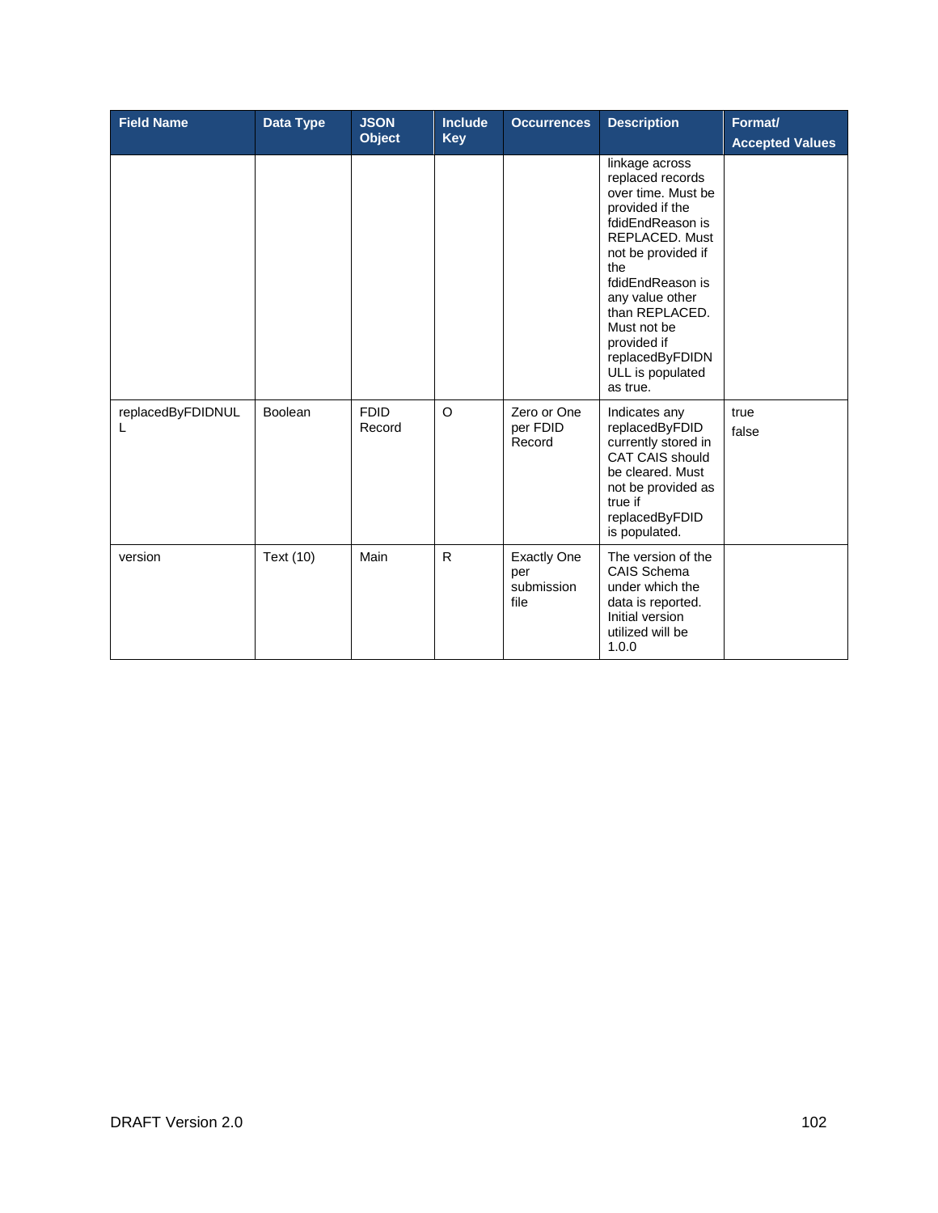| Field Name | Data Type | JSON Object | Include Key | Occurrences | Description | Format/ Accepted Values |
|---|---|---|---|---|---|---|
| | | | | | linkage across replaced records over time. Must be provided if the fdidEndReason is REPLACED. Must not be provided if the fdidEndReason is any value other than REPLACED. Must not be provided if replacedByFDIDNULL is populated as true. | |
| replacedByFDIDNULL | Boolean | FDID Record | O | Zero or One per FDID Record | Indicates any replacedByFDID currently stored in CAT CAIS should be cleared. Must not be provided as true if replacedByFDID is populated. | true<br>false |
| version | Text (10) | Main | R | Exactly One per submission file | The version of the CAIS Schema under which the data is reported. Initial version utilized will be 1.0.0 | |